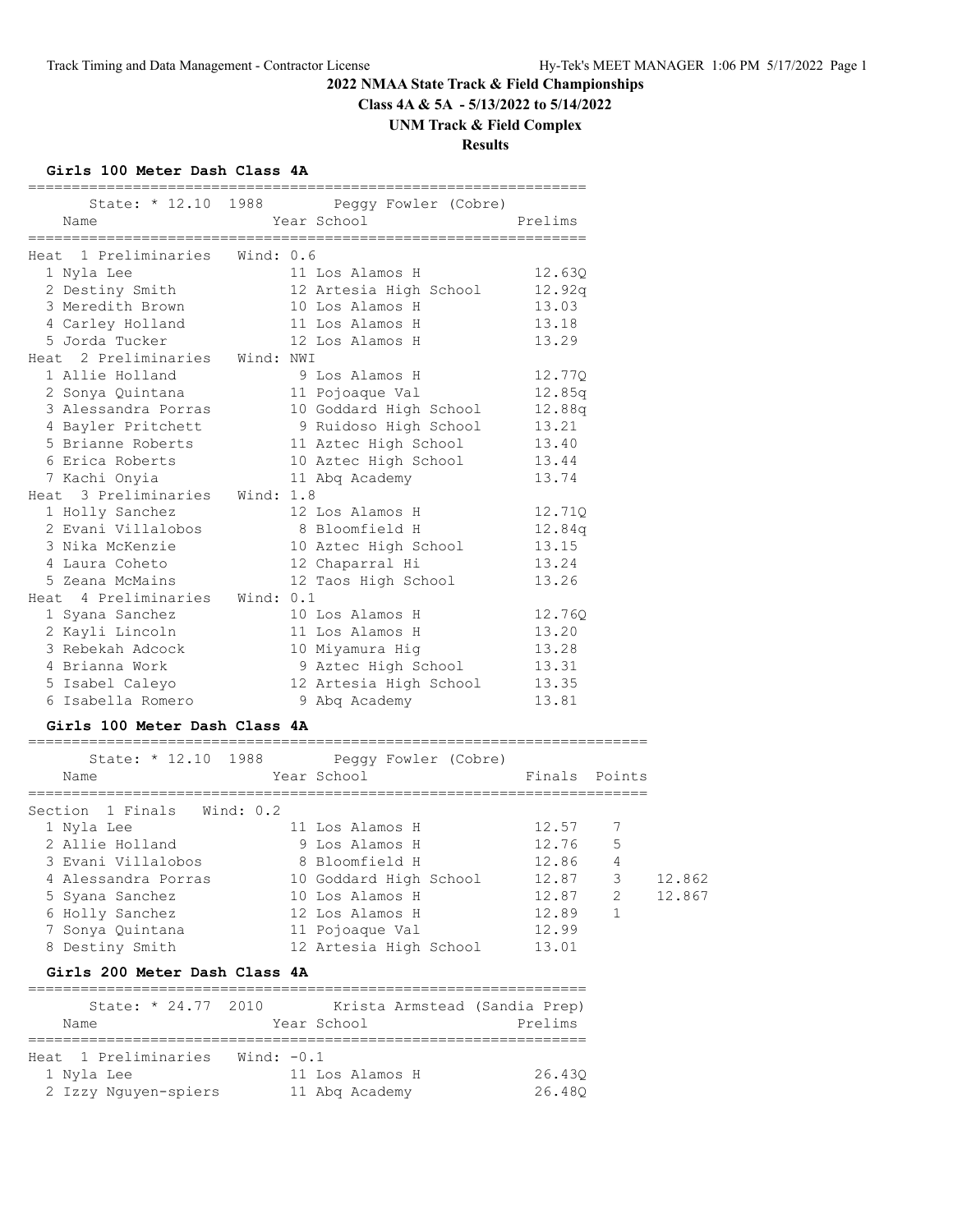# 2022 NMAA State Track & Field Championships

**Class 4A & 5A - 5/13/2022 to 5/14/2022**

**UNM Track & Field Complex**

**Results**

### Girls 100 Meter Dash Class 4A

State: * 12.10 1988 Peggy Fowler (Cobre)

| Name | Year | School | Prelims |
|---|---|---|---|
| **Heat 1 Preliminaries Wind: 0.6** | | | |
| 1 Nyla Lee | 11 | Los Alamos H | 12.63Q |
| 2 Destiny Smith | 12 | Artesia High School | 12.92q |
| 3 Meredith Brown | 10 | Los Alamos H | 13.03 |
| 4 Carley Holland | 11 | Los Alamos H | 13.18 |
| 5 Jorda Tucker | 12 | Los Alamos H | 13.29 |
| **Heat 2 Preliminaries Wind: NWI** | | | |
| 1 Allie Holland | 9 | Los Alamos H | 12.77Q |
| 2 Sonya Quintana | 11 | Pojoaque Val | 12.85q |
| 3 Alessandra Porras | 10 | Goddard High School | 12.88q |
| 4 Bayler Pritchett | 9 | Ruidoso High School | 13.21 |
| 5 Brianne Roberts | 11 | Aztec High School | 13.40 |
| 6 Erica Roberts | 10 | Aztec High School | 13.44 |
| 7 Kachi Onyia | 11 | Abq Academy | 13.74 |
| **Heat 3 Preliminaries Wind: 1.8** | | | |
| 1 Holly Sanchez | 12 | Los Alamos H | 12.71Q |
| 2 Evani Villalobos | 8 | Bloomfield H | 12.84q |
| 3 Nika McKenzie | 10 | Aztec High School | 13.15 |
| 4 Laura Coheto | 12 | Chaparral Hi | 13.24 |
| 5 Zeana McMains | 12 | Taos High School | 13.26 |
| **Heat 4 Preliminaries Wind: 0.1** | | | |
| 1 Syana Sanchez | 10 | Los Alamos H | 12.76Q |
| 2 Kayli Lincoln | 11 | Los Alamos H | 13.20 |
| 3 Rebekah Adcock | 10 | Miyamura Hig | 13.28 |
| 4 Brianna Work | 9 | Aztec High School | 13.31 |
| 5 Isabel Caleyo | 12 | Artesia High School | 13.35 |
| 6 Isabella Romero | 9 | Abq Academy | 13.81 |

### Girls 100 Meter Dash Class 4A

State: * 12.10 1988 Peggy Fowler (Cobre)

| Name | Year | School | Finals | Points | |
|---|---|---|---|---|---|
| **Section 1 Finals Wind: 0.2** | | | | | |
| 1 Nyla Lee | 11 | Los Alamos H | 12.57 | 7 | |
| 2 Allie Holland | 9 | Los Alamos H | 12.76 | 5 | |
| 3 Evani Villalobos | 8 | Bloomfield H | 12.86 | 4 | |
| 4 Alessandra Porras | 10 | Goddard High School | 12.87 | 3 | 12.862 |
| 5 Syana Sanchez | 10 | Los Alamos H | 12.87 | 2 | 12.867 |
| 6 Holly Sanchez | 12 | Los Alamos H | 12.89 | 1 | |
| 7 Sonya Quintana | 11 | Pojoaque Val | 12.99 | | |
| 8 Destiny Smith | 12 | Artesia High School | 13.01 | | |

### Girls 200 Meter Dash Class 4A

State: * 24.77 2010 Krista Armstead (Sandia Prep)

| Name | Year | School | Prelims |
|---|---|---|---|
| **Heat 1 Preliminaries Wind: -0.1** | | | |
| 1 Nyla Lee | 11 | Los Alamos H | 26.43Q |
| 2 Izzy Nguyen-spiers | 11 | Abq Academy | 26.48Q |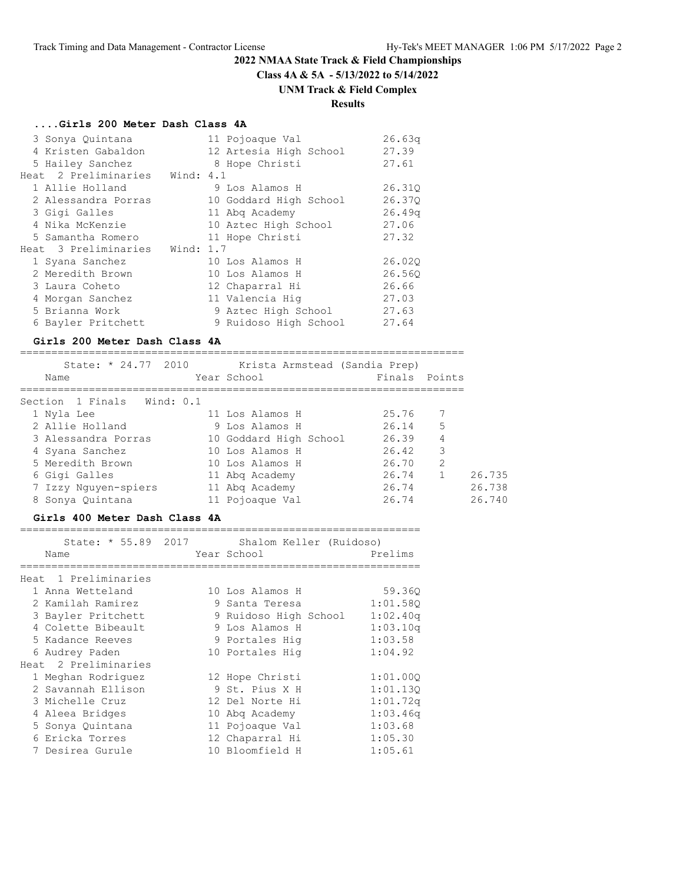## 2022 NMAA State Track & Field Championships

**Class 4A & 5A - 5/13/2022 to 5/14/2022**

**UNM Track & Field Complex**

**Results**

### ....Girls 200 Meter Dash Class 4A

| Place | Name | Year | School | Prelims |
|---|---|---|---|---|
| 3 | Sonya Quintana | 11 | Pojoaque Val | 26.63q |
| 4 | Kristen Gabaldon | 12 | Artesia High School | 27.39 |
| 5 | Hailey Sanchez | 8 | Hope Christi | 27.61 |
| **Heat 2 Preliminaries Wind: 4.1** | | | | |
| 1 | Allie Holland | 9 | Los Alamos H | 26.31Q |
| 2 | Alessandra Porras | 10 | Goddard High School | 26.37Q |
| 3 | Gigi Galles | 11 | Abq Academy | 26.49q |
| 4 | Nika McKenzie | 10 | Aztec High School | 27.06 |
| 5 | Samantha Romero | 11 | Hope Christi | 27.32 |
| **Heat 3 Preliminaries Wind: 1.7** | | | | |
| 1 | Syana Sanchez | 10 | Los Alamos H | 26.02Q |
| 2 | Meredith Brown | 10 | Los Alamos H | 26.56Q |
| 3 | Laura Coheto | 12 | Chaparral Hi | 26.66 |
| 4 | Morgan Sanchez | 11 | Valencia Hig | 27.03 |
| 5 | Brianna Work | 9 | Aztec High School | 27.63 |
| 6 | Bayler Pritchett | 9 | Ruidoso High School | 27.64 |

### Girls 200 Meter Dash Class 4A

State: * 24.77 2010 Krista Armstead (Sandia Prep)

| Place | Name | Year | School | Finals | Points | |
|---|---|---|---|---|---|---|
| **Section 1 Finals Wind: 0.1** | | | | | | |
| 1 | Nyla Lee | 11 | Los Alamos H | 25.76 | 7 | |
| 2 | Allie Holland | 9 | Los Alamos H | 26.14 | 5 | |
| 3 | Alessandra Porras | 10 | Goddard High School | 26.39 | 4 | |
| 4 | Syana Sanchez | 10 | Los Alamos H | 26.42 | 3 | |
| 5 | Meredith Brown | 10 | Los Alamos H | 26.70 | 2 | |
| 6 | Gigi Galles | 11 | Abq Academy | 26.74 | 1 | 26.735 |
| 7 | Izzy Nguyen-spiers | 11 | Abq Academy | 26.74 | | 26.738 |
| 8 | Sonya Quintana | 11 | Pojoaque Val | 26.74 | | 26.740 |

### Girls 400 Meter Dash Class 4A

State: * 55.89 2017 Shalom Keller (Ruidoso)

| Place | Name | Year | School | Prelims |
|---|---|---|---|---|
| **Heat 1 Preliminaries** | | | | |
| 1 | Anna Wetteland | 10 | Los Alamos H | 59.36Q |
| 2 | Kamilah Ramirez | 9 | Santa Teresa | 1:01.58Q |
| 3 | Bayler Pritchett | 9 | Ruidoso High School | 1:02.40q |
| 4 | Colette Bibeault | 9 | Los Alamos H | 1:03.10q |
| 5 | Kadance Reeves | 9 | Portales Hig | 1:03.58 |
| 6 | Audrey Paden | 10 | Portales Hig | 1:04.92 |
| **Heat 2 Preliminaries** | | | | |
| 1 | Meghan Rodriguez | 12 | Hope Christi | 1:01.00Q |
| 2 | Savannah Ellison | 9 | St. Pius X H | 1:01.13Q |
| 3 | Michelle Cruz | 12 | Del Norte Hi | 1:01.72q |
| 4 | Aleea Bridges | 10 | Abq Academy | 1:03.46q |
| 5 | Sonya Quintana | 11 | Pojoaque Val | 1:03.68 |
| 6 | Ericka Torres | 12 | Chaparral Hi | 1:05.30 |
| 7 | Desirea Gurule | 10 | Bloomfield H | 1:05.61 |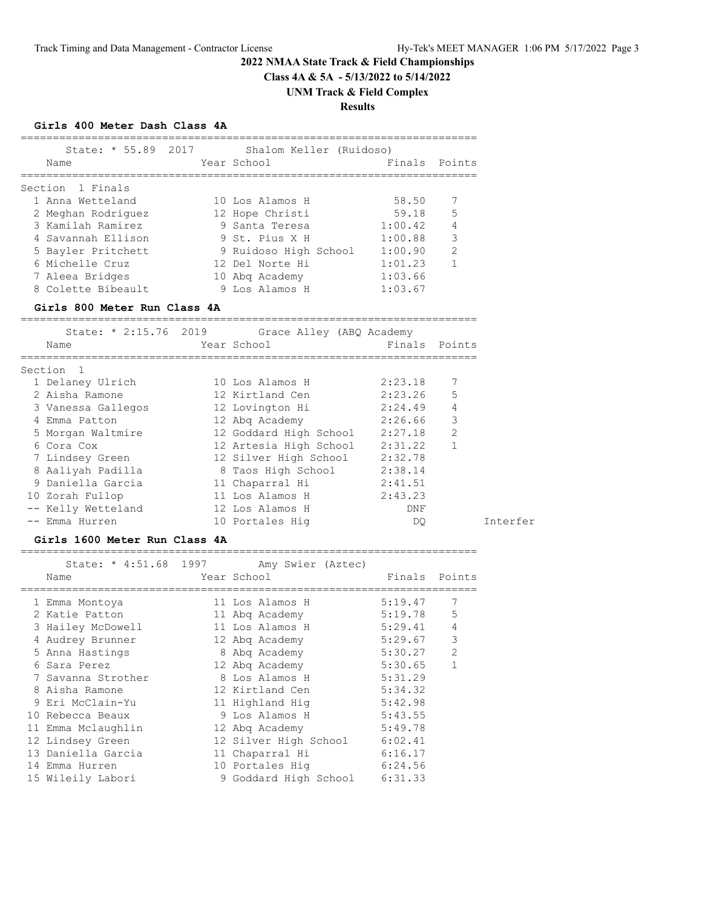## 2022 NMAA State Track & Field Championships

**Class 4A & 5A - 5/13/2022 to 5/14/2022**

**UNM Track & Field Complex**

**Results**

### Girls 400 Meter Dash Class 4A

State: * 55.89 2017 Shalom Keller (Ruidoso)

Section 1 Finals

| | Name | Year | School | Finals | Points |
|---|---|---|---|---|---|
| 1 | Anna Wetteland | 10 | Los Alamos H | 58.50 | 7 |
| 2 | Meghan Rodriguez | 12 | Hope Christi | 59.18 | 5 |
| 3 | Kamilah Ramirez | 9 | Santa Teresa | 1:00.42 | 4 |
| 4 | Savannah Ellison | 9 | St. Pius X H | 1:00.88 | 3 |
| 5 | Bayler Pritchett | 9 | Ruidoso High School | 1:00.90 | 2 |
| 6 | Michelle Cruz | 12 | Del Norte Hi | 1:01.23 | 1 |
| 7 | Aleea Bridges | 10 | Abq Academy | 1:03.66 | |
| 8 | Colette Bibeault | 9 | Los Alamos H | 1:03.67 | |

### Girls 800 Meter Run Class 4A

State: * 2:15.76 2019 Grace Alley (ABQ Academy

Section 1

| | Name | Year | School | Finals | Points | |
|---|---|---|---|---|---|---|
| 1 | Delaney Ulrich | 10 | Los Alamos H | 2:23.18 | 7 | |
| 2 | Aisha Ramone | 12 | Kirtland Cen | 2:23.26 | 5 | |
| 3 | Vanessa Gallegos | 12 | Lovington Hi | 2:24.49 | 4 | |
| 4 | Emma Patton | 12 | Abq Academy | 2:26.66 | 3 | |
| 5 | Morgan Waltmire | 12 | Goddard High School | 2:27.18 | 2 | |
| 6 | Cora Cox | 12 | Artesia High School | 2:31.22 | 1 | |
| 7 | Lindsey Green | 12 | Silver High School | 2:32.78 | | |
| 8 | Aaliyah Padilla | 8 | Taos High School | 2:38.14 | | |
| 9 | Daniella Garcia | 11 | Chaparral Hi | 2:41.51 | | |
| 10 | Zorah Fullop | 11 | Los Alamos H | 2:43.23 | | |
| -- | Kelly Wetteland | 12 | Los Alamos H | DNF | | |
| -- | Emma Hurren | 10 | Portales Hig | DQ | | Interfer |

### Girls 1600 Meter Run Class 4A

State: * 4:51.68 1997 Amy Swier (Aztec)

| | Name | Year | School | Finals | Points |
|---|---|---|---|---|---|
| 1 | Emma Montoya | 11 | Los Alamos H | 5:19.47 | 7 |
| 2 | Katie Patton | 11 | Abq Academy | 5:19.78 | 5 |
| 3 | Hailey McDowell | 11 | Los Alamos H | 5:29.41 | 4 |
| 4 | Audrey Brunner | 12 | Abq Academy | 5:29.67 | 3 |
| 5 | Anna Hastings | 8 | Abq Academy | 5:30.27 | 2 |
| 6 | Sara Perez | 12 | Abq Academy | 5:30.65 | 1 |
| 7 | Savanna Strother | 8 | Los Alamos H | 5:31.29 | |
| 8 | Aisha Ramone | 12 | Kirtland Cen | 5:34.32 | |
| 9 | Eri McClain-Yu | 11 | Highland Hig | 5:42.98 | |
| 10 | Rebecca Beaux | 9 | Los Alamos H | 5:43.55 | |
| 11 | Emma Mclaughlin | 12 | Abq Academy | 5:49.78 | |
| 12 | Lindsey Green | 12 | Silver High School | 6:02.41 | |
| 13 | Daniella Garcia | 11 | Chaparral Hi | 6:16.17 | |
| 14 | Emma Hurren | 10 | Portales Hig | 6:24.56 | |
| 15 | Wileily Labori | 9 | Goddard High School | 6:31.33 | |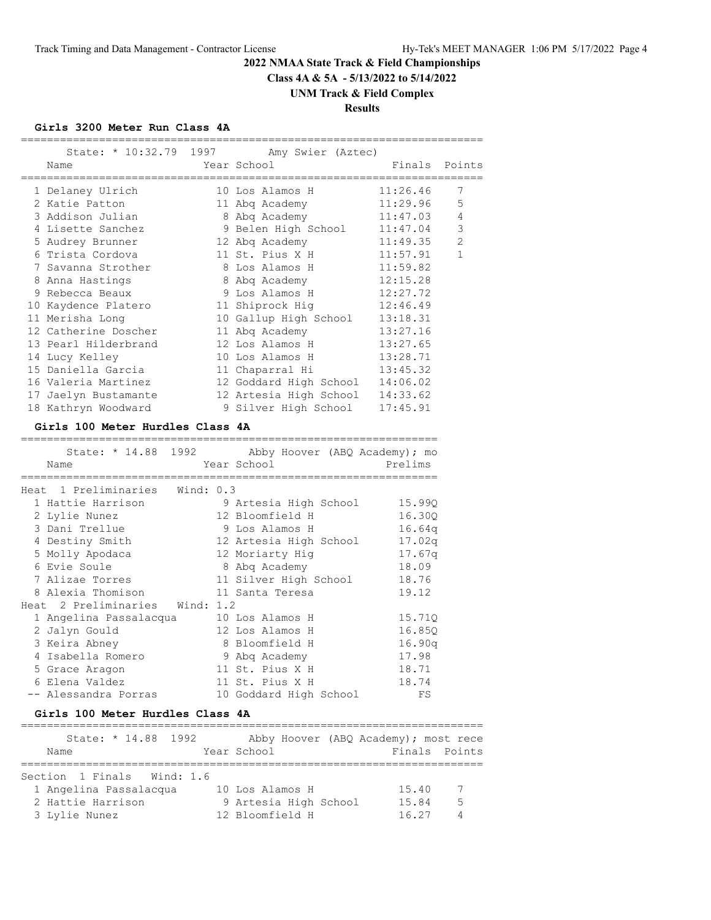# 2022 NMAA State Track & Field Championships

**Class 4A & 5A - 5/13/2022 to 5/14/2022**

**UNM Track & Field Complex**

**Results**

### Girls 3200 Meter Run Class 4A

State: * 10:32.79 1997 Amy Swier (Aztec)

| Place | Name | Year | School | Finals | Points |
|---|---|---|---|---|---|
| 1 | Delaney Ulrich | 10 | Los Alamos H | 11:26.46 | 7 |
| 2 | Katie Patton | 11 | Abq Academy | 11:29.96 | 5 |
| 3 | Addison Julian | 8 | Abq Academy | 11:47.03 | 4 |
| 4 | Lisette Sanchez | 9 | Belen High School | 11:47.04 | 3 |
| 5 | Audrey Brunner | 12 | Abq Academy | 11:49.35 | 2 |
| 6 | Trista Cordova | 11 | St. Pius X H | 11:57.91 | 1 |
| 7 | Savanna Strother | 8 | Los Alamos H | 11:59.82 | |
| 8 | Anna Hastings | 8 | Abq Academy | 12:15.28 | |
| 9 | Rebecca Beaux | 9 | Los Alamos H | 12:27.72 | |
| 10 | Kaydence Platero | 11 | Shiprock Hig | 12:46.49 | |
| 11 | Merisha Long | 10 | Gallup High School | 13:18.31 | |
| 12 | Catherine Doscher | 11 | Abq Academy | 13:27.16 | |
| 13 | Pearl Hilderbrand | 12 | Los Alamos H | 13:27.65 | |
| 14 | Lucy Kelley | 10 | Los Alamos H | 13:28.71 | |
| 15 | Daniella Garcia | 11 | Chaparral Hi | 13:45.32 | |
| 16 | Valeria Martinez | 12 | Goddard High School | 14:06.02 | |
| 17 | Jaelyn Bustamante | 12 | Artesia High School | 14:33.62 | |
| 18 | Kathryn Woodward | 9 | Silver High School | 17:45.91 | |

### Girls 100 Meter Hurdles Class 4A

State: * 14.88 1992 Abby Hoover (ABQ Academy); mo

| Place | Name | Year | School | Prelims |
|---|---|---|---|---|
| **Heat 1 Preliminaries Wind: 0.3** | | | | |
| 1 | Hattie Harrison | 9 | Artesia High School | 15.99Q |
| 2 | Lylie Nunez | 12 | Bloomfield H | 16.30Q |
| 3 | Dani Trellue | 9 | Los Alamos H | 16.64q |
| 4 | Destiny Smith | 12 | Artesia High School | 17.02q |
| 5 | Molly Apodaca | 12 | Moriarty Hig | 17.67q |
| 6 | Evie Soule | 8 | Abq Academy | 18.09 |
| 7 | Alizae Torres | 11 | Silver High School | 18.76 |
| 8 | Alexia Thomison | 11 | Santa Teresa | 19.12 |
| **Heat 2 Preliminaries Wind: 1.2** | | | | |
| 1 | Angelina Passalacqua | 10 | Los Alamos H | 15.71Q |
| 2 | Jalyn Gould | 12 | Los Alamos H | 16.85Q |
| 3 | Keira Abney | 8 | Bloomfield H | 16.90q |
| 4 | Isabella Romero | 9 | Abq Academy | 17.98 |
| 5 | Grace Aragon | 11 | St. Pius X H | 18.71 |
| 6 | Elena Valdez | 11 | St. Pius X H | 18.74 |
| -- | Alessandra Porras | 10 | Goddard High School | FS |

### Girls 100 Meter Hurdles Class 4A

State: * 14.88 1992 Abby Hoover (ABQ Academy); most rece

| Place | Name | Year | School | Finals | Points |
|---|---|---|---|---|---|
| **Section 1 Finals Wind: 1.6** | | | | | |
| 1 | Angelina Passalacqua | 10 | Los Alamos H | 15.40 | 7 |
| 2 | Hattie Harrison | 9 | Artesia High School | 15.84 | 5 |
| 3 | Lylie Nunez | 12 | Bloomfield H | 16.27 | 4 |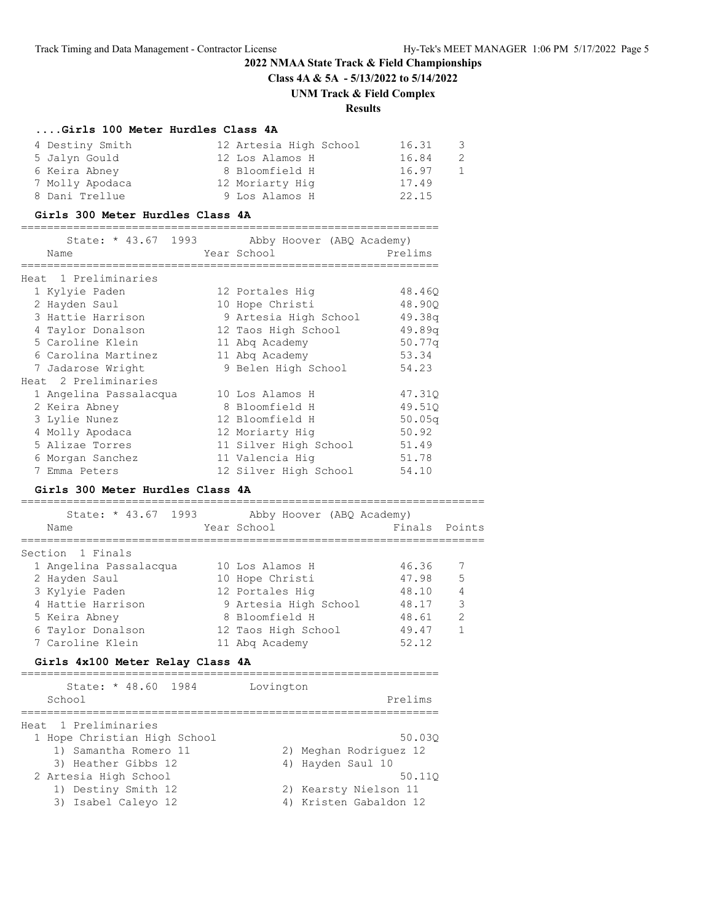## 2022 NMAA State Track & Field Championships

**Class 4A & 5A - 5/13/2022 to 5/14/2022**

**UNM Track & Field Complex**

**Results**

### ....Girls 100 Meter Hurdles Class 4A

| Place | Name | Year | School | Finals | Points |
|---|---|---|---|---|---|
| 4 | Destiny Smith | 12 | Artesia High School | 16.31 | 3 |
| 5 | Jalyn Gould | 12 | Los Alamos H | 16.84 | 2 |
| 6 | Keira Abney | 8 | Bloomfield H | 16.97 | 1 |
| 7 | Molly Apodaca | 12 | Moriarty Hig | 17.49 | |
| 8 | Dani Trellue | 9 | Los Alamos H | 22.15 | |

### Girls 300 Meter Hurdles Class 4A

State: * 43.67 1993 Abby Hoover (ABQ Academy)

| Place | Name | Year | School | Prelims |
|---|---|---|---|---|
| **Heat 1 Preliminaries** | | | | |
| 1 | Kylyie Paden | 12 | Portales Hig | 48.46Q |
| 2 | Hayden Saul | 10 | Hope Christi | 48.90Q |
| 3 | Hattie Harrison | 9 | Artesia High School | 49.38q |
| 4 | Taylor Donalson | 12 | Taos High School | 49.89q |
| 5 | Caroline Klein | 11 | Abq Academy | 50.77q |
| 6 | Carolina Martinez | 11 | Abq Academy | 53.34 |
| 7 | Jadarose Wright | 9 | Belen High School | 54.23 |
| **Heat 2 Preliminaries** | | | | |
| 1 | Angelina Passalacqua | 10 | Los Alamos H | 47.31Q |
| 2 | Keira Abney | 8 | Bloomfield H | 49.51Q |
| 3 | Lylie Nunez | 12 | Bloomfield H | 50.05q |
| 4 | Molly Apodaca | 12 | Moriarty Hig | 50.92 |
| 5 | Alizae Torres | 11 | Silver High School | 51.49 |
| 6 | Morgan Sanchez | 11 | Valencia Hig | 51.78 |
| 7 | Emma Peters | 12 | Silver High School | 54.10 |

### Girls 300 Meter Hurdles Class 4A

State: * 43.67 1993 Abby Hoover (ABQ Academy)

| Place | Name | Year | School | Finals | Points |
|---|---|---|---|---|---|
| **Section 1 Finals** | | | | | |
| 1 | Angelina Passalacqua | 10 | Los Alamos H | 46.36 | 7 |
| 2 | Hayden Saul | 10 | Hope Christi | 47.98 | 5 |
| 3 | Kylyie Paden | 12 | Portales Hig | 48.10 | 4 |
| 4 | Hattie Harrison | 9 | Artesia High School | 48.17 | 3 |
| 5 | Keira Abney | 8 | Bloomfield H | 48.61 | 2 |
| 6 | Taylor Donalson | 12 | Taos High School | 49.47 | 1 |
| 7 | Caroline Klein | 11 | Abq Academy | 52.12 | |

### Girls 4x100 Meter Relay Class 4A

State: * 48.60 1984 Lovington

| Place | School | Prelims |
|---|---|---|
| **Heat 1 Preliminaries** | | |
| 1 | Hope Christian High School | 50.03Q |
| | 1) Samantha Romero 11, 2) Meghan Rodriguez 12, 3) Heather Gibbs 12, 4) Hayden Saul 10 | |
| 2 | Artesia High School | 50.11Q |
| | 1) Destiny Smith 12, 2) Kearsty Nielson 11, 3) Isabel Caleyo 12, 4) Kristen Gabaldon 12 | |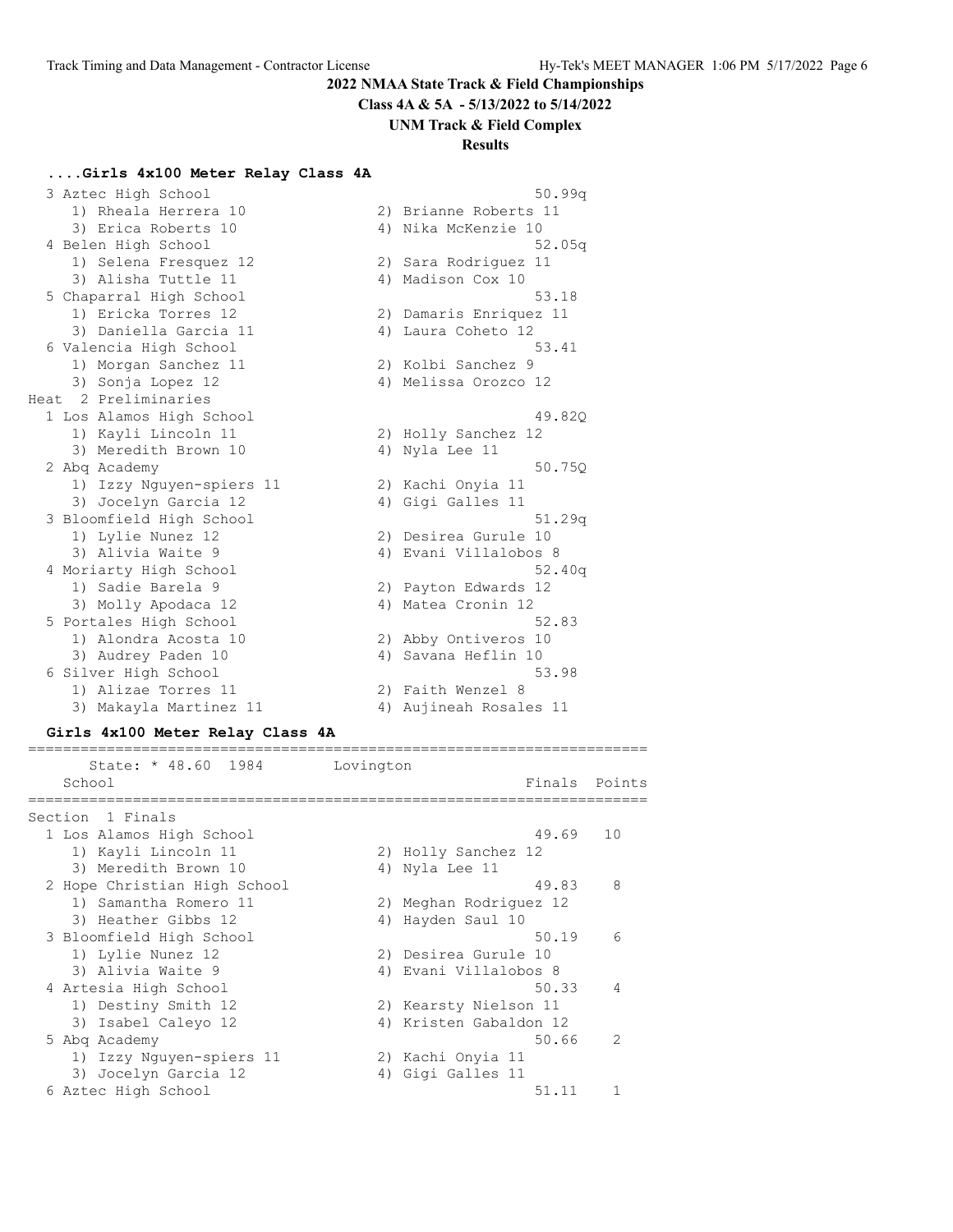# 2022 NMAA State Track & Field Championships

**Class 4A & 5A - 5/13/2022 to 5/14/2022**

**UNM Track & Field Complex**

**Results**

### ....Girls 4x100 Meter Relay Class 4A

```
  3 Aztec High School                                       50.99q
     1) Rheala Herrera 10              2) Brianne Roberts 11
     3) Erica Roberts 10               4) Nika McKenzie 10
  4 Belen High School                                       52.05q
     1) Selena Fresquez 12             2) Sara Rodriguez 11
     3) Alisha Tuttle 11               4) Madison Cox 10
  5 Chaparral High School                                   53.18
     1) Ericka Torres 12               2) Damaris Enriquez 11
     3) Daniella Garcia 11             4) Laura Coheto 12
  6 Valencia High School                                    53.41
     1) Morgan Sanchez 11              2) Kolbi Sanchez 9
     3) Sonja Lopez 12                 4) Melissa Orozco 12
Heat  2 Preliminaries
  1 Los Alamos High School                                  49.82Q
     1) Kayli Lincoln 11               2) Holly Sanchez 12
     3) Meredith Brown 10              4) Nyla Lee 11
  2 Abq Academy                                             50.75Q
     1) Izzy Nguyen-spiers 11          2) Kachi Onyia 11
     3) Jocelyn Garcia 12              4) Gigi Galles 11
  3 Bloomfield High School                                  51.29q
     1) Lylie Nunez 12                 2) Desirea Gurule 10
     3) Alivia Waite 9                 4) Evani Villalobos 8
  4 Moriarty High School                                    52.40q
     1) Sadie Barela 9                 2) Payton Edwards 12
     3) Molly Apodaca 12               4) Matea Cronin 12
  5 Portales High School                                    52.83
     1) Alondra Acosta 10              2) Abby Ontiveros 10
     3) Audrey Paden 10                4) Savana Heflin 10
  6 Silver High School                                      53.98
     1) Alizae Torres 11               2) Faith Wenzel 8
     3) Makayla Martinez 11            4) Aujineah Rosales 11
```

### Girls 4x100 Meter Relay Class 4A

```
=======================================================================
      State: * 48.60  1984        Lovington
    School                                            Finals  Points
=======================================================================
Section  1 Finals
  1 Los Alamos High School                                  49.69   10
     1) Kayli Lincoln 11               2) Holly Sanchez 12
     3) Meredith Brown 10              4) Nyla Lee 11
  2 Hope Christian High School                              49.83    8
     1) Samantha Romero 11             2) Meghan Rodriguez 12
     3) Heather Gibbs 12               4) Hayden Saul 10
  3 Bloomfield High School                                  50.19    6
     1) Lylie Nunez 12                 2) Desirea Gurule 10
     3) Alivia Waite 9                 4) Evani Villalobos 8
  4 Artesia High School                                     50.33    4
     1) Destiny Smith 12               2) Kearsty Nielson 11
     3) Isabel Caleyo 12               4) Kristen Gabaldon 12
  5 Abq Academy                                             50.66    2
     1) Izzy Nguyen-spiers 11          2) Kachi Onyia 11
     3) Jocelyn Garcia 12              4) Gigi Galles 11
  6 Aztec High School                                       51.11    1
```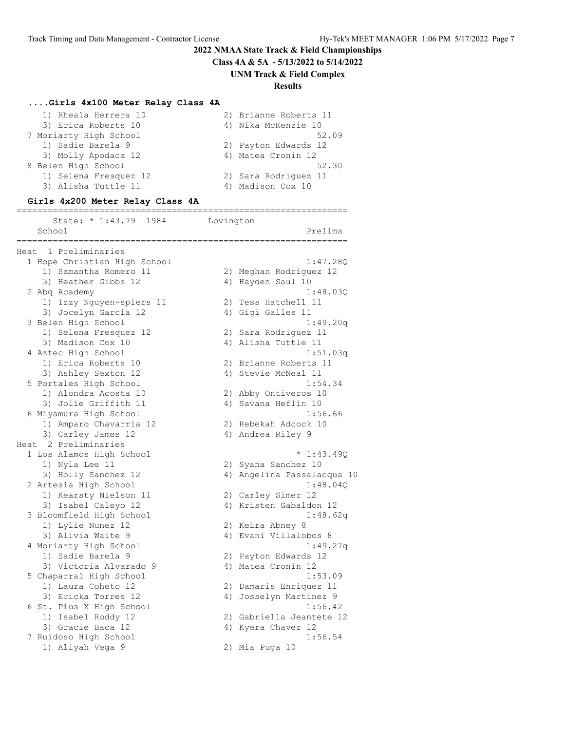### ....Girls 4x100 Meter Relay Class 4A

```
    1) Rheala Herrera 10             2) Brianne Roberts 11
    3) Erica Roberts 10              4) Nika McKenzie 10
  7 Moriarty High School                                52.09
    1) Sadie Barela 9                2) Payton Edwards 12
    3) Molly Apodaca 12              4) Matea Cronin 12
  8 Belen High School                                   52.30
    1) Selena Fresquez 12            2) Sara Rodriguez 11
    3) Alisha Tuttle 11              4) Madison Cox 10
```

### Girls 4x200 Meter Relay Class 4A

```
================================================================
      State: * 1:43.79  1984        Lovington
    School                                              Prelims
================================================================
Heat  1 Preliminaries
  1 Hope Christian High School                        1:47.28Q
    1) Samantha Romero 11            2) Meghan Rodriguez 12
    3) Heather Gibbs 12              4) Hayden Saul 10
  2 Abq Academy                                       1:48.03Q
    1) Izzy Nguyen-spiers 11         2) Tess Hatchell 11
    3) Jocelyn Garcia 12             4) Gigi Galles 11
  3 Belen High School                                 1:49.20q
    1) Selena Fresquez 12            2) Sara Rodriguez 11
    3) Madison Cox 10                4) Alisha Tuttle 11
  4 Aztec High School                                 1:51.03q
    1) Erica Roberts 10              2) Brianne Roberts 11
    3) Ashley Sexton 12              4) Stevie McNeal 11
  5 Portales High School                              1:54.34
    1) Alondra Acosta 10             2) Abby Ontiveros 10
    3) Jolie Griffith 11             4) Savana Heflin 10
  6 Miyamura High School                              1:56.66
    1) Amparo Chavarria 12           2) Rebekah Adcock 10
    3) Carley James 12               4) Andrea Riley 9
Heat  2 Preliminaries
  1 Los Alamos High School                          * 1:43.49Q
    1) Nyla Lee 11                   2) Syana Sanchez 10
    3) Holly Sanchez 12              4) Angelina Passalacqua 10
  2 Artesia High School                               1:48.04Q
    1) Kearsty Nielson 11            2) Carley Simer 12
    3) Isabel Caleyo 12              4) Kristen Gabaldon 12
  3 Bloomfield High School                            1:48.62q
    1) Lylie Nunez 12                2) Keira Abney 8
    3) Alivia Waite 9                4) Evani Villalobos 8
  4 Moriarty High School                              1:49.27q
    1) Sadie Barela 9                2) Payton Edwards 12
    3) Victoria Alvarado 9           4) Matea Cronin 12
  5 Chaparral High School                             1:53.09
    1) Laura Coheto 12               2) Damaris Enriquez 11
    3) Ericka Torres 12              4) Josselyn Martinez 9
  6 St. Pius X High School                            1:56.42
    1) Isabel Roddy 12               2) Gabriella Jeantete 12
    3) Gracie Baca 12                4) Kyera Chavez 12
  7 Ruidoso High School                               1:56.54
    1) Aliyah Vega 9                 2) Mia Puga 10
```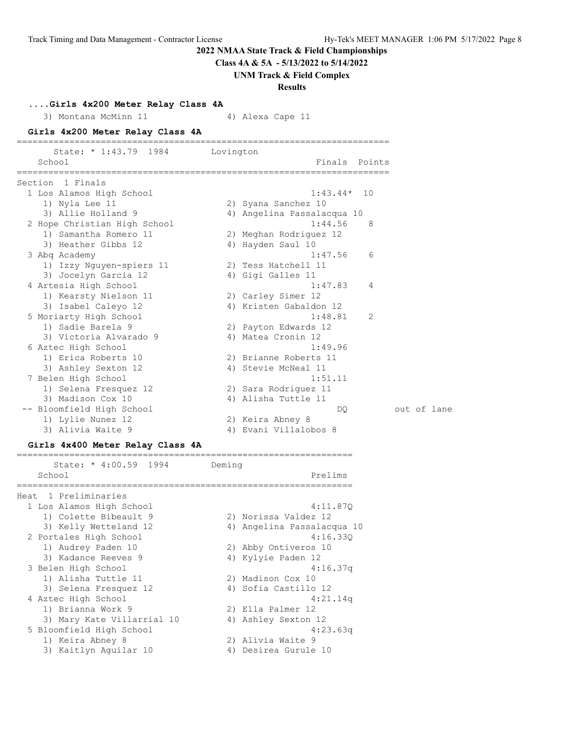## 2022 NMAA State Track & Field Championships

**Class 4A & 5A - 5/13/2022 to 5/14/2022**

**UNM Track & Field Complex**

**Results**

### ....Girls 4x200 Meter Relay Class 4A

3) Montana McMinn 11 4) Alexa Cape 11

### Girls 4x200 Meter Relay Class 4A

State: * 1:43.79 1984 Lovington

Section 1 Finals

| Place | School | Finals | Points | |
|---|---|---|---|---|
| 1 | Los Alamos High School | 1:43.44* | 10 | |
| | 1) Nyla Lee 11; 2) Syana Sanchez 10; 3) Allie Holland 9; 4) Angelina Passalacqua 10 | | | |
| 2 | Hope Christian High School | 1:44.56 | 8 | |
| | 1) Samantha Romero 11; 2) Meghan Rodriguez 12; 3) Heather Gibbs 12; 4) Hayden Saul 10 | | | |
| 3 | Abq Academy | 1:47.56 | 6 | |
| | 1) Izzy Nguyen-spiers 11; 2) Tess Hatchell 11; 3) Jocelyn Garcia 12; 4) Gigi Galles 11 | | | |
| 4 | Artesia High School | 1:47.83 | 4 | |
| | 1) Kearsty Nielson 11; 2) Carley Simer 12; 3) Isabel Caleyo 12; 4) Kristen Gabaldon 12 | | | |
| 5 | Moriarty High School | 1:48.81 | 2 | |
| | 1) Sadie Barela 9; 2) Payton Edwards 12; 3) Victoria Alvarado 9; 4) Matea Cronin 12 | | | |
| 6 | Aztec High School | 1:49.96 | | |
| | 1) Erica Roberts 10; 2) Brianne Roberts 11; 3) Ashley Sexton 12; 4) Stevie McNeal 11 | | | |
| 7 | Belen High School | 1:51.11 | | |
| | 1) Selena Fresquez 12; 2) Sara Rodriguez 11; 3) Madison Cox 10; 4) Alisha Tuttle 11 | | | |
| -- | Bloomfield High School | DQ | | out of lane |
| | 1) Lylie Nunez 12; 2) Keira Abney 8; 3) Alivia Waite 9; 4) Evani Villalobos 8 | | | |

### Girls 4x400 Meter Relay Class 4A

State: * 4:00.59 1994 Deming

Heat 1 Preliminaries

| Place | School | Prelims |
|---|---|---|
| 1 | Los Alamos High School | 4:11.87Q |
| | 1) Colette Bibeault 9; 2) Norissa Valdez 12; 3) Kelly Wetteland 12; 4) Angelina Passalacqua 10 | |
| 2 | Portales High School | 4:16.33Q |
| | 1) Audrey Paden 10; 2) Abby Ontiveros 10; 3) Kadance Reeves 9; 4) Kylyie Paden 12 | |
| 3 | Belen High School | 4:16.37q |
| | 1) Alisha Tuttle 11; 2) Madison Cox 10; 3) Selena Fresquez 12; 4) Sofia Castillo 12 | |
| 4 | Aztec High School | 4:21.14q |
| | 1) Brianna Work 9; 2) Ella Palmer 12; 3) Mary Kate Villarrial 10; 4) Ashley Sexton 12 | |
| 5 | Bloomfield High School | 4:23.63q |
| | 1) Keira Abney 8; 2) Alivia Waite 9; 3) Kaitlyn Aguilar 10; 4) Desirea Gurule 10 | |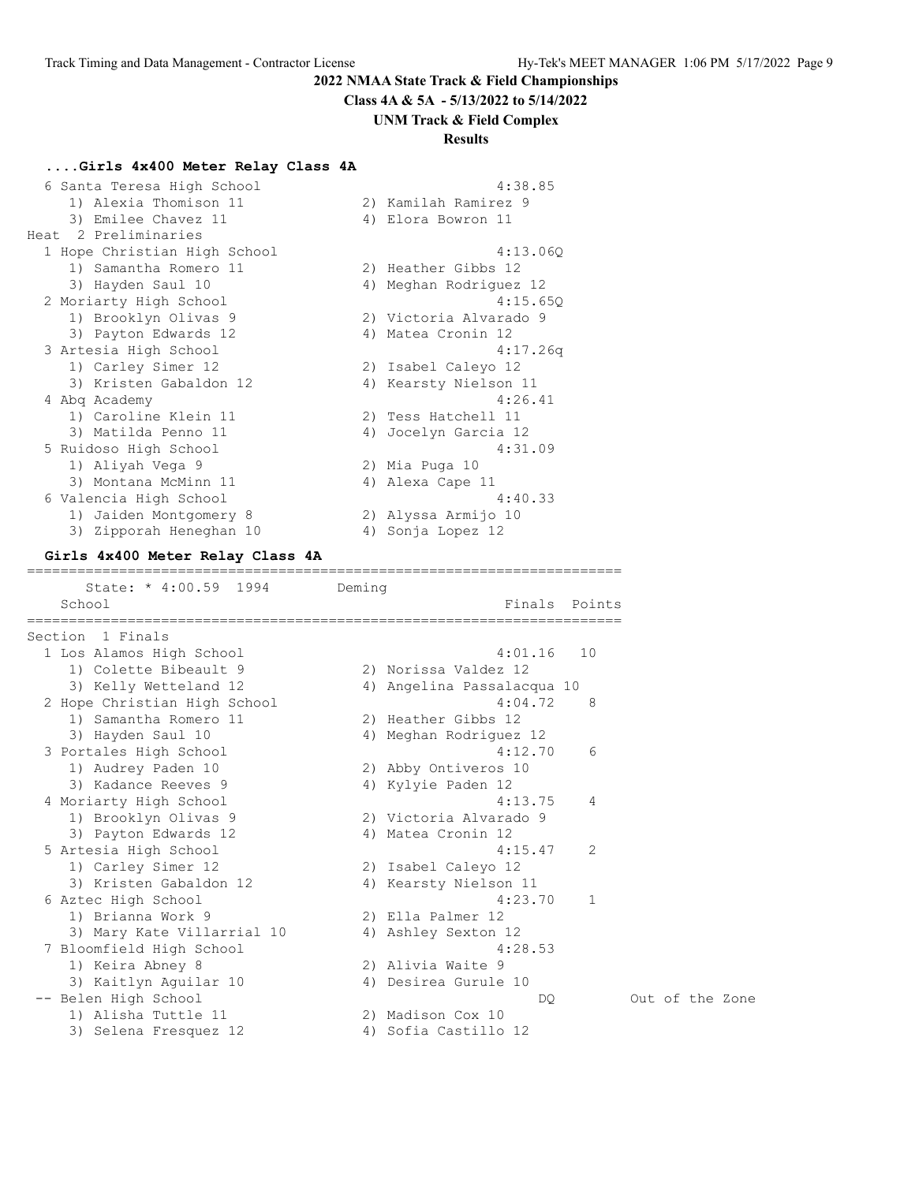## 2022 NMAA State Track & Field Championships

**Class 4A & 5A - 5/13/2022 to 5/14/2022**

**UNM Track & Field Complex**

**Results**

### ....Girls 4x400 Meter Relay Class 4A

```
  6 Santa Teresa High School                            4:38.85
     1) Alexia Thomison 11              2) Kamilah Ramirez 9
     3) Emilee Chavez 11                4) Elora Bowron 11
Heat  2 Preliminaries
  1 Hope Christian High School                          4:13.06Q
     1) Samantha Romero 11              2) Heather Gibbs 12
     3) Hayden Saul 10                  4) Meghan Rodriguez 12
  2 Moriarty High School                                4:15.65Q
     1) Brooklyn Olivas 9               2) Victoria Alvarado 9
     3) Payton Edwards 12               4) Matea Cronin 12
  3 Artesia High School                                 4:17.26q
     1) Carley Simer 12                 2) Isabel Caleyo 12
     3) Kristen Gabaldon 12             4) Kearsty Nielson 11
  4 Abq Academy                                         4:26.41
     1) Caroline Klein 11               2) Tess Hatchell 11
     3) Matilda Penno 11                4) Jocelyn Garcia 12
  5 Ruidoso High School                                 4:31.09
     1) Aliyah Vega 9                   2) Mia Puga 10
     3) Montana McMinn 11               4) Alexa Cape 11
  6 Valencia High School                                4:40.33
     1) Jaiden Montgomery 8             2) Alyssa Armijo 10
     3) Zipporah Heneghan 10            4) Sonja Lopez 12
```

### Girls 4x400 Meter Relay Class 4A

```
=======================================================================
      State: * 4:00.59  1994        Deming
    School                                            Finals  Points
=======================================================================
Section  1 Finals
  1 Los Alamos High School                            4:01.16   10
     1) Colette Bibeault 9              2) Norissa Valdez 12
     3) Kelly Wetteland 12              4) Angelina Passalacqua 10
  2 Hope Christian High School                        4:04.72    8
     1) Samantha Romero 11              2) Heather Gibbs 12
     3) Hayden Saul 10                  4) Meghan Rodriguez 12
  3 Portales High School                              4:12.70    6
     1) Audrey Paden 10                 2) Abby Ontiveros 10
     3) Kadance Reeves 9                4) Kylyie Paden 12
  4 Moriarty High School                              4:13.75    4
     1) Brooklyn Olivas 9               2) Victoria Alvarado 9
     3) Payton Edwards 12               4) Matea Cronin 12
  5 Artesia High School                               4:15.47    2
     1) Carley Simer 12                 2) Isabel Caleyo 12
     3) Kristen Gabaldon 12             4) Kearsty Nielson 11
  6 Aztec High School                                 4:23.70    1
     1) Brianna Work 9                  2) Ella Palmer 12
     3) Mary Kate Villarrial 10         4) Ashley Sexton 12
  7 Bloomfield High School                            4:28.53
     1) Keira Abney 8                   2) Alivia Waite 9
     3) Kaitlyn Aguilar 10              4) Desirea Gurule 10
 -- Belen High School                                      DQ          Out of the Zone
     1) Alisha Tuttle 11                2) Madison Cox 10
     3) Selena Fresquez 12              4) Sofia Castillo 12
```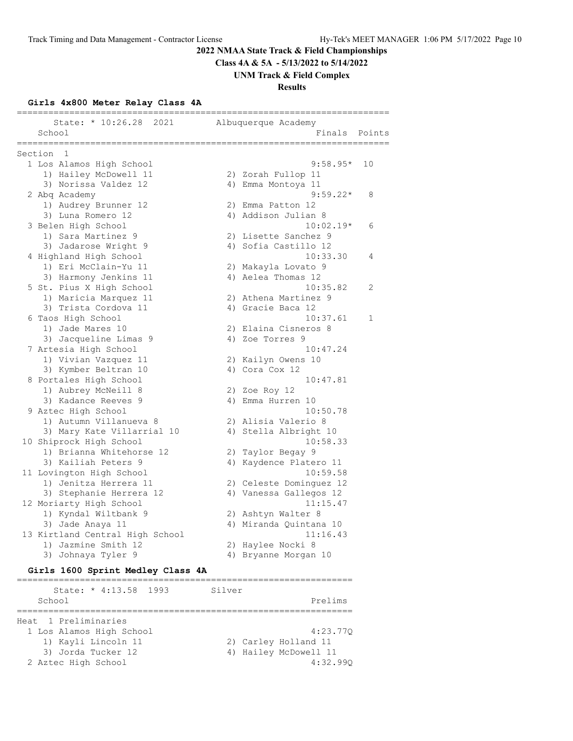**2022 NMAA State Track & Field Championships**

**Class 4A & 5A - 5/13/2022 to 5/14/2022**

**UNM Track & Field Complex**

**Results**

### Girls 4x800 Meter Relay Class 4A

State: * 10:26.28 2021 Albuquerque Academy

**Section 1**

| Place | School | Finals | Points |
|---|---|---|---|
| 1 | Los Alamos High School | 9:58.95* | 10 |
| | 1) Hailey McDowell 11; 2) Zorah Fullop 11; 3) Norissa Valdez 12; 4) Emma Montoya 11 | | |
| 2 | Abq Academy | 9:59.22* | 8 |
| | 1) Audrey Brunner 12; 2) Emma Patton 12; 3) Luna Romero 12; 4) Addison Julian 8 | | |
| 3 | Belen High School | 10:02.19* | 6 |
| | 1) Sara Martinez 9; 2) Lisette Sanchez 9; 3) Jadarose Wright 9; 4) Sofia Castillo 12 | | |
| 4 | Highland High School | 10:33.30 | 4 |
| | 1) Eri McClain-Yu 11; 2) Makayla Lovato 9; 3) Harmony Jenkins 11; 4) Aelea Thomas 12 | | |
| 5 | St. Pius X High School | 10:35.82 | 2 |
| | 1) Maricia Marquez 11; 2) Athena Martinez 9; 3) Trista Cordova 11; 4) Gracie Baca 12 | | |
| 6 | Taos High School | 10:37.61 | 1 |
| | 1) Jade Mares 10; 2) Elaina Cisneros 8; 3) Jacqueline Limas 9; 4) Zoe Torres 9 | | |
| 7 | Artesia High School | 10:47.24 | |
| | 1) Vivian Vazquez 11; 2) Kailyn Owens 10; 3) Kymber Beltran 10; 4) Cora Cox 12 | | |
| 8 | Portales High School | 10:47.81 | |
| | 1) Aubrey McNeill 8; 2) Zoe Roy 12; 3) Kadance Reeves 9; 4) Emma Hurren 10 | | |
| 9 | Aztec High School | 10:50.78 | |
| | 1) Autumn Villanueva 8; 2) Alisia Valerio 8; 3) Mary Kate Villarrial 10; 4) Stella Albright 10 | | |
| 10 | Shiprock High School | 10:58.33 | |
| | 1) Brianna Whitehorse 12; 2) Taylor Begay 9; 3) Kailiah Peters 9; 4) Kaydence Platero 11 | | |
| 11 | Lovington High School | 10:59.58 | |
| | 1) Jenitza Herrera 11; 2) Celeste Dominguez 12; 3) Stephanie Herrera 12; 4) Vanessa Gallegos 12 | | |
| 12 | Moriarty High School | 11:15.47 | |
| | 1) Kyndal Wiltbank 9; 2) Ashtyn Walter 8; 3) Jade Anaya 11; 4) Miranda Quintana 10 | | |
| 13 | Kirtland Central High School | 11:16.43 | |
| | 1) Jazmine Smith 12; 2) Haylee Nocki 8; 3) Johnaya Tyler 9; 4) Bryanne Morgan 10 | | |

### Girls 1600 Sprint Medley Class 4A

State: * 4:13.58 1993 Silver

**Heat 1 Preliminaries**

| Place | School | Prelims |
|---|---|---|
| 1 | Los Alamos High School | 4:23.77Q |
| | 1) Kayli Lincoln 11; 2) Carley Holland 11; 3) Jorda Tucker 12; 4) Hailey McDowell 11 | |
| 2 | Aztec High School | 4:32.99Q |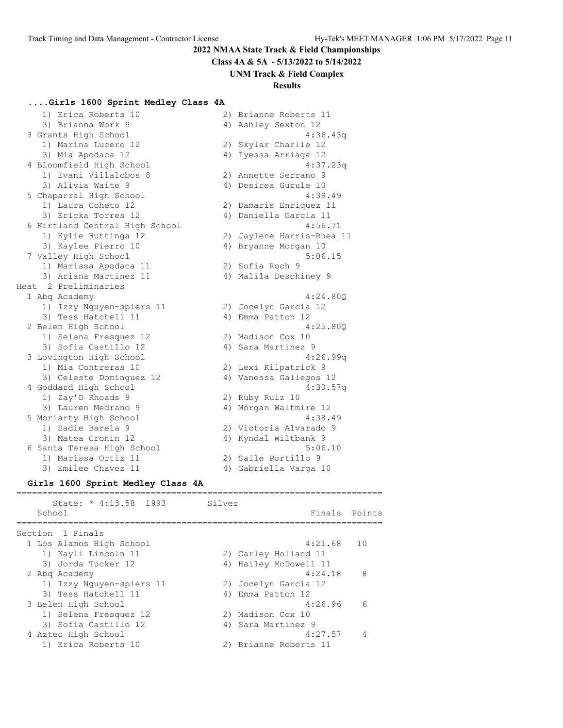**2022 NMAA State Track & Field Championships**

**Class 4A & 5A - 5/13/2022 to 5/14/2022**

**UNM Track & Field Complex**

**Results**

### ....Girls 1600 Sprint Medley Class 4A

```
    1) Erica Roberts 10                2) Brianne Roberts 11
    3) Brianna Work 9                  4) Ashley Sexton 12
  3 Grants High School                               4:36.43q
    1) Marina Lucero 12                2) Skylar Charlie 12
    3) Mia Apodaca 12                  4) Iyessa Arriaga 12
  4 Bloomfield High School                           4:37.23q
    1) Evani Villalobos 8              2) Annette Serrano 9
    3) Alivia Waite 9                  4) Desirea Gurule 10
  5 Chaparral High School                            4:39.49
    1) Laura Coheto 12                 2) Damaris Enriquez 11
    3) Ericka Torres 12                4) Daniella Garcia 11
  6 Kirtland Central High School                     4:56.71
    1) Kylie Huttinga 12               2) Jaylene Harris-Rhea 11
    3) Kaylee Pierro 10                4) Bryanne Morgan 10
  7 Valley High School                               5:06.15
    1) Marissa Apodaca 11              2) Sofia Roch 9
    3) Ariana Martinez 11              4) Malila Deschiney 9
Heat  2 Preliminaries
  1 Abq Academy                                      4:24.80Q
    1) Izzy Nguyen-spiers 11           2) Jocelyn Garcia 12
    3) Tess Hatchell 11                4) Emma Patton 12
  2 Belen High School                                4:25.80Q
    1) Selena Fresquez 12              2) Madison Cox 10
    3) Sofia Castillo 12               4) Sara Martinez 9
  3 Lovington High School                            4:26.99q
    1) Mia Contreras 10                2) Lexi Kilpatrick 9
    3) Celeste Dominguez 12            4) Vanessa Gallegos 12
  4 Goddard High School                              4:30.57q
    1) Zay'D Rhoads 9                  2) Ruby Ruiz 10
    3) Lauren Medrano 9                4) Morgan Waltmire 12
  5 Moriarty High School                             4:38.49
    1) Sadie Barela 9                  2) Victoria Alvarado 9
    3) Matea Cronin 12                 4) Kyndal Wiltbank 9
  6 Santa Teresa High School                         5:06.10
    1) Marissa Ortiz 11                2) Saile Portillo 9
    3) Emilee Chavez 11                4) Gabriella Varga 10
```

### Girls 1600 Sprint Medley Class 4A

```
=======================================================================
      State: * 4:13.58  1993        Silver
    School                                            Finals  Points
=======================================================================
Section  1 Finals
  1 Los Alamos High School                           4:21.68   10
    1) Kayli Lincoln 11                2) Carley Holland 11
    3) Jorda Tucker 12                 4) Hailey McDowell 11
  2 Abq Academy                                      4:24.18    8
    1) Izzy Nguyen-spiers 11           2) Jocelyn Garcia 12
    3) Tess Hatchell 11                4) Emma Patton 12
  3 Belen High School                                4:26.96    6
    1) Selena Fresquez 12              2) Madison Cox 10
    3) Sofia Castillo 12               4) Sara Martinez 9
  4 Aztec High School                                4:27.57    4
    1) Erica Roberts 10                2) Brianne Roberts 11
```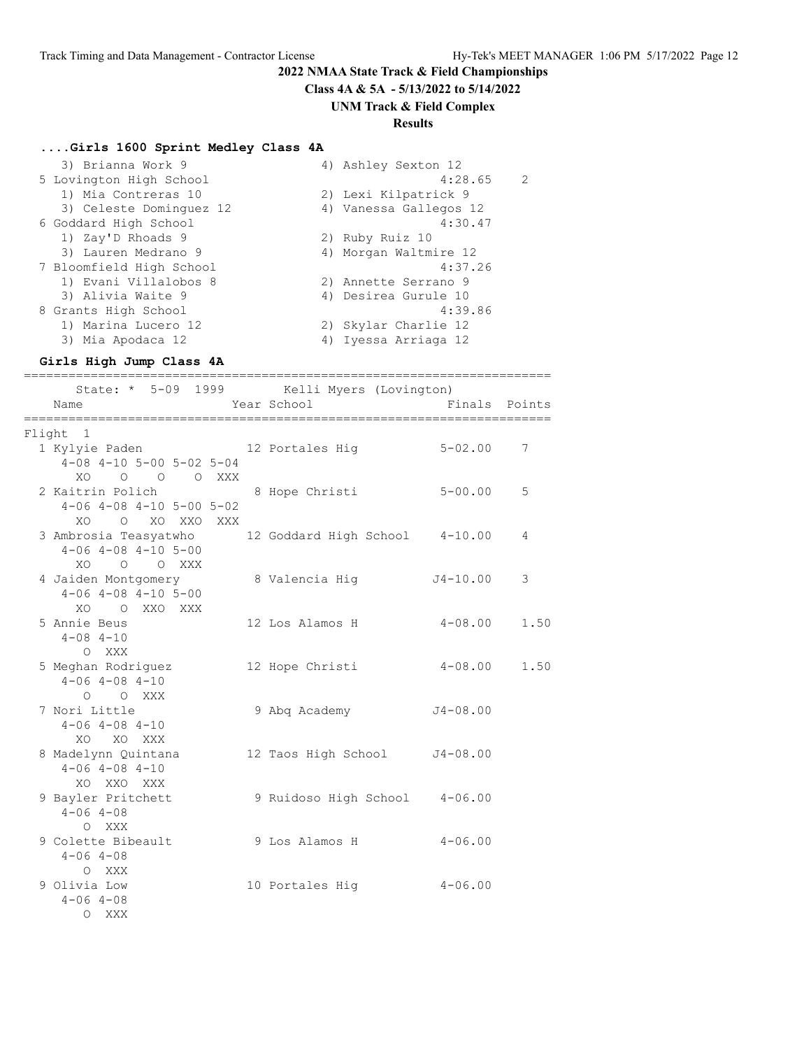**2022 NMAA State Track & Field Championships**

**Class 4A & 5A - 5/13/2022 to 5/14/2022**

**UNM Track & Field Complex**

**Results**

### ....Girls 1600 Sprint Medley Class 4A

```
    3) Brianna Work 9                 4) Ashley Sexton 12
  5 Lovington High School                           4:28.65    2
    1) Mia Contreras 10               2) Lexi Kilpatrick 9
    3) Celeste Dominguez 12           4) Vanessa Gallegos 12
  6 Goddard High School                             4:30.47
    1) Zay'D Rhoads 9                 2) Ruby Ruiz 10
    3) Lauren Medrano 9               4) Morgan Waltmire 12
  7 Bloomfield High School                          4:37.26
    1) Evani Villalobos 8             2) Annette Serrano 9
    3) Alivia Waite 9                 4) Desirea Gurule 10
  8 Grants High School                              4:39.86
    1) Marina Lucero 12               2) Skylar Charlie 12
    3) Mia Apodaca 12                 4) Iyessa Arriaga 12
```

### Girls High Jump Class 4A

```
=======================================================================
      State: * 5-09  1999        Kelli Myers (Lovington)
    Name                    Year School                  Finals  Points
=======================================================================
Flight  1
  1 Kylyie Paden              12 Portales Hig           5-02.00    7
     4-08 4-10 5-00 5-02 5-04
       XO    O    O    O  XXX
  2 Kaitrin Polich             8 Hope Christi           5-00.00    5
     4-06 4-08 4-10 5-00 5-02
       XO    O   XO  XXO  XXX
  3 Ambrosia Teasyatwho       12 Goddard High School    4-10.00    4
     4-06 4-08 4-10 5-00
       XO    O    O  XXX
  4 Jaiden Montgomery          8 Valencia Hig          J4-10.00    3
     4-06 4-08 4-10 5-00
       XO    O  XXO  XXX
  5 Annie Beus                12 Los Alamos H           4-08.00    1.50
     4-08 4-10
        O  XXX
  5 Meghan Rodriguez          12 Hope Christi           4-08.00    1.50
     4-06 4-08 4-10
        O    O  XXX
  7 Nori Little                9 Abq Academy           J4-08.00
     4-06 4-08 4-10
       XO   XO  XXX
  8 Madelynn Quintana         12 Taos High School      J4-08.00
     4-06 4-08 4-10
       XO  XXO  XXX
  9 Bayler Pritchett           9 Ruidoso High School    4-06.00
     4-06 4-08
        O  XXX
  9 Colette Bibeault           9 Los Alamos H           4-06.00
     4-06 4-08
        O  XXX
  9 Olivia Low                10 Portales Hig           4-06.00
     4-06 4-08
        O  XXX
```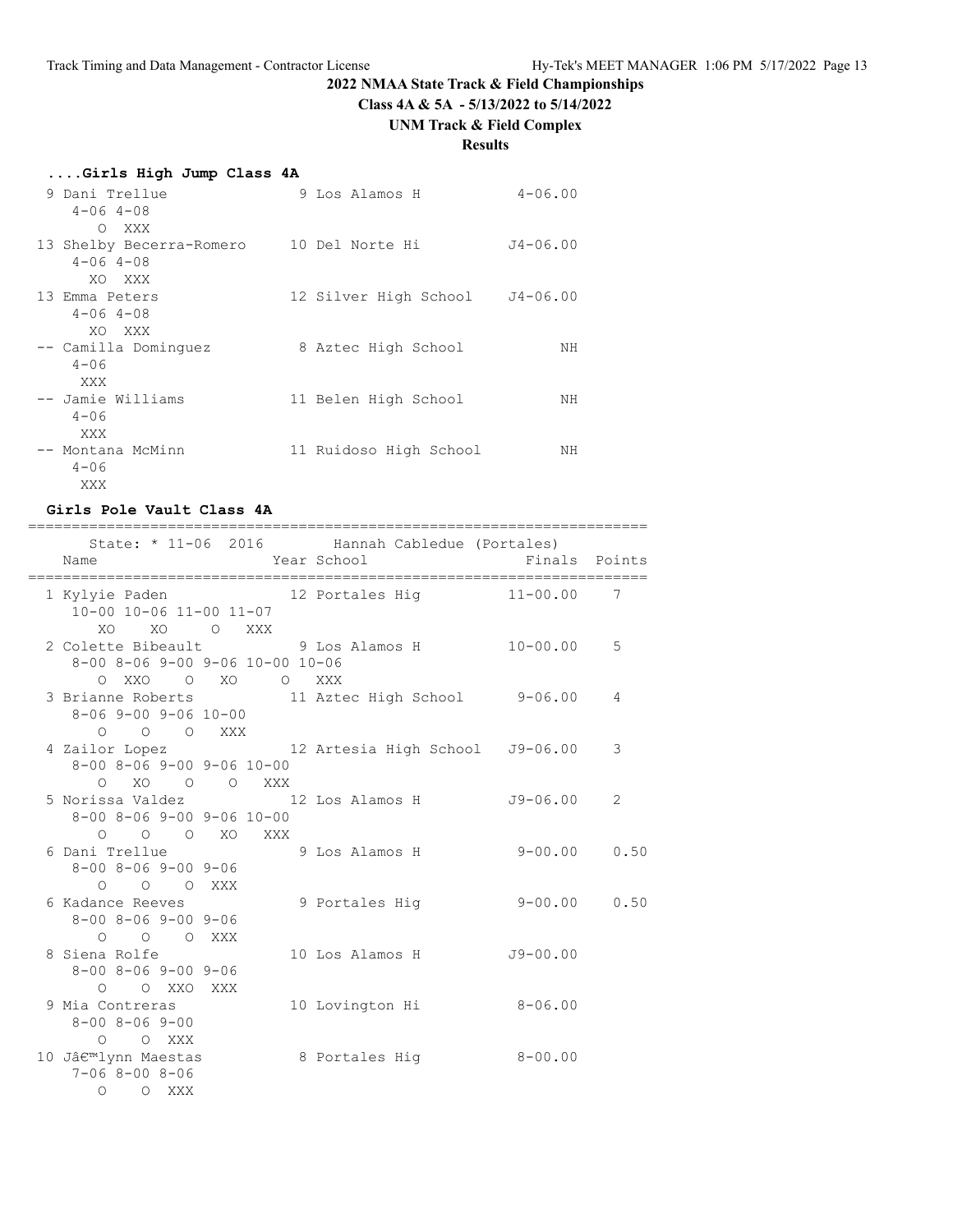**2022 NMAA State Track & Field Championships**

**Class 4A & 5A - 5/13/2022 to 5/14/2022**

**UNM Track & Field Complex**

**Results**

### ....Girls High Jump Class 4A

```
  9 Dani Trellue                9 Los Alamos H            4-06.00
     4-06 4-08
        O  XXX
 13 Shelby Becerra-Romero      10 Del Norte Hi           J4-06.00
     4-06 4-08
       XO  XXX
 13 Emma Peters                12 Silver High School     J4-06.00
     4-06 4-08
       XO  XXX
 -- Camilla Dominguez           8 Aztec High School            NH
     4-06
      XXX
 -- Jamie Williams             11 Belen High School            NH
     4-06
      XXX
 -- Montana McMinn             11 Ruidoso High School          NH
     4-06
      XXX
```

### Girls Pole Vault Class 4A

```
========================================================================
      State: * 11-06  2016        Hannah Cabledue (Portales)
    Name                    Year School                 Finals  Points
========================================================================
  1 Kylyie Paden               12 Portales Hig          11-00.00    7
     10-00 10-06 11-00 11-07
        XO    XO     O   XXX
  2 Colette Bibeault            9 Los Alamos H          10-00.00    5
     8-00 8-06 9-00 9-06 10-00 10-06
        O  XXO    O   XO     O   XXX
  3 Brianne Roberts            11 Aztec High School      9-06.00    4
     8-06 9-00 9-06 10-00
        O    O    O   XXX
  4 Zailor Lopez               12 Artesia High School   J9-06.00    3
     8-00 8-06 9-00 9-06 10-00
        O   XO    O    O   XXX
  5 Norissa Valdez             12 Los Alamos H          J9-06.00    2
     8-00 8-06 9-00 9-06 10-00
        O    O    O   XO   XXX
  6 Dani Trellue                9 Los Alamos H           9-00.00    0.50
     8-00 8-06 9-00 9-06
        O    O    O  XXX
  6 Kadance Reeves              9 Portales Hig           9-00.00    0.50
     8-00 8-06 9-00 9-06
        O    O    O  XXX
  8 Siena Rolfe                10 Los Alamos H          J9-00.00
     8-00 8-06 9-00 9-06
        O    O  XXO  XXX
  9 Mia Contreras              10 Lovington Hi           8-06.00
     8-00 8-06 9-00
        O    O  XXX
 10 Jâ€™lynn Maestas            8 Portales Hig           8-00.00
     7-06 8-00 8-06
        O    O  XXX
```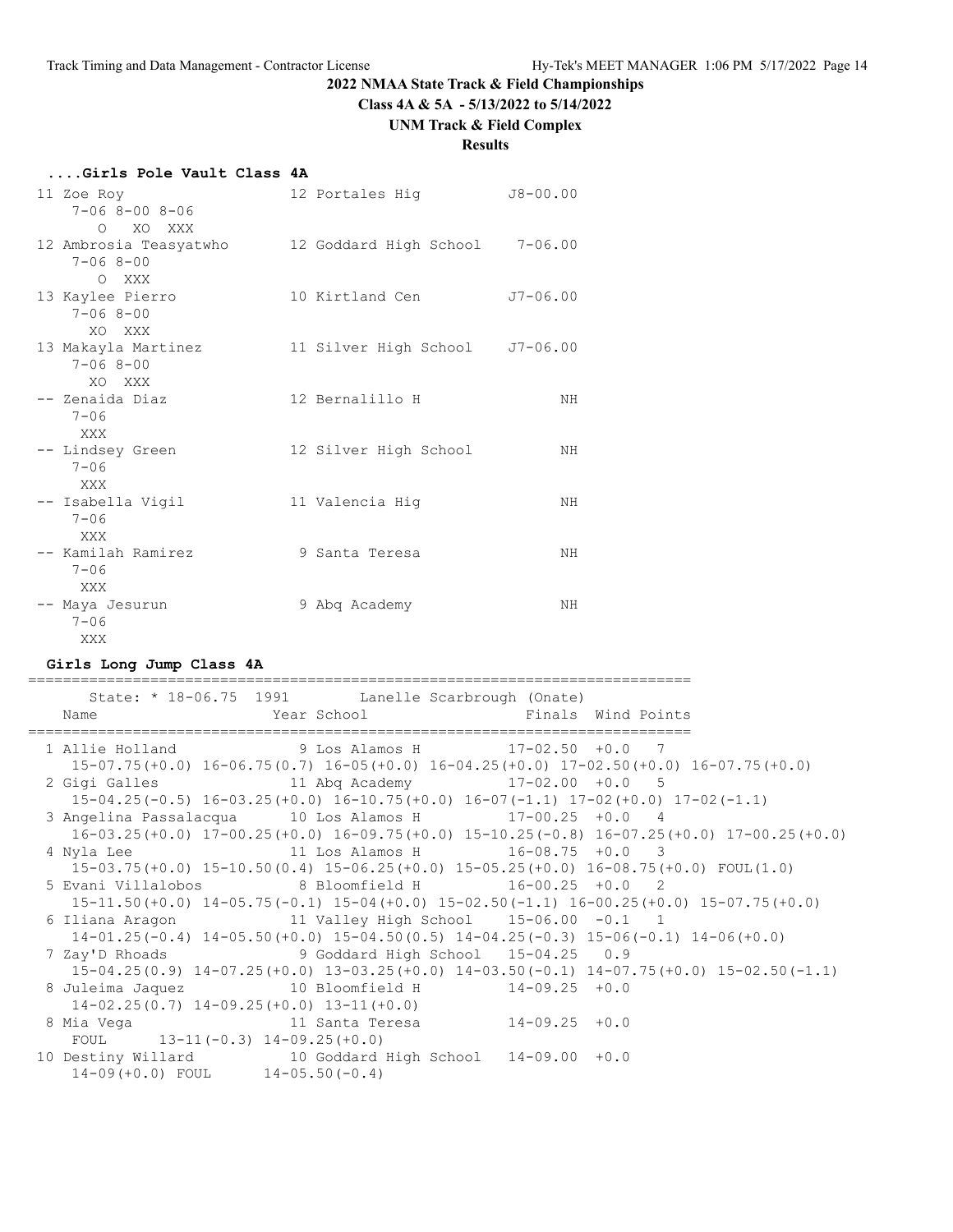## 2022 NMAA State Track & Field Championships

**Class 4A & 5A - 5/13/2022 to 5/14/2022**

**UNM Track & Field Complex**

**Results**

### ....Girls Pole Vault Class 4A

```
 11 Zoe Roy                     12 Portales Hig          J8-00.00
     7-06 8-00 8-06
        O   XO  XXX
 12 Ambrosia Teasyatwho         12 Goddard High School    7-06.00
     7-06 8-00
        O  XXX
 13 Kaylee Pierro               10 Kirtland Cen          J7-06.00
     7-06 8-00
       XO  XXX
 13 Makayla Martinez            11 Silver High School    J7-06.00
     7-06 8-00
       XO  XXX
 -- Zenaida Diaz                12 Bernalillo H               NH
     7-06
      XXX
 -- Lindsey Green               12 Silver High School         NH
     7-06
      XXX
 -- Isabella Vigil              11 Valencia Hig               NH
     7-06
      XXX
 -- Kamilah Ramirez              9 Santa Teresa               NH
     7-06
      XXX
 -- Maya Jesurun                 9 Abq Academy                NH
     7-06
      XXX
```

### Girls Long Jump Class 4A

```
==========================================================================
      State: * 18-06.75  1991        Lanelle Scarbrough (Onate)
    Name                    Year School                Finals  Wind Points
==========================================================================
  1 Allie Holland              9 Los Alamos H         17-02.50  +0.0   7
     15-07.75(+0.0) 16-06.75(0.7) 16-05(+0.0) 16-04.25(+0.0) 17-02.50(+0.0) 16-07.75(+0.0)
  2 Gigi Galles               11 Abq Academy          17-02.00  +0.0   5
     15-04.25(-0.5) 16-03.25(+0.0) 16-10.75(+0.0) 16-07(-1.1) 17-02(+0.0) 17-02(-1.1)
  3 Angelina Passalacqua      10 Los Alamos H         17-00.25  +0.0   4
     16-03.25(+0.0) 17-00.25(+0.0) 16-09.75(+0.0) 15-10.25(-0.8) 16-07.25(+0.0) 17-00.25(+0.0)
  4 Nyla Lee                  11 Los Alamos H         16-08.75  +0.0   3
     15-03.75(+0.0) 15-10.50(0.4) 15-06.25(+0.0) 15-05.25(+0.0) 16-08.75(+0.0) FOUL(1.0)
  5 Evani Villalobos           8 Bloomfield H         16-00.25  +0.0   2
     15-11.50(+0.0) 14-05.75(-0.1) 15-04(+0.0) 15-02.50(-1.1) 16-00.25(+0.0) 15-07.75(+0.0)
  6 Iliana Aragon             11 Valley High School   15-06.00  -0.1   1
     14-01.25(-0.4) 14-05.50(+0.0) 15-04.50(0.5) 14-04.25(-0.3) 15-06(-0.1) 14-06(+0.0)
  7 Zay'D Rhoads               9 Goddard High School  15-04.25   0.9
     15-04.25(0.9) 14-07.25(+0.0) 13-03.25(+0.0) 14-03.50(-0.1) 14-07.75(+0.0) 15-02.50(-1.1)
  8 Juleima Jaquez            10 Bloomfield H         14-09.25  +0.0
     14-02.25(0.7) 14-09.25(+0.0) 13-11(+0.0)
  8 Mia Vega                  11 Santa Teresa         14-09.25  +0.0
     FOUL      13-11(-0.3) 14-09.25(+0.0)
 10 Destiny Willard           10 Goddard High School  14-09.00  +0.0
     14-09(+0.0) FOUL      14-05.50(-0.4)
```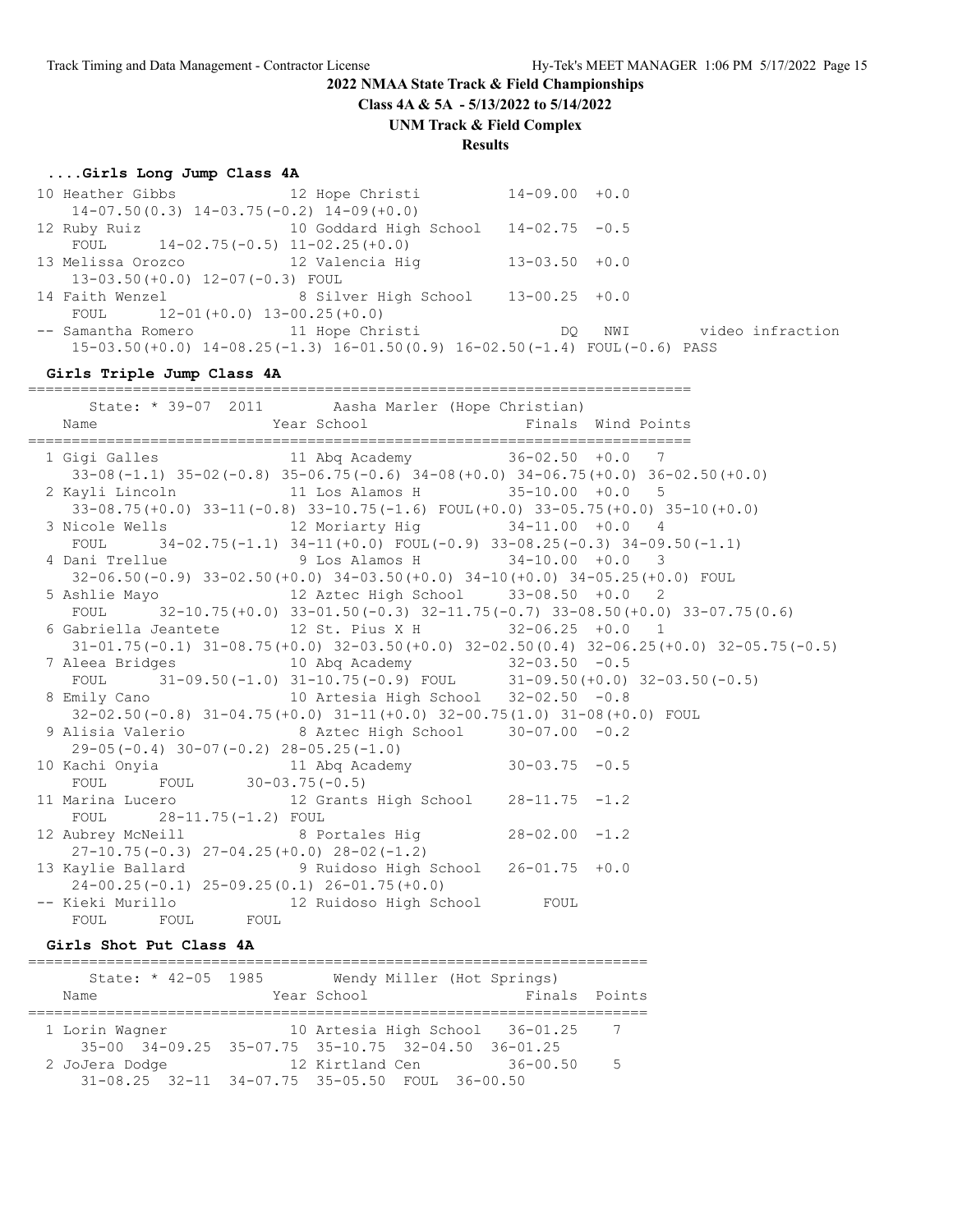**2022 NMAA State Track & Field Championships**

**Class 4A & 5A - 5/13/2022 to 5/14/2022**

**UNM Track & Field Complex**

**Results**

### ....Girls Long Jump Class 4A

```
 10 Heather Gibbs            12 Hope Christi          14-09.00  +0.0
     14-07.50(0.3) 14-03.75(-0.2) 14-09(+0.0)
 12 Ruby Ruiz                10 Goddard High School   14-02.75  -0.5
     FOUL      14-02.75(-0.5) 11-02.25(+0.0)
 13 Melissa Orozco           12 Valencia Hig          13-03.50  +0.0
     13-03.50(+0.0) 12-07(-0.3) FOUL
 14 Faith Wenzel              8 Silver High School    13-00.25  +0.0
     FOUL      12-01(+0.0) 13-00.25(+0.0)
 -- Samantha Romero          11 Hope Christi                DQ   NWI       video infraction
     15-03.50(+0.0) 14-08.25(-1.3) 16-01.50(0.9) 16-02.50(-1.4) FOUL(-0.6) PASS
```

### Girls Triple Jump Class 4A

```
========================================================================
      State: * 39-07  2011        Aasha Marler (Hope Christian)
   Name                    Year School                Finals  Wind Points
========================================================================
  1 Gigi Galles             11 Abq Academy           36-02.50  +0.0   7
     33-08(-1.1) 35-02(-0.8) 35-06.75(-0.6) 34-08(+0.0) 34-06.75(+0.0) 36-02.50(+0.0)
  2 Kayli Lincoln           11 Los Alamos H          35-10.00  +0.0   5
     33-08.75(+0.0) 33-11(-0.8) 33-10.75(-1.6) FOUL(+0.0) 33-05.75(+0.0) 35-10(+0.0)
  3 Nicole Wells            12 Moriarty Hig          34-11.00  +0.0   4
     FOUL      34-02.75(-1.1) 34-11(+0.0) FOUL(-0.9) 33-08.25(-0.3) 34-09.50(-1.1)
  4 Dani Trellue             9 Los Alamos H          34-10.00  +0.0   3
     32-06.50(-0.9) 33-02.50(+0.0) 34-03.50(+0.0) 34-10(+0.0) 34-05.25(+0.0) FOUL
  5 Ashlie Mayo             12 Aztec High School     33-08.50  +0.0   2
     FOUL      32-10.75(+0.0) 33-01.50(-0.3) 32-11.75(-0.7) 33-08.50(+0.0) 33-07.75(0.6)
  6 Gabriella Jeantete      12 St. Pius X H          32-06.25  +0.0   1
     31-01.75(-0.1) 31-08.75(+0.0) 32-03.50(+0.0) 32-02.50(0.4) 32-06.25(+0.0) 32-05.75(-0.5)
  7 Aleea Bridges           10 Abq Academy           32-03.50  -0.5
     FOUL      31-09.50(-1.0) 31-10.75(-0.9) FOUL      31-09.50(+0.0) 32-03.50(-0.5)
  8 Emily Cano              10 Artesia High School   32-02.50  -0.8
     32-02.50(-0.8) 31-04.75(+0.0) 31-11(+0.0) 32-00.75(1.0) 31-08(+0.0) FOUL
  9 Alisia Valerio           8 Aztec High School     30-07.00  -0.2
     29-05(-0.4) 30-07(-0.2) 28-05.25(-1.0)
 10 Kachi Onyia             11 Abq Academy           30-03.75  -0.5
     FOUL      FOUL      30-03.75(-0.5)
 11 Marina Lucero           12 Grants High School    28-11.75  -1.2
     FOUL      28-11.75(-1.2) FOUL
 12 Aubrey McNeill           8 Portales Hig          28-02.00  -1.2
     27-10.75(-0.3) 27-04.25(+0.0) 28-02(-1.2)
 13 Kaylie Ballard           9 Ruidoso High School   26-01.75  +0.0
     24-00.25(-0.1) 25-09.25(0.1) 26-01.75(+0.0)
 -- Kieki Murillo           12 Ruidoso High School      FOUL
     FOUL      FOUL      FOUL
```

### Girls Shot Put Class 4A

```
=======================================================================
      State: * 42-05  1985        Wendy Miller (Hot Springs)
   Name                    Year School                   Finals  Points
=======================================================================
  1 Lorin Wagner            10 Artesia High School     36-01.25    7
     35-00  34-09.25  35-07.75  35-10.75  32-04.50  36-01.25
  2 JoJera Dodge            12 Kirtland Cen            36-00.50    5
     31-08.25  32-11  34-07.75  35-05.50  FOUL  36-00.50
```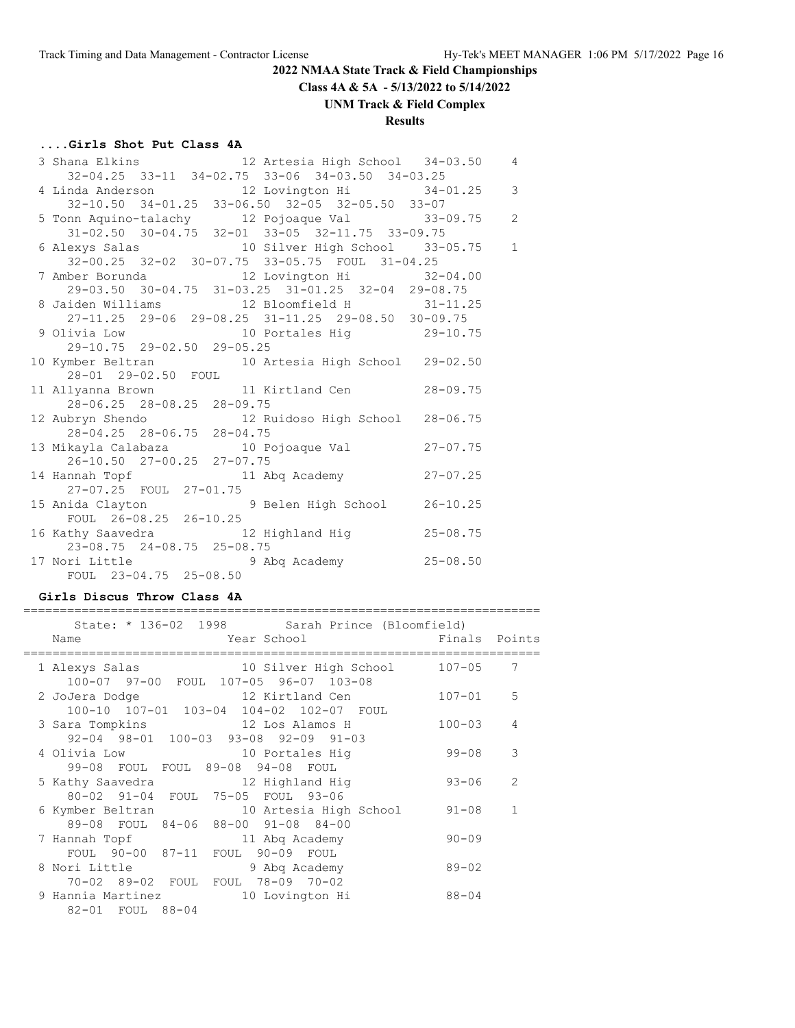# 2022 NMAA State Track & Field Championships

**Class 4A & 5A - 5/13/2022 to 5/14/2022**

**UNM Track & Field Complex**

**Results**

### ....Girls Shot Put Class 4A

```
 3 Shana Elkins             12 Artesia High School   34-03.50    4
     32-04.25  33-11  34-02.75  33-06  34-03.50  34-03.25
 4 Linda Anderson           12 Lovington Hi          34-01.25    3
     32-10.50  34-01.25  33-06.50  32-05  32-05.50  33-07
 5 Tonn Aquino-talachy      12 Pojoaque Val          33-09.75    2
     31-02.50  30-04.75  32-01  33-05  32-11.75  33-09.75
 6 Alexys Salas             10 Silver High School    33-05.75    1
     32-00.25  32-02  30-07.75  33-05.75  FOUL  31-04.25
 7 Amber Borunda            12 Lovington Hi          32-04.00
     29-03.50  30-04.75  31-03.25  31-01.25  32-04  29-08.75
 8 Jaiden Williams          12 Bloomfield H          31-11.25
     27-11.25  29-06  29-08.25  31-11.25  29-08.50  30-09.75
 9 Olivia Low               10 Portales Hig          29-10.75
     29-10.75  29-02.50  29-05.25
10 Kymber Beltran           10 Artesia High School   29-02.50
     28-01  29-02.50  FOUL
11 Allyanna Brown           11 Kirtland Cen          28-09.75
     28-06.25  28-08.25  28-09.75
12 Aubryn Shendo            12 Ruidoso High School   28-06.75
     28-04.25  28-06.75  28-04.75
13 Mikayla Calabaza         10 Pojoaque Val          27-07.75
     26-10.50  27-00.25  27-07.75
14 Hannah Topf              11 Abq Academy           27-07.25
     27-07.25  FOUL  27-01.75
15 Anida Clayton             9 Belen High School     26-10.25
     FOUL  26-08.25  26-10.25
16 Kathy Saavedra           12 Highland Hig          25-08.75
     23-08.75  24-08.75  25-08.75
17 Nori Little               9 Abq Academy           25-08.50
     FOUL  23-04.75  25-08.50
```

### Girls Discus Throw Class 4A

```
=======================================================================
     State: * 136-02  1998        Sarah Prince (Bloomfield)
   Name                    Year School                Finals  Points
=======================================================================
 1 Alexys Salas             10 Silver High School      107-05    7
     100-07  97-00  FOUL  107-05  96-07  103-08
 2 JoJera Dodge             12 Kirtland Cen            107-01    5
     100-10  107-01  103-04  104-02  102-07  FOUL
 3 Sara Tompkins            12 Los Alamos H            100-03    4
     92-04  98-01  100-03  93-08  92-09  91-03
 4 Olivia Low               10 Portales Hig             99-08    3
     99-08  FOUL  FOUL  89-08  94-08  FOUL
 5 Kathy Saavedra           12 Highland Hig             93-06    2
     80-02  91-04  FOUL  75-05  FOUL  93-06
 6 Kymber Beltran           10 Artesia High School      91-08    1
     89-08  FOUL  84-06  88-00  91-08  84-00
 7 Hannah Topf              11 Abq Academy              90-09
     FOUL  90-00  87-11  FOUL  90-09  FOUL
 8 Nori Little               9 Abq Academy              89-02
     70-02  89-02  FOUL  FOUL  78-09  70-02
 9 Hannia Martinez          10 Lovington Hi             88-04
     82-01  FOUL  88-04
```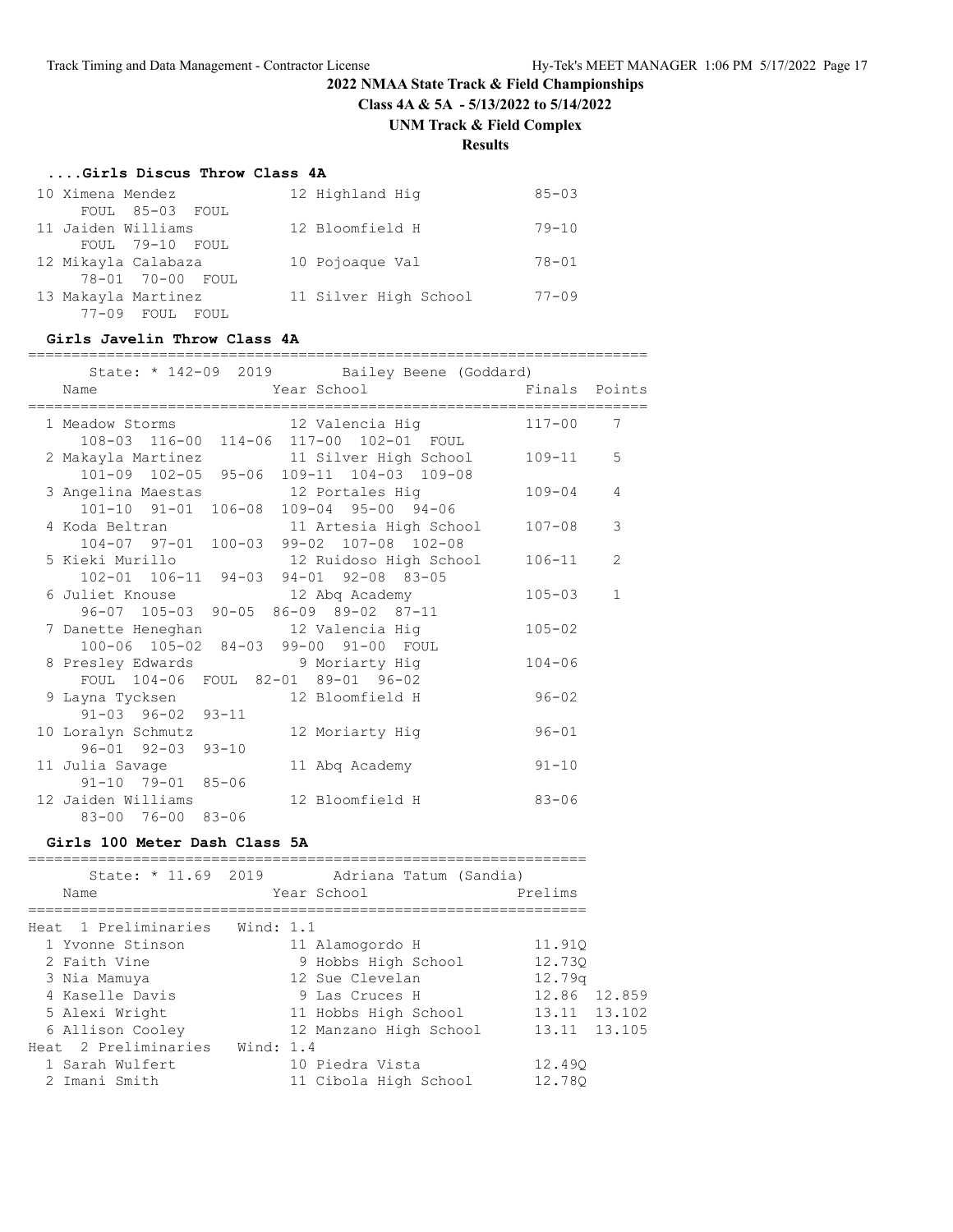# 2022 NMAA State Track & Field Championships

**Class 4A & 5A - 5/13/2022 to 5/14/2022**

**UNM Track & Field Complex**

**Results**

### ....Girls Discus Throw Class 4A

| Place | Name | Year | School | Finals |
|---|---|---|---|---|
| 10 | Ximena Mendez | 12 | Highland Hig | 85-03 |
| | FOUL 85-03 FOUL | | | |
| 11 | Jaiden Williams | 12 | Bloomfield H | 79-10 |
| | FOUL 79-10 FOUL | | | |
| 12 | Mikayla Calabaza | 10 | Pojoaque Val | 78-01 |
| | 78-01 70-00 FOUL | | | |
| 13 | Makayla Martinez | 11 | Silver High School | 77-09 |
| | 77-09 FOUL FOUL | | | |

### Girls Javelin Throw Class 4A

State: * 142-09 2019 Bailey Beene (Goddard)

| Place | Name | Year | School | Finals | Points |
|---|---|---|---|---|---|
| 1 | Meadow Storms | 12 | Valencia Hig | 117-00 | 7 |
| | 108-03 116-00 114-06 117-00 102-01 FOUL | | | | |
| 2 | Makayla Martinez | 11 | Silver High School | 109-11 | 5 |
| | 101-09 102-05 95-06 109-11 104-03 109-08 | | | | |
| 3 | Angelina Maestas | 12 | Portales Hig | 109-04 | 4 |
| | 101-10 91-01 106-08 109-04 95-00 94-06 | | | | |
| 4 | Koda Beltran | 11 | Artesia High School | 107-08 | 3 |
| | 104-07 97-01 100-03 99-02 107-08 102-08 | | | | |
| 5 | Kieki Murillo | 12 | Ruidoso High School | 106-11 | 2 |
| | 102-01 106-11 94-03 94-01 92-08 83-05 | | | | |
| 6 | Juliet Knouse | 12 | Abq Academy | 105-03 | 1 |
| | 96-07 105-03 90-05 86-09 89-02 87-11 | | | | |
| 7 | Danette Heneghan | 12 | Valencia Hig | 105-02 | |
| | 100-06 105-02 84-03 99-00 91-00 FOUL | | | | |
| 8 | Presley Edwards | 9 | Moriarty Hig | 104-06 | |
| | FOUL 104-06 FOUL 82-01 89-01 96-02 | | | | |
| 9 | Layna Tycksen | 12 | Bloomfield H | 96-02 | |
| | 91-03 96-02 93-11 | | | | |
| 10 | Loralyn Schmutz | 12 | Moriarty Hig | 96-01 | |
| | 96-01 92-03 93-10 | | | | |
| 11 | Julia Savage | 11 | Abq Academy | 91-10 | |
| | 91-10 79-01 85-06 | | | | |
| 12 | Jaiden Williams | 12 | Bloomfield H | 83-06 | |
| | 83-00 76-00 83-06 | | | | |

### Girls 100 Meter Dash Class 5A

State: * 11.69 2019 Adriana Tatum (Sandia)

| Place | Name | Year | School | Prelims | |
|---|---|---|---|---|---|
| **Heat 1 Preliminaries Wind: 1.1** | | | | | |
| 1 | Yvonne Stinson | 11 | Alamogordo H | 11.91Q | |
| 2 | Faith Vine | 9 | Hobbs High School | 12.73Q | |
| 3 | Nia Mamuya | 12 | Sue Clevelan | 12.79q | |
| 4 | Kaselle Davis | 9 | Las Cruces H | 12.86 | 12.859 |
| 5 | Alexi Wright | 11 | Hobbs High School | 13.11 | 13.102 |
| 6 | Allison Cooley | 12 | Manzano High School | 13.11 | 13.105 |
| **Heat 2 Preliminaries Wind: 1.4** | | | | | |
| 1 | Sarah Wulfert | 10 | Piedra Vista | 12.49Q | |
| 2 | Imani Smith | 11 | Cibola High School | 12.78Q | |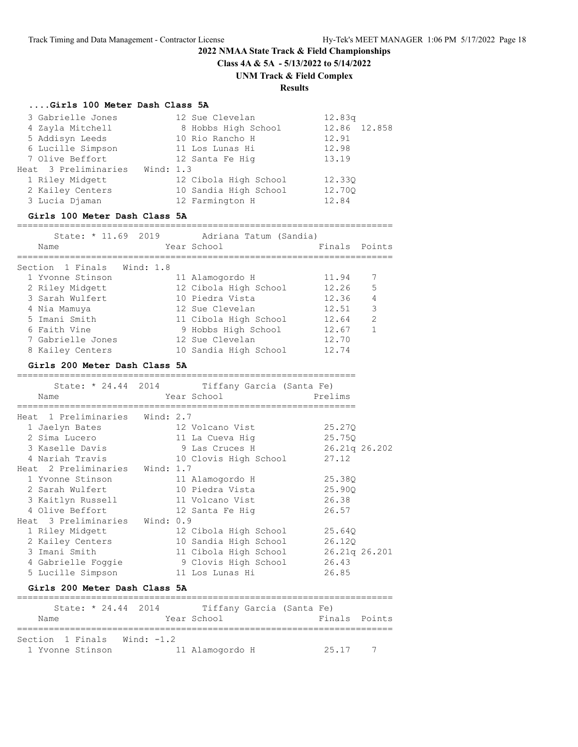# 2022 NMAA State Track & Field Championships

**Class 4A & 5A - 5/13/2022 to 5/14/2022**

**UNM Track & Field Complex**

**Results**

### ....Girls 100 Meter Dash Class 5A

| Place | Name | Year | School | Prelims | |
|---|---|---|---|---|---|
| 3 | Gabrielle Jones | 12 | Sue Clevelan | 12.83q | |
| 4 | Zayla Mitchell | 8 | Hobbs High School | 12.86 | 12.858 |
| 5 | Addisyn Leeds | 10 | Rio Rancho H | 12.91 | |
| 6 | Lucille Simpson | 11 | Los Lunas Hi | 12.98 | |
| 7 | Olive Beffort | 12 | Santa Fe Hig | 13.19 | |

Heat 3 Preliminaries Wind: 1.3

| Place | Name | Year | School | Prelims |
|---|---|---|---|---|
| 1 | Riley Midgett | 12 | Cibola High School | 12.33Q |
| 2 | Kailey Centers | 10 | Sandia High School | 12.70Q |
| 3 | Lucia Djaman | 12 | Farmington H | 12.84 |

### Girls 100 Meter Dash Class 5A

State: * 11.69 2019 Adriana Tatum (Sandia)

Section 1 Finals Wind: 1.8

| Place | Name | Year | School | Finals | Points |
|---|---|---|---|---|---|
| 1 | Yvonne Stinson | 11 | Alamogordo H | 11.94 | 7 |
| 2 | Riley Midgett | 12 | Cibola High School | 12.26 | 5 |
| 3 | Sarah Wulfert | 10 | Piedra Vista | 12.36 | 4 |
| 4 | Nia Mamuya | 12 | Sue Clevelan | 12.51 | 3 |
| 5 | Imani Smith | 11 | Cibola High School | 12.64 | 2 |
| 6 | Faith Vine | 9 | Hobbs High School | 12.67 | 1 |
| 7 | Gabrielle Jones | 12 | Sue Clevelan | 12.70 | |
| 8 | Kailey Centers | 10 | Sandia High School | 12.74 | |

### Girls 200 Meter Dash Class 5A

State: * 24.44 2014 Tiffany Garcia (Santa Fe)

Heat 1 Preliminaries Wind: 2.7

| Place | Name | Year | School | Prelims | |
|---|---|---|---|---|---|
| 1 | Jaelyn Bates | 12 | Volcano Vist | 25.27Q | |
| 2 | Sima Lucero | 11 | La Cueva Hig | 25.75Q | |
| 3 | Kaselle Davis | 9 | Las Cruces H | 26.21q | 26.202 |
| 4 | Nariah Travis | 10 | Clovis High School | 27.12 | |

Heat 2 Preliminaries Wind: 1.7

| Place | Name | Year | School | Prelims |
|---|---|---|---|---|
| 1 | Yvonne Stinson | 11 | Alamogordo H | 25.38Q |
| 2 | Sarah Wulfert | 10 | Piedra Vista | 25.90Q |
| 3 | Kaitlyn Russell | 11 | Volcano Vist | 26.38 |
| 4 | Olive Beffort | 12 | Santa Fe Hig | 26.57 |

Heat 3 Preliminaries Wind: 0.9

| Place | Name | Year | School | Prelims | |
|---|---|---|---|---|---|
| 1 | Riley Midgett | 12 | Cibola High School | 25.64Q | |
| 2 | Kailey Centers | 10 | Sandia High School | 26.12Q | |
| 3 | Imani Smith | 11 | Cibola High School | 26.21q | 26.201 |
| 4 | Gabrielle Foggie | 9 | Clovis High School | 26.43 | |
| 5 | Lucille Simpson | 11 | Los Lunas Hi | 26.85 | |

### Girls 200 Meter Dash Class 5A

State: * 24.44 2014 Tiffany Garcia (Santa Fe)

Section 1 Finals Wind: -1.2

| Place | Name | Year | School | Finals | Points |
|---|---|---|---|---|---|
| 1 | Yvonne Stinson | 11 | Alamogordo H | 25.17 | 7 |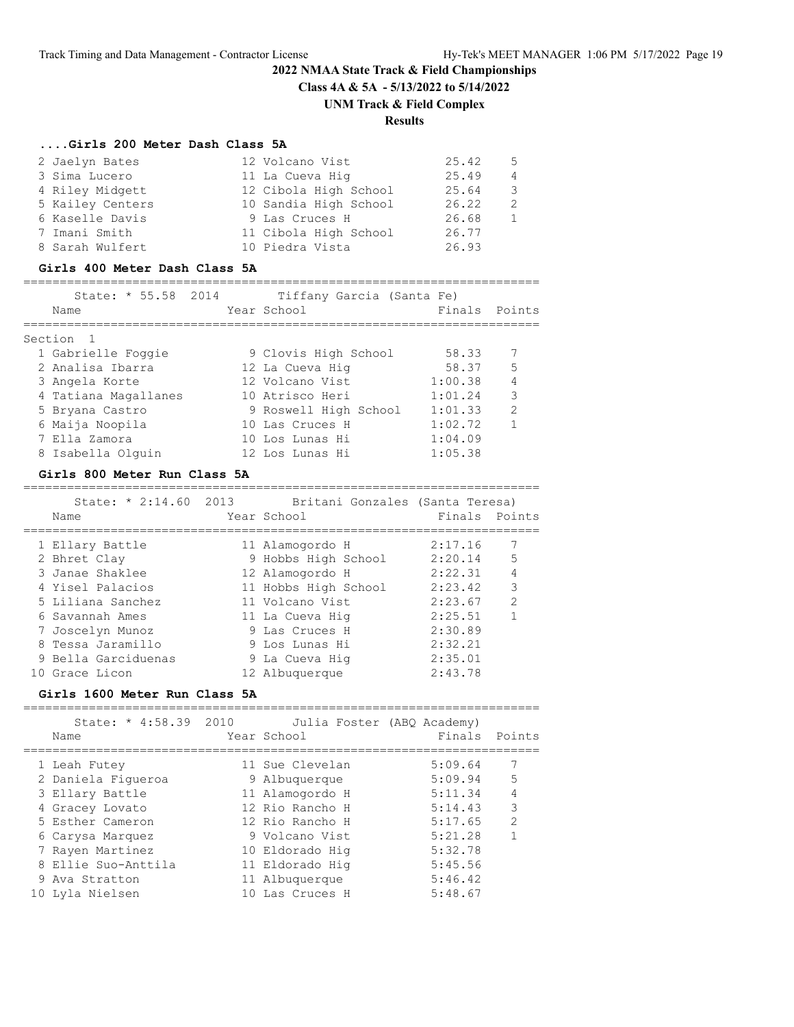# 2022 NMAA State Track & Field Championships

**Class 4A & 5A - 5/13/2022 to 5/14/2022**

**UNM Track & Field Complex**

**Results**

### ....Girls 200 Meter Dash Class 5A

| Place | Name | Year | School | Finals | Points |
|---|---|---|---|---|---|
| 2 | Jaelyn Bates | 12 | Volcano Vist | 25.42 | 5 |
| 3 | Sima Lucero | 11 | La Cueva Hig | 25.49 | 4 |
| 4 | Riley Midgett | 12 | Cibola High School | 25.64 | 3 |
| 5 | Kailey Centers | 10 | Sandia High School | 26.22 | 2 |
| 6 | Kaselle Davis | 9 | Las Cruces H | 26.68 | 1 |
| 7 | Imani Smith | 11 | Cibola High School | 26.77 | |
| 8 | Sarah Wulfert | 10 | Piedra Vista | 26.93 | |

### Girls 400 Meter Dash Class 5A

State: * 55.58 2014 Tiffany Garcia (Santa Fe)

Section 1

| Place | Name | Year | School | Finals | Points |
|---|---|---|---|---|---|
| 1 | Gabrielle Foggie | 9 | Clovis High School | 58.33 | 7 |
| 2 | Analisa Ibarra | 12 | La Cueva Hig | 58.37 | 5 |
| 3 | Angela Korte | 12 | Volcano Vist | 1:00.38 | 4 |
| 4 | Tatiana Magallanes | 10 | Atrisco Heri | 1:01.24 | 3 |
| 5 | Bryana Castro | 9 | Roswell High School | 1:01.33 | 2 |
| 6 | Maija Noopila | 10 | Las Cruces H | 1:02.72 | 1 |
| 7 | Ella Zamora | 10 | Los Lunas Hi | 1:04.09 | |
| 8 | Isabella Olguin | 12 | Los Lunas Hi | 1:05.38 | |

### Girls 800 Meter Run Class 5A

State: * 2:14.60 2013 Britani Gonzales (Santa Teresa)

| Place | Name | Year | School | Finals | Points |
|---|---|---|---|---|---|
| 1 | Ellary Battle | 11 | Alamogordo H | 2:17.16 | 7 |
| 2 | Bhret Clay | 9 | Hobbs High School | 2:20.14 | 5 |
| 3 | Janae Shaklee | 12 | Alamogordo H | 2:22.31 | 4 |
| 4 | Yisel Palacios | 11 | Hobbs High School | 2:23.42 | 3 |
| 5 | Liliana Sanchez | 11 | Volcano Vist | 2:23.67 | 2 |
| 6 | Savannah Ames | 11 | La Cueva Hig | 2:25.51 | 1 |
| 7 | Joscelyn Munoz | 9 | Las Cruces H | 2:30.89 | |
| 8 | Tessa Jaramillo | 9 | Los Lunas Hi | 2:32.21 | |
| 9 | Bella Garciduenas | 9 | La Cueva Hig | 2:35.01 | |
| 10 | Grace Licon | 12 | Albuquerque | 2:43.78 | |

### Girls 1600 Meter Run Class 5A

State: * 4:58.39 2010 Julia Foster (ABQ Academy)

| Place | Name | Year | School | Finals | Points |
|---|---|---|---|---|---|
| 1 | Leah Futey | 11 | Sue Clevelan | 5:09.64 | 7 |
| 2 | Daniela Figueroa | 9 | Albuquerque | 5:09.94 | 5 |
| 3 | Ellary Battle | 11 | Alamogordo H | 5:11.34 | 4 |
| 4 | Gracey Lovato | 12 | Rio Rancho H | 5:14.43 | 3 |
| 5 | Esther Cameron | 12 | Rio Rancho H | 5:17.65 | 2 |
| 6 | Carysa Marquez | 9 | Volcano Vist | 5:21.28 | 1 |
| 7 | Rayen Martinez | 10 | Eldorado Hig | 5:32.78 | |
| 8 | Ellie Suo-Anttila | 11 | Eldorado Hig | 5:45.56 | |
| 9 | Ava Stratton | 11 | Albuquerque | 5:46.42 | |
| 10 | Lyla Nielsen | 10 | Las Cruces H | 5:48.67 | |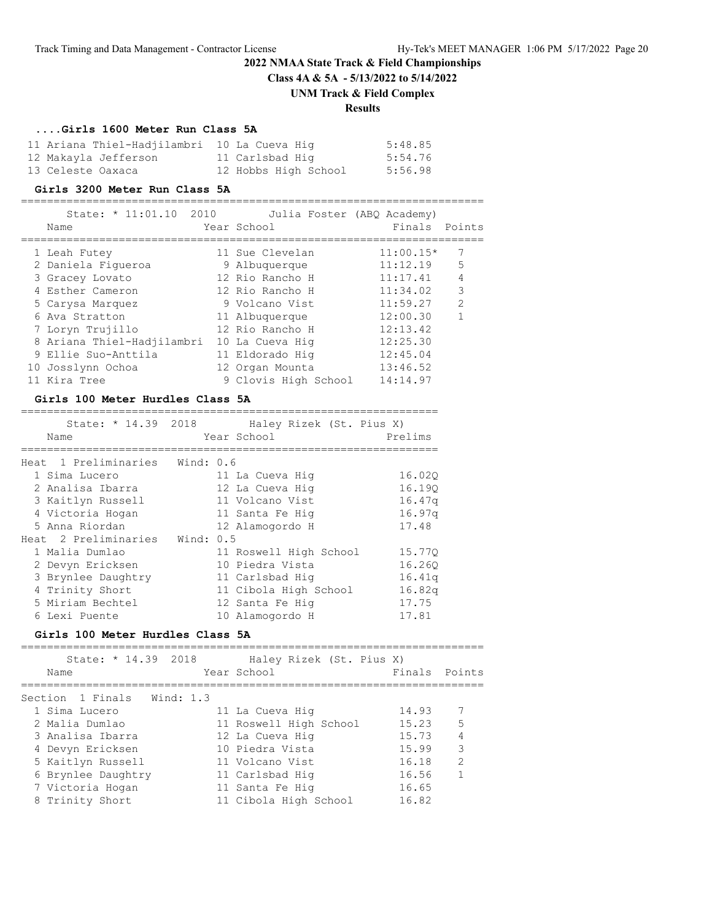## 2022 NMAA State Track & Field Championships

**Class 4A & 5A - 5/13/2022 to 5/14/2022**

**UNM Track & Field Complex**

**Results**

### ....Girls 1600 Meter Run Class 5A

| Place | Name | Year | School | Finals |
|---|---|---|---|---|
| 11 | Ariana Thiel-Hadjilambri | 10 | La Cueva Hig | 5:48.85 |
| 12 | Makayla Jefferson | 11 | Carlsbad Hig | 5:54.76 |
| 13 | Celeste Oaxaca | 12 | Hobbs High School | 5:56.98 |

### Girls 3200 Meter Run Class 5A

State: * 11:01.10 2010 Julia Foster (ABQ Academy)

| Place | Name | Year | School | Finals | Points |
|---|---|---|---|---|---|
| 1 | Leah Futey | 11 | Sue Clevelan | 11:00.15* | 7 |
| 2 | Daniela Figueroa | 9 | Albuquerque | 11:12.19 | 5 |
| 3 | Gracey Lovato | 12 | Rio Rancho H | 11:17.41 | 4 |
| 4 | Esther Cameron | 12 | Rio Rancho H | 11:34.02 | 3 |
| 5 | Carysa Marquez | 9 | Volcano Vist | 11:59.27 | 2 |
| 6 | Ava Stratton | 11 | Albuquerque | 12:00.30 | 1 |
| 7 | Loryn Trujillo | 12 | Rio Rancho H | 12:13.42 | |
| 8 | Ariana Thiel-Hadjilambri | 10 | La Cueva Hig | 12:25.30 | |
| 9 | Ellie Suo-Anttila | 11 | Eldorado Hig | 12:45.04 | |
| 10 | Josslynn Ochoa | 12 | Organ Mounta | 13:46.52 | |
| 11 | Kira Tree | 9 | Clovis High School | 14:14.97 | |

### Girls 100 Meter Hurdles Class 5A

State: * 14.39 2018 Haley Rizek (St. Pius X)

| Place | Name | Year | School | Prelims |
|---|---|---|---|---|
| **Heat 1 Preliminaries** | **Wind: 0.6** | | | |
| 1 | Sima Lucero | 11 | La Cueva Hig | 16.02Q |
| 2 | Analisa Ibarra | 12 | La Cueva Hig | 16.19Q |
| 3 | Kaitlyn Russell | 11 | Volcano Vist | 16.47q |
| 4 | Victoria Hogan | 11 | Santa Fe Hig | 16.97q |
| 5 | Anna Riordan | 12 | Alamogordo H | 17.48 |
| **Heat 2 Preliminaries** | **Wind: 0.5** | | | |
| 1 | Malia Dumlao | 11 | Roswell High School | 15.77Q |
| 2 | Devyn Ericksen | 10 | Piedra Vista | 16.26Q |
| 3 | Brynlee Daughtry | 11 | Carlsbad Hig | 16.41q |
| 4 | Trinity Short | 11 | Cibola High School | 16.82q |
| 5 | Miriam Bechtel | 12 | Santa Fe Hig | 17.75 |
| 6 | Lexi Puente | 10 | Alamogordo H | 17.81 |

### Girls 100 Meter Hurdles Class 5A

State: * 14.39 2018 Haley Rizek (St. Pius X)

| Place | Name | Year | School | Finals | Points |
|---|---|---|---|---|---|
| **Section 1 Finals** | **Wind: 1.3** | | | | |
| 1 | Sima Lucero | 11 | La Cueva Hig | 14.93 | 7 |
| 2 | Malia Dumlao | 11 | Roswell High School | 15.23 | 5 |
| 3 | Analisa Ibarra | 12 | La Cueva Hig | 15.73 | 4 |
| 4 | Devyn Ericksen | 10 | Piedra Vista | 15.99 | 3 |
| 5 | Kaitlyn Russell | 11 | Volcano Vist | 16.18 | 2 |
| 6 | Brynlee Daughtry | 11 | Carlsbad Hig | 16.56 | 1 |
| 7 | Victoria Hogan | 11 | Santa Fe Hig | 16.65 | |
| 8 | Trinity Short | 11 | Cibola High School | 16.82 | |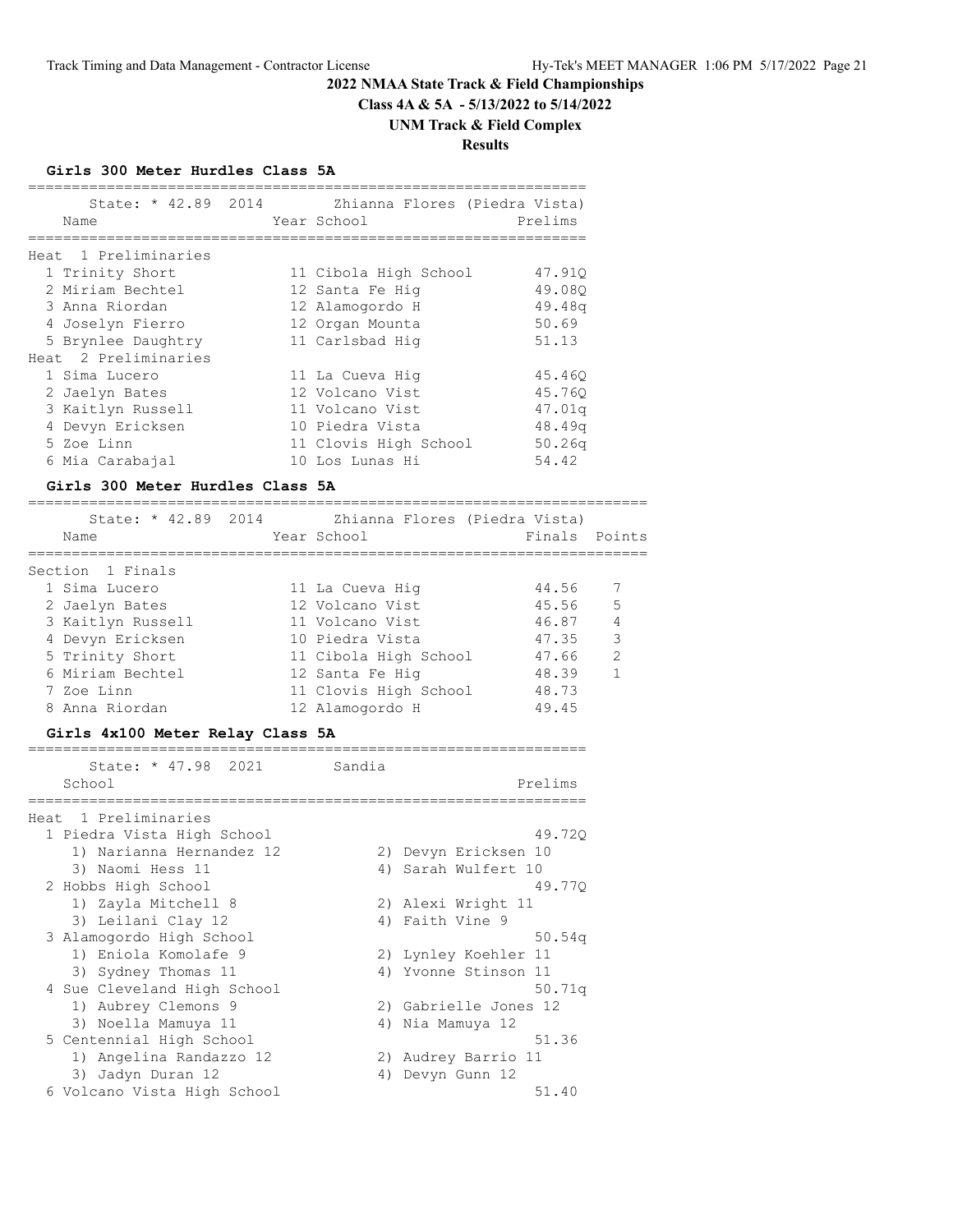## 2022 NMAA State Track & Field Championships

**Class 4A & 5A - 5/13/2022 to 5/14/2022**

**UNM Track & Field Complex**

**Results**

### Girls 300 Meter Hurdles Class 5A

State: * 42.89 2014 Zhianna Flores (Piedra Vista)

| | Name | Year | School | Prelims |
|---|---|---|---|---|
| **Heat 1 Preliminaries** | | | | |
| 1 | Trinity Short | 11 | Cibola High School | 47.91Q |
| 2 | Miriam Bechtel | 12 | Santa Fe Hig | 49.08Q |
| 3 | Anna Riordan | 12 | Alamogordo H | 49.48q |
| 4 | Joselyn Fierro | 12 | Organ Mounta | 50.69 |
| 5 | Brynlee Daughtry | 11 | Carlsbad Hig | 51.13 |
| **Heat 2 Preliminaries** | | | | |
| 1 | Sima Lucero | 11 | La Cueva Hig | 45.46Q |
| 2 | Jaelyn Bates | 12 | Volcano Vist | 45.76Q |
| 3 | Kaitlyn Russell | 11 | Volcano Vist | 47.01q |
| 4 | Devyn Ericksen | 10 | Piedra Vista | 48.49q |
| 5 | Zoe Linn | 11 | Clovis High School | 50.26q |
| 6 | Mia Carabajal | 10 | Los Lunas Hi | 54.42 |

### Girls 300 Meter Hurdles Class 5A

State: * 42.89 2014 Zhianna Flores (Piedra Vista)

| | Name | Year | School | Finals | Points |
|---|---|---|---|---|---|
| **Section 1 Finals** | | | | | |
| 1 | Sima Lucero | 11 | La Cueva Hig | 44.56 | 7 |
| 2 | Jaelyn Bates | 12 | Volcano Vist | 45.56 | 5 |
| 3 | Kaitlyn Russell | 11 | Volcano Vist | 46.87 | 4 |
| 4 | Devyn Ericksen | 10 | Piedra Vista | 47.35 | 3 |
| 5 | Trinity Short | 11 | Cibola High School | 47.66 | 2 |
| 6 | Miriam Bechtel | 12 | Santa Fe Hig | 48.39 | 1 |
| 7 | Zoe Linn | 11 | Clovis High School | 48.73 | |
| 8 | Anna Riordan | 12 | Alamogordo H | 49.45 | |

### Girls 4x100 Meter Relay Class 5A

State: * 47.98 2021 Sandia

| | School | Prelims |
|---|---|---|
| **Heat 1 Preliminaries** | | |
| 1 | Piedra Vista High School | 49.72Q |
| | 1) Narianna Hernandez 12, 2) Devyn Ericksen 10, 3) Naomi Hess 11, 4) Sarah Wulfert 10 | |
| 2 | Hobbs High School | 49.77Q |
| | 1) Zayla Mitchell 8, 2) Alexi Wright 11, 3) Leilani Clay 12, 4) Faith Vine 9 | |
| 3 | Alamogordo High School | 50.54q |
| | 1) Eniola Komolafe 9, 2) Lynley Koehler 11, 3) Sydney Thomas 11, 4) Yvonne Stinson 11 | |
| 4 | Sue Cleveland High School | 50.71q |
| | 1) Aubrey Clemons 9, 2) Gabrielle Jones 12, 3) Noella Mamuya 11, 4) Nia Mamuya 12 | |
| 5 | Centennial High School | 51.36 |
| | 1) Angelina Randazzo 12, 2) Audrey Barrio 11, 3) Jadyn Duran 12, 4) Devyn Gunn 12 | |
| 6 | Volcano Vista High School | 51.40 |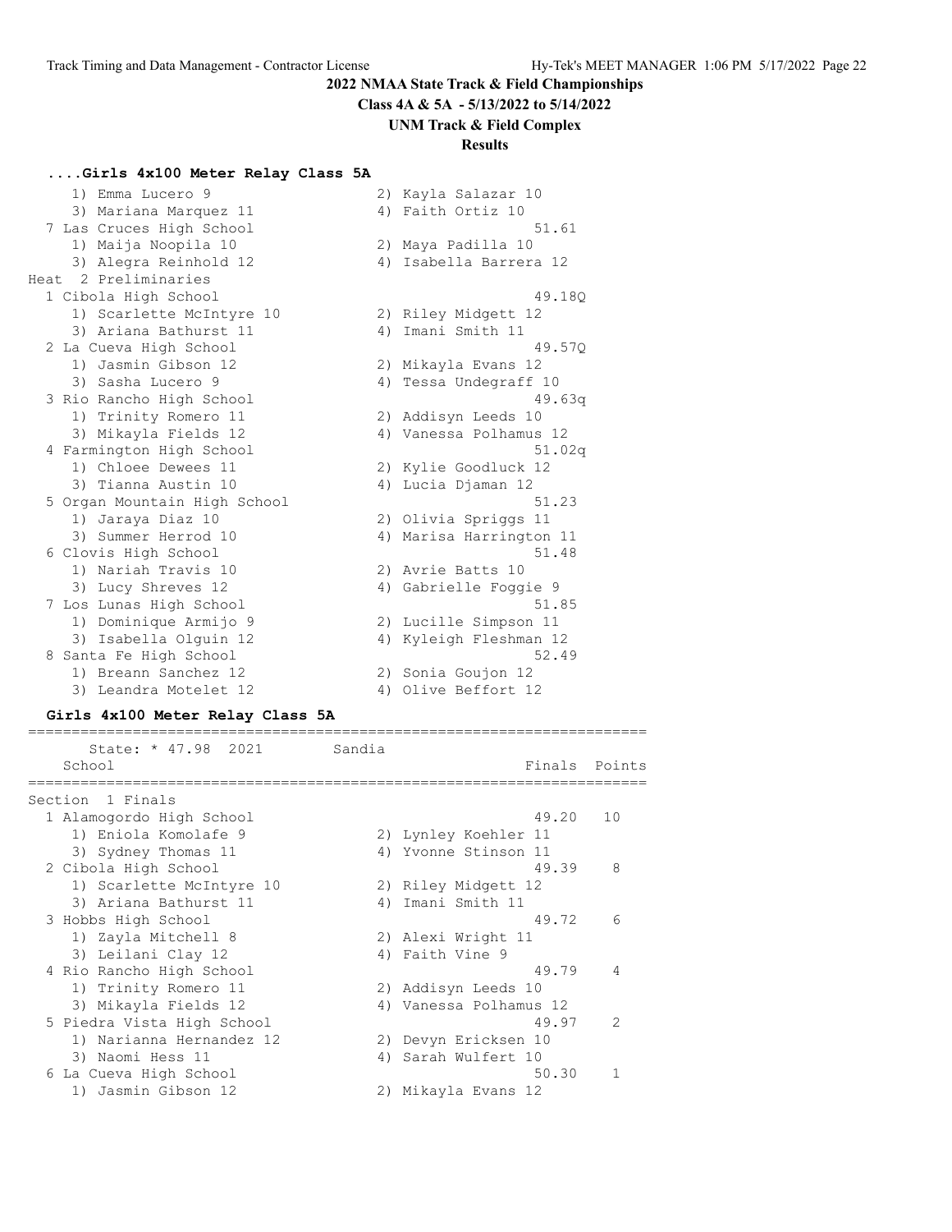# 2022 NMAA State Track & Field Championships

**Class 4A & 5A - 5/13/2022 to 5/14/2022**

**UNM Track & Field Complex**

**Results**

### ....Girls 4x100 Meter Relay Class 5A

```
    1) Emma Lucero 9                2) Kayla Salazar 10
    3) Mariana Marquez 11           4) Faith Ortiz 10
  7 Las Cruces High School                            51.61
    1) Maija Noopila 10             2) Maya Padilla 10
    3) Alegra Reinhold 12           4) Isabella Barrera 12
Heat  2 Preliminaries
  1 Cibola High School                                49.18Q
    1) Scarlette McIntyre 10        2) Riley Midgett 12
    3) Ariana Bathurst 11           4) Imani Smith 11
  2 La Cueva High School                              49.57Q
    1) Jasmin Gibson 12             2) Mikayla Evans 12
    3) Sasha Lucero 9               4) Tessa Undegraff 10
  3 Rio Rancho High School                            49.63q
    1) Trinity Romero 11            2) Addisyn Leeds 10
    3) Mikayla Fields 12            4) Vanessa Polhamus 12
  4 Farmington High School                            51.02q
    1) Chloee Dewees 11             2) Kylie Goodluck 12
    3) Tianna Austin 10             4) Lucia Djaman 12
  5 Organ Mountain High School                        51.23
    1) Jaraya Diaz 10               2) Olivia Spriggs 11
    3) Summer Herrod 10             4) Marisa Harrington 11
  6 Clovis High School                                51.48
    1) Nariah Travis 10             2) Avrie Batts 10
    3) Lucy Shreves 12              4) Gabrielle Foggie 9
  7 Los Lunas High School                             51.85
    1) Dominique Armijo 9           2) Lucille Simpson 11
    3) Isabella Olguin 12           4) Kyleigh Fleshman 12
  8 Santa Fe High School                              52.49
    1) Breann Sanchez 12            2) Sonia Goujon 12
    3) Leandra Motelet 12           4) Olive Beffort 12
```

### Girls 4x100 Meter Relay Class 5A

```
=======================================================================
      State: * 47.98  2021        Sandia
    School                                            Finals  Points
=======================================================================
Section  1 Finals
  1 Alamogordo High School                            49.20   10
    1) Eniola Komolafe 9            2) Lynley Koehler 11
    3) Sydney Thomas 11             4) Yvonne Stinson 11
  2 Cibola High School                                49.39    8
    1) Scarlette McIntyre 10        2) Riley Midgett 12
    3) Ariana Bathurst 11           4) Imani Smith 11
  3 Hobbs High School                                 49.72    6
    1) Zayla Mitchell 8             2) Alexi Wright 11
    3) Leilani Clay 12              4) Faith Vine 9
  4 Rio Rancho High School                            49.79    4
    1) Trinity Romero 11            2) Addisyn Leeds 10
    3) Mikayla Fields 12            4) Vanessa Polhamus 12
  5 Piedra Vista High School                          49.97    2
    1) Narianna Hernandez 12        2) Devyn Ericksen 10
    3) Naomi Hess 11                4) Sarah Wulfert 10
  6 La Cueva High School                              50.30    1
    1) Jasmin Gibson 12             2) Mikayla Evans 12
```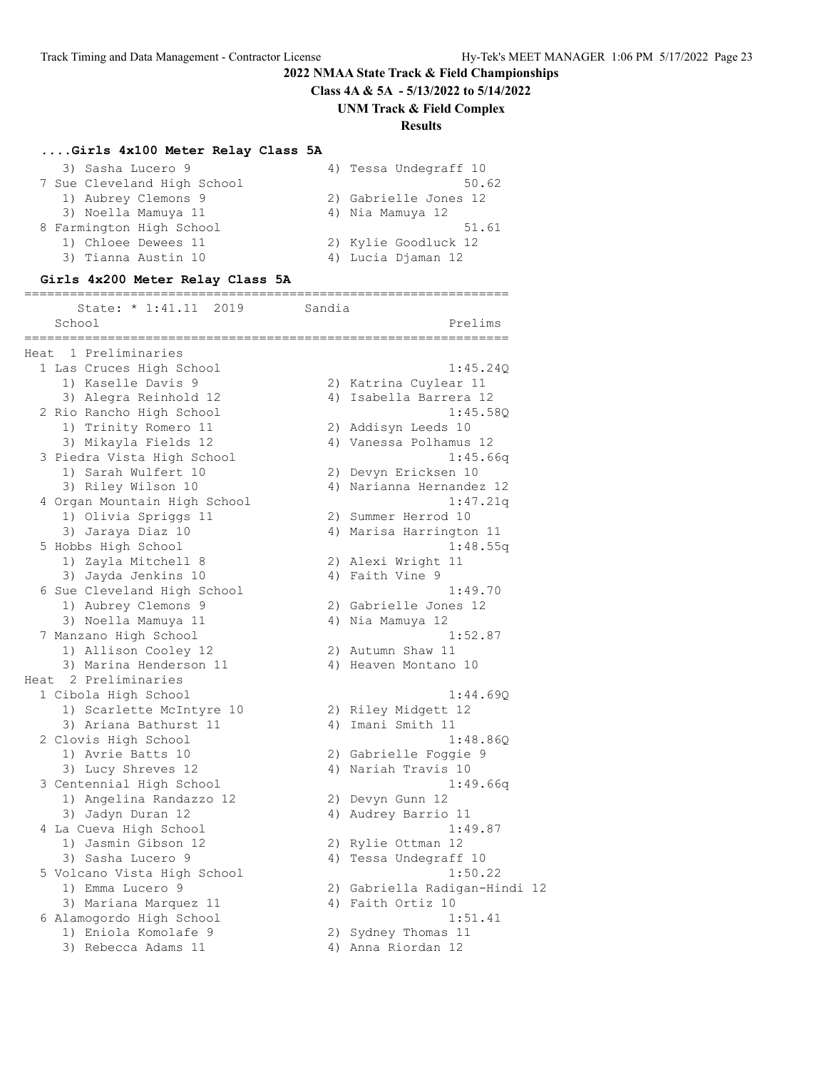## 2022 NMAA State Track & Field Championships

**Class 4A & 5A - 5/13/2022 to 5/14/2022**

**UNM Track & Field Complex**

**Results**

### ....Girls 4x100 Meter Relay Class 5A

```
    3) Sasha Lucero 9                 4) Tessa Undegraff 10
  7 Sue Cleveland High School                          50.62
    1) Aubrey Clemons 9               2) Gabrielle Jones 12
    3) Noella Mamuya 11               4) Nia Mamuya 12
  8 Farmington High School                             51.61
    1) Chloee Dewees 11               2) Kylie Goodluck 12
    3) Tianna Austin 10               4) Lucia Djaman 12
```

### Girls 4x200 Meter Relay Class 5A

```
================================================================
       State: * 1:41.11  2019       Sandia
    School                                             Prelims
================================================================
Heat  1 Preliminaries
  1 Las Cruces High School                           1:45.24Q
    1) Kaselle Davis 9                2) Katrina Cuylear 11
    3) Alegra Reinhold 12             4) Isabella Barrera 12
  2 Rio Rancho High School                           1:45.58Q
    1) Trinity Romero 11              2) Addisyn Leeds 10
    3) Mikayla Fields 12              4) Vanessa Polhamus 12
  3 Piedra Vista High School                         1:45.66q
    1) Sarah Wulfert 10               2) Devyn Ericksen 10
    3) Riley Wilson 10                4) Narianna Hernandez 12
  4 Organ Mountain High School                       1:47.21q
    1) Olivia Spriggs 11              2) Summer Herrod 10
    3) Jaraya Diaz 10                 4) Marisa Harrington 11
  5 Hobbs High School                                1:48.55q
    1) Zayla Mitchell 8               2) Alexi Wright 11
    3) Jayda Jenkins 10               4) Faith Vine 9
  6 Sue Cleveland High School                        1:49.70
    1) Aubrey Clemons 9               2) Gabrielle Jones 12
    3) Noella Mamuya 11               4) Nia Mamuya 12
  7 Manzano High School                              1:52.87
    1) Allison Cooley 12              2) Autumn Shaw 11
    3) Marina Henderson 11            4) Heaven Montano 10
Heat  2 Preliminaries
  1 Cibola High School                               1:44.69Q
    1) Scarlette McIntyre 10          2) Riley Midgett 12
    3) Ariana Bathurst 11             4) Imani Smith 11
  2 Clovis High School                               1:48.86Q
    1) Avrie Batts 10                 2) Gabrielle Foggie 9
    3) Lucy Shreves 12                4) Nariah Travis 10
  3 Centennial High School                           1:49.66q
    1) Angelina Randazzo 12           2) Devyn Gunn 12
    3) Jadyn Duran 12                 4) Audrey Barrio 11
  4 La Cueva High School                             1:49.87
    1) Jasmin Gibson 12               2) Rylie Ottman 12
    3) Sasha Lucero 9                 4) Tessa Undegraff 10
  5 Volcano Vista High School                        1:50.22
    1) Emma Lucero 9                  2) Gabriella Radigan-Hindi 12
    3) Mariana Marquez 11             4) Faith Ortiz 10
  6 Alamogordo High School                           1:51.41
    1) Eniola Komolafe 9              2) Sydney Thomas 11
    3) Rebecca Adams 11               4) Anna Riordan 12
```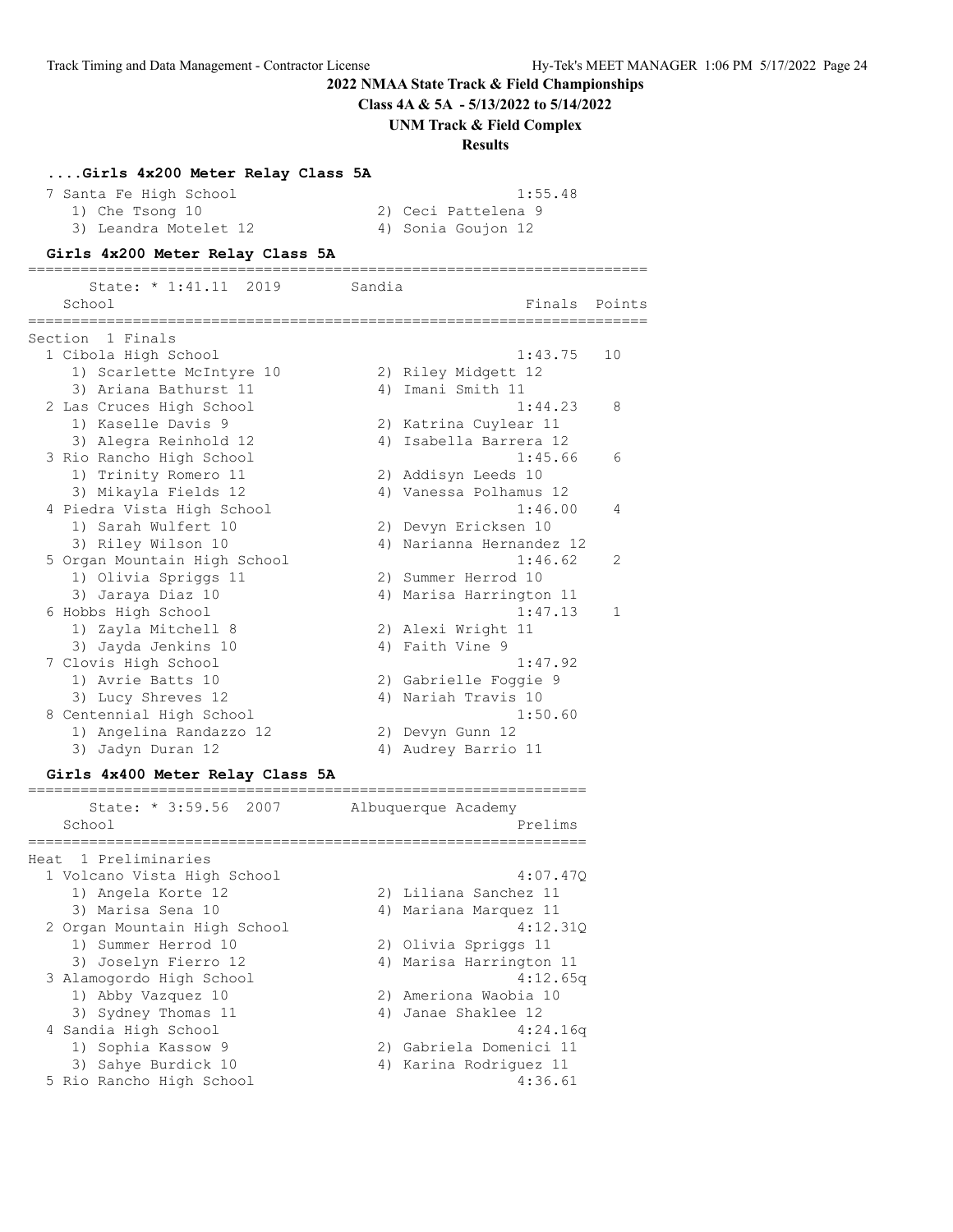## 2022 NMAA State Track & Field Championships

**Class 4A & 5A - 5/13/2022 to 5/14/2022**

**UNM Track & Field Complex**

**Results**

### ....Girls 4x200 Meter Relay Class 5A

| Place | School | Time |
|---|---|---|
| 7 | Santa Fe High School | 1:55.48 |
| | 1) Che Tsong 10; 2) Ceci Pattelena 9; 3) Leandra Motelet 12; 4) Sonia Goujon 12 | |

### Girls 4x200 Meter Relay Class 5A

State: * 1:41.11 2019 Sandia

Section 1 Finals

| Place | School | Finals | Points |
|---|---|---|---|
| 1 | Cibola High School | 1:43.75 | 10 |
| | 1) Scarlette McIntyre 10; 2) Riley Midgett 12; 3) Ariana Bathurst 11; 4) Imani Smith 11 | | |
| 2 | Las Cruces High School | 1:44.23 | 8 |
| | 1) Kaselle Davis 9; 2) Katrina Cuylear 11; 3) Alegra Reinhold 12; 4) Isabella Barrera 12 | | |
| 3 | Rio Rancho High School | 1:45.66 | 6 |
| | 1) Trinity Romero 11; 2) Addisyn Leeds 10; 3) Mikayla Fields 12; 4) Vanessa Polhamus 12 | | |
| 4 | Piedra Vista High School | 1:46.00 | 4 |
| | 1) Sarah Wulfert 10; 2) Devyn Ericksen 10; 3) Riley Wilson 10; 4) Narianna Hernandez 12 | | |
| 5 | Organ Mountain High School | 1:46.62 | 2 |
| | 1) Olivia Spriggs 11; 2) Summer Herrod 10; 3) Jaraya Diaz 10; 4) Marisa Harrington 11 | | |
| 6 | Hobbs High School | 1:47.13 | 1 |
| | 1) Zayla Mitchell 8; 2) Alexi Wright 11; 3) Jayda Jenkins 10; 4) Faith Vine 9 | | |
| 7 | Clovis High School | 1:47.92 | |
| | 1) Avrie Batts 10; 2) Gabrielle Foggie 9; 3) Lucy Shreves 12; 4) Nariah Travis 10 | | |
| 8 | Centennial High School | 1:50.60 | |
| | 1) Angelina Randazzo 12; 2) Devyn Gunn 12; 3) Jadyn Duran 12; 4) Audrey Barrio 11 | | |

### Girls 4x400 Meter Relay Class 5A

State: * 3:59.56 2007 Albuquerque Academy

Heat 1 Preliminaries

| Place | School | Prelims |
|---|---|---|
| 1 | Volcano Vista High School | 4:07.47Q |
| | 1) Angela Korte 12; 2) Liliana Sanchez 11; 3) Marisa Sena 10; 4) Mariana Marquez 11 | |
| 2 | Organ Mountain High School | 4:12.31Q |
| | 1) Summer Herrod 10; 2) Olivia Spriggs 11; 3) Joselyn Fierro 12; 4) Marisa Harrington 11 | |
| 3 | Alamogordo High School | 4:12.65q |
| | 1) Abby Vazquez 10; 2) Ameriona Waobia 10; 3) Sydney Thomas 11; 4) Janae Shaklee 12 | |
| 4 | Sandia High School | 4:24.16q |
| | 1) Sophia Kassow 9; 2) Gabriela Domenici 11; 3) Sahye Burdick 10; 4) Karina Rodriguez 11 | |
| 5 | Rio Rancho High School | 4:36.61 |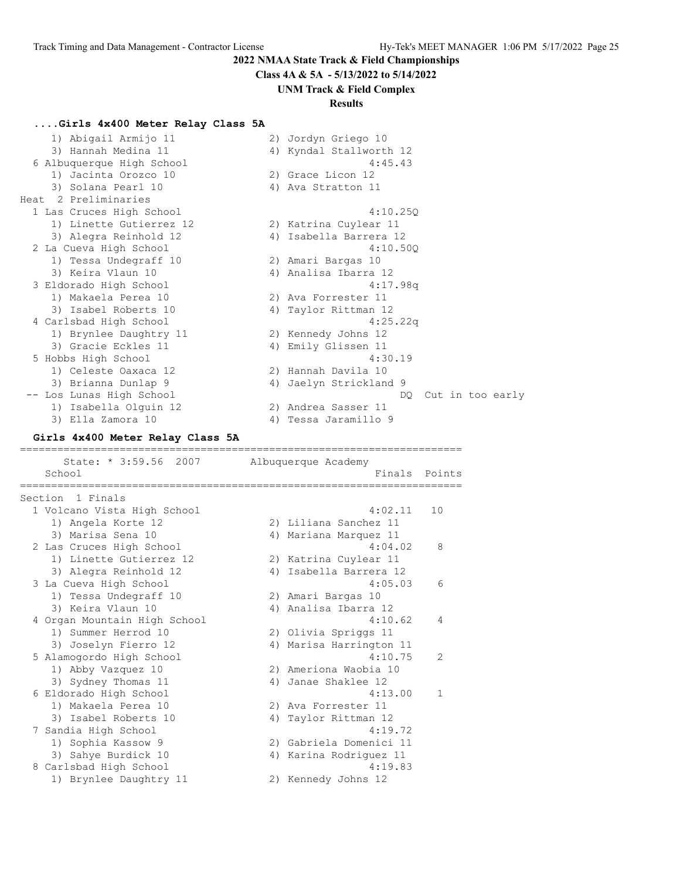2022 NMAA State Track & Field Championships

Class 4A & 5A - 5/13/2022 to 5/14/2022

UNM Track & Field Complex

Results

### ....Girls 4x400 Meter Relay Class 5A

```
    1) Abigail Armijo 11              2) Jordyn Griego 10
    3) Hannah Medina 11               4) Kyndal Stallworth 12
  6 Albuquerque High School                         4:45.43
    1) Jacinta Orozco 10              2) Grace Licon 12
    3) Solana Pearl 10                4) Ava Stratton 11
Heat  2 Preliminaries
  1 Las Cruces High School                          4:10.25Q
    1) Linette Gutierrez 12           2) Katrina Cuylear 11
    3) Alegra Reinhold 12             4) Isabella Barrera 12
  2 La Cueva High School                            4:10.50Q
    1) Tessa Undegraff 10             2) Amari Bargas 10
    3) Keira Vlaun 10                 4) Analisa Ibarra 12
  3 Eldorado High School                            4:17.98q
    1) Makaela Perea 10               2) Ava Forrester 11
    3) Isabel Roberts 10              4) Taylor Rittman 12
  4 Carlsbad High School                            4:25.22q
    1) Brynlee Daughtry 11            2) Kennedy Johns 12
    3) Gracie Eckles 11               4) Emily Glissen 11
  5 Hobbs High School                               4:30.19
    1) Celeste Oaxaca 12              2) Hannah Davila 10
    3) Brianna Dunlap 9               4) Jaelyn Strickland 9
 -- Los Lunas High School                              DQ  Cut in too early
    1) Isabella Olguin 12             2) Andrea Sasser 11
    3) Ella Zamora 10                 4) Tessa Jaramillo 9
```

### Girls 4x400 Meter Relay Class 5A

```
=====================================================================
      State: * 3:59.56  2007        Albuquerque Academy
    School                                            Finals  Points
=====================================================================
Section  1 Finals
  1 Volcano Vista High School                       4:02.11   10
    1) Angela Korte 12                2) Liliana Sanchez 11
    3) Marisa Sena 10                 4) Mariana Marquez 11
  2 Las Cruces High School                          4:04.02    8
    1) Linette Gutierrez 12           2) Katrina Cuylear 11
    3) Alegra Reinhold 12             4) Isabella Barrera 12
  3 La Cueva High School                            4:05.03    6
    1) Tessa Undegraff 10             2) Amari Bargas 10
    3) Keira Vlaun 10                 4) Analisa Ibarra 12
  4 Organ Mountain High School                      4:10.62    4
    1) Summer Herrod 10               2) Olivia Spriggs 11
    3) Joselyn Fierro 12              4) Marisa Harrington 11
  5 Alamogordo High School                          4:10.75    2
    1) Abby Vazquez 10                2) Ameriona Waobia 10
    3) Sydney Thomas 11               4) Janae Shaklee 12
  6 Eldorado High School                            4:13.00    1
    1) Makaela Perea 10               2) Ava Forrester 11
    3) Isabel Roberts 10              4) Taylor Rittman 12
  7 Sandia High School                              4:19.72
    1) Sophia Kassow 9                2) Gabriela Domenici 11
    3) Sahye Burdick 10               4) Karina Rodriguez 11
  8 Carlsbad High School                            4:19.83
    1) Brynlee Daughtry 11            2) Kennedy Johns 12
```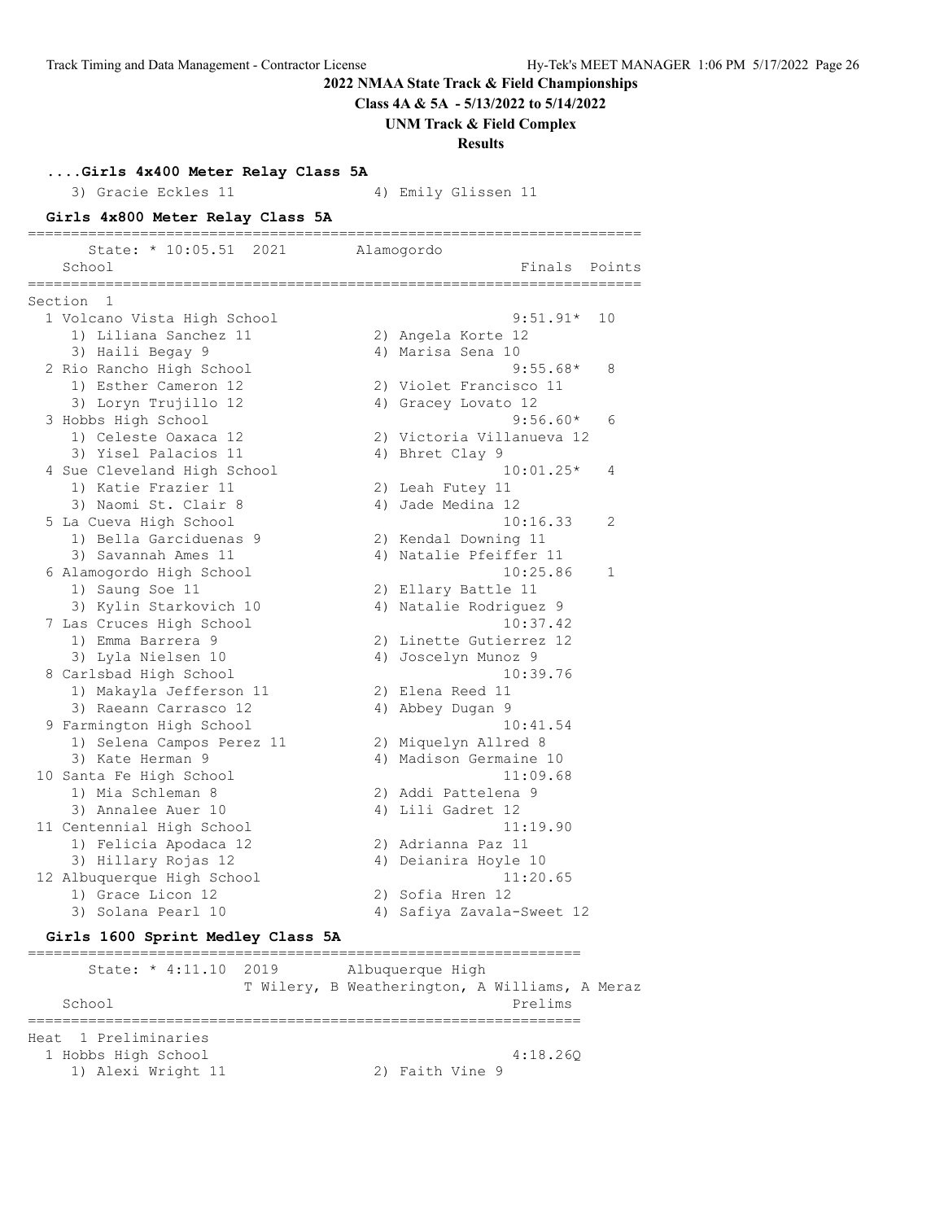2022 NMAA State Track & Field Championships

Class 4A & 5A - 5/13/2022 to 5/14/2022

UNM Track & Field Complex

Results

**....Girls 4x400 Meter Relay Class 5A**

```
    3) Gracie Eckles 11               4) Emily Glissen 11
```

**Girls 4x800 Meter Relay Class 5A**

```
=======================================================================
      State: * 10:05.51  2021       Alamogordo                         
    School                                            Finals  Points 
=======================================================================
Section  1 
  1 Volcano Vista High School                        9:51.91*  10   
     1) Liliana Sanchez 11             2) Angela Korte 12                
     3) Haili Begay 9                  4) Marisa Sena 10                 
  2 Rio Rancho High School                           9:55.68*   8   
     1) Esther Cameron 12              2) Violet Francisco 11            
     3) Loryn Trujillo 12              4) Gracey Lovato 12               
  3 Hobbs High School                                9:56.60*   6   
     1) Celeste Oaxaca 12              2) Victoria Villanueva 12         
     3) Yisel Palacios 11              4) Bhret Clay 9                   
  4 Sue Cleveland High School                       10:01.25*   4   
     1) Katie Frazier 11               2) Leah Futey 11                  
     3) Naomi St. Clair 8              4) Jade Medina 12                 
  5 La Cueva High School                            10:16.33    2   
     1) Bella Garciduenas 9            2) Kendal Downing 11              
     3) Savannah Ames 11               4) Natalie Pfeiffer 11            
  6 Alamogordo High School                          10:25.86    1   
     1) Saung Soe 11                   2) Ellary Battle 11               
     3) Kylin Starkovich 10            4) Natalie Rodriguez 9            
  7 Las Cruces High School                          10:37.42        
     1) Emma Barrera 9                 2) Linette Gutierrez 12           
     3) Lyla Nielsen 10                4) Joscelyn Munoz 9               
  8 Carlsbad High School                            10:39.76        
     1) Makayla Jefferson 11           2) Elena Reed 11                  
     3) Raeann Carrasco 12             4) Abbey Dugan 9                  
  9 Farmington High School                          10:41.54        
     1) Selena Campos Perez 11         2) Miquelyn Allred 8              
     3) Kate Herman 9                  4) Madison Germaine 10            
 10 Santa Fe High School                            11:09.68        
     1) Mia Schleman 8                 2) Addi Pattelena 9               
     3) Annalee Auer 10                4) Lili Gadret 12                 
 11 Centennial High School                          11:19.90        
     1) Felicia Apodaca 12             2) Adrianna Paz 11                
     3) Hillary Rojas 12               4) Deianira Hoyle 10              
 12 Albuquerque High School                         11:20.65        
     1) Grace Licon 12                 2) Sofia Hren 12                  
     3) Solana Pearl 10                4) Safiya Zavala-Sweet 12         
```

**Girls 1600 Sprint Medley Class 5A**

```
================================================================
      State: * 4:11.10  2019        Albuquerque High            
                     T Wilery, B Weatherington, A Williams, A Meraz
    School                                           Prelims 
================================================================
Heat  1 Preliminaries
  1 Hobbs High School                                4:18.26Q 
     1) Alexi Wright 11                2) Faith Vine 9                   
```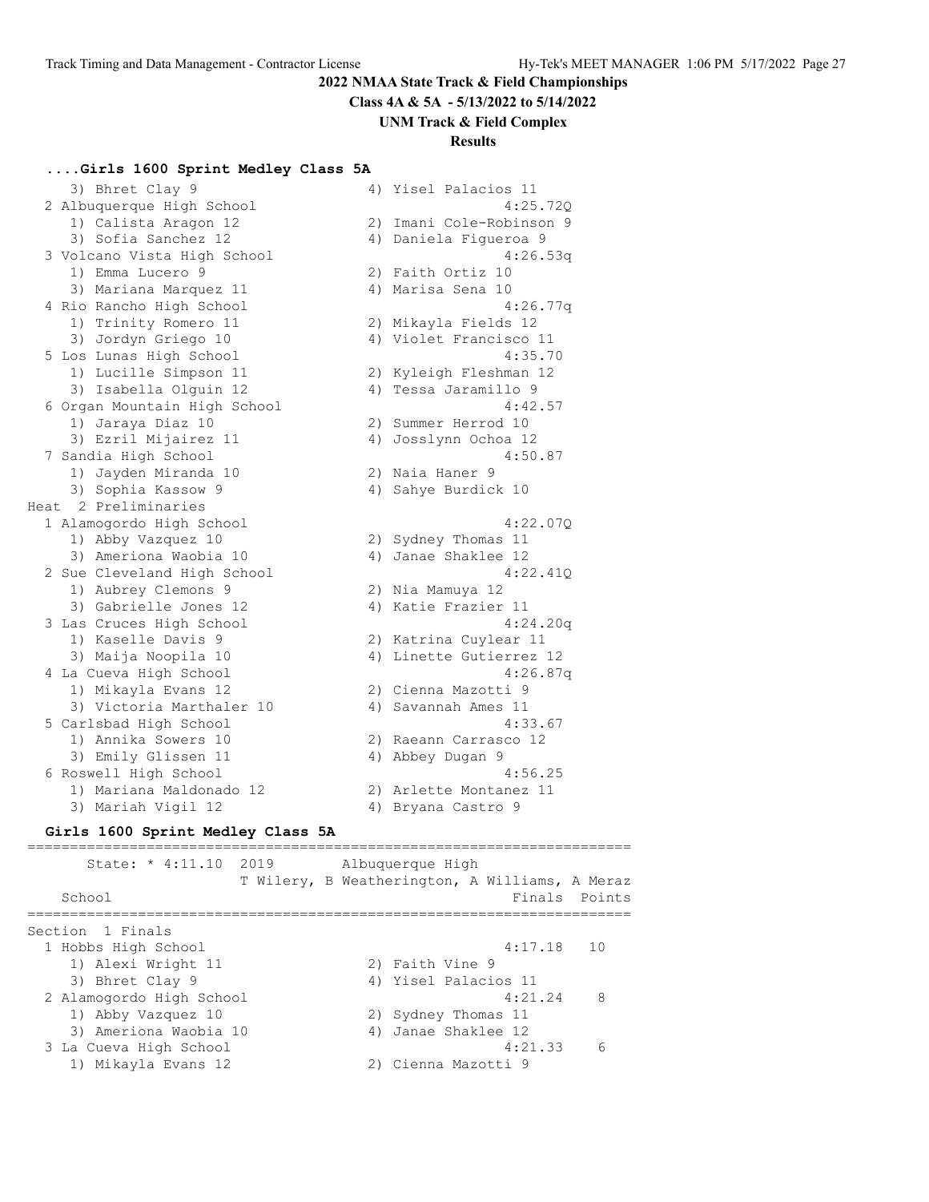## 2022 NMAA State Track & Field Championships

**Class 4A & 5A - 5/13/2022 to 5/14/2022**

**UNM Track & Field Complex**

**Results**

### ....Girls 1600 Sprint Medley Class 5A

```
    3) Bhret Clay 9                   4) Yisel Palacios 11
  2 Albuquerque High School                        4:25.72Q
    1) Calista Aragon 12              2) Imani Cole-Robinson 9
    3) Sofia Sanchez 12               4) Daniela Figueroa 9
  3 Volcano Vista High School                      4:26.53q
    1) Emma Lucero 9                  2) Faith Ortiz 10
    3) Mariana Marquez 11             4) Marisa Sena 10
  4 Rio Rancho High School                         4:26.77q
    1) Trinity Romero 11              2) Mikayla Fields 12
    3) Jordyn Griego 10               4) Violet Francisco 11
  5 Los Lunas High School                          4:35.70
    1) Lucille Simpson 11             2) Kyleigh Fleshman 12
    3) Isabella Olguin 12             4) Tessa Jaramillo 9
  6 Organ Mountain High School                     4:42.57
    1) Jaraya Diaz 10                 2) Summer Herrod 10
    3) Ezril Mijairez 11              4) Josslynn Ochoa 12
  7 Sandia High School                             4:50.87
    1) Jayden Miranda 10              2) Naia Haner 9
    3) Sophia Kassow 9                4) Sahye Burdick 10
Heat  2 Preliminaries
  1 Alamogordo High School                         4:22.07Q
    1) Abby Vazquez 10                2) Sydney Thomas 11
    3) Ameriona Waobia 10             4) Janae Shaklee 12
  2 Sue Cleveland High School                      4:22.41Q
    1) Aubrey Clemons 9               2) Nia Mamuya 12
    3) Gabrielle Jones 12             4) Katie Frazier 11
  3 Las Cruces High School                         4:24.20q
    1) Kaselle Davis 9                2) Katrina Cuylear 11
    3) Maija Noopila 10               4) Linette Gutierrez 12
  4 La Cueva High School                           4:26.87q
    1) Mikayla Evans 12               2) Cienna Mazotti 9
    3) Victoria Marthaler 10          4) Savannah Ames 11
  5 Carlsbad High School                           4:33.67
    1) Annika Sowers 10               2) Raeann Carrasco 12
    3) Emily Glissen 11               4) Abbey Dugan 9
  6 Roswell High School                            4:56.25
    1) Mariana Maldonado 12           2) Arlette Montanez 11
    3) Mariah Vigil 12                4) Bryana Castro 9
```

### Girls 1600 Sprint Medley Class 5A

```
=======================================================================
       State: * 4:11.10  2019       Albuquerque High
                     T Wilery, B Weatherington, A Williams, A Meraz
    School                                            Finals  Points
=======================================================================
Section  1 Finals
  1 Hobbs High School                              4:17.18   10
    1) Alexi Wright 11                2) Faith Vine 9
    3) Bhret Clay 9                   4) Yisel Palacios 11
  2 Alamogordo High School                         4:21.24    8
    1) Abby Vazquez 10                2) Sydney Thomas 11
    3) Ameriona Waobia 10             4) Janae Shaklee 12
  3 La Cueva High School                           4:21.33    6
    1) Mikayla Evans 12               2) Cienna Mazotti 9
```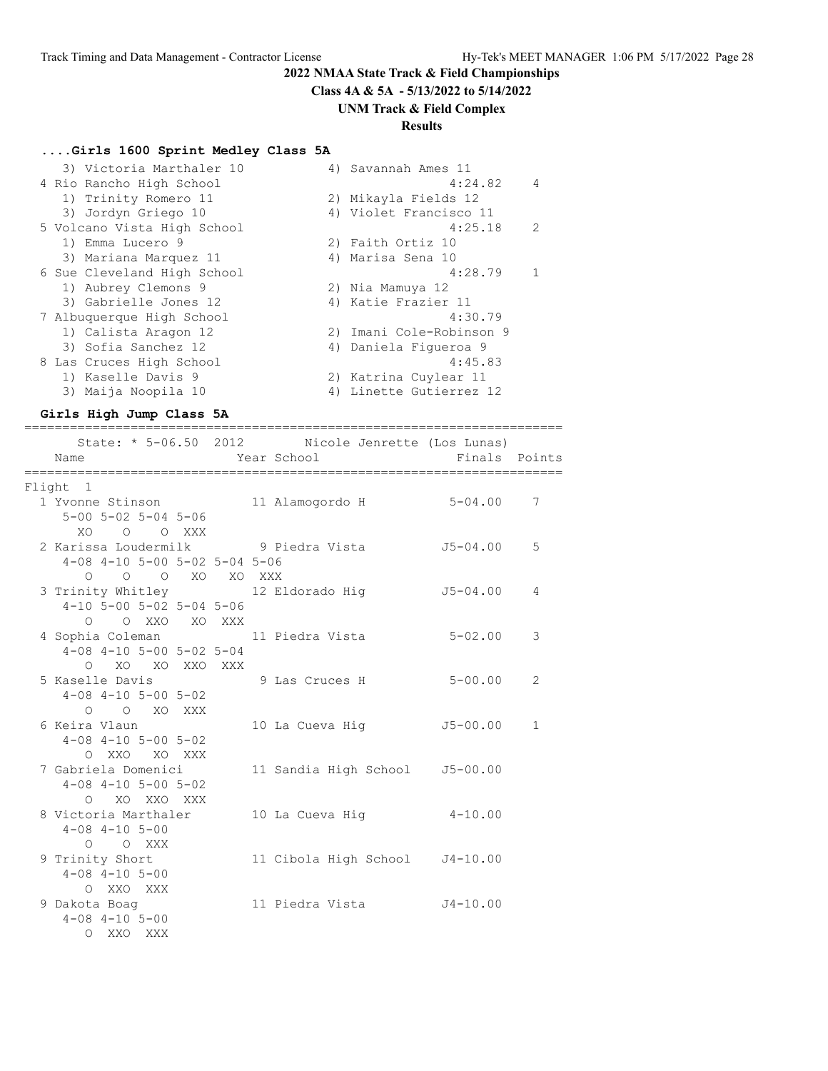# 2022 NMAA State Track & Field Championships

**Class 4A & 5A - 5/13/2022 to 5/14/2022**

**UNM Track & Field Complex**

**Results**

### ....Girls 1600 Sprint Medley Class 5A

```
    3) Victoria Marthaler 10          4) Savannah Ames 11
  4 Rio Rancho High School                             4:24.82    4
    1) Trinity Romero 11              2) Mikayla Fields 12
    3) Jordyn Griego 10               4) Violet Francisco 11
  5 Volcano Vista High School                          4:25.18    2
    1) Emma Lucero 9                  2) Faith Ortiz 10
    3) Mariana Marquez 11             4) Marisa Sena 10
  6 Sue Cleveland High School                          4:28.79    1
    1) Aubrey Clemons 9               2) Nia Mamuya 12
    3) Gabrielle Jones 12             4) Katie Frazier 11
  7 Albuquerque High School                            4:30.79
    1) Calista Aragon 12              2) Imani Cole-Robinson 9
    3) Sofia Sanchez 12               4) Daniela Figueroa 9
  8 Las Cruces High School                             4:45.83
    1) Kaselle Davis 9                2) Katrina Cuylear 11
    3) Maija Noopila 10               4) Linette Gutierrez 12
```

### Girls High Jump Class 5A

```
=======================================================================
      State: * 5-06.50  2012       Nicole Jenrette (Los Lunas)
    Name                    Year School                Finals  Points
=======================================================================
Flight  1
  1 Yvonne Stinson          11 Alamogordo H          5-04.00    7
      5-00 5-02 5-04 5-06
        XO    O    O XXX
  2 Karissa Loudermilk       9 Piedra Vista         J5-04.00    5
      4-08 4-10 5-00 5-02 5-04 5-06
         O    O    O   XO   XO  XXX
  3 Trinity Whitley         12 Eldorado Hig         J5-04.00    4
      4-10 5-00 5-02 5-04 5-06
         O    O  XXO   XO  XXX
  4 Sophia Coleman          11 Piedra Vista          5-02.00    3
      4-08 4-10 5-00 5-02 5-04
         O   XO   XO  XXO  XXX
  5 Kaselle Davis            9 Las Cruces H          5-00.00    2
      4-08 4-10 5-00 5-02
         O    O   XO  XXX
  6 Keira Vlaun             10 La Cueva Hig         J5-00.00    1
      4-08 4-10 5-00 5-02
         O  XXO   XO  XXX
  7 Gabriela Domenici       11 Sandia High School   J5-00.00
      4-08 4-10 5-00 5-02
         O   XO  XXO  XXX
  8 Victoria Marthaler      10 La Cueva Hig          4-10.00
      4-08 4-10 5-00
         O    O  XXX
  9 Trinity Short           11 Cibola High School   J4-10.00
      4-08 4-10 5-00
         O  XXO  XXX
  9 Dakota Boag             11 Piedra Vista         J4-10.00
      4-08 4-10 5-00
         O  XXO  XXX
```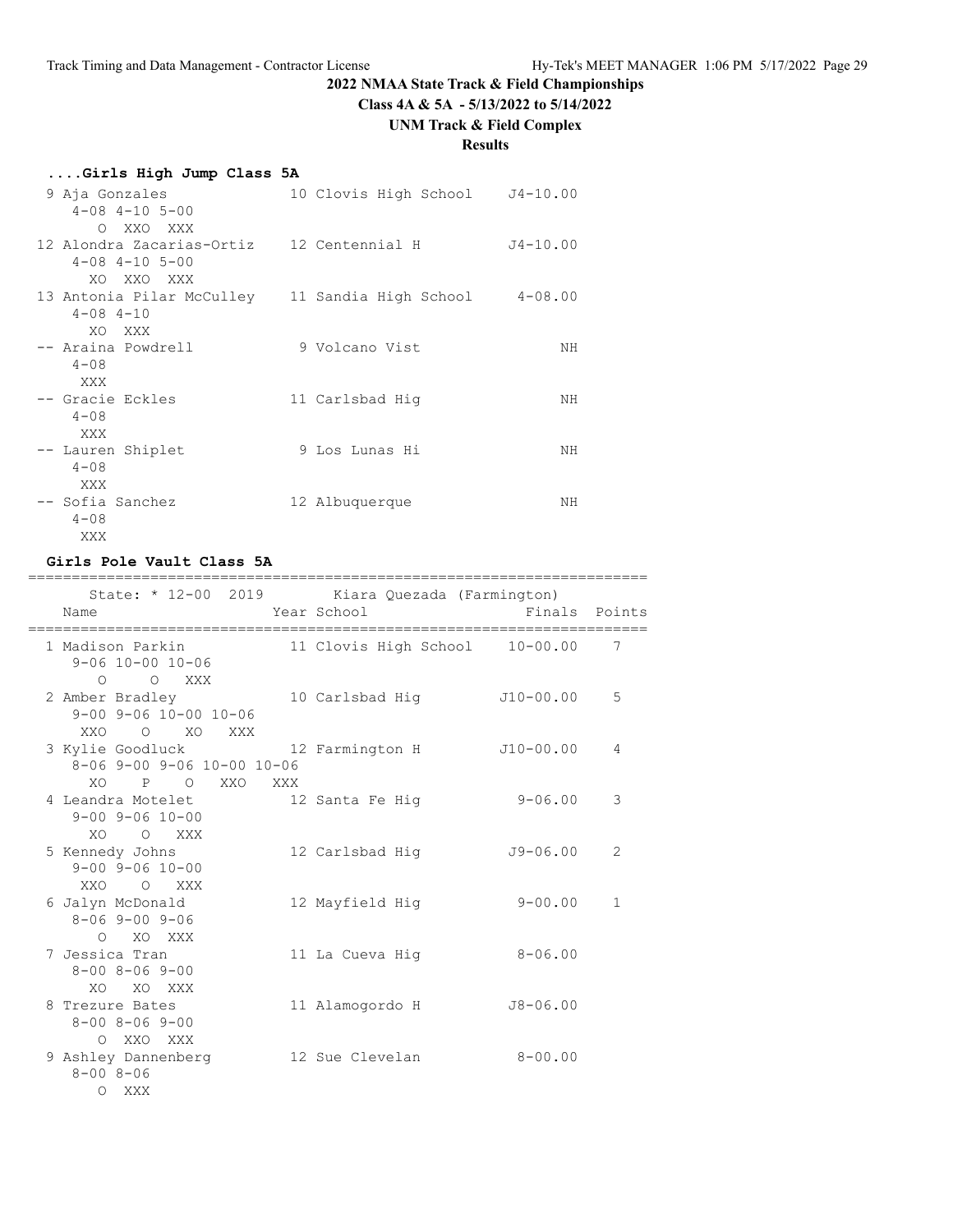## 2022 NMAA State Track & Field Championships

**Class 4A & 5A - 5/13/2022 to 5/14/2022**

**UNM Track & Field Complex**

**Results**

### ....Girls High Jump Class 5A

| Place | Name | Year | School | Finals |
|---|---|---|---|---|
| 9 | Aja Gonzales | 10 | Clovis High School | J4-10.00 |
| | 4-08 4-10 5-00 | | | |
| | O XXO XXX | | | |
| 12 | Alondra Zacarias-Ortiz | 12 | Centennial H | J4-10.00 |
| | 4-08 4-10 5-00 | | | |
| | XO XXO XXX | | | |
| 13 | Antonia Pilar McCulley | 11 | Sandia High School | 4-08.00 |
| | 4-08 4-10 | | | |
| | XO XXX | | | |
| -- | Araina Powdrell | 9 | Volcano Vist | NH |
| | 4-08 | | | |
| | XXX | | | |
| -- | Gracie Eckles | 11 | Carlsbad Hig | NH |
| | 4-08 | | | |
| | XXX | | | |
| -- | Lauren Shiplet | 9 | Los Lunas Hi | NH |
| | 4-08 | | | |
| | XXX | | | |
| -- | Sofia Sanchez | 12 | Albuquerque | NH |
| | 4-08 | | | |
| | XXX | | | |

### Girls Pole Vault Class 5A

State: * 12-00 2019 Kiara Quezada (Farmington)

| Place | Name | Year | School | Finals | Points |
|---|---|---|---|---|---|
| 1 | Madison Parkin | 11 | Clovis High School | 10-00.00 | 7 |
| | 9-06 10-00 10-06 | | | | |
| | O O XXX | | | | |
| 2 | Amber Bradley | 10 | Carlsbad Hig | J10-00.00 | 5 |
| | 9-00 9-06 10-00 10-06 | | | | |
| | XXO O XO XXX | | | | |
| 3 | Kylie Goodluck | 12 | Farmington H | J10-00.00 | 4 |
| | 8-06 9-00 9-06 10-00 10-06 | | | | |
| | XO P O XXO XXX | | | | |
| 4 | Leandra Motelet | 12 | Santa Fe Hig | 9-06.00 | 3 |
| | 9-00 9-06 10-00 | | | | |
| | XO O XXX | | | | |
| 5 | Kennedy Johns | 12 | Carlsbad Hig | J9-06.00 | 2 |
| | 9-00 9-06 10-00 | | | | |
| | XXO O XXX | | | | |
| 6 | Jalyn McDonald | 12 | Mayfield Hig | 9-00.00 | 1 |
| | 8-06 9-00 9-06 | | | | |
| | O XO XXX | | | | |
| 7 | Jessica Tran | 11 | La Cueva Hig | 8-06.00 | |
| | 8-00 8-06 9-00 | | | | |
| | XO XO XXX | | | | |
| 8 | Trezure Bates | 11 | Alamogordo H | J8-06.00 | |
| | 8-00 8-06 9-00 | | | | |
| | O XXO XXX | | | | |
| 9 | Ashley Dannenberg | 12 | Sue Clevelan | 8-00.00 | |
| | 8-00 8-06 | | | | |
| | O XXX | | | | |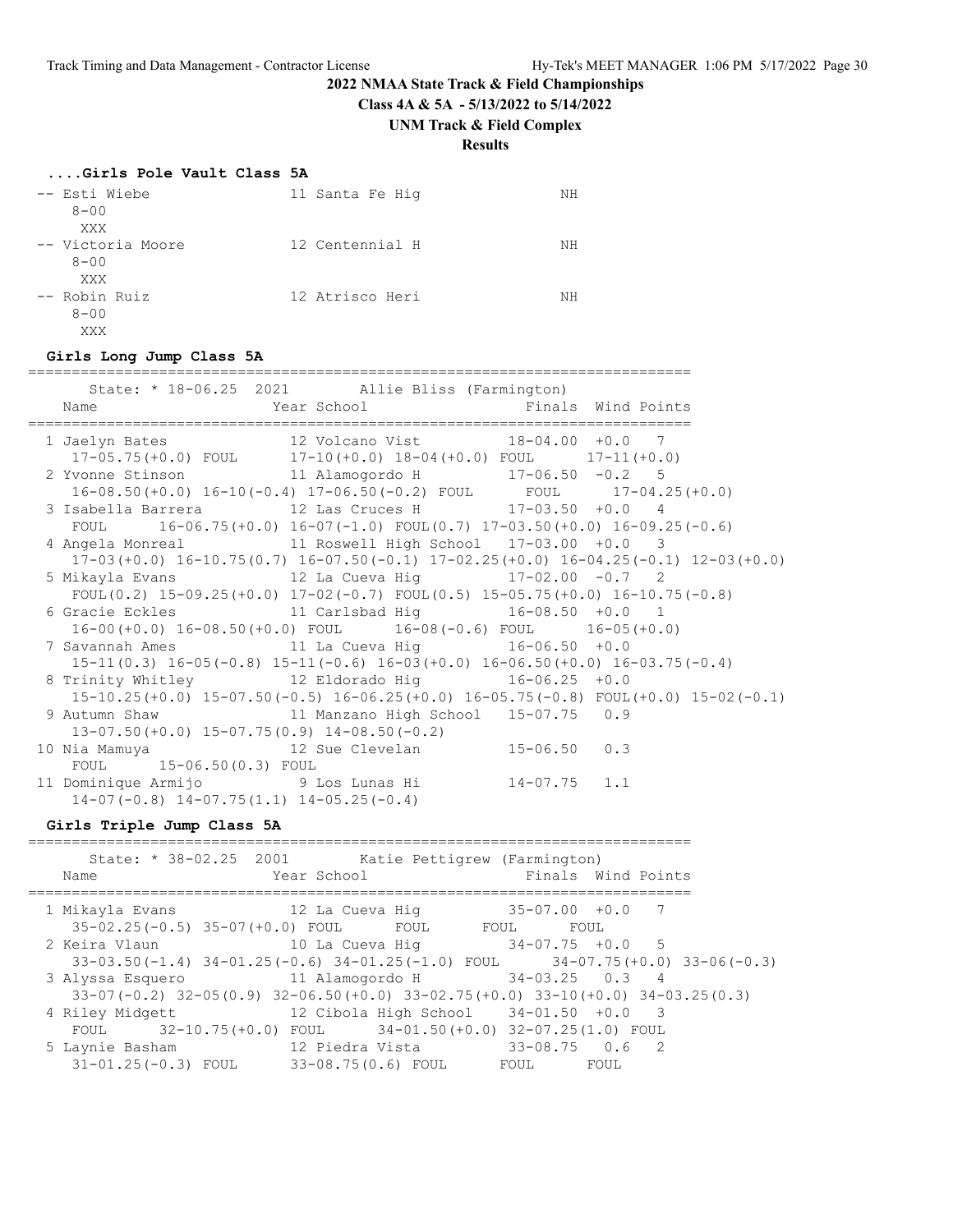## 2022 NMAA State Track & Field Championships

**Class 4A & 5A - 5/13/2022 to 5/14/2022**

**UNM Track & Field Complex**

**Results**

### ....Girls Pole Vault Class 5A

```
 -- Esti Wiebe                11 Santa Fe Hig                NH
     8-00
      XXX
 -- Victoria Moore            12 Centennial H                NH
     8-00
      XXX
 -- Robin Ruiz                12 Atrisco Heri                NH
     8-00
      XXX
```

### Girls Long Jump Class 5A

```
==========================================================================
       State: * 18-06.25  2021        Allie Bliss (Farmington)
   Name                    Year School                Finals  Wind Points
==========================================================================
  1 Jaelyn Bates            12 Volcano Vist          18-04.00  +0.0   7
     17-05.75(+0.0) FOUL      17-10(+0.0) 18-04(+0.0) FOUL      17-11(+0.0)
  2 Yvonne Stinson          11 Alamogordo H          17-06.50  -0.2   5
     16-08.50(+0.0) 16-10(-0.4) 17-06.50(-0.2) FOUL      FOUL      17-04.25(+0.0)
  3 Isabella Barrera        12 Las Cruces H          17-03.50  +0.0   4
     FOUL      16-06.75(+0.0) 16-07(-1.0) FOUL(0.7) 17-03.50(+0.0) 16-09.25(-0.6)
  4 Angela Monreal          11 Roswell High School   17-03.00  +0.0   3
     17-03(+0.0) 16-10.75(0.7) 16-07.50(-0.1) 17-02.25(+0.0) 16-04.25(-0.1) 12-03(+0.0)
  5 Mikayla Evans           12 La Cueva Hig          17-02.00  -0.7   2
     FOUL(0.2) 15-09.25(+0.0) 17-02(-0.7) FOUL(0.5) 15-05.75(+0.0) 16-10.75(-0.8)
  6 Gracie Eckles           11 Carlsbad Hig          16-08.50  +0.0   1
     16-00(+0.0) 16-08.50(+0.0) FOUL      16-08(-0.6) FOUL      16-05(+0.0)
  7 Savannah Ames           11 La Cueva Hig          16-06.50  +0.0
     15-11(0.3) 16-05(-0.8) 15-11(-0.6) 16-03(+0.0) 16-06.50(+0.0) 16-03.75(-0.4)
  8 Trinity Whitley         12 Eldorado Hig          16-06.25  +0.0
     15-10.25(+0.0) 15-07.50(-0.5) 16-06.25(+0.0) 16-05.75(-0.8) FOUL(+0.0) 15-02(-0.1)
  9 Autumn Shaw             11 Manzano High School   15-07.75   0.9
     13-07.50(+0.0) 15-07.75(0.9) 14-08.50(-0.2)
 10 Nia Mamuya              12 Sue Clevelan          15-06.50   0.3
     FOUL      15-06.50(0.3) FOUL
 11 Dominique Armijo         9 Los Lunas Hi          14-07.75   1.1
     14-07(-0.8) 14-07.75(1.1) 14-05.25(-0.4)
```

### Girls Triple Jump Class 5A

```
==========================================================================
       State: * 38-02.25  2001        Katie Pettigrew (Farmington)
   Name                    Year School                Finals  Wind Points
==========================================================================
  1 Mikayla Evans           12 La Cueva Hig          35-07.00  +0.0   7
     35-02.25(-0.5) 35-07(+0.0) FOUL      FOUL      FOUL      FOUL
  2 Keira Vlaun             10 La Cueva Hig          34-07.75  +0.0   5
     33-03.50(-1.4) 34-01.25(-0.6) 34-01.25(-1.0) FOUL      34-07.75(+0.0) 33-06(-0.3)
  3 Alyssa Esquero          11 Alamogordo H          34-03.25   0.3   4
     33-07(-0.2) 32-05(0.9) 32-06.50(+0.0) 33-02.75(+0.0) 33-10(+0.0) 34-03.25(0.3)
  4 Riley Midgett           12 Cibola High School    34-01.50  +0.0   3
     FOUL      32-10.75(+0.0) FOUL      34-01.50(+0.0) 32-07.25(1.0) FOUL
  5 Laynie Basham           12 Piedra Vista          33-08.75   0.6   2
     31-01.25(-0.3) FOUL      33-08.75(0.6) FOUL      FOUL      FOUL
```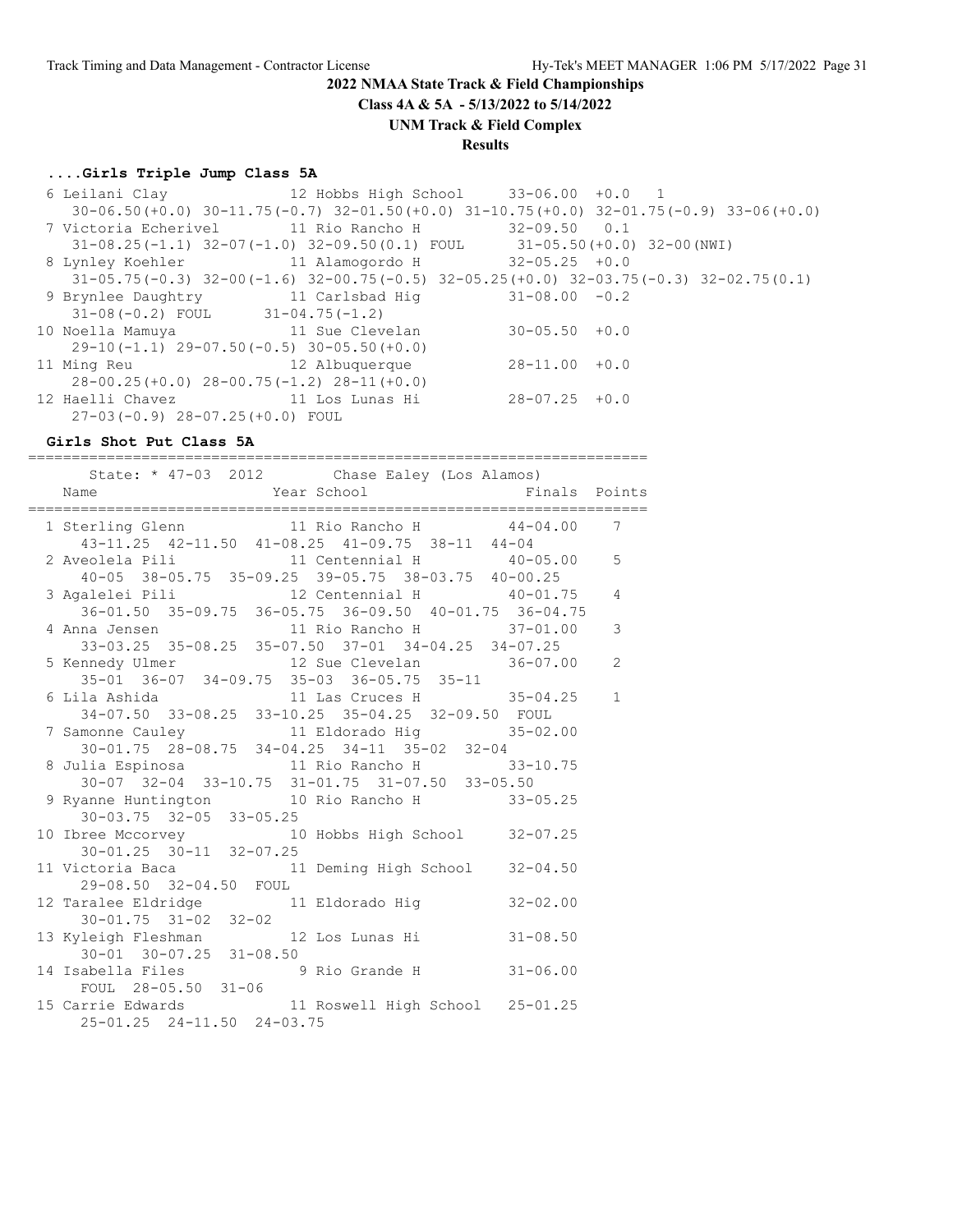# 2022 NMAA State Track & Field Championships

**Class 4A & 5A - 5/13/2022 to 5/14/2022**

**UNM Track & Field Complex**

**Results**

### ....Girls Triple Jump Class 5A

```
  6 Leilani Clay            12 Hobbs High School     33-06.00  +0.0   1
     30-06.50(+0.0) 30-11.75(-0.7) 32-01.50(+0.0) 31-10.75(+0.0) 32-01.75(-0.9) 33-06(+0.0)
  7 Victoria Echerivel       11 Rio Rancho H          32-09.50   0.1
     31-08.25(-1.1) 32-07(-1.0) 32-09.50(0.1) FOUL      31-05.50(+0.0) 32-00(NWI)
  8 Lynley Koehler           11 Alamogordo H          32-05.25  +0.0
     31-05.75(-0.3) 32-00(-1.6) 32-00.75(-0.5) 32-05.25(+0.0) 32-03.75(-0.3) 32-02.75(0.1)
  9 Brynlee Daughtry         11 Carlsbad Hig          31-08.00  -0.2
     31-08(-0.2) FOUL      31-04.75(-1.2)
 10 Noella Mamuya            11 Sue Clevelan          30-05.50  +0.0
     29-10(-1.1) 29-07.50(-0.5) 30-05.50(+0.0)
 11 Ming Reu                 12 Albuquerque           28-11.00  +0.0
     28-00.25(+0.0) 28-00.75(-1.2) 28-11(+0.0)
 12 Haelli Chavez            11 Los Lunas Hi          28-07.25  +0.0
     27-03(-0.9) 28-07.25(+0.0) FOUL
```

### Girls Shot Put Class 5A

```
=======================================================================
      State: * 47-03  2012        Chase Ealey (Los Alamos)
    Name                    Year School                 Finals  Points
=======================================================================
  1 Sterling Glenn           11 Rio Rancho H          44-04.00    7
     43-11.25  42-11.50  41-08.25  41-09.75  38-11  44-04
  2 Aveolela Pili            11 Centennial H          40-05.00    5
     40-05  38-05.75  35-09.25  39-05.75  38-03.75  40-00.25
  3 Agalelei Pili            12 Centennial H          40-01.75    4
     36-01.50  35-09.75  36-05.75  36-09.50  40-01.75  36-04.75
  4 Anna Jensen              11 Rio Rancho H          37-01.00    3
     33-03.25  35-08.25  35-07.50  37-01  34-04.25  34-07.25
  5 Kennedy Ulmer            12 Sue Clevelan          36-07.00    2
     35-01  36-07  34-09.75  35-03  36-05.75  35-11
  6 Lila Ashida              11 Las Cruces H          35-04.25    1
     34-07.50  33-08.25  33-10.25  35-04.25  32-09.50  FOUL
  7 Samonne Cauley           11 Eldorado Hig          35-02.00
     30-01.75  28-08.75  34-04.25  34-11  35-02  32-04
  8 Julia Espinosa           11 Rio Rancho H          33-10.75
     30-07  32-04  33-10.75  31-01.75  31-07.50  33-05.50
  9 Ryanne Huntington        10 Rio Rancho H          33-05.25
     30-03.75  32-05  33-05.25
 10 Ibree Mccorvey           10 Hobbs High School     32-07.25
     30-01.25  30-11  32-07.25
 11 Victoria Baca            11 Deming High School    32-04.50
     29-08.50  32-04.50  FOUL
 12 Taralee Eldridge         11 Eldorado Hig          32-02.00
     30-01.75  31-02  32-02
 13 Kyleigh Fleshman         12 Los Lunas Hi          31-08.50
     30-01  30-07.25  31-08.50
 14 Isabella Files            9 Rio Grande H          31-06.00
     FOUL  28-05.50  31-06
 15 Carrie Edwards           11 Roswell High School   25-01.25
     25-01.25  24-11.50  24-03.75
```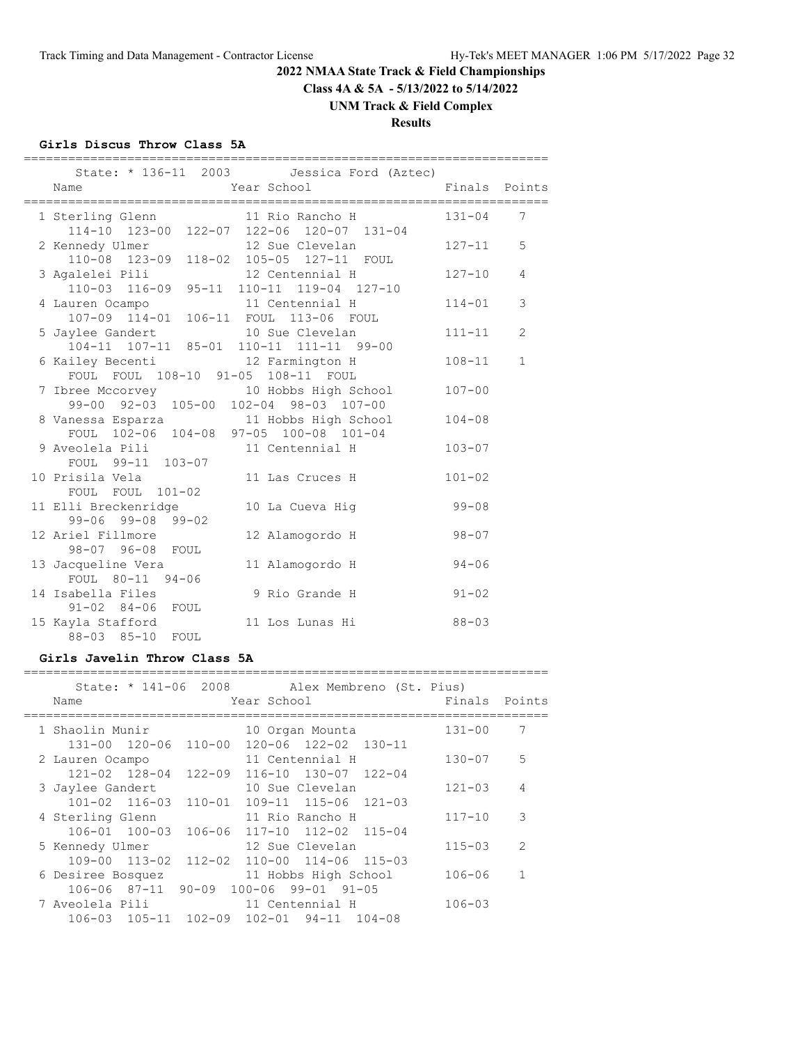**2022 NMAA State Track & Field Championships**

**Class 4A & 5A - 5/13/2022 to 5/14/2022**

**UNM Track & Field Complex**

**Results**

### Girls Discus Throw Class 5A

State: * 136-11 2003 Jessica Ford (Aztec)

| Place | Name | Year | School | Finals | Points |
|---|---|---|---|---|---|
| 1 | Sterling Glenn | 11 | Rio Rancho H | 131-04 | 7 |
| | 114-10 123-00 122-07 122-06 120-07 131-04 | | | | |
| 2 | Kennedy Ulmer | 12 | Sue Clevelan | 127-11 | 5 |
| | 110-08 123-09 118-02 105-05 127-11 FOUL | | | | |
| 3 | Agalelei Pili | 12 | Centennial H | 127-10 | 4 |
| | 110-03 116-09 95-11 110-11 119-04 127-10 | | | | |
| 4 | Lauren Ocampo | 11 | Centennial H | 114-01 | 3 |
| | 107-09 114-01 106-11 FOUL 113-06 FOUL | | | | |
| 5 | Jaylee Gandert | 10 | Sue Clevelan | 111-11 | 2 |
| | 104-11 107-11 85-01 110-11 111-11 99-00 | | | | |
| 6 | Kailey Becenti | 12 | Farmington H | 108-11 | 1 |
| | FOUL FOUL 108-10 91-05 108-11 FOUL | | | | |
| 7 | Ibree Mccorvey | 10 | Hobbs High School | 107-00 | |
| | 99-00 92-03 105-00 102-04 98-03 107-00 | | | | |
| 8 | Vanessa Esparza | 11 | Hobbs High School | 104-08 | |
| | FOUL 102-06 104-08 97-05 100-08 101-04 | | | | |
| 9 | Aveolela Pili | 11 | Centennial H | 103-07 | |
| | FOUL 99-11 103-07 | | | | |
| 10 | Prisila Vela | 11 | Las Cruces H | 101-02 | |
| | FOUL FOUL 101-02 | | | | |
| 11 | Elli Breckenridge | 10 | La Cueva Hig | 99-08 | |
| | 99-06 99-08 99-02 | | | | |
| 12 | Ariel Fillmore | 12 | Alamogordo H | 98-07 | |
| | 98-07 96-08 FOUL | | | | |
| 13 | Jacqueline Vera | 11 | Alamogordo H | 94-06 | |
| | FOUL 80-11 94-06 | | | | |
| 14 | Isabella Files | 9 | Rio Grande H | 91-02 | |
| | 91-02 84-06 FOUL | | | | |
| 15 | Kayla Stafford | 11 | Los Lunas Hi | 88-03 | |
| | 88-03 85-10 FOUL | | | | |

### Girls Javelin Throw Class 5A

State: * 141-06 2008 Alex Membreno (St. Pius)

| Place | Name | Year | School | Finals | Points |
|---|---|---|---|---|---|
| 1 | Shaolin Munir | 10 | Organ Mounta | 131-00 | 7 |
| | 131-00 120-06 110-00 120-06 122-02 130-11 | | | | |
| 2 | Lauren Ocampo | 11 | Centennial H | 130-07 | 5 |
| | 121-02 128-04 122-09 116-10 130-07 122-04 | | | | |
| 3 | Jaylee Gandert | 10 | Sue Clevelan | 121-03 | 4 |
| | 101-02 116-03 110-01 109-11 115-06 121-03 | | | | |
| 4 | Sterling Glenn | 11 | Rio Rancho H | 117-10 | 3 |
| | 106-01 100-03 106-06 117-10 112-02 115-04 | | | | |
| 5 | Kennedy Ulmer | 12 | Sue Clevelan | 115-03 | 2 |
| | 109-00 113-02 112-02 110-00 114-06 115-03 | | | | |
| 6 | Desiree Bosquez | 11 | Hobbs High School | 106-06 | 1 |
| | 106-06 87-11 90-09 100-06 99-01 91-05 | | | | |
| 7 | Aveolela Pili | 11 | Centennial H | 106-03 | |
| | 106-03 105-11 102-09 102-01 94-11 104-08 | | | | |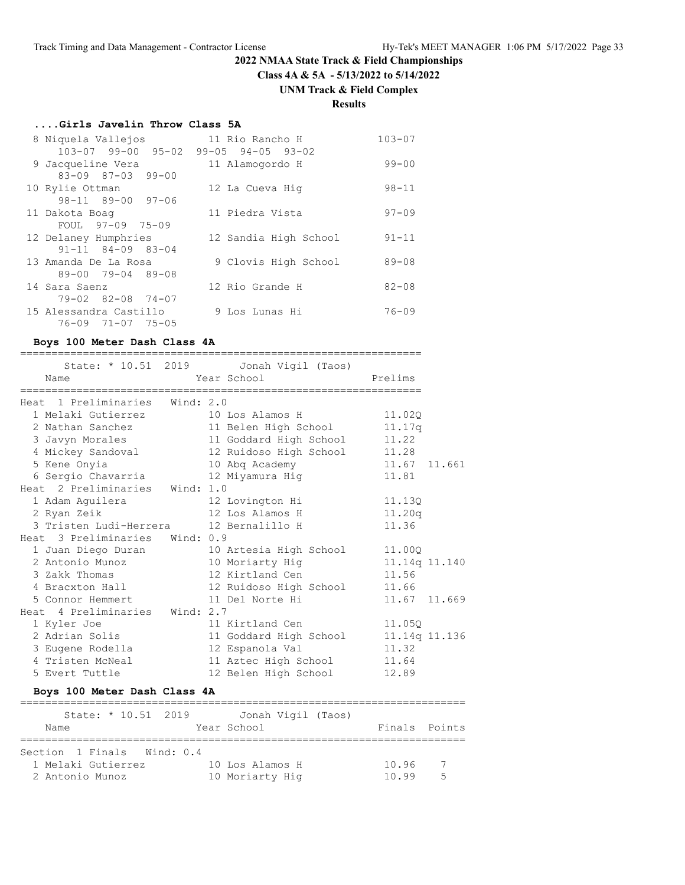## 2022 NMAA State Track & Field Championships

**Class 4A & 5A - 5/13/2022 to 5/14/2022**

**UNM Track & Field Complex**

**Results**

### ....Girls Javelin Throw Class 5A

```
  8 Niquela Vallejos          11 Rio Rancho H             103-07
      103-07  99-00  95-02  99-05  94-05  93-02
  9 Jacqueline Vera           11 Alamogordo H              99-00
      83-09  87-03  99-00
 10 Rylie Ottman              12 La Cueva Hig              98-11
      98-11  89-00  97-06
 11 Dakota Boag               11 Piedra Vista              97-09
      FOUL  97-09  75-09
 12 Delaney Humphries         12 Sandia High School        91-11
      91-11  84-09  83-04
 13 Amanda De La Rosa          9 Clovis High School        89-08
      89-00  79-04  89-08
 14 Sara Saenz                12 Rio Grande H              82-08
      79-02  82-08  74-07
 15 Alessandra Castillo        9 Los Lunas Hi              76-09
      76-09  71-07  75-05
```

### Boys 100 Meter Dash Class 4A

```
================================================================
      State: * 10.51  2019       Jonah Vigil (Taos)
    Name                    Year School                  Prelims
================================================================
Heat  1 Preliminaries   Wind: 2.0
  1 Melaki Gutierrez          10 Los Alamos H             11.02Q
  2 Nathan Sanchez            11 Belen High School        11.17q
  3 Javyn Morales             11 Goddard High School      11.22
  4 Mickey Sandoval           12 Ruidoso High School      11.28
  5 Kene Onyia                10 Abq Academy              11.67  11.661
  6 Sergio Chavarria          12 Miyamura Hig             11.81
Heat  2 Preliminaries   Wind: 1.0
  1 Adam Aguilera             12 Lovington Hi             11.13Q
  2 Ryan Zeik                 12 Los Alamos H             11.20q
  3 Tristen Ludi-Herrera      12 Bernalillo H             11.36
Heat  3 Preliminaries   Wind: 0.9
  1 Juan Diego Duran          10 Artesia High School      11.00Q
  2 Antonio Munoz             10 Moriarty Hig             11.14q 11.140
  3 Zakk Thomas               12 Kirtland Cen             11.56
  4 Bracxton Hall             12 Ruidoso High School      11.66
  5 Connor Hemmert            11 Del Norte Hi             11.67  11.669
Heat  4 Preliminaries   Wind: 2.7
  1 Kyler Joe                 11 Kirtland Cen             11.05Q
  2 Adrian Solis              11 Goddard High School      11.14q 11.136
  3 Eugene Rodella            12 Espanola Val             11.32
  4 Tristen McNeal            11 Aztec High School        11.64
  5 Evert Tuttle              12 Belen High School        12.89
```

### Boys 100 Meter Dash Class 4A

```
=======================================================================
      State: * 10.51  2019       Jonah Vigil (Taos)
    Name                    Year School                  Finals  Points
=======================================================================
Section  1 Finals   Wind: 0.4
  1 Melaki Gutierrez          10 Los Alamos H             10.96    7
  2 Antonio Munoz             10 Moriarty Hig             10.99    5
```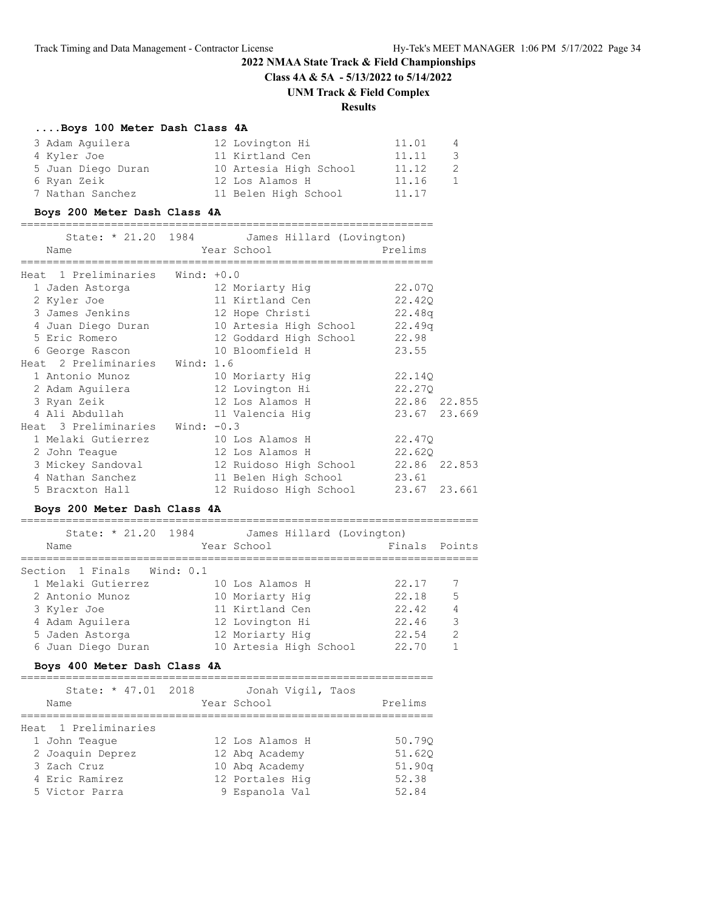## 2022 NMAA State Track & Field Championships

**Class 4A & 5A - 5/13/2022 to 5/14/2022**

**UNM Track & Field Complex**

**Results**

### ....Boys 100 Meter Dash Class 4A

| Place | Name | Year | School | Finals | Points |
|---|---|---|---|---|---|
| 3 | Adam Aguilera | 12 | Lovington Hi | 11.01 | 4 |
| 4 | Kyler Joe | 11 | Kirtland Cen | 11.11 | 3 |
| 5 | Juan Diego Duran | 10 | Artesia High School | 11.12 | 2 |
| 6 | Ryan Zeik | 12 | Los Alamos H | 11.16 | 1 |
| 7 | Nathan Sanchez | 11 | Belen High School | 11.17 | |

### Boys 200 Meter Dash Class 4A

State: * 21.20 1984 James Hillard (Lovington)

| Place | Name | Year | School | Prelims | |
|---|---|---|---|---|---|
| **Heat 1 Preliminaries** | **Wind: +0.0** | | | | |
| 1 | Jaden Astorga | 12 | Moriarty Hig | 22.07Q | |
| 2 | Kyler Joe | 11 | Kirtland Cen | 22.42Q | |
| 3 | James Jenkins | 12 | Hope Christi | 22.48q | |
| 4 | Juan Diego Duran | 10 | Artesia High School | 22.49q | |
| 5 | Eric Romero | 12 | Goddard High School | 22.98 | |
| 6 | George Rascon | 10 | Bloomfield H | 23.55 | |
| **Heat 2 Preliminaries** | **Wind: 1.6** | | | | |
| 1 | Antonio Munoz | 10 | Moriarty Hig | 22.14Q | |
| 2 | Adam Aguilera | 12 | Lovington Hi | 22.27Q | |
| 3 | Ryan Zeik | 12 | Los Alamos H | 22.86 | 22.855 |
| 4 | Ali Abdullah | 11 | Valencia Hig | 23.67 | 23.669 |
| **Heat 3 Preliminaries** | **Wind: -0.3** | | | | |
| 1 | Melaki Gutierrez | 10 | Los Alamos H | 22.47Q | |
| 2 | John Teague | 12 | Los Alamos H | 22.62Q | |
| 3 | Mickey Sandoval | 12 | Ruidoso High School | 22.86 | 22.853 |
| 4 | Nathan Sanchez | 11 | Belen High School | 23.61 | |
| 5 | Bracxton Hall | 12 | Ruidoso High School | 23.67 | 23.661 |

### Boys 200 Meter Dash Class 4A

State: * 21.20 1984 James Hillard (Lovington)

| Place | Name | Year | School | Finals | Points |
|---|---|---|---|---|---|
| **Section 1 Finals** | **Wind: 0.1** | | | | |
| 1 | Melaki Gutierrez | 10 | Los Alamos H | 22.17 | 7 |
| 2 | Antonio Munoz | 10 | Moriarty Hig | 22.18 | 5 |
| 3 | Kyler Joe | 11 | Kirtland Cen | 22.42 | 4 |
| 4 | Adam Aguilera | 12 | Lovington Hi | 22.46 | 3 |
| 5 | Jaden Astorga | 12 | Moriarty Hig | 22.54 | 2 |
| 6 | Juan Diego Duran | 10 | Artesia High School | 22.70 | 1 |

### Boys 400 Meter Dash Class 4A

State: * 47.01 2018 Jonah Vigil, Taos

| Place | Name | Year | School | Prelims |
|---|---|---|---|---|
| **Heat 1 Preliminaries** | | | | |
| 1 | John Teague | 12 | Los Alamos H | 50.79Q |
| 2 | Joaquin Deprez | 12 | Abq Academy | 51.62Q |
| 3 | Zach Cruz | 10 | Abq Academy | 51.90q |
| 4 | Eric Ramirez | 12 | Portales Hig | 52.38 |
| 5 | Victor Parra | 9 | Espanola Val | 52.84 |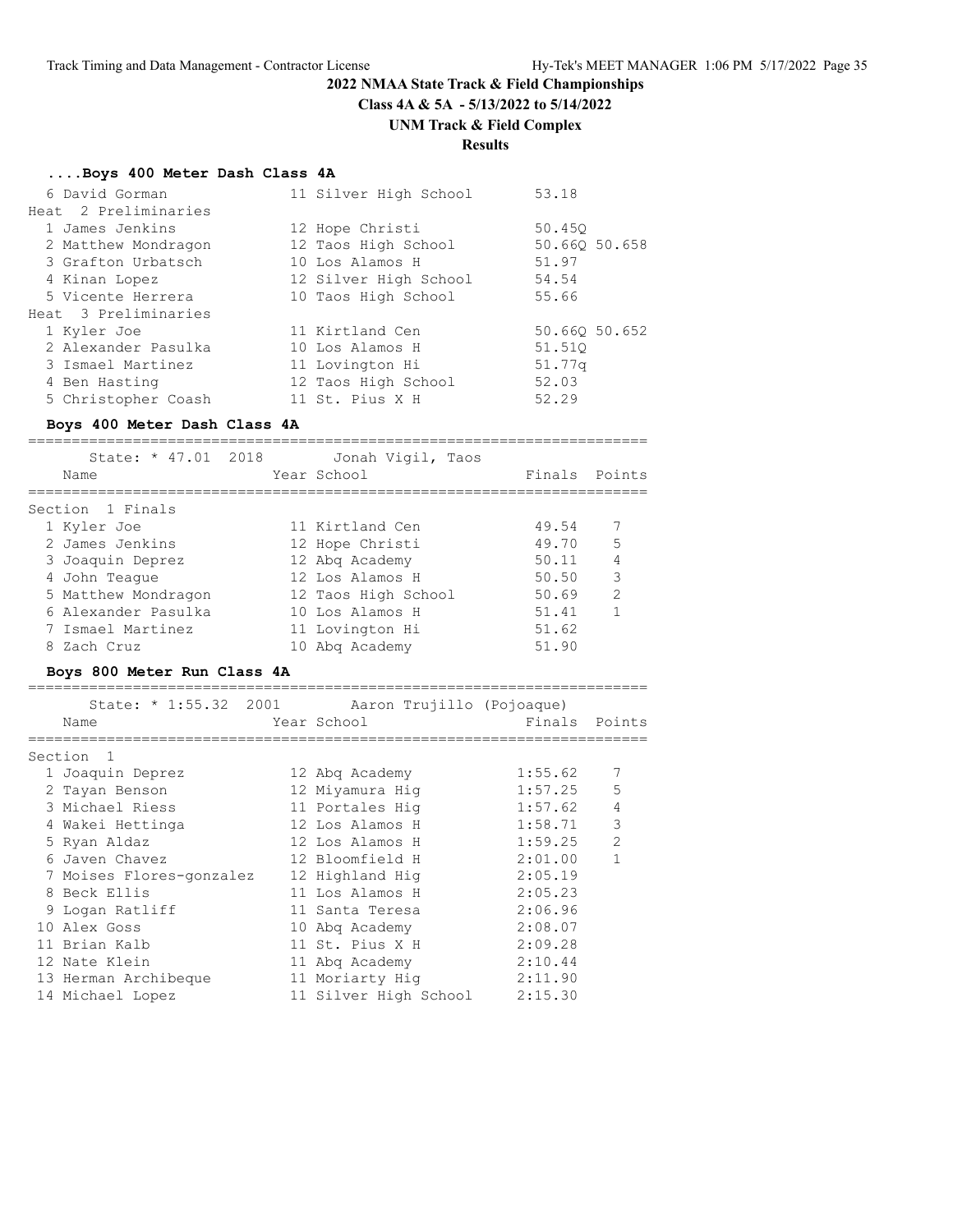## 2022 NMAA State Track & Field Championships

**Class 4A & 5A - 5/13/2022 to 5/14/2022**

**UNM Track & Field Complex**

**Results**

### ....Boys 400 Meter Dash Class 4A

| Place | Name | Year | School | Prelims | |
|---|---|---|---|---|---|
| 6 | David Gorman | 11 | Silver High School | 53.18 | |
| **Heat 2 Preliminaries** | | | | | |
| 1 | James Jenkins | 12 | Hope Christi | 50.45Q | |
| 2 | Matthew Mondragon | 12 | Taos High School | 50.66Q | 50.658 |
| 3 | Grafton Urbatsch | 10 | Los Alamos H | 51.97 | |
| 4 | Kinan Lopez | 12 | Silver High School | 54.54 | |
| 5 | Vicente Herrera | 10 | Taos High School | 55.66 | |
| **Heat 3 Preliminaries** | | | | | |
| 1 | Kyler Joe | 11 | Kirtland Cen | 50.66Q | 50.652 |
| 2 | Alexander Pasulka | 10 | Los Alamos H | 51.51Q | |
| 3 | Ismael Martinez | 11 | Lovington Hi | 51.77q | |
| 4 | Ben Hasting | 12 | Taos High School | 52.03 | |
| 5 | Christopher Coash | 11 | St. Pius X H | 52.29 | |

### Boys 400 Meter Dash Class 4A

State: * 47.01 2018 Jonah Vigil, Taos

| Place | Name | Year | School | Finals | Points |
|---|---|---|---|---|---|
| **Section 1 Finals** | | | | | |
| 1 | Kyler Joe | 11 | Kirtland Cen | 49.54 | 7 |
| 2 | James Jenkins | 12 | Hope Christi | 49.70 | 5 |
| 3 | Joaquin Deprez | 12 | Abq Academy | 50.11 | 4 |
| 4 | John Teague | 12 | Los Alamos H | 50.50 | 3 |
| 5 | Matthew Mondragon | 12 | Taos High School | 50.69 | 2 |
| 6 | Alexander Pasulka | 10 | Los Alamos H | 51.41 | 1 |
| 7 | Ismael Martinez | 11 | Lovington Hi | 51.62 | |
| 8 | Zach Cruz | 10 | Abq Academy | 51.90 | |

### Boys 800 Meter Run Class 4A

State: * 1:55.32 2001 Aaron Trujillo (Pojoaque)

| Place | Name | Year | School | Finals | Points |
|---|---|---|---|---|---|
| **Section 1** | | | | | |
| 1 | Joaquin Deprez | 12 | Abq Academy | 1:55.62 | 7 |
| 2 | Tayan Benson | 12 | Miyamura Hig | 1:57.25 | 5 |
| 3 | Michael Riess | 11 | Portales Hig | 1:57.62 | 4 |
| 4 | Wakei Hettinga | 12 | Los Alamos H | 1:58.71 | 3 |
| 5 | Ryan Aldaz | 12 | Los Alamos H | 1:59.25 | 2 |
| 6 | Javen Chavez | 12 | Bloomfield H | 2:01.00 | 1 |
| 7 | Moises Flores-gonzalez | 12 | Highland Hig | 2:05.19 | |
| 8 | Beck Ellis | 11 | Los Alamos H | 2:05.23 | |
| 9 | Logan Ratliff | 11 | Santa Teresa | 2:06.96 | |
| 10 | Alex Goss | 10 | Abq Academy | 2:08.07 | |
| 11 | Brian Kalb | 11 | St. Pius X H | 2:09.28 | |
| 12 | Nate Klein | 11 | Abq Academy | 2:10.44 | |
| 13 | Herman Archibeque | 11 | Moriarty Hig | 2:11.90 | |
| 14 | Michael Lopez | 11 | Silver High School | 2:15.30 | |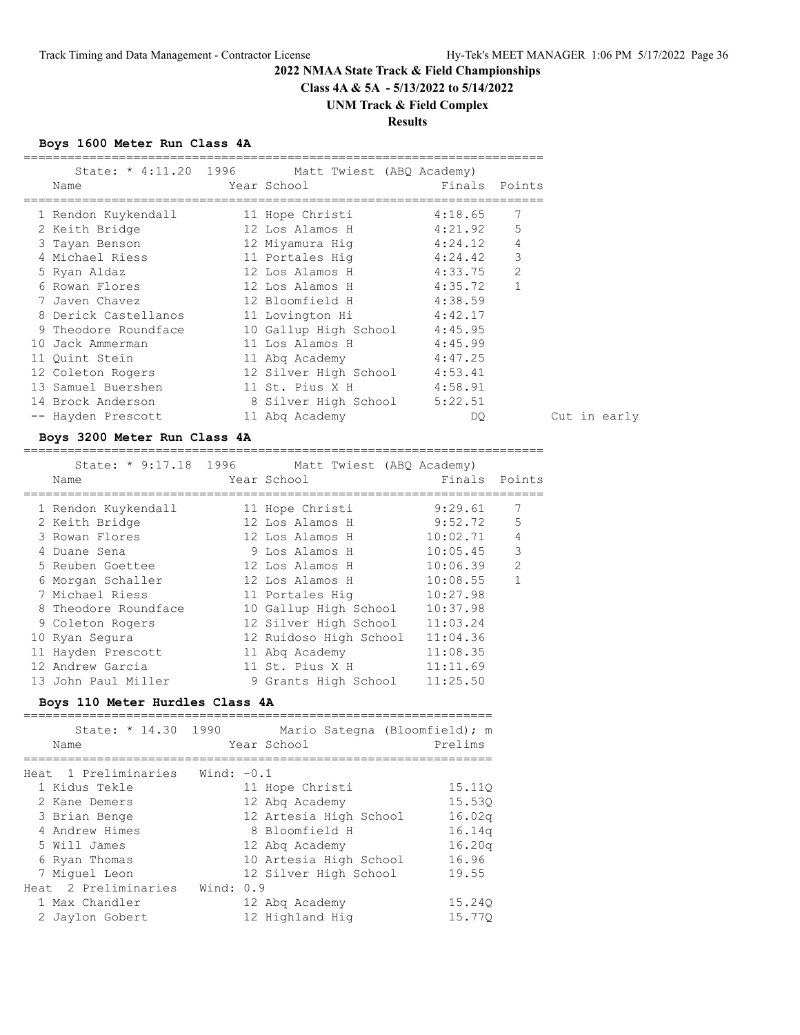# 2022 NMAA State Track & Field Championships

**Class 4A & 5A - 5/13/2022 to 5/14/2022**

**UNM Track & Field Complex**

**Results**

### Boys 1600 Meter Run Class 4A

State: * 4:11.20 1996 Matt Twiest (ABQ Academy)

| Place | Name | Year | School | Finals | Points | |
|---|---|---|---|---|---|---|
| 1 | Rendon Kuykendall | 11 | Hope Christi | 4:18.65 | 7 | |
| 2 | Keith Bridge | 12 | Los Alamos H | 4:21.92 | 5 | |
| 3 | Tayan Benson | 12 | Miyamura Hig | 4:24.12 | 4 | |
| 4 | Michael Riess | 11 | Portales Hig | 4:24.42 | 3 | |
| 5 | Ryan Aldaz | 12 | Los Alamos H | 4:33.75 | 2 | |
| 6 | Rowan Flores | 12 | Los Alamos H | 4:35.72 | 1 | |
| 7 | Javen Chavez | 12 | Bloomfield H | 4:38.59 | | |
| 8 | Derick Castellanos | 11 | Lovington Hi | 4:42.17 | | |
| 9 | Theodore Roundface | 10 | Gallup High School | 4:45.95 | | |
| 10 | Jack Ammerman | 11 | Los Alamos H | 4:45.99 | | |
| 11 | Quint Stein | 11 | Abq Academy | 4:47.25 | | |
| 12 | Coleton Rogers | 12 | Silver High School | 4:53.41 | | |
| 13 | Samuel Buershen | 11 | St. Pius X H | 4:58.91 | | |
| 14 | Brock Anderson | 8 | Silver High School | 5:22.51 | | |
| -- | Hayden Prescott | 11 | Abq Academy | DQ | | Cut in early |

### Boys 3200 Meter Run Class 4A

State: * 9:17.18 1996 Matt Twiest (ABQ Academy)

| Place | Name | Year | School | Finals | Points |
|---|---|---|---|---|---|
| 1 | Rendon Kuykendall | 11 | Hope Christi | 9:29.61 | 7 |
| 2 | Keith Bridge | 12 | Los Alamos H | 9:52.72 | 5 |
| 3 | Rowan Flores | 12 | Los Alamos H | 10:02.71 | 4 |
| 4 | Duane Sena | 9 | Los Alamos H | 10:05.45 | 3 |
| 5 | Reuben Goettee | 12 | Los Alamos H | 10:06.39 | 2 |
| 6 | Morgan Schaller | 12 | Los Alamos H | 10:08.55 | 1 |
| 7 | Michael Riess | 11 | Portales Hig | 10:27.98 | |
| 8 | Theodore Roundface | 10 | Gallup High School | 10:37.98 | |
| 9 | Coleton Rogers | 12 | Silver High School | 11:03.24 | |
| 10 | Ryan Segura | 12 | Ruidoso High School | 11:04.36 | |
| 11 | Hayden Prescott | 11 | Abq Academy | 11:08.35 | |
| 12 | Andrew Garcia | 11 | St. Pius X H | 11:11.69 | |
| 13 | John Paul Miller | 9 | Grants High School | 11:25.50 | |

### Boys 110 Meter Hurdles Class 4A

State: * 14.30 1990 Mario Sategna (Bloomfield); m

| Place | Name | Year | School | Prelims |
|---|---|---|---|---|
| **Heat 1 Preliminaries Wind: -0.1** | | | | |
| 1 | Kidus Tekle | 11 | Hope Christi | 15.11Q |
| 2 | Kane Demers | 12 | Abq Academy | 15.53Q |
| 3 | Brian Benge | 12 | Artesia High School | 16.02q |
| 4 | Andrew Himes | 8 | Bloomfield H | 16.14q |
| 5 | Will James | 12 | Abq Academy | 16.20q |
| 6 | Ryan Thomas | 10 | Artesia High School | 16.96 |
| 7 | Miguel Leon | 12 | Silver High School | 19.55 |
| **Heat 2 Preliminaries Wind: 0.9** | | | | |
| 1 | Max Chandler | 12 | Abq Academy | 15.24Q |
| 2 | Jaylon Gobert | 12 | Highland Hig | 15.77Q |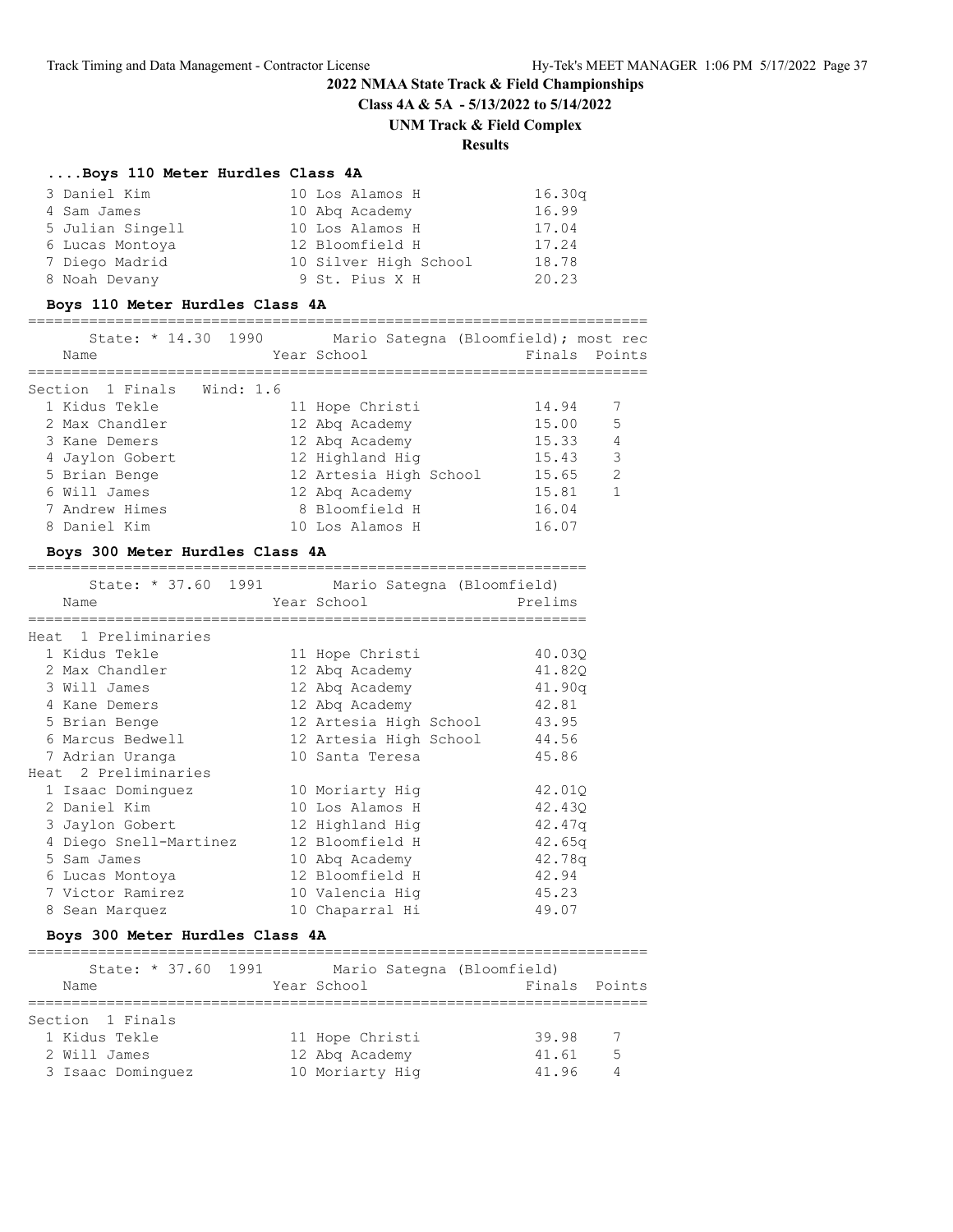# 2022 NMAA State Track & Field Championships

**Class 4A & 5A - 5/13/2022 to 5/14/2022**

**UNM Track & Field Complex**

**Results**

### ....Boys 110 Meter Hurdles Class 4A

| | Name | Year | School | Prelims |
|---|---|---|---|---|
| 3 | Daniel Kim | 10 | Los Alamos H | 16.30q |
| 4 | Sam James | 10 | Abq Academy | 16.99 |
| 5 | Julian Singell | 10 | Los Alamos H | 17.04 |
| 6 | Lucas Montoya | 12 | Bloomfield H | 17.24 |
| 7 | Diego Madrid | 10 | Silver High School | 18.78 |
| 8 | Noah Devany | 9 | St. Pius X H | 20.23 |

### Boys 110 Meter Hurdles Class 4A

State: * 14.30 1990 Mario Sategna (Bloomfield); most rec

Section 1 Finals Wind: 1.6

| | Name | Year | School | Finals | Points |
|---|---|---|---|---|---|
| 1 | Kidus Tekle | 11 | Hope Christi | 14.94 | 7 |
| 2 | Max Chandler | 12 | Abq Academy | 15.00 | 5 |
| 3 | Kane Demers | 12 | Abq Academy | 15.33 | 4 |
| 4 | Jaylon Gobert | 12 | Highland Hig | 15.43 | 3 |
| 5 | Brian Benge | 12 | Artesia High School | 15.65 | 2 |
| 6 | Will James | 12 | Abq Academy | 15.81 | 1 |
| 7 | Andrew Himes | 8 | Bloomfield H | 16.04 | |
| 8 | Daniel Kim | 10 | Los Alamos H | 16.07 | |

### Boys 300 Meter Hurdles Class 4A

State: * 37.60 1991 Mario Sategna (Bloomfield)

| | Name | Year | School | Prelims |
|---|---|---|---|---|
| **Heat 1 Preliminaries** | | | | |
| 1 | Kidus Tekle | 11 | Hope Christi | 40.03Q |
| 2 | Max Chandler | 12 | Abq Academy | 41.82Q |
| 3 | Will James | 12 | Abq Academy | 41.90q |
| 4 | Kane Demers | 12 | Abq Academy | 42.81 |
| 5 | Brian Benge | 12 | Artesia High School | 43.95 |
| 6 | Marcus Bedwell | 12 | Artesia High School | 44.56 |
| 7 | Adrian Uranga | 10 | Santa Teresa | 45.86 |
| **Heat 2 Preliminaries** | | | | |
| 1 | Isaac Dominguez | 10 | Moriarty Hig | 42.01Q |
| 2 | Daniel Kim | 10 | Los Alamos H | 42.43Q |
| 3 | Jaylon Gobert | 12 | Highland Hig | 42.47q |
| 4 | Diego Snell-Martinez | 12 | Bloomfield H | 42.65q |
| 5 | Sam James | 10 | Abq Academy | 42.78q |
| 6 | Lucas Montoya | 12 | Bloomfield H | 42.94 |
| 7 | Victor Ramirez | 10 | Valencia Hig | 45.23 |
| 8 | Sean Marquez | 10 | Chaparral Hi | 49.07 |

### Boys 300 Meter Hurdles Class 4A

State: * 37.60 1991 Mario Sategna (Bloomfield)

Section 1 Finals

| | Name | Year | School | Finals | Points |
|---|---|---|---|---|---|
| 1 | Kidus Tekle | 11 | Hope Christi | 39.98 | 7 |
| 2 | Will James | 12 | Abq Academy | 41.61 | 5 |
| 3 | Isaac Dominguez | 10 | Moriarty Hig | 41.96 | 4 |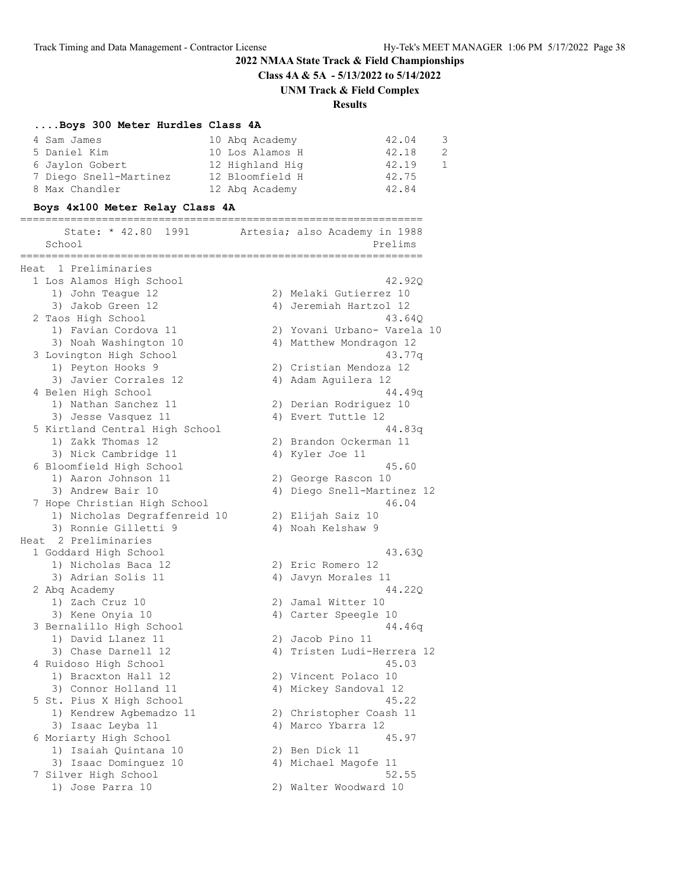# 2022 NMAA State Track & Field Championships

**Class 4A & 5A - 5/13/2022 to 5/14/2022**

**UNM Track & Field Complex**

**Results**

### ....Boys 300 Meter Hurdles Class 4A

| Place | Name | Yr | School | Time | Points |
|---|---|---|---|---|---|
| 4 | Sam James | 10 | Abq Academy | 42.04 | 3 |
| 5 | Daniel Kim | 10 | Los Alamos H | 42.18 | 2 |
| 6 | Jaylon Gobert | 12 | Highland Hig | 42.19 | 1 |
| 7 | Diego Snell-Martinez | 12 | Bloomfield H | 42.75 | |
| 8 | Max Chandler | 12 | Abq Academy | 42.84 | |

### Boys 4x100 Meter Relay Class 4A

State: * 42.80 1991 Artesia; also Academy in 1988

**Heat 1 Preliminaries**

| Place | School | Prelims |
|---|---|---|
| 1 | Los Alamos High School | 42.92Q |
| | 1) John Teague 12, 2) Melaki Gutierrez 10, 3) Jakob Green 12, 4) Jeremiah Hartzol 12 | |
| 2 | Taos High School | 43.64Q |
| | 1) Favian Cordova 11, 2) Yovani Urbano- Varela 10, 3) Noah Washington 10, 4) Matthew Mondragon 12 | |
| 3 | Lovington High School | 43.77q |
| | 1) Peyton Hooks 9, 2) Cristian Mendoza 12, 3) Javier Corrales 12, 4) Adam Aguilera 12 | |
| 4 | Belen High School | 44.49q |
| | 1) Nathan Sanchez 11, 2) Derian Rodriguez 10, 3) Jesse Vasquez 11, 4) Evert Tuttle 12 | |
| 5 | Kirtland Central High School | 44.83q |
| | 1) Zakk Thomas 12, 2) Brandon Ockerman 11, 3) Nick Cambridge 11, 4) Kyler Joe 11 | |
| 6 | Bloomfield High School | 45.60 |
| | 1) Aaron Johnson 11, 2) George Rascon 10, 3) Andrew Bair 10, 4) Diego Snell-Martinez 12 | |
| 7 | Hope Christian High School | 46.04 |
| | 1) Nicholas Degraffenreid 10, 2) Elijah Saiz 10, 3) Ronnie Gilletti 9, 4) Noah Kelshaw 9 | |

**Heat 2 Preliminaries**

| Place | School | Prelims |
|---|---|---|
| 1 | Goddard High School | 43.63Q |
| | 1) Nicholas Baca 12, 2) Eric Romero 12, 3) Adrian Solis 11, 4) Javyn Morales 11 | |
| 2 | Abq Academy | 44.22Q |
| | 1) Zach Cruz 10, 2) Jamal Witter 10, 3) Kene Onyia 10, 4) Carter Speegle 10 | |
| 3 | Bernalillo High School | 44.46q |
| | 1) David Llanez 11, 2) Jacob Pino 11, 3) Chase Darnell 12, 4) Tristen Ludi-Herrera 12 | |
| 4 | Ruidoso High School | 45.03 |
| | 1) Bracxton Hall 12, 2) Vincent Polaco 10, 3) Connor Holland 11, 4) Mickey Sandoval 12 | |
| 5 | St. Pius X High School | 45.22 |
| | 1) Kendrew Agbemadzo 11, 2) Christopher Coash 11, 3) Isaac Leyba 11, 4) Marco Ybarra 12 | |
| 6 | Moriarty High School | 45.97 |
| | 1) Isaiah Quintana 10, 2) Ben Dick 11, 3) Isaac Dominguez 10, 4) Michael Magofe 11 | |
| 7 | Silver High School | 52.55 |
| | 1) Jose Parra 10, 2) Walter Woodward 10 | |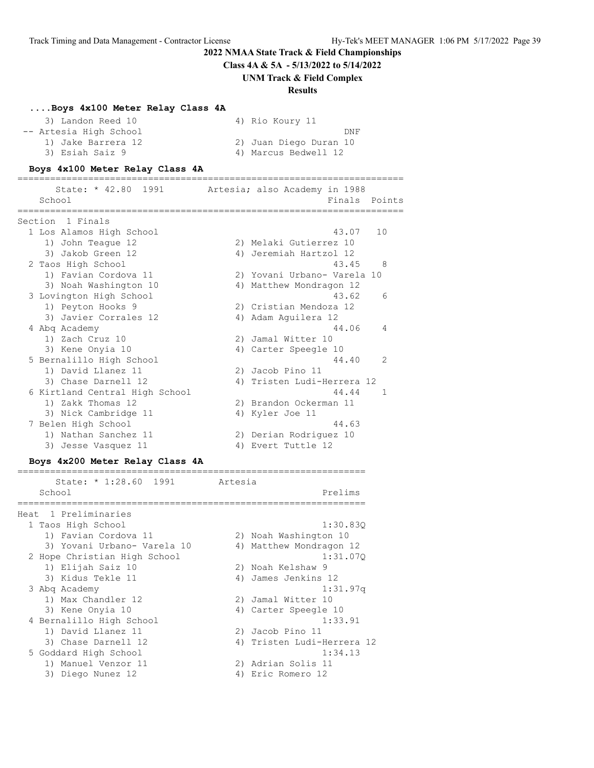## 2022 NMAA State Track & Field Championships

**Class 4A & 5A - 5/13/2022 to 5/14/2022**

**UNM Track & Field Complex**

**Results**

### ....Boys 4x100 Meter Relay Class 4A

```
    3) Landon Reed 10                  4) Rio Koury 11
 -- Artesia High School                                  DNF
    1) Jake Barrera 12                 2) Juan Diego Duran 10
    3) Esiah Saiz 9                    4) Marcus Bedwell 12
```

### Boys 4x100 Meter Relay Class 4A

```
========================================================================
      State: * 42.80  1991        Artesia; also Academy in 1988
   School                                               Finals  Points
========================================================================
Section  1 Finals
  1 Los Alamos High School                               43.07   10
     1) John Teague 12                 2) Melaki Gutierrez 10
     3) Jakob Green 12                 4) Jeremiah Hartzol 12
  2 Taos High School                                     43.45    8
     1) Favian Cordova 11              2) Yovani Urbano- Varela 10
     3) Noah Washington 10             4) Matthew Mondragon 12
  3 Lovington High School                                43.62    6
     1) Peyton Hooks 9                 2) Cristian Mendoza 12
     3) Javier Corrales 12             4) Adam Aguilera 12
  4 Abq Academy                                          44.06    4
     1) Zach Cruz 10                   2) Jamal Witter 10
     3) Kene Onyia 10                  4) Carter Speegle 10
  5 Bernalillo High School                               44.40    2
     1) David Llanez 11                2) Jacob Pino 11
     3) Chase Darnell 12               4) Tristen Ludi-Herrera 12
  6 Kirtland Central High School                         44.44    1
     1) Zakk Thomas 12                 2) Brandon Ockerman 11
     3) Nick Cambridge 11              4) Kyler Joe 11
  7 Belen High School                                    44.63
     1) Nathan Sanchez 11              2) Derian Rodriguez 10
     3) Jesse Vasquez 11               4) Evert Tuttle 12
```

### Boys 4x200 Meter Relay Class 4A

```
=================================================================
      State: * 1:28.60  1991       Artesia
   School                                               Prelims
=================================================================
Heat  1 Preliminaries
  1 Taos High School                                    1:30.83Q
     1) Favian Cordova 11              2) Noah Washington 10
     3) Yovani Urbano- Varela 10       4) Matthew Mondragon 12
  2 Hope Christian High School                          1:31.07Q
     1) Elijah Saiz 10                 2) Noah Kelshaw 9
     3) Kidus Tekle 11                 4) James Jenkins 12
  3 Abq Academy                                         1:31.97q
     1) Max Chandler 12                2) Jamal Witter 10
     3) Kene Onyia 10                  4) Carter Speegle 10
  4 Bernalillo High School                              1:33.91
     1) David Llanez 11                2) Jacob Pino 11
     3) Chase Darnell 12               4) Tristen Ludi-Herrera 12
  5 Goddard High School                                 1:34.13
     1) Manuel Venzor 11               2) Adrian Solis 11
     3) Diego Nunez 12                 4) Eric Romero 12
```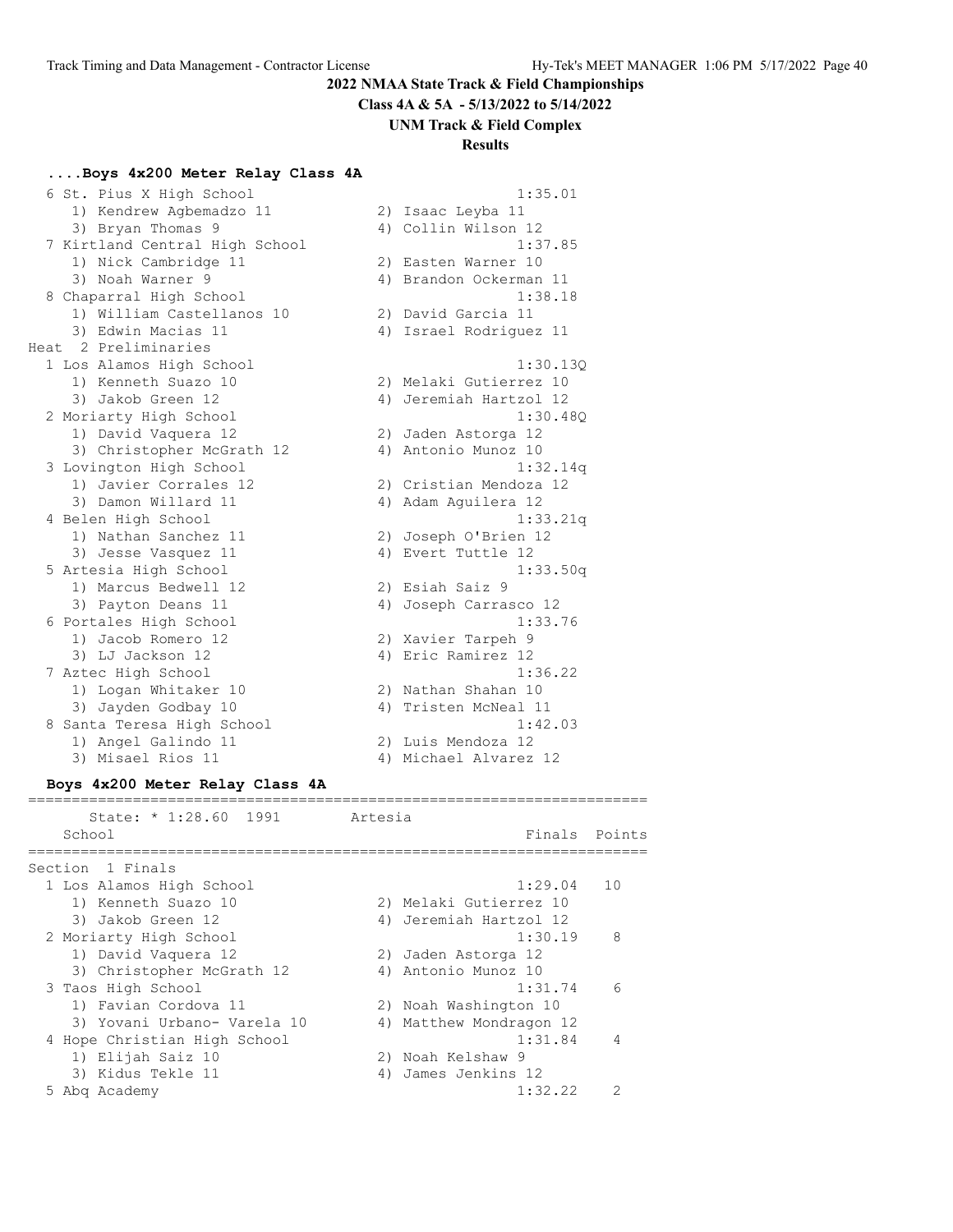# 2022 NMAA State Track & Field Championships

**Class 4A & 5A - 5/13/2022 to 5/14/2022**

**UNM Track & Field Complex**

**Results**

### ....Boys 4x200 Meter Relay Class 4A

```
  6 St. Pius X High School                              1:35.01
     1) Kendrew Agbemadzo 11           2) Isaac Leyba 11
     3) Bryan Thomas 9                 4) Collin Wilson 12
  7 Kirtland Central High School                        1:37.85
     1) Nick Cambridge 11              2) Easten Warner 10
     3) Noah Warner 9                  4) Brandon Ockerman 11
  8 Chaparral High School                               1:38.18
     1) William Castellanos 10         2) David Garcia 11
     3) Edwin Macias 11                4) Israel Rodriguez 11
Heat  2 Preliminaries
  1 Los Alamos High School                              1:30.13Q
     1) Kenneth Suazo 10               2) Melaki Gutierrez 10
     3) Jakob Green 12                 4) Jeremiah Hartzol 12
  2 Moriarty High School                                1:30.48Q
     1) David Vaquera 12               2) Jaden Astorga 12
     3) Christopher McGrath 12         4) Antonio Munoz 10
  3 Lovington High School                               1:32.14q
     1) Javier Corrales 12             2) Cristian Mendoza 12
     3) Damon Willard 11               4) Adam Aguilera 12
  4 Belen High School                                   1:33.21q
     1) Nathan Sanchez 11              2) Joseph O'Brien 12
     3) Jesse Vasquez 11               4) Evert Tuttle 12
  5 Artesia High School                                 1:33.50q
     1) Marcus Bedwell 12              2) Esiah Saiz 9
     3) Payton Deans 11                4) Joseph Carrasco 12
  6 Portales High School                                1:33.76
     1) Jacob Romero 12                2) Xavier Tarpeh 9
     3) LJ Jackson 12                  4) Eric Ramirez 12
  7 Aztec High School                                   1:36.22
     1) Logan Whitaker 10              2) Nathan Shahan 10
     3) Jayden Godbay 10               4) Tristen McNeal 11
  8 Santa Teresa High School                            1:42.03
     1) Angel Galindo 11               2) Luis Mendoza 12
     3) Misael Rios 11                 4) Michael Alvarez 12
```

### Boys 4x200 Meter Relay Class 4A

```
=======================================================================
      State: * 1:28.60  1991        Artesia
   School                                            Finals  Points
=======================================================================
Section  1 Finals
  1 Los Alamos High School                          1:29.04   10
     1) Kenneth Suazo 10               2) Melaki Gutierrez 10
     3) Jakob Green 12                 4) Jeremiah Hartzol 12
  2 Moriarty High School                            1:30.19    8
     1) David Vaquera 12               2) Jaden Astorga 12
     3) Christopher McGrath 12         4) Antonio Munoz 10
  3 Taos High School                                1:31.74    6
     1) Favian Cordova 11              2) Noah Washington 10
     3) Yovani Urbano- Varela 10       4) Matthew Mondragon 12
  4 Hope Christian High School                      1:31.84    4
     1) Elijah Saiz 10                 2) Noah Kelshaw 9
     3) Kidus Tekle 11                 4) James Jenkins 12
  5 Abq Academy                                     1:32.22    2
```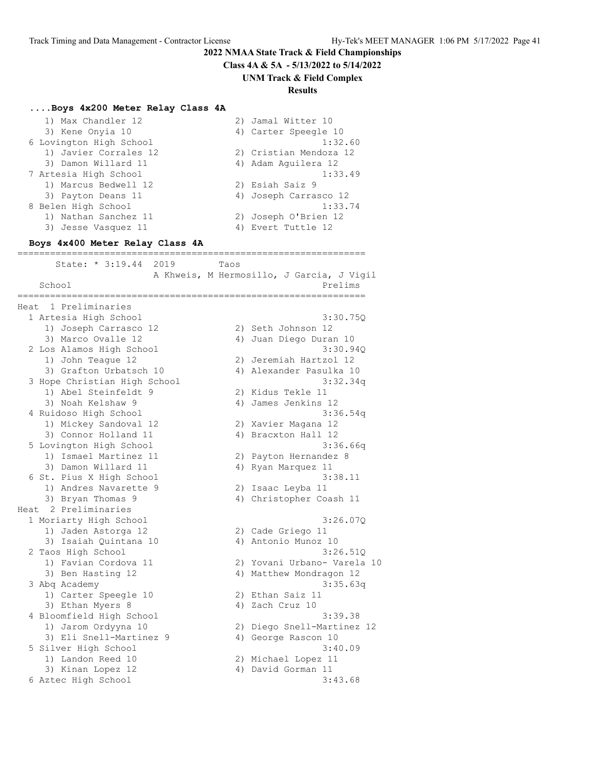## 2022 NMAA State Track & Field Championships

**Class 4A & 5A - 5/13/2022 to 5/14/2022**

**UNM Track & Field Complex**

**Results**

### ....Boys 4x200 Meter Relay Class 4A

```
    1) Max Chandler 12               2) Jamal Witter 10
    3) Kene Onyia 10                 4) Carter Speegle 10
 6 Lovington High School                        1:32.60
    1) Javier Corrales 12            2) Cristian Mendoza 12
    3) Damon Willard 11              4) Adam Aguilera 12
 7 Artesia High School                          1:33.49
    1) Marcus Bedwell 12             2) Esiah Saiz 9
    3) Payton Deans 11               4) Joseph Carrasco 12
 8 Belen High School                            1:33.74
    1) Nathan Sanchez 11             2) Joseph O'Brien 12
    3) Jesse Vasquez 11              4) Evert Tuttle 12
```

### Boys 4x400 Meter Relay Class 4A

```
================================================================
      State: * 3:19.44  2019       Taos
                    A Khweis, M Hermosillo, J Garcia, J Vigil
   School                                               Prelims
================================================================
Heat  1 Preliminaries
  1 Artesia High School                                3:30.75Q
     1) Joseph Carrasco 12            2) Seth Johnson 12
     3) Marco Ovalle 12               4) Juan Diego Duran 10
  2 Los Alamos High School                             3:30.94Q
     1) John Teague 12                2) Jeremiah Hartzol 12
     3) Grafton Urbatsch 10           4) Alexander Pasulka 10
  3 Hope Christian High School                         3:32.34q
     1) Abel Steinfeldt 9             2) Kidus Tekle 11
     3) Noah Kelshaw 9                4) James Jenkins 12
  4 Ruidoso High School                                3:36.54q
     1) Mickey Sandoval 12            2) Xavier Magana 12
     3) Connor Holland 11             4) Bracxton Hall 12
  5 Lovington High School                              3:36.66q
     1) Ismael Martinez 11            2) Payton Hernandez 8
     3) Damon Willard 11              4) Ryan Marquez 11
  6 St. Pius X High School                             3:38.11
     1) Andres Navarette 9            2) Isaac Leyba 11
     3) Bryan Thomas 9                4) Christopher Coash 11
Heat  2 Preliminaries
  1 Moriarty High School                               3:26.07Q
     1) Jaden Astorga 12              2) Cade Griego 11
     3) Isaiah Quintana 10            4) Antonio Munoz 10
  2 Taos High School                                   3:26.51Q
     1) Favian Cordova 11             2) Yovani Urbano- Varela 10
     3) Ben Hasting 12                4) Matthew Mondragon 12
  3 Abq Academy                                        3:35.63q
     1) Carter Speegle 10             2) Ethan Saiz 11
     3) Ethan Myers 8                 4) Zach Cruz 10
  4 Bloomfield High School                             3:39.38
     1) Jarom Ordyyna 10              2) Diego Snell-Martinez 12
     3) Eli Snell-Martinez 9          4) George Rascon 10
  5 Silver High School                                 3:40.09
     1) Landon Reed 10                2) Michael Lopez 11
     3) Kinan Lopez 12                4) David Gorman 11
  6 Aztec High School                                  3:43.68
```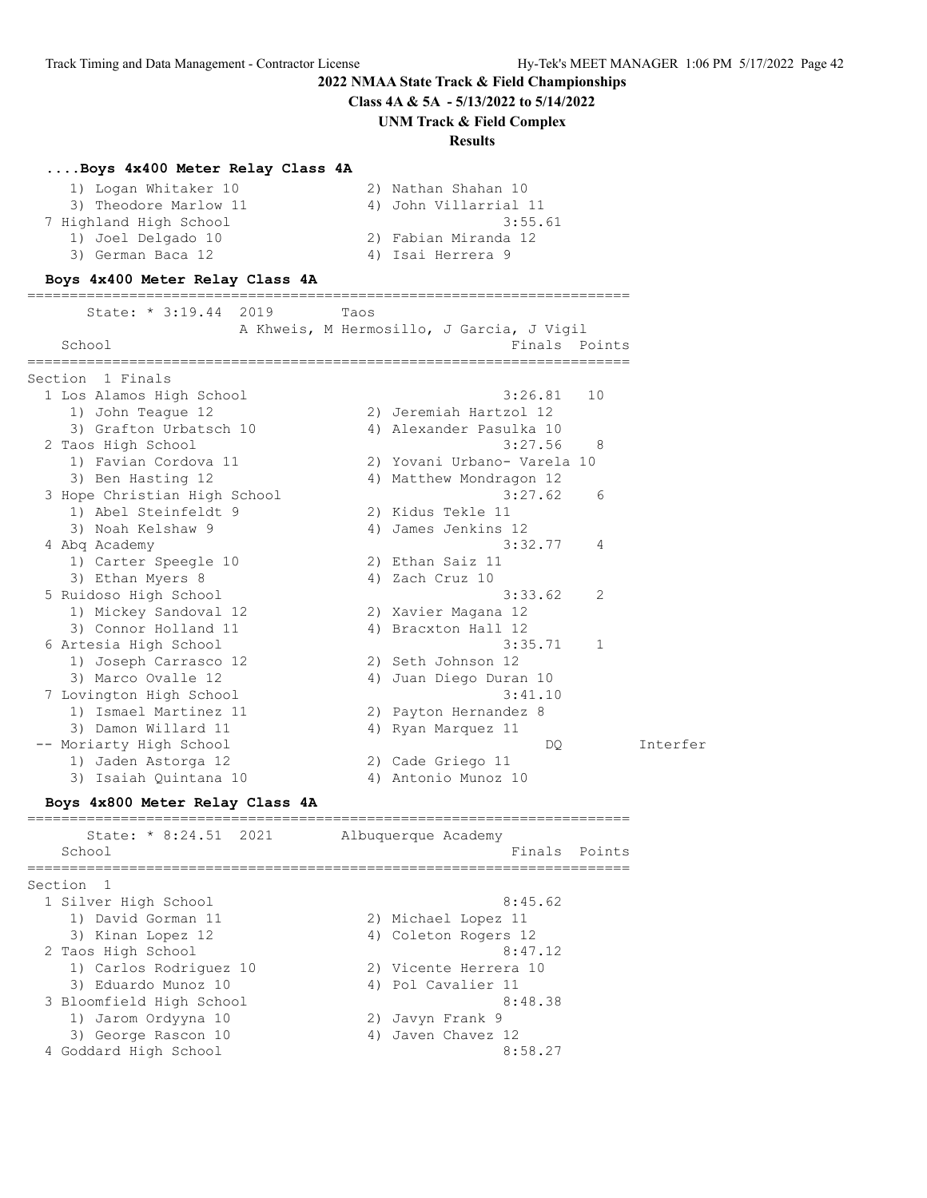# 2022 NMAA State Track & Field Championships

**Class 4A & 5A - 5/13/2022 to 5/14/2022**

**UNM Track & Field Complex**

**Results**

### ....Boys 4x400 Meter Relay Class 4A

```
    1) Logan Whitaker 10              2) Nathan Shahan 10
    3) Theodore Marlow 11             4) John Villarrial 11
 7 Highland High School                            3:55.61
    1) Joel Delgado 10                2) Fabian Miranda 12
    3) German Baca 12                 4) Isai Herrera 9
```

### Boys 4x400 Meter Relay Class 4A

```
=======================================================================
      State: * 3:19.44  2019        Taos
                    A Khweis, M Hermosillo, J Garcia, J Vigil
   School                                            Finals  Points
=======================================================================
Section  1 Finals
  1 Los Alamos High School                           3:26.81   10
     1) John Teague 12                2) Jeremiah Hartzol 12
     3) Grafton Urbatsch 10           4) Alexander Pasulka 10
  2 Taos High School                                 3:27.56    8
     1) Favian Cordova 11             2) Yovani Urbano- Varela 10
     3) Ben Hasting 12                4) Matthew Mondragon 12
  3 Hope Christian High School                       3:27.62    6
     1) Abel Steinfeldt 9             2) Kidus Tekle 11
     3) Noah Kelshaw 9                4) James Jenkins 12
  4 Abq Academy                                      3:32.77    4
     1) Carter Speegle 10             2) Ethan Saiz 11
     3) Ethan Myers 8                 4) Zach Cruz 10
  5 Ruidoso High School                              3:33.62    2
     1) Mickey Sandoval 12            2) Xavier Magana 12
     3) Connor Holland 11             4) Bracxton Hall 12
  6 Artesia High School                              3:35.71    1
     1) Joseph Carrasco 12            2) Seth Johnson 12
     3) Marco Ovalle 12               4) Juan Diego Duran 10
  7 Lovington High School                            3:41.10
     1) Ismael Martinez 11            2) Payton Hernandez 8
     3) Damon Willard 11              4) Ryan Marquez 11
 -- Moriarty High School                                  DQ          Interfer
     1) Jaden Astorga 12              2) Cade Griego 11
     3) Isaiah Quintana 10            4) Antonio Munoz 10
```

### Boys 4x800 Meter Relay Class 4A

```
=======================================================================
      State: * 8:24.51  2021        Albuquerque Academy
   School                                            Finals  Points
=======================================================================
Section  1
  1 Silver High School                               8:45.62
     1) David Gorman 11               2) Michael Lopez 11
     3) Kinan Lopez 12                4) Coleton Rogers 12
  2 Taos High School                                 8:47.12
     1) Carlos Rodriguez 10           2) Vicente Herrera 10
     3) Eduardo Munoz 10              4) Pol Cavalier 11
  3 Bloomfield High School                           8:48.38
     1) Jarom Ordyyna 10              2) Javyn Frank 9
     3) George Rascon 10              4) Javen Chavez 12
  4 Goddard High School                              8:58.27
```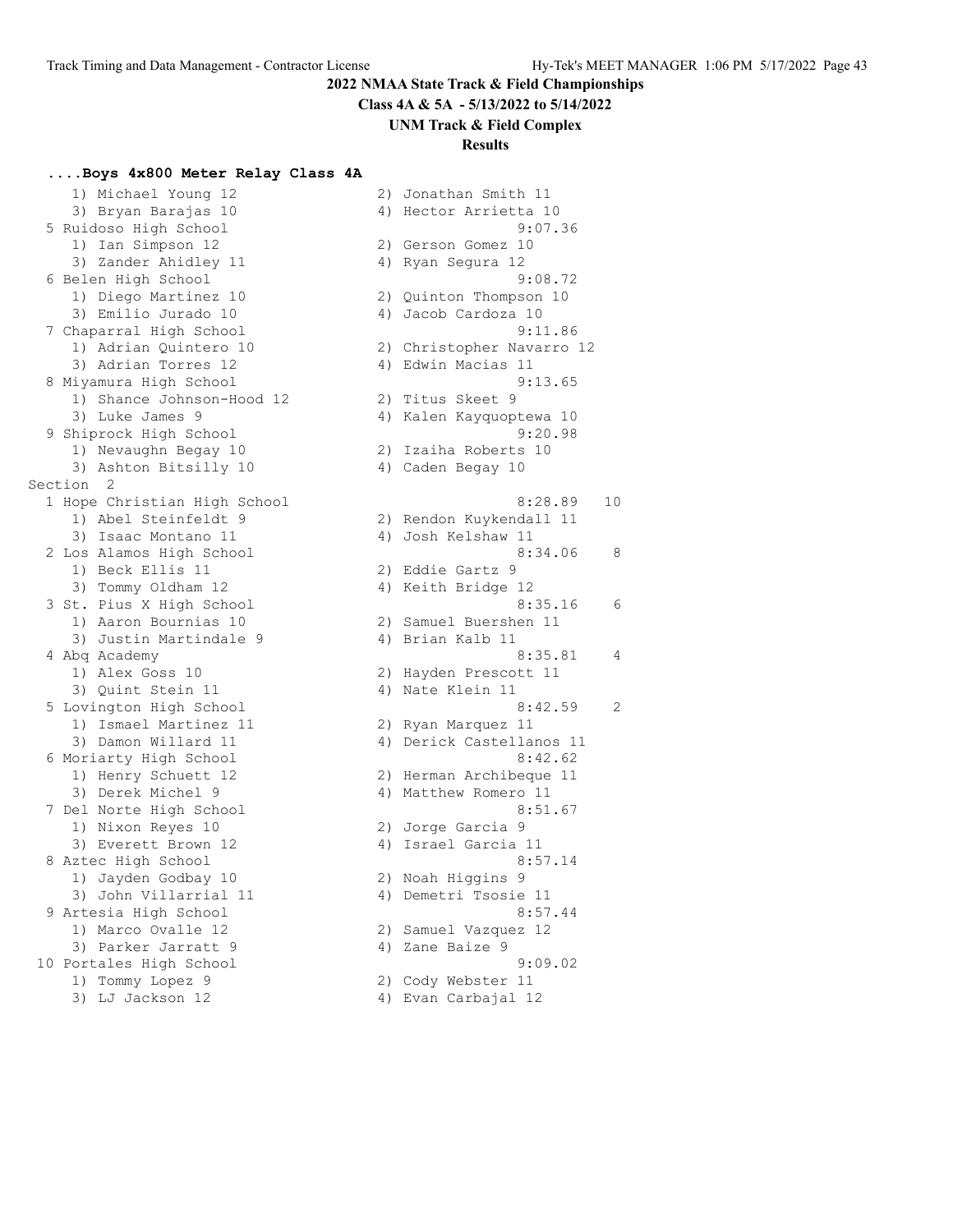## 2022 NMAA State Track & Field Championships

**Class 4A & 5A - 5/13/2022 to 5/14/2022**

**UNM Track & Field Complex**

**Results**

### ....Boys 4x800 Meter Relay Class 4A

```
    1) Michael Young 12               2) Jonathan Smith 11
    3) Bryan Barajas 10               4) Hector Arrietta 10
  5 Ruidoso High School                        9:07.36
    1) Ian Simpson 12                 2) Gerson Gomez 10
    3) Zander Ahidley 11              4) Ryan Segura 12
  6 Belen High School                          9:08.72
    1) Diego Martinez 10              2) Quinton Thompson 10
    3) Emilio Jurado 10               4) Jacob Cardoza 10
  7 Chaparral High School                      9:11.86
    1) Adrian Quintero 10             2) Christopher Navarro 12
    3) Adrian Torres 12               4) Edwin Macias 11
  8 Miyamura High School                       9:13.65
    1) Shance Johnson-Hood 12         2) Titus Skeet 9
    3) Luke James 9                   4) Kalen Kayquoptewa 10
  9 Shiprock High School                       9:20.98
    1) Nevaughn Begay 10              2) Izaiha Roberts 10
    3) Ashton Bitsilly 10             4) Caden Begay 10
Section  2
  1 Hope Christian High School                 8:28.89   10
    1) Abel Steinfeldt 9              2) Rendon Kuykendall 11
    3) Isaac Montano 11               4) Josh Kelshaw 11
  2 Los Alamos High School                     8:34.06    8
    1) Beck Ellis 11                  2) Eddie Gartz 9
    3) Tommy Oldham 12                4) Keith Bridge 12
  3 St. Pius X High School                     8:35.16    6
    1) Aaron Bournias 10              2) Samuel Buershen 11
    3) Justin Martindale 9            4) Brian Kalb 11
  4 Abq Academy                                8:35.81    4
    1) Alex Goss 10                   2) Hayden Prescott 11
    3) Quint Stein 11                 4) Nate Klein 11
  5 Lovington High School                      8:42.59    2
    1) Ismael Martinez 11             2) Ryan Marquez 11
    3) Damon Willard 11               4) Derick Castellanos 11
  6 Moriarty High School                       8:42.62
    1) Henry Schuett 12               2) Herman Archibeque 11
    3) Derek Michel 9                 4) Matthew Romero 11
  7 Del Norte High School                      8:51.67
    1) Nixon Reyes 10                 2) Jorge Garcia 9
    3) Everett Brown 12               4) Israel Garcia 11
  8 Aztec High School                          8:57.14
    1) Jayden Godbay 10               2) Noah Higgins 9
    3) John Villarrial 11             4) Demetri Tsosie 11
  9 Artesia High School                        8:57.44
    1) Marco Ovalle 12                2) Samuel Vazquez 12
    3) Parker Jarratt 9               4) Zane Baize 9
 10 Portales High School                       9:09.02
    1) Tommy Lopez 9                  2) Cody Webster 11
    3) LJ Jackson 12                  4) Evan Carbajal 12
```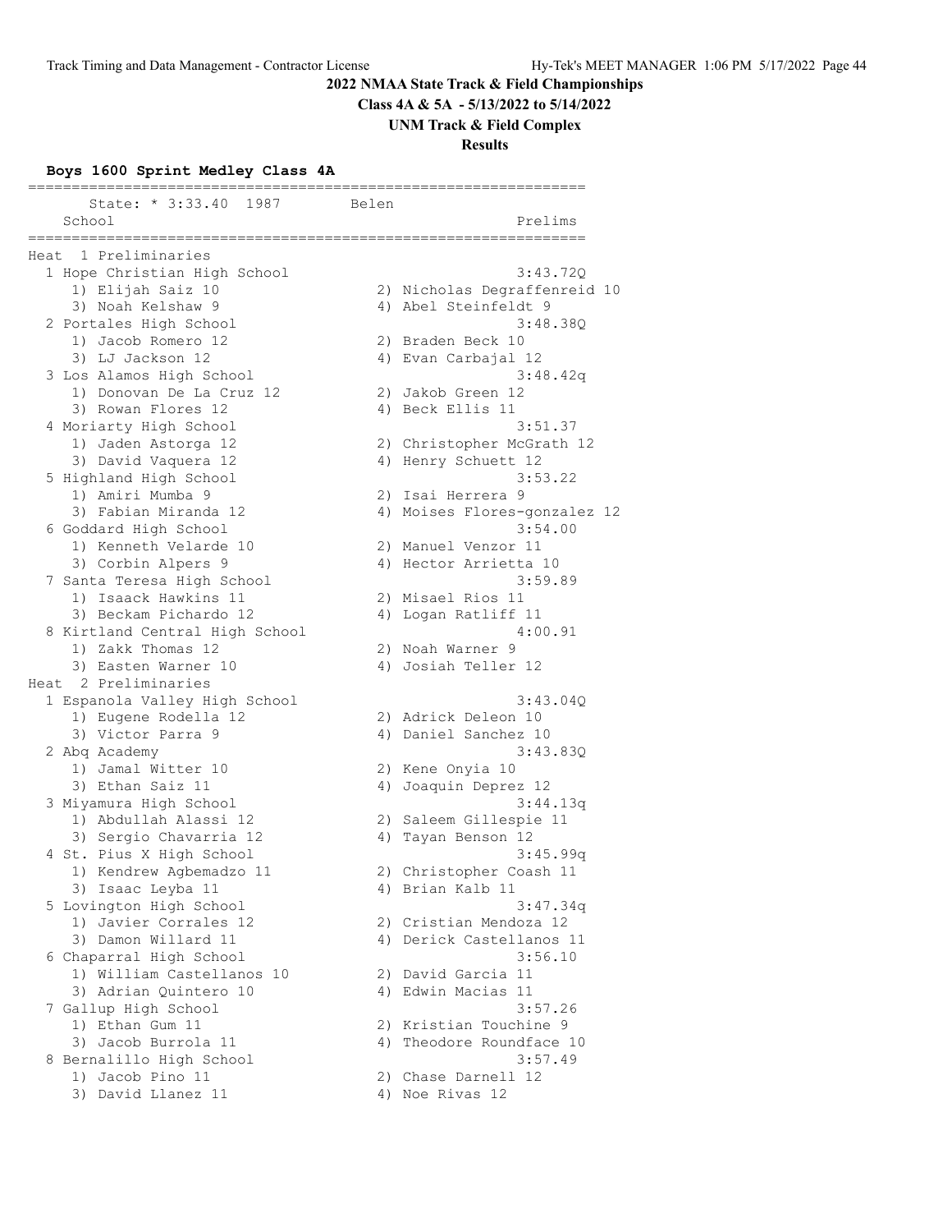## 2022 NMAA State Track & Field Championships

**Class 4A & 5A - 5/13/2022 to 5/14/2022**

**UNM Track & Field Complex**

**Results**

### Boys 1600 Sprint Medley Class 4A

```
================================================================
       State: * 3:33.40  1987       Belen                      
    School                                            Prelims  
================================================================
Heat  1 Preliminaries
  1 Hope Christian High School                        3:43.72Q 
     1) Elijah Saiz 10                  2) Nicholas Degraffenreid 10
     3) Noah Kelshaw 9                  4) Abel Steinfeldt 9       
  2 Portales High School                              3:48.38Q 
     1) Jacob Romero 12                 2) Braden Beck 10          
     3) LJ Jackson 12                   4) Evan Carbajal 12        
  3 Los Alamos High School                            3:48.42q 
     1) Donovan De La Cruz 12           2) Jakob Green 12          
     3) Rowan Flores 12                 4) Beck Ellis 11           
  4 Moriarty High School                              3:51.37  
     1) Jaden Astorga 12                2) Christopher McGrath 12  
     3) David Vaquera 12                4) Henry Schuett 12        
  5 Highland High School                              3:53.22  
     1) Amiri Mumba 9                   2) Isai Herrera 9          
     3) Fabian Miranda 12               4) Moises Flores-gonzalez 12
  6 Goddard High School                               3:54.00  
     1) Kenneth Velarde 10              2) Manuel Venzor 11        
     3) Corbin Alpers 9                 4) Hector Arrietta 10      
  7 Santa Teresa High School                          3:59.89  
     1) Isaack Hawkins 11               2) Misael Rios 11          
     3) Beckam Pichardo 12              4) Logan Ratliff 11        
  8 Kirtland Central High School                      4:00.91  
     1) Zakk Thomas 12                  2) Noah Warner 9           
     3) Easten Warner 10                4) Josiah Teller 12        
Heat  2 Preliminaries
  1 Espanola Valley High School                       3:43.04Q 
     1) Eugene Rodella 12               2) Adrick Deleon 10        
     3) Victor Parra 9                  4) Daniel Sanchez 10       
  2 Abq Academy                                       3:43.83Q 
     1) Jamal Witter 10                 2) Kene Onyia 10           
     3) Ethan Saiz 11                   4) Joaquin Deprez 12       
  3 Miyamura High School                              3:44.13q 
     1) Abdullah Alassi 12              2) Saleem Gillespie 11     
     3) Sergio Chavarria 12             4) Tayan Benson 12         
  4 St. Pius X High School                            3:45.99q 
     1) Kendrew Agbemadzo 11            2) Christopher Coash 11    
     3) Isaac Leyba 11                  4) Brian Kalb 11           
  5 Lovington High School                             3:47.34q 
     1) Javier Corrales 12              2) Cristian Mendoza 12     
     3) Damon Willard 11                4) Derick Castellanos 11   
  6 Chaparral High School                             3:56.10  
     1) William Castellanos 10          2) David Garcia 11         
     3) Adrian Quintero 10              4) Edwin Macias 11         
  7 Gallup High School                                3:57.26  
     1) Ethan Gum 11                    2) Kristian Touchine 9     
     3) Jacob Burrola 11                4) Theodore Roundface 10   
  8 Bernalillo High School                            3:57.49  
     1) Jacob Pino 11                   2) Chase Darnell 12        
     3) David Llanez 11                 4) Noe Rivas 12            
```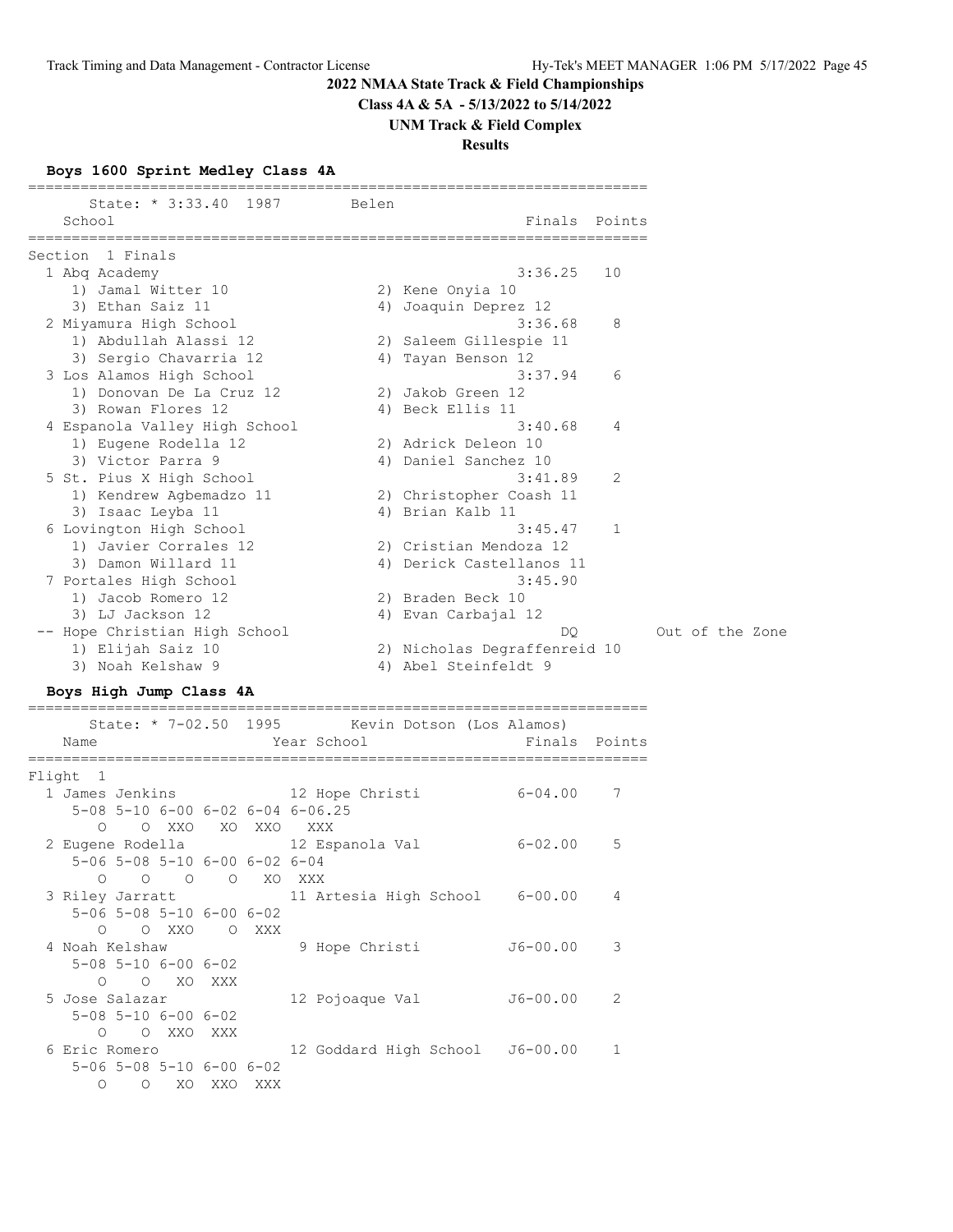## 2022 NMAA State Track & Field Championships

**Class 4A & 5A - 5/13/2022 to 5/14/2022**

**UNM Track & Field Complex**

**Results**

### Boys 1600 Sprint Medley Class 4A

State: * 3:33.40 1987 Belen

**Section 1 Finals**

| Place | School | Finals | Points | |
|---|---|---|---|---|
| 1 | Abq Academy | 3:36.25 | 10 | |
| | 1) Jamal Witter 10, 2) Kene Onyia 10, 3) Ethan Saiz 11, 4) Joaquin Deprez 12 | | | |
| 2 | Miyamura High School | 3:36.68 | 8 | |
| | 1) Abdullah Alassi 12, 2) Saleem Gillespie 11, 3) Sergio Chavarria 12, 4) Tayan Benson 12 | | | |
| 3 | Los Alamos High School | 3:37.94 | 6 | |
| | 1) Donovan De La Cruz 12, 2) Jakob Green 12, 3) Rowan Flores 12, 4) Beck Ellis 11 | | | |
| 4 | Espanola Valley High School | 3:40.68 | 4 | |
| | 1) Eugene Rodella 12, 2) Adrick Deleon 10, 3) Victor Parra 9, 4) Daniel Sanchez 10 | | | |
| 5 | St. Pius X High School | 3:41.89 | 2 | |
| | 1) Kendrew Agbemadzo 11, 2) Christopher Coash 11, 3) Isaac Leyba 11, 4) Brian Kalb 11 | | | |
| 6 | Lovington High School | 3:45.47 | 1 | |
| | 1) Javier Corrales 12, 2) Cristian Mendoza 12, 3) Damon Willard 11, 4) Derick Castellanos 11 | | | |
| 7 | Portales High School | 3:45.90 | | |
| | 1) Jacob Romero 12, 2) Braden Beck 10, 3) LJ Jackson 12, 4) Evan Carbajal 12 | | | |
| -- | Hope Christian High School | DQ | | Out of the Zone |
| | 1) Elijah Saiz 10, 2) Nicholas Degraffenreid 10, 3) Noah Kelshaw 9, 4) Abel Steinfeldt 9 | | | |

### Boys High Jump Class 4A

State: * 7-02.50 1995 Kevin Dotson (Los Alamos)

**Flight 1**

| Place | Name | Year | School | Finals | Points |
|---|---|---|---|---|---|
| 1 | James Jenkins | 12 | Hope Christi | 6-04.00 | 7 |
| 2 | Eugene Rodella | 12 | Espanola Val | 6-02.00 | 5 |
| 3 | Riley Jarratt | 11 | Artesia High School | 6-00.00 | 4 |
| 4 | Noah Kelshaw | 9 | Hope Christi | J6-00.00 | 3 |
| 5 | Jose Salazar | 12 | Pojoaque Val | J6-00.00 | 2 |
| 6 | Eric Romero | 12 | Goddard High School | J6-00.00 | 1 |

```
1 James Jenkins
   5-08 5-10 6-00 6-02 6-04 6-06.25
      O    O  XXO   XO  XXO  XXX
2 Eugene Rodella
   5-06 5-08 5-10 6-00 6-02 6-04
      O    O    O    O   XO  XXX
3 Riley Jarratt
   5-06 5-08 5-10 6-00 6-02
      O    O  XXO    O  XXX
4 Noah Kelshaw
   5-08 5-10 6-00 6-02
      O    O   XO  XXX
5 Jose Salazar
   5-08 5-10 6-00 6-02
      O    O  XXO  XXX
6 Eric Romero
   5-06 5-08 5-10 6-00 6-02
      O    O   XO  XXO  XXX
```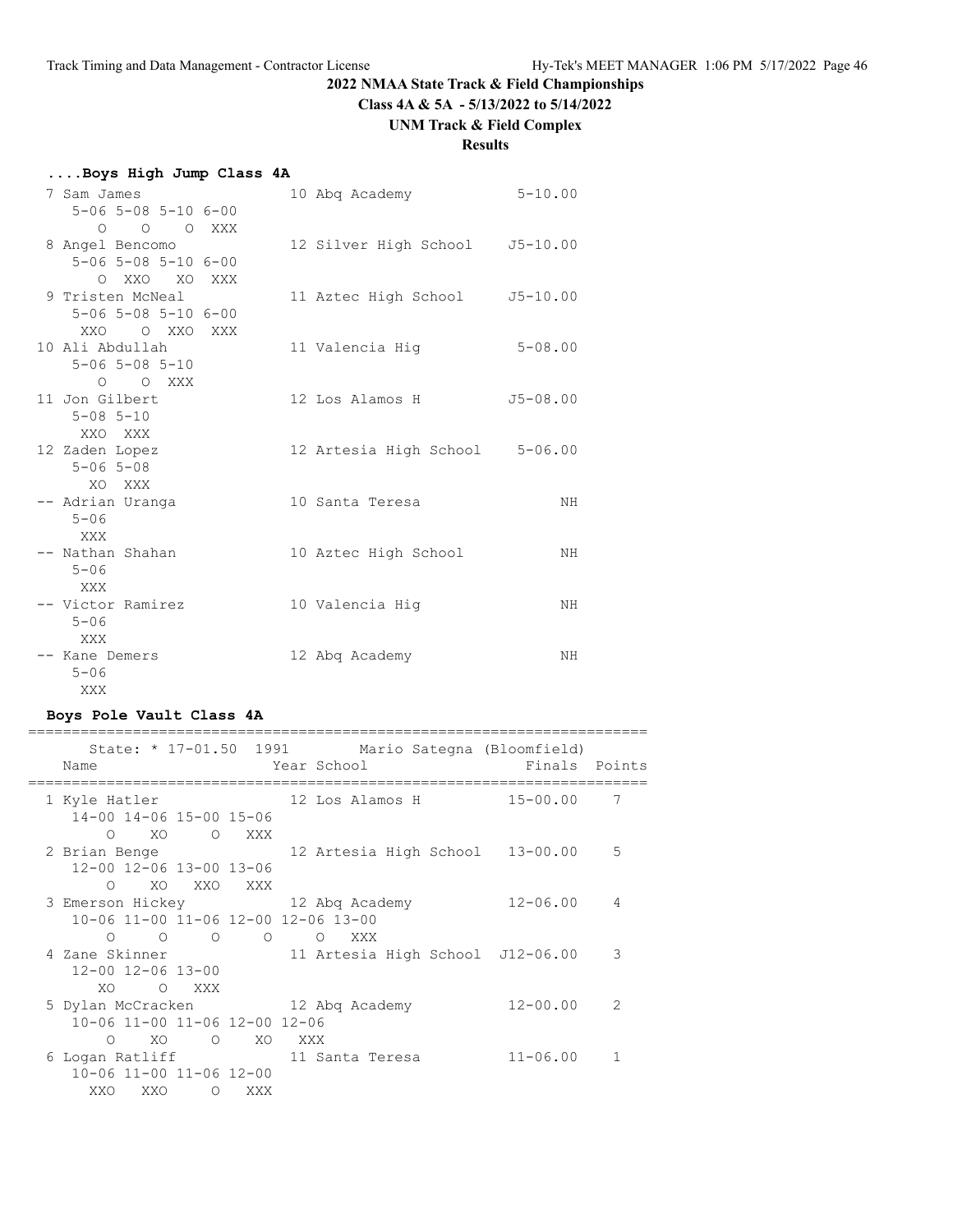## 2022 NMAA State Track & Field Championships

**Class 4A & 5A - 5/13/2022 to 5/14/2022**

**UNM Track & Field Complex**

**Results**

### ....Boys High Jump Class 4A

```
  7 Sam James                  10 Abq Academy            5-10.00
     5-06 5-08 5-10 6-00
        O    O    O  XXX
  8 Angel Bencomo              12 Silver High School    J5-10.00
     5-06 5-08 5-10 6-00
        O  XXO   XO  XXX
  9 Tristen McNeal             11 Aztec High School     J5-10.00
     5-06 5-08 5-10 6-00
      XXO    O  XXO  XXX
 10 Ali Abdullah               11 Valencia Hig           5-08.00
     5-06 5-08 5-10
        O    O  XXX
 11 Jon Gilbert                12 Los Alamos H          J5-08.00
     5-08 5-10
      XXO  XXX
 12 Zaden Lopez                12 Artesia High School    5-06.00
     5-06 5-08
       XO  XXX
 -- Adrian Uranga              10 Santa Teresa                NH
     5-06
      XXX
 -- Nathan Shahan              10 Aztec High School           NH
     5-06
      XXX
 -- Victor Ramirez             10 Valencia Hig                NH
     5-06
      XXX
 -- Kane Demers                12 Abq Academy                 NH
     5-06
      XXX
```

### Boys Pole Vault Class 4A

```
=======================================================================
     State: * 17-01.50  1991       Mario Sategna (Bloomfield)
   Name                    Year School                 Finals  Points
=======================================================================
  1 Kyle Hatler               12 Los Alamos H          15-00.00    7
     14-00 14-06 15-00 15-06
         O    XO     O   XXX
  2 Brian Benge               12 Artesia High School   13-00.00    5
     12-00 12-06 13-00 13-06
         O    XO   XXO   XXX
  3 Emerson Hickey            12 Abq Academy           12-06.00    4
     10-06 11-00 11-06 12-00 12-06 13-00
         O     O     O     O     O   XXX
  4 Zane Skinner              11 Artesia High School  J12-06.00    3
     12-00 12-06 13-00
        XO     O   XXX
  5 Dylan McCracken           12 Abq Academy           12-00.00    2
     10-06 11-00 11-06 12-00 12-06
         O    XO     O    XO   XXX
  6 Logan Ratliff             11 Santa Teresa          11-06.00    1
     10-06 11-00 11-06 12-00
       XXO   XXO     O   XXX
```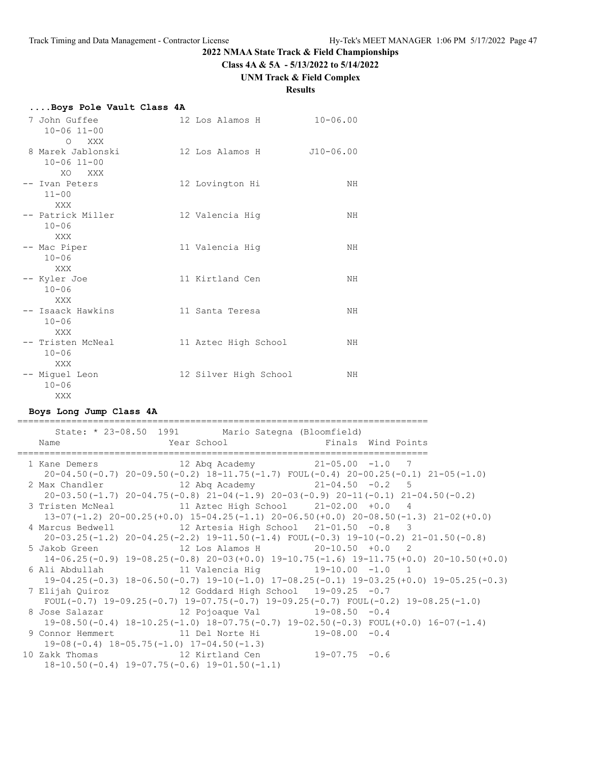# 2022 NMAA State Track & Field Championships

**Class 4A & 5A - 5/13/2022 to 5/14/2022**

**UNM Track & Field Complex**

**Results**

### ....Boys Pole Vault Class 4A

```
 7 John Guffee                12 Los Alamos H          10-06.00
    10-06 11-00
       O   XXX
 8 Marek Jablonski            12 Los Alamos H         J10-06.00
    10-06 11-00
      XO   XXX
-- Ivan Peters                12 Lovington Hi                NH
    11-00
     XXX
-- Patrick Miller             12 Valencia Hig                NH
    10-06
     XXX
-- Mac Piper                  11 Valencia Hig                NH
    10-06
     XXX
-- Kyler Joe                  11 Kirtland Cen                NH
    10-06
     XXX
-- Isaack Hawkins             11 Santa Teresa                NH
    10-06
     XXX
-- Tristen McNeal             11 Aztec High School           NH
    10-06
     XXX
-- Miguel Leon                12 Silver High School          NH
    10-06
     XXX
```

### Boys Long Jump Class 4A

```
=============================================================================
      State: * 23-08.50  1991        Mario Sategna (Bloomfield)
    Name                    Year School                 Finals  Wind Points
=============================================================================
  1 Kane Demers               12 Abq Academy           21-05.00  -1.0   7
     20-04.50(-0.7) 20-09.50(-0.2) 18-11.75(-1.7) FOUL(-0.4) 20-00.25(-0.1) 21-05(-1.0)
  2 Max Chandler              12 Abq Academy           21-04.50  -0.2   5
     20-03.50(-1.7) 20-04.75(-0.8) 21-04(-1.9) 20-03(-0.9) 20-11(-0.1) 21-04.50(-0.2)
  3 Tristen McNeal            11 Aztec High School     21-02.00  +0.0   4
     13-07(-1.2) 20-00.25(+0.0) 15-04.25(-1.1) 20-06.50(+0.0) 20-08.50(-1.3) 21-02(+0.0)
  4 Marcus Bedwell            12 Artesia High School   21-01.50  -0.8   3
     20-03.25(-1.2) 20-04.25(-2.2) 19-11.50(-1.4) FOUL(-0.3) 19-10(-0.2) 21-01.50(-0.8)
  5 Jakob Green               12 Los Alamos H          20-10.50  +0.0   2
     14-06.25(-0.9) 19-08.25(-0.8) 20-03(+0.0) 19-10.75(-1.6) 19-11.75(+0.0) 20-10.50(+0.0)
  6 Ali Abdullah              11 Valencia Hig          19-10.00  -1.0   1
     19-04.25(-0.3) 18-06.50(-0.7) 19-10(-1.0) 17-08.25(-0.1) 19-03.25(+0.0) 19-05.25(-0.3)
  7 Elijah Quiroz             12 Goddard High School   19-09.25  -0.7
     FOUL(-0.7) 19-09.25(-0.7) 19-07.75(-0.7) 19-09.25(-0.7) FOUL(-0.2) 19-08.25(-1.0)
  8 Jose Salazar              12 Pojoaque Val          19-08.50  -0.4
     19-08.50(-0.4) 18-10.25(-1.0) 18-07.75(-0.7) 19-02.50(-0.3) FOUL(+0.0) 16-07(-1.4)
  9 Connor Hemmert            11 Del Norte Hi          19-08.00  -0.4
     19-08(-0.4) 18-05.75(-1.0) 17-04.50(-1.3)
 10 Zakk Thomas               12 Kirtland Cen          19-07.75  -0.6
     18-10.50(-0.4) 19-07.75(-0.6) 19-01.50(-1.1)
```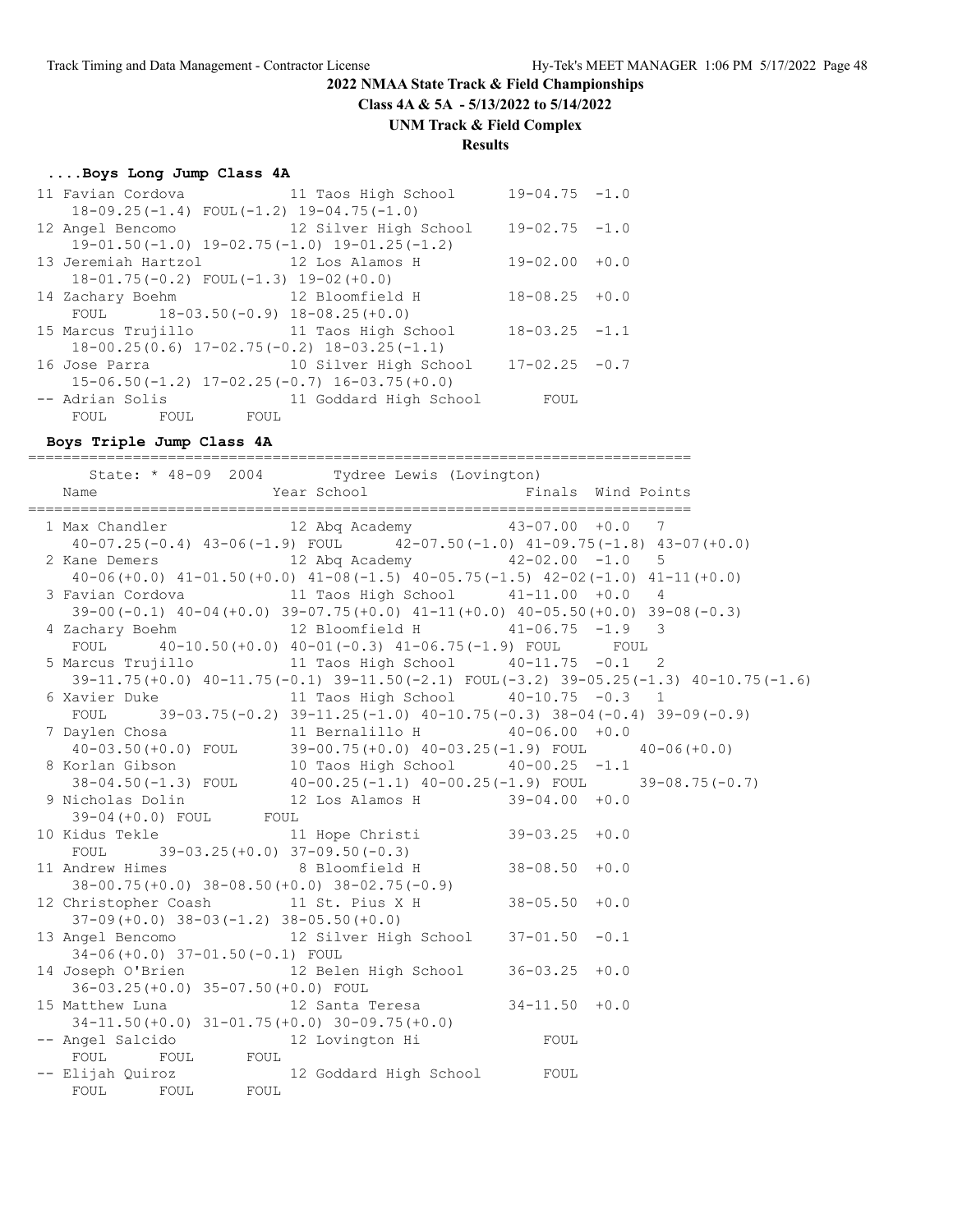# 2022 NMAA State Track & Field Championships

**Class 4A & 5A - 5/13/2022 to 5/14/2022**

**UNM Track & Field Complex**

**Results**

### ....Boys Long Jump Class 4A

```
 11 Favian Cordova           11 Taos High School      19-04.75  -1.0
     18-09.25(-1.4) FOUL(-1.2) 19-04.75(-1.0)
 12 Angel Bencomo            12 Silver High School    19-02.75  -1.0
     19-01.50(-1.0) 19-02.75(-1.0) 19-01.25(-1.2)
 13 Jeremiah Hartzol         12 Los Alamos H          19-02.00  +0.0
     18-01.75(-0.2) FOUL(-1.3) 19-02(+0.0)
 14 Zachary Boehm            12 Bloomfield H          18-08.25  +0.0
     FOUL      18-03.50(-0.9) 18-08.25(+0.0)
 15 Marcus Trujillo          11 Taos High School      18-03.25  -1.1
     18-00.25(0.6) 17-02.75(-0.2) 18-03.25(-1.1)
 16 Jose Parra               10 Silver High School    17-02.25  -0.7
     15-06.50(-1.2) 17-02.25(-0.7) 16-03.75(+0.0)
 -- Adrian Solis             11 Goddard High School       FOUL
     FOUL      FOUL      FOUL
```

### Boys Triple Jump Class 4A

```
=============================================================================
      State: * 48-09  2004        Tydree Lewis (Lovington)
   Name                    Year School                 Finals  Wind Points
=============================================================================
  1 Max Chandler            12 Abq Academy           43-07.00  +0.0   7
     40-07.25(-0.4) 43-06(-1.9) FOUL      42-07.50(-1.0) 41-09.75(-1.8) 43-07(+0.0)
  2 Kane Demers             12 Abq Academy           42-02.00  -1.0   5
     40-06(+0.0) 41-01.50(+0.0) 41-08(-1.5) 40-05.75(-1.5) 42-02(-1.0) 41-11(+0.0)
  3 Favian Cordova          11 Taos High School      41-11.00  +0.0   4
     39-00(-0.1) 40-04(+0.0) 39-07.75(+0.0) 41-11(+0.0) 40-05.50(+0.0) 39-08(-0.3)
  4 Zachary Boehm           12 Bloomfield H          41-06.75  -1.9   3
     FOUL      40-10.50(+0.0) 40-01(-0.3) 41-06.75(-1.9) FOUL      FOUL
  5 Marcus Trujillo         11 Taos High School      40-11.75  -0.1   2
     39-11.75(+0.0) 40-11.75(-0.1) 39-11.50(-2.1) FOUL(-3.2) 39-05.25(-1.3) 40-10.75(-1.6)
  6 Xavier Duke             11 Taos High School      40-10.75  -0.3   1
     FOUL      39-03.75(-0.2) 39-11.25(-1.0) 40-10.75(-0.3) 38-04(-0.4) 39-09(-0.9)
  7 Daylen Chosa            11 Bernalillo H          40-06.00  +0.0
     40-03.50(+0.0) FOUL      39-00.75(+0.0) 40-03.25(-1.9) FOUL      40-06(+0.0)
  8 Korlan Gibson           10 Taos High School      40-00.25  -1.1
     38-04.50(-1.3) FOUL      40-00.25(-1.1) 40-00.25(-1.9) FOUL      39-08.75(-0.7)
  9 Nicholas Dolin          12 Los Alamos H          39-04.00  +0.0
     39-04(+0.0) FOUL      FOUL
 10 Kidus Tekle             11 Hope Christi          39-03.25  +0.0
     FOUL      39-03.25(+0.0) 37-09.50(-0.3)
 11 Andrew Himes             8 Bloomfield H          38-08.50  +0.0
     38-00.75(+0.0) 38-08.50(+0.0) 38-02.75(-0.9)
 12 Christopher Coash       11 St. Pius X H          38-05.50  +0.0
     37-09(+0.0) 38-03(-1.2) 38-05.50(+0.0)
 13 Angel Bencomo           12 Silver High School    37-01.50  -0.1
     34-06(+0.0) 37-01.50(-0.1) FOUL
 14 Joseph O'Brien          12 Belen High School     36-03.25  +0.0
     36-03.25(+0.0) 35-07.50(+0.0) FOUL
 15 Matthew Luna            12 Santa Teresa          34-11.50  +0.0
     34-11.50(+0.0) 31-01.75(+0.0) 30-09.75(+0.0)
 -- Angel Salcido           12 Lovington Hi              FOUL
     FOUL      FOUL      FOUL
 -- Elijah Quiroz           12 Goddard High School       FOUL
     FOUL      FOUL      FOUL
```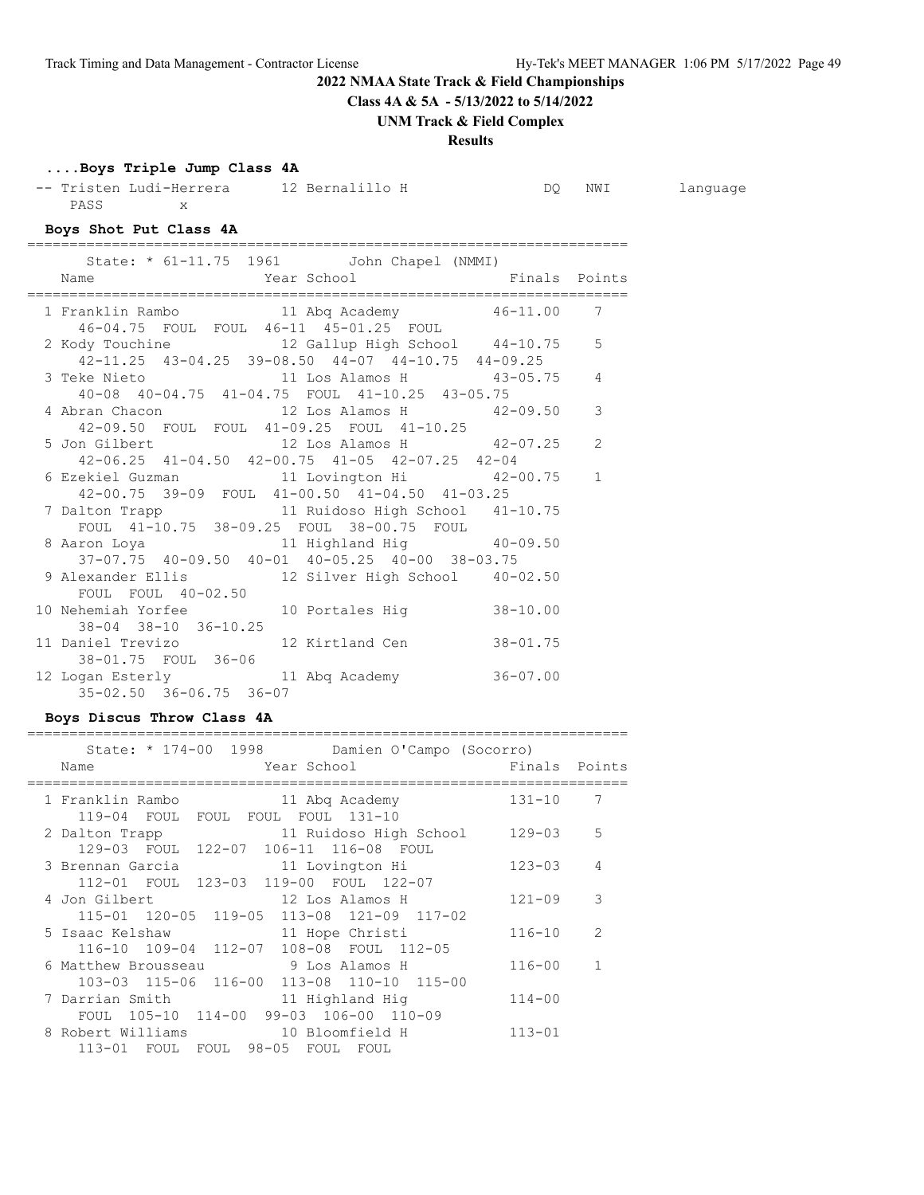# 2022 NMAA State Track & Field Championships

**Class 4A & 5A - 5/13/2022 to 5/14/2022**

**UNM Track & Field Complex**

**Results**

### ....Boys Triple Jump Class 4A

```
 -- Tristen Ludi-Herrera      12 Bernalillo H                DQ   NWI        language 
    PASS        x
```

### Boys Shot Put Class 4A

```
=======================================================================
      State: * 61-11.75  1961       John Chapel (NMMI)
   Name                    Year School                  Finals  Points
=======================================================================
  1 Franklin Rambo            11 Abq Academy           46-11.00    7
     46-04.75  FOUL  FOUL  46-11  45-01.25  FOUL
  2 Kody Touchine             12 Gallup High School    44-10.75    5
     42-11.25  43-04.25  39-08.50  44-07  44-10.75  44-09.25
  3 Teke Nieto                11 Los Alamos H          43-05.75    4
     40-08  40-04.75  41-04.75  FOUL  41-10.25  43-05.75
  4 Abran Chacon              12 Los Alamos H          42-09.50    3
     42-09.50  FOUL  FOUL  41-09.25  FOUL  41-10.25
  5 Jon Gilbert               12 Los Alamos H          42-07.25    2
     42-06.25  41-04.50  42-00.75  41-05  42-07.25  42-04
  6 Ezekiel Guzman            11 Lovington Hi          42-00.75    1
     42-00.75  39-09  FOUL  41-00.50  41-04.50  41-03.25
  7 Dalton Trapp              11 Ruidoso High School   41-10.75
     FOUL  41-10.75  38-09.25  FOUL  38-00.75  FOUL
  8 Aaron Loya                11 Highland Hig          40-09.50
     37-07.75  40-09.50  40-01  40-05.25  40-00  38-03.75
  9 Alexander Ellis           12 Silver High School    40-02.50
     FOUL  FOUL  40-02.50
 10 Nehemiah Yorfee           10 Portales Hig          38-10.00
     38-04  38-10  36-10.25
 11 Daniel Trevizo            12 Kirtland Cen          38-01.75
     38-01.75  FOUL  36-06
 12 Logan Esterly             11 Abq Academy           36-07.00
     35-02.50  36-06.75  36-07
```

### Boys Discus Throw Class 4A

```
=======================================================================
      State: * 174-00  1998       Damien O'Campo (Socorro)
   Name                    Year School                  Finals  Points
=======================================================================
  1 Franklin Rambo            11 Abq Academy             131-10    7
     119-04  FOUL  FOUL  FOUL  FOUL  131-10
  2 Dalton Trapp              11 Ruidoso High School     129-03    5
     129-03  FOUL  122-07  106-11  116-08  FOUL
  3 Brennan Garcia            11 Lovington Hi            123-03    4
     112-01  FOUL  123-03  119-00  FOUL  122-07
  4 Jon Gilbert               12 Los Alamos H            121-09    3
     115-01  120-05  119-05  113-08  121-09  117-02
  5 Isaac Kelshaw             11 Hope Christi            116-10    2
     116-10  109-04  112-07  108-08  FOUL  112-05
  6 Matthew Brousseau          9 Los Alamos H            116-00    1
     103-03  115-06  116-00  113-08  110-10  115-00
  7 Darrian Smith             11 Highland Hig            114-00
     FOUL  105-10  114-00  99-03  106-00  110-09
  8 Robert Williams           10 Bloomfield H            113-01
     113-01  FOUL  FOUL  98-05  FOUL  FOUL
```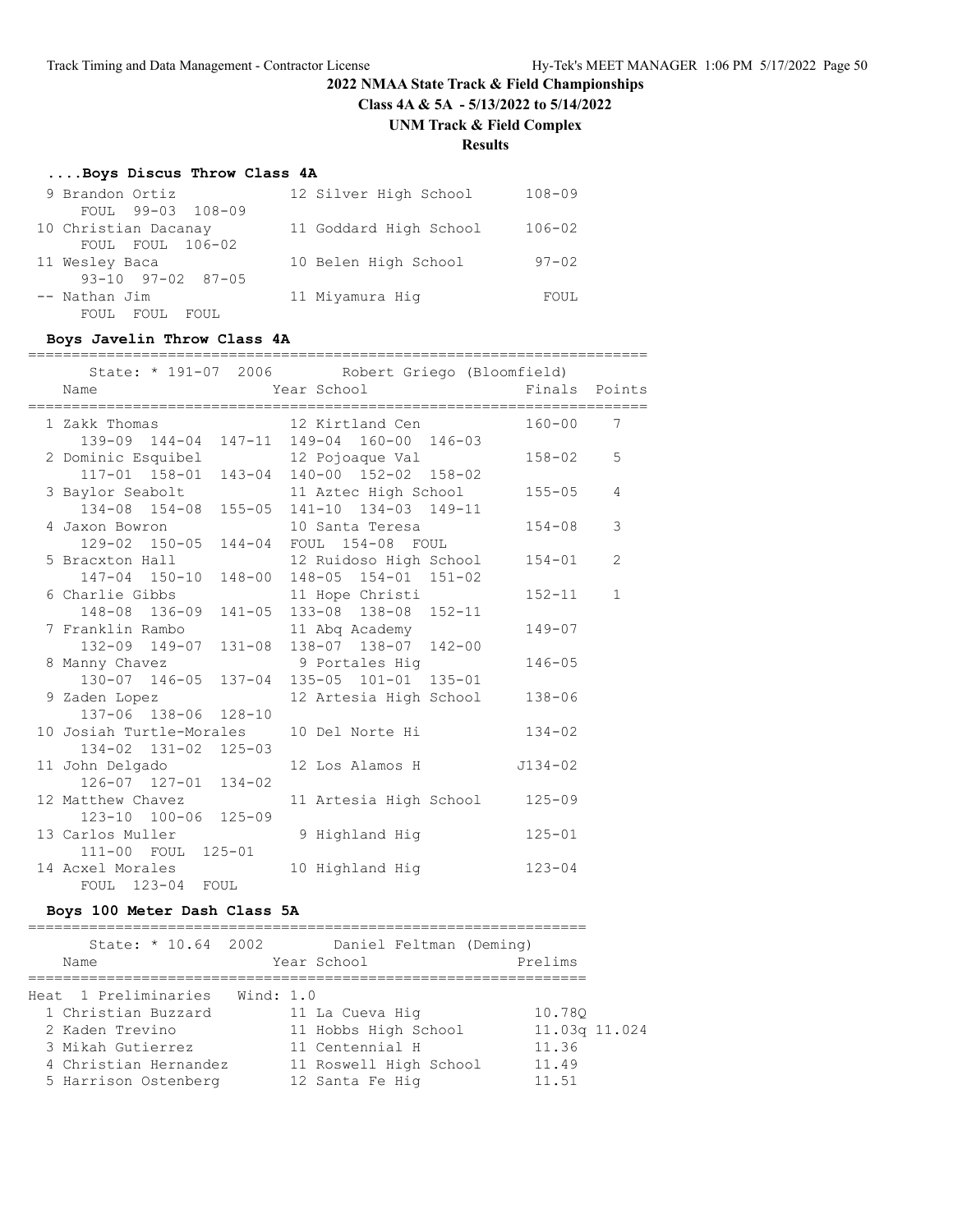**2022 NMAA State Track & Field Championships**
**Class 4A & 5A - 5/13/2022 to 5/14/2022**
**UNM Track & Field Complex**
**Results**

### ....Boys Discus Throw Class 4A

| Place | Name | Year | School | Finals |
|---|---|---|---|---|
| 9 | Brandon Ortiz | 12 | Silver High School | 108-09 |
| | FOUL 99-03 108-09 | | | |
| 10 | Christian Dacanay | 11 | Goddard High School | 106-02 |
| | FOUL FOUL 106-02 | | | |
| 11 | Wesley Baca | 10 | Belen High School | 97-02 |
| | 93-10 97-02 87-05 | | | |
| -- | Nathan Jim | 11 | Miyamura Hig | FOUL |
| | FOUL FOUL FOUL | | | |

### Boys Javelin Throw Class 4A

State: * 191-07 2006 Robert Griego (Bloomfield)

| Place | Name | Year | School | Finals | Points |
|---|---|---|---|---|---|
| 1 | Zakk Thomas | 12 | Kirtland Cen | 160-00 | 7 |
| | 139-09 144-04 147-11 149-04 160-00 146-03 | | | | |
| 2 | Dominic Esquibel | 12 | Pojoaque Val | 158-02 | 5 |
| | 117-01 158-01 143-04 140-00 152-02 158-02 | | | | |
| 3 | Baylor Seabolt | 11 | Aztec High School | 155-05 | 4 |
| | 134-08 154-08 155-05 141-10 134-03 149-11 | | | | |
| 4 | Jaxon Bowron | 10 | Santa Teresa | 154-08 | 3 |
| | 129-02 150-05 144-04 FOUL 154-08 FOUL | | | | |
| 5 | Bracxton Hall | 12 | Ruidoso High School | 154-01 | 2 |
| | 147-04 150-10 148-00 148-05 154-01 151-02 | | | | |
| 6 | Charlie Gibbs | 11 | Hope Christi | 152-11 | 1 |
| | 148-08 136-09 141-05 133-08 138-08 152-11 | | | | |
| 7 | Franklin Rambo | 11 | Abq Academy | 149-07 | |
| | 132-09 149-07 131-08 138-07 138-07 142-00 | | | | |
| 8 | Manny Chavez | 9 | Portales Hig | 146-05 | |
| | 130-07 146-05 137-04 135-05 101-01 135-01 | | | | |
| 9 | Zaden Lopez | 12 | Artesia High School | 138-06 | |
| | 137-06 138-06 128-10 | | | | |
| 10 | Josiah Turtle-Morales | 10 | Del Norte Hi | 134-02 | |
| | 134-02 131-02 125-03 | | | | |
| 11 | John Delgado | 12 | Los Alamos H | J134-02 | |
| | 126-07 127-01 134-02 | | | | |
| 12 | Matthew Chavez | 11 | Artesia High School | 125-09 | |
| | 123-10 100-06 125-09 | | | | |
| 13 | Carlos Muller | 9 | Highland Hig | 125-01 | |
| | 111-00 FOUL 125-01 | | | | |
| 14 | Acxel Morales | 10 | Highland Hig | 123-04 | |
| | FOUL 123-04 FOUL | | | | |

### Boys 100 Meter Dash Class 5A

State: * 10.64 2002 Daniel Feltman (Deming)

Heat 1 Preliminaries Wind: 1.0

| Place | Name | Year | School | Prelims | |
|---|---|---|---|---|---|
| 1 | Christian Buzzard | 11 | La Cueva Hig | 10.78Q | |
| 2 | Kaden Trevino | 11 | Hobbs High School | 11.03q | 11.024 |
| 3 | Mikah Gutierrez | 11 | Centennial H | 11.36 | |
| 4 | Christian Hernandez | 11 | Roswell High School | 11.49 | |
| 5 | Harrison Ostenberg | 12 | Santa Fe Hig | 11.51 | |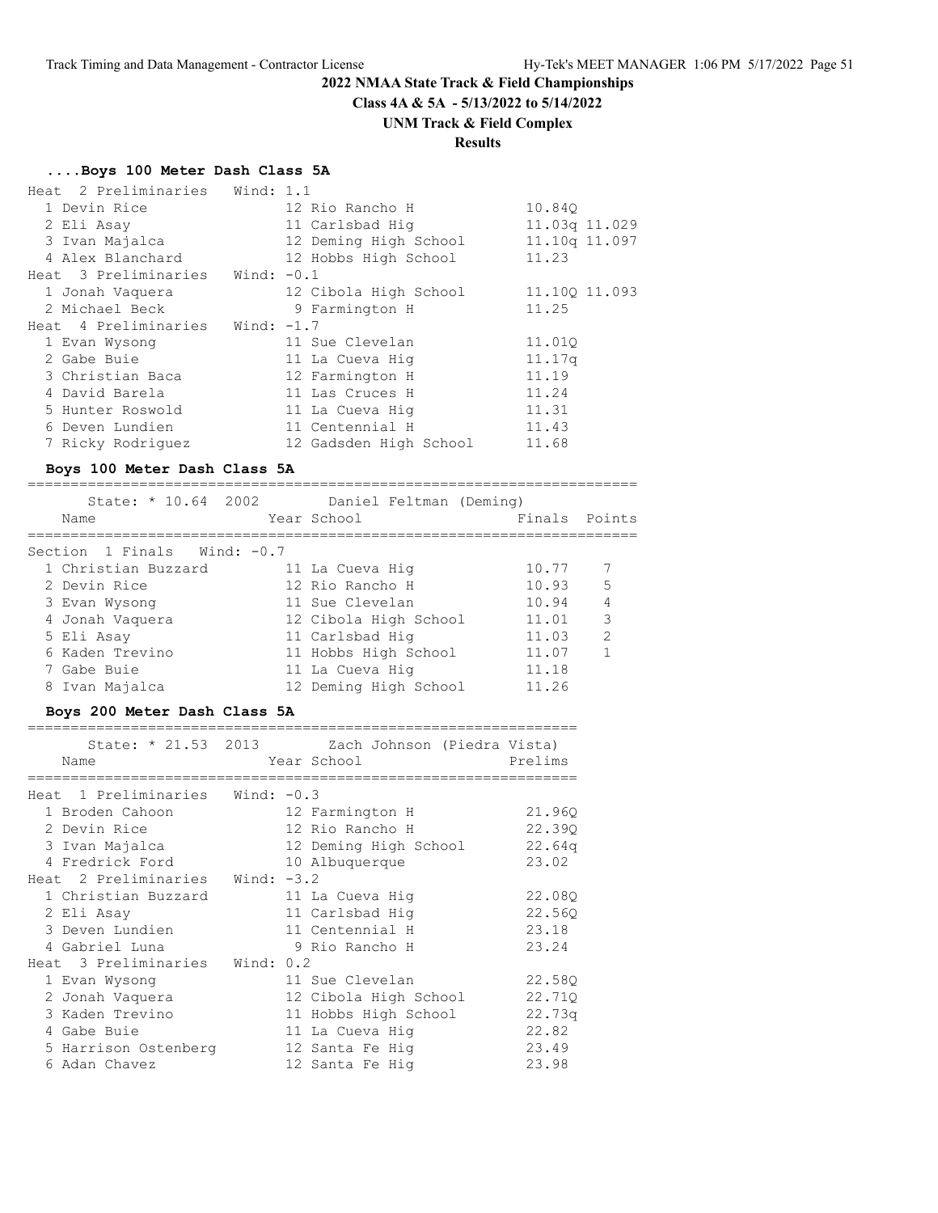# 2022 NMAA State Track & Field Championships

**Class 4A & 5A - 5/13/2022 to 5/14/2022**

**UNM Track & Field Complex**

**Results**

### ....Boys 100 Meter Dash Class 5A

**Heat 2 Preliminaries Wind: 1.1**

| Place | Name | Year | School | Prelims | |
|---|---|---|---|---|---|
| 1 | Devin Rice | 12 | Rio Rancho H | 10.84Q | |
| 2 | Eli Asay | 11 | Carlsbad Hig | 11.03q | 11.029 |
| 3 | Ivan Majalca | 12 | Deming High School | 11.10q | 11.097 |
| 4 | Alex Blanchard | 12 | Hobbs High School | 11.23 | |

**Heat 3 Preliminaries Wind: -0.1**

| Place | Name | Year | School | Prelims | |
|---|---|---|---|---|---|
| 1 | Jonah Vaquera | 12 | Cibola High School | 11.10Q | 11.093 |
| 2 | Michael Beck | 9 | Farmington H | 11.25 | |

**Heat 4 Preliminaries Wind: -1.7**

| Place | Name | Year | School | Prelims |
|---|---|---|---|---|
| 1 | Evan Wysong | 11 | Sue Clevelan | 11.01Q |
| 2 | Gabe Buie | 11 | La Cueva Hig | 11.17q |
| 3 | Christian Baca | 12 | Farmington H | 11.19 |
| 4 | David Barela | 11 | Las Cruces H | 11.24 |
| 5 | Hunter Roswold | 11 | La Cueva Hig | 11.31 |
| 6 | Deven Lundien | 11 | Centennial H | 11.43 |
| 7 | Ricky Rodriguez | 12 | Gadsden High School | 11.68 |

### Boys 100 Meter Dash Class 5A

State: * 10.64 2002 Daniel Feltman (Deming)

**Section 1 Finals Wind: -0.7**

| Place | Name | Year | School | Finals | Points |
|---|---|---|---|---|---|
| 1 | Christian Buzzard | 11 | La Cueva Hig | 10.77 | 7 |
| 2 | Devin Rice | 12 | Rio Rancho H | 10.93 | 5 |
| 3 | Evan Wysong | 11 | Sue Clevelan | 10.94 | 4 |
| 4 | Jonah Vaquera | 12 | Cibola High School | 11.01 | 3 |
| 5 | Eli Asay | 11 | Carlsbad Hig | 11.03 | 2 |
| 6 | Kaden Trevino | 11 | Hobbs High School | 11.07 | 1 |
| 7 | Gabe Buie | 11 | La Cueva Hig | 11.18 | |
| 8 | Ivan Majalca | 12 | Deming High School | 11.26 | |

### Boys 200 Meter Dash Class 5A

State: * 21.53 2013 Zach Johnson (Piedra Vista)

**Heat 1 Preliminaries Wind: -0.3**

| Place | Name | Year | School | Prelims |
|---|---|---|---|---|
| 1 | Broden Cahoon | 12 | Farmington H | 21.96Q |
| 2 | Devin Rice | 12 | Rio Rancho H | 22.39Q |
| 3 | Ivan Majalca | 12 | Deming High School | 22.64q |
| 4 | Fredrick Ford | 10 | Albuquerque | 23.02 |

**Heat 2 Preliminaries Wind: -3.2**

| Place | Name | Year | School | Prelims |
|---|---|---|---|---|
| 1 | Christian Buzzard | 11 | La Cueva Hig | 22.08Q |
| 2 | Eli Asay | 11 | Carlsbad Hig | 22.56Q |
| 3 | Deven Lundien | 11 | Centennial H | 23.18 |
| 4 | Gabriel Luna | 9 | Rio Rancho H | 23.24 |

**Heat 3 Preliminaries Wind: 0.2**

| Place | Name | Year | School | Prelims |
|---|---|---|---|---|
| 1 | Evan Wysong | 11 | Sue Clevelan | 22.58Q |
| 2 | Jonah Vaquera | 12 | Cibola High School | 22.71Q |
| 3 | Kaden Trevino | 11 | Hobbs High School | 22.73q |
| 4 | Gabe Buie | 11 | La Cueva Hig | 22.82 |
| 5 | Harrison Ostenberg | 12 | Santa Fe Hig | 23.49 |
| 6 | Adan Chavez | 12 | Santa Fe Hig | 23.98 |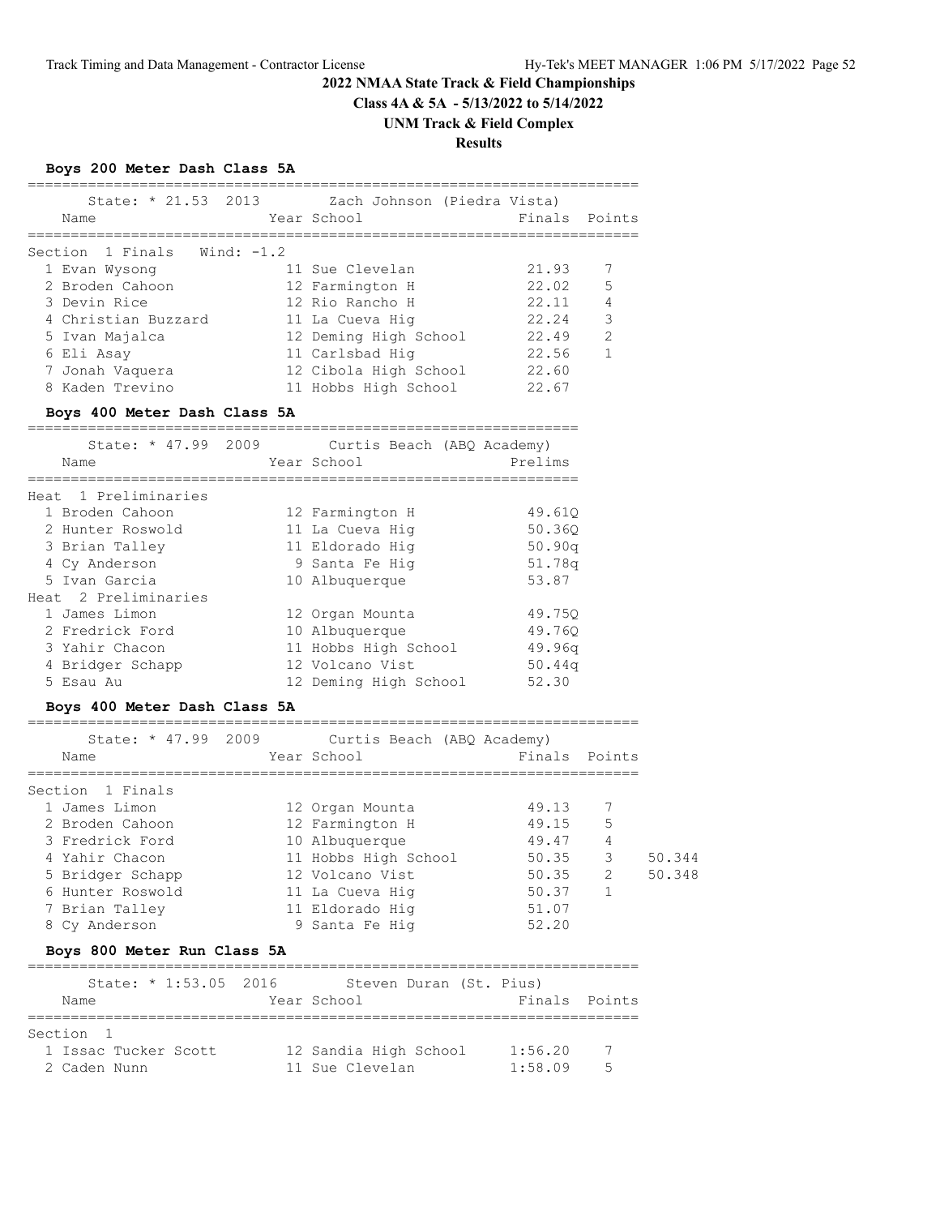# 2022 NMAA State Track & Field Championships

**Class 4A & 5A - 5/13/2022 to 5/14/2022**

**UNM Track & Field Complex**

**Results**

## Boys 200 Meter Dash Class 5A

State: * 21.53 2013 Zach Johnson (Piedra Vista)

**Section 1 Finals Wind: -1.2**

| Place | Name | Year | School | Finals | Points |
|---|---|---|---|---|---|
| 1 | Evan Wysong | 11 | Sue Clevelan | 21.93 | 7 |
| 2 | Broden Cahoon | 12 | Farmington H | 22.02 | 5 |
| 3 | Devin Rice | 12 | Rio Rancho H | 22.11 | 4 |
| 4 | Christian Buzzard | 11 | La Cueva Hig | 22.24 | 3 |
| 5 | Ivan Majalca | 12 | Deming High School | 22.49 | 2 |
| 6 | Eli Asay | 11 | Carlsbad Hig | 22.56 | 1 |
| 7 | Jonah Vaquera | 12 | Cibola High School | 22.60 | |
| 8 | Kaden Trevino | 11 | Hobbs High School | 22.67 | |

## Boys 400 Meter Dash Class 5A

State: * 47.99 2009 Curtis Beach (ABQ Academy)

**Heat 1 Preliminaries**

| Place | Name | Year | School | Prelims |
|---|---|---|---|---|
| 1 | Broden Cahoon | 12 | Farmington H | 49.61Q |
| 2 | Hunter Roswold | 11 | La Cueva Hig | 50.36Q |
| 3 | Brian Talley | 11 | Eldorado Hig | 50.90q |
| 4 | Cy Anderson | 9 | Santa Fe Hig | 51.78q |
| 5 | Ivan Garcia | 10 | Albuquerque | 53.87 |

**Heat 2 Preliminaries**

| Place | Name | Year | School | Prelims |
|---|---|---|---|---|
| 1 | James Limon | 12 | Organ Mounta | 49.75Q |
| 2 | Fredrick Ford | 10 | Albuquerque | 49.76Q |
| 3 | Yahir Chacon | 11 | Hobbs High School | 49.96q |
| 4 | Bridger Schapp | 12 | Volcano Vist | 50.44q |
| 5 | Esau Au | 12 | Deming High School | 52.30 |

## Boys 400 Meter Dash Class 5A

State: * 47.99 2009 Curtis Beach (ABQ Academy)

**Section 1 Finals**

| Place | Name | Year | School | Finals | Points | |
|---|---|---|---|---|---|---|
| 1 | James Limon | 12 | Organ Mounta | 49.13 | 7 | |
| 2 | Broden Cahoon | 12 | Farmington H | 49.15 | 5 | |
| 3 | Fredrick Ford | 10 | Albuquerque | 49.47 | 4 | |
| 4 | Yahir Chacon | 11 | Hobbs High School | 50.35 | 3 | 50.344 |
| 5 | Bridger Schapp | 12 | Volcano Vist | 50.35 | 2 | 50.348 |
| 6 | Hunter Roswold | 11 | La Cueva Hig | 50.37 | 1 | |
| 7 | Brian Talley | 11 | Eldorado Hig | 51.07 | | |
| 8 | Cy Anderson | 9 | Santa Fe Hig | 52.20 | | |

## Boys 800 Meter Run Class 5A

State: * 1:53.05 2016 Steven Duran (St. Pius)

**Section 1**

| Place | Name | Year | School | Finals | Points |
|---|---|---|---|---|---|
| 1 | Issac Tucker Scott | 12 | Sandia High School | 1:56.20 | 7 |
| 2 | Caden Nunn | 11 | Sue Clevelan | 1:58.09 | 5 |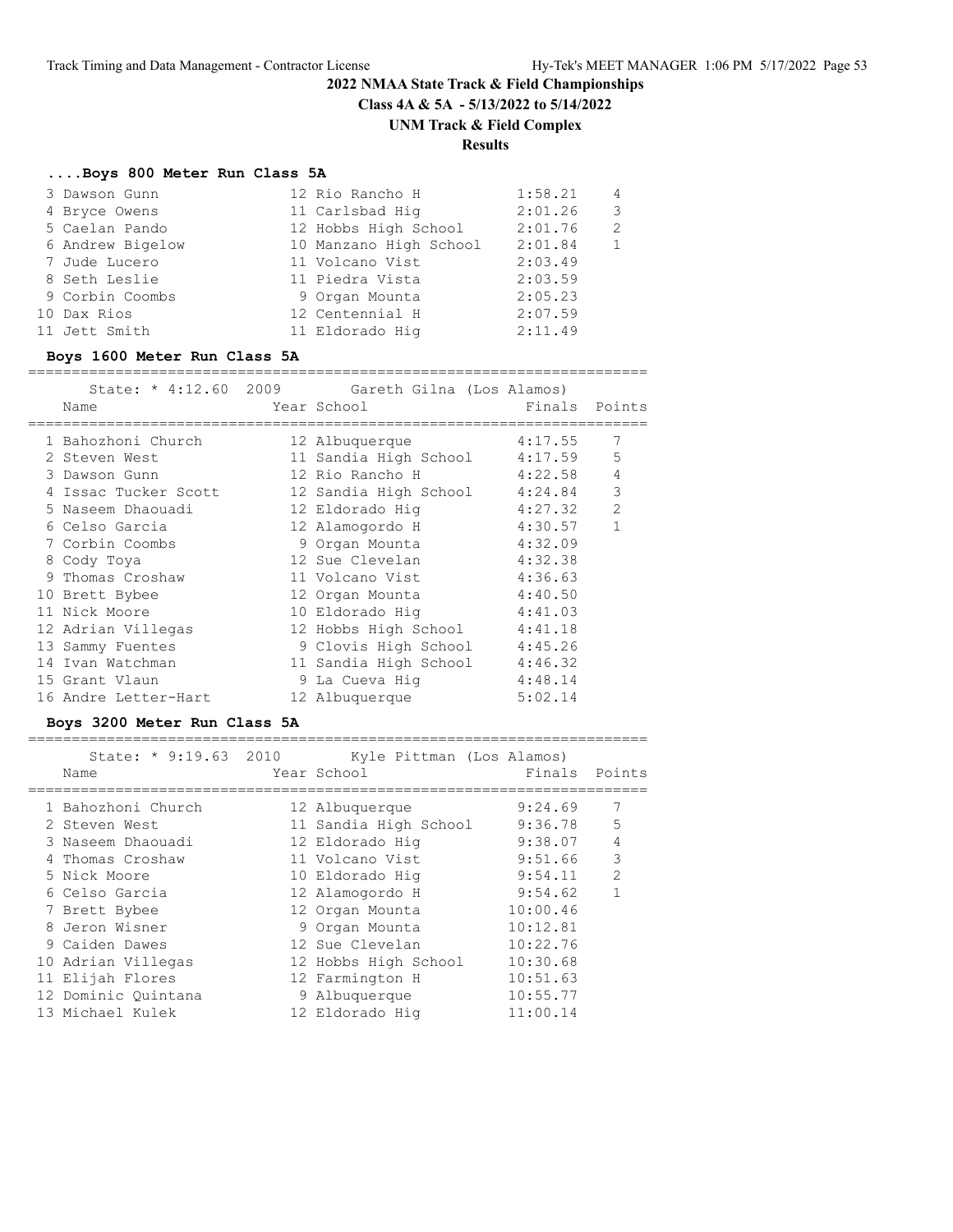## 2022 NMAA State Track & Field Championships

**Class 4A & 5A - 5/13/2022 to 5/14/2022**

**UNM Track & Field Complex**

**Results**

### ....Boys 800 Meter Run Class 5A

| Place | Name | Year | School | Finals | Points |
|---|---|---|---|---|---|
| 3 | Dawson Gunn | 12 | Rio Rancho H | 1:58.21 | 4 |
| 4 | Bryce Owens | 11 | Carlsbad Hig | 2:01.26 | 3 |
| 5 | Caelan Pando | 12 | Hobbs High School | 2:01.76 | 2 |
| 6 | Andrew Bigelow | 10 | Manzano High School | 2:01.84 | 1 |
| 7 | Jude Lucero | 11 | Volcano Vist | 2:03.49 | |
| 8 | Seth Leslie | 11 | Piedra Vista | 2:03.59 | |
| 9 | Corbin Coombs | 9 | Organ Mounta | 2:05.23 | |
| 10 | Dax Rios | 12 | Centennial H | 2:07.59 | |
| 11 | Jett Smith | 11 | Eldorado Hig | 2:11.49 | |

### Boys 1600 Meter Run Class 5A

State: * 4:12.60 2009 Gareth Gilna (Los Alamos)

| Place | Name | Year | School | Finals | Points |
|---|---|---|---|---|---|
| 1 | Bahozhoni Church | 12 | Albuquerque | 4:17.55 | 7 |
| 2 | Steven West | 11 | Sandia High School | 4:17.59 | 5 |
| 3 | Dawson Gunn | 12 | Rio Rancho H | 4:22.58 | 4 |
| 4 | Issac Tucker Scott | 12 | Sandia High School | 4:24.84 | 3 |
| 5 | Naseem Dhaouadi | 12 | Eldorado Hig | 4:27.32 | 2 |
| 6 | Celso Garcia | 12 | Alamogordo H | 4:30.57 | 1 |
| 7 | Corbin Coombs | 9 | Organ Mounta | 4:32.09 | |
| 8 | Cody Toya | 12 | Sue Clevelan | 4:32.38 | |
| 9 | Thomas Croshaw | 11 | Volcano Vist | 4:36.63 | |
| 10 | Brett Bybee | 12 | Organ Mounta | 4:40.50 | |
| 11 | Nick Moore | 10 | Eldorado Hig | 4:41.03 | |
| 12 | Adrian Villegas | 12 | Hobbs High School | 4:41.18 | |
| 13 | Sammy Fuentes | 9 | Clovis High School | 4:45.26 | |
| 14 | Ivan Watchman | 11 | Sandia High School | 4:46.32 | |
| 15 | Grant Vlaun | 9 | La Cueva Hig | 4:48.14 | |
| 16 | Andre Letter-Hart | 12 | Albuquerque | 5:02.14 | |

### Boys 3200 Meter Run Class 5A

State: * 9:19.63 2010 Kyle Pittman (Los Alamos)

| Place | Name | Year | School | Finals | Points |
|---|---|---|---|---|---|
| 1 | Bahozhoni Church | 12 | Albuquerque | 9:24.69 | 7 |
| 2 | Steven West | 11 | Sandia High School | 9:36.78 | 5 |
| 3 | Naseem Dhaouadi | 12 | Eldorado Hig | 9:38.07 | 4 |
| 4 | Thomas Croshaw | 11 | Volcano Vist | 9:51.66 | 3 |
| 5 | Nick Moore | 10 | Eldorado Hig | 9:54.11 | 2 |
| 6 | Celso Garcia | 12 | Alamogordo H | 9:54.62 | 1 |
| 7 | Brett Bybee | 12 | Organ Mounta | 10:00.46 | |
| 8 | Jeron Wisner | 9 | Organ Mounta | 10:12.81 | |
| 9 | Caiden Dawes | 12 | Sue Clevelan | 10:22.76 | |
| 10 | Adrian Villegas | 12 | Hobbs High School | 10:30.68 | |
| 11 | Elijah Flores | 12 | Farmington H | 10:51.63 | |
| 12 | Dominic Quintana | 9 | Albuquerque | 10:55.77 | |
| 13 | Michael Kulek | 12 | Eldorado Hig | 11:00.14 | |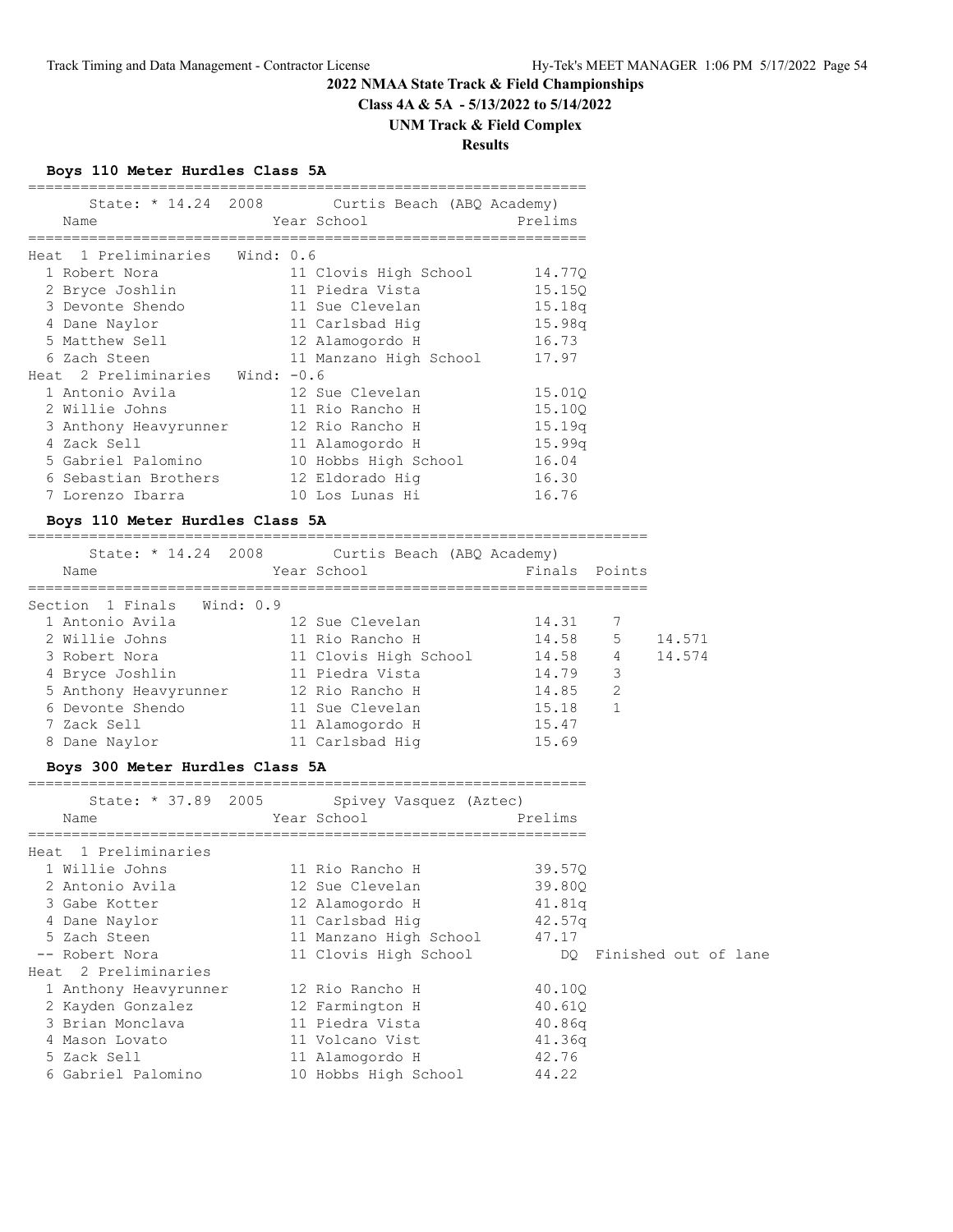## 2022 NMAA State Track & Field Championships

**Class 4A & 5A - 5/13/2022 to 5/14/2022**

**UNM Track & Field Complex**

**Results**

### Boys 110 Meter Hurdles Class 5A

State: * 14.24 2008 Curtis Beach (ABQ Academy)

| Place | Name | Year | School | Prelims |
|---|---|---|---|---|
| **Heat 1 Preliminaries Wind: 0.6** | | | | |
| 1 | Robert Nora | 11 | Clovis High School | 14.77Q |
| 2 | Bryce Joshlin | 11 | Piedra Vista | 15.15Q |
| 3 | Devonte Shendo | 11 | Sue Clevelan | 15.18q |
| 4 | Dane Naylor | 11 | Carlsbad Hig | 15.98q |
| 5 | Matthew Sell | 12 | Alamogordo H | 16.73 |
| 6 | Zach Steen | 11 | Manzano High School | 17.97 |
| **Heat 2 Preliminaries Wind: -0.6** | | | | |
| 1 | Antonio Avila | 12 | Sue Clevelan | 15.01Q |
| 2 | Willie Johns | 11 | Rio Rancho H | 15.10Q |
| 3 | Anthony Heavyrunner | 12 | Rio Rancho H | 15.19q |
| 4 | Zack Sell | 11 | Alamogordo H | 15.99q |
| 5 | Gabriel Palomino | 10 | Hobbs High School | 16.04 |
| 6 | Sebastian Brothers | 12 | Eldorado Hig | 16.30 |
| 7 | Lorenzo Ibarra | 10 | Los Lunas Hi | 16.76 |

### Boys 110 Meter Hurdles Class 5A

State: * 14.24 2008 Curtis Beach (ABQ Academy)

| Place | Name | Year | School | Finals | Points | |
|---|---|---|---|---|---|---|
| **Section 1 Finals Wind: 0.9** | | | | | | |
| 1 | Antonio Avila | 12 | Sue Clevelan | 14.31 | 7 | |
| 2 | Willie Johns | 11 | Rio Rancho H | 14.58 | 5 | 14.571 |
| 3 | Robert Nora | 11 | Clovis High School | 14.58 | 4 | 14.574 |
| 4 | Bryce Joshlin | 11 | Piedra Vista | 14.79 | 3 | |
| 5 | Anthony Heavyrunner | 12 | Rio Rancho H | 14.85 | 2 | |
| 6 | Devonte Shendo | 11 | Sue Clevelan | 15.18 | 1 | |
| 7 | Zack Sell | 11 | Alamogordo H | 15.47 | | |
| 8 | Dane Naylor | 11 | Carlsbad Hig | 15.69 | | |

### Boys 300 Meter Hurdles Class 5A

State: * 37.89 2005 Spivey Vasquez (Aztec)

| Place | Name | Year | School | Prelims | |
|---|---|---|---|---|---|
| **Heat 1 Preliminaries** | | | | | |
| 1 | Willie Johns | 11 | Rio Rancho H | 39.57Q | |
| 2 | Antonio Avila | 12 | Sue Clevelan | 39.80Q | |
| 3 | Gabe Kotter | 12 | Alamogordo H | 41.81q | |
| 4 | Dane Naylor | 11 | Carlsbad Hig | 42.57q | |
| 5 | Zach Steen | 11 | Manzano High School | 47.17 | |
| -- | Robert Nora | 11 | Clovis High School | DQ | Finished out of lane |
| **Heat 2 Preliminaries** | | | | | |
| 1 | Anthony Heavyrunner | 12 | Rio Rancho H | 40.10Q | |
| 2 | Kayden Gonzalez | 12 | Farmington H | 40.61Q | |
| 3 | Brian Monclava | 11 | Piedra Vista | 40.86q | |
| 4 | Mason Lovato | 11 | Volcano Vist | 41.36q | |
| 5 | Zack Sell | 11 | Alamogordo H | 42.76 | |
| 6 | Gabriel Palomino | 10 | Hobbs High School | 44.22 | |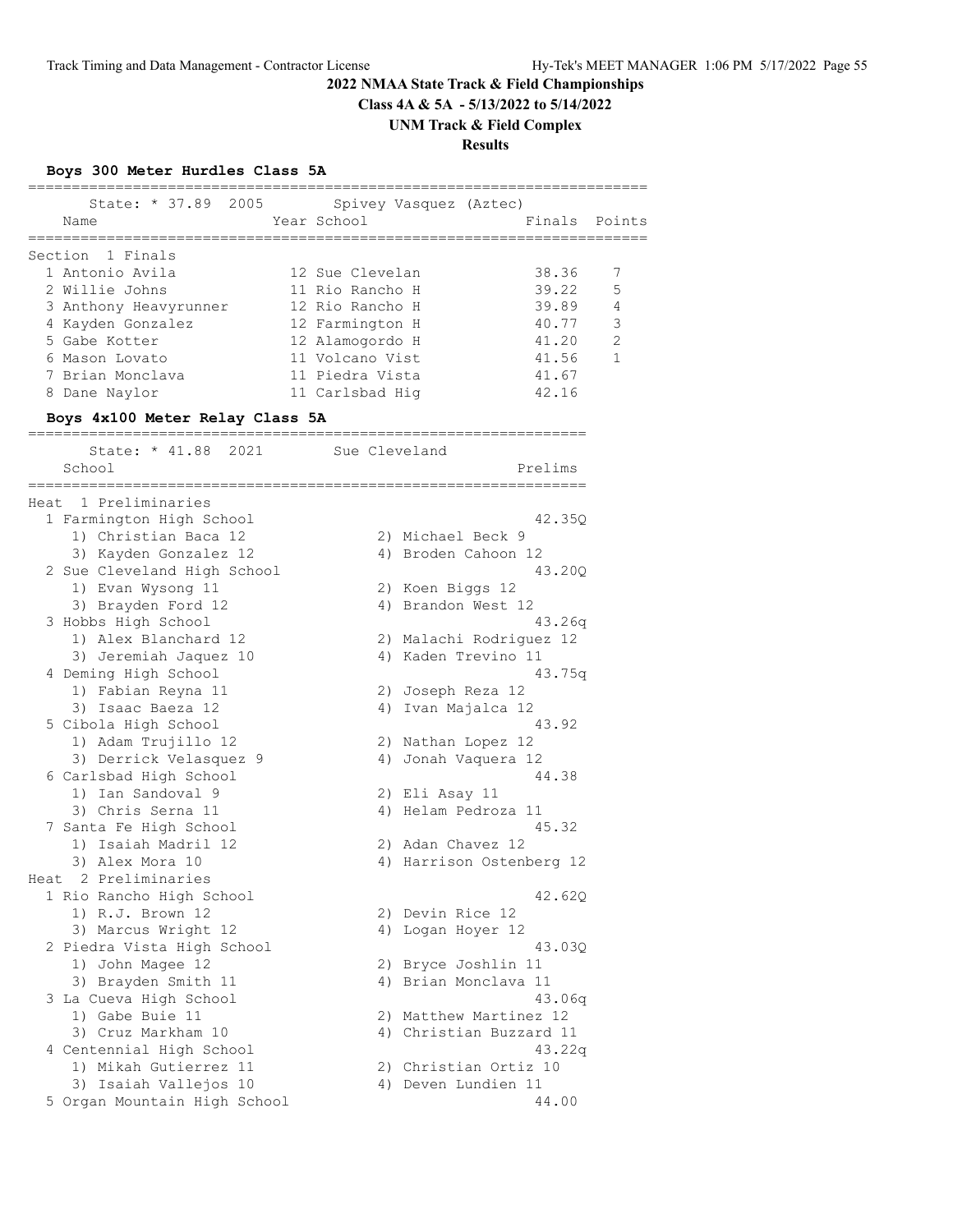# 2022 NMAA State Track & Field Championships

**Class 4A & 5A - 5/13/2022 to 5/14/2022**

**UNM Track & Field Complex**

**Results**

### Boys 300 Meter Hurdles Class 5A

State: * 37.89 2005 Spivey Vasquez (Aztec)

Section 1 Finals

| Place | Name | Year | School | Finals | Points |
|---|---|---|---|---|---|
| 1 | Antonio Avila | 12 | Sue Clevelan | 38.36 | 7 |
| 2 | Willie Johns | 11 | Rio Rancho H | 39.22 | 5 |
| 3 | Anthony Heavyrunner | 12 | Rio Rancho H | 39.89 | 4 |
| 4 | Kayden Gonzalez | 12 | Farmington H | 40.77 | 3 |
| 5 | Gabe Kotter | 12 | Alamogordo H | 41.20 | 2 |
| 6 | Mason Lovato | 11 | Volcano Vist | 41.56 | 1 |
| 7 | Brian Monclava | 11 | Piedra Vista | 41.67 | |
| 8 | Dane Naylor | 11 | Carlsbad Hig | 42.16 | |

### Boys 4x100 Meter Relay Class 5A

State: * 41.88 2021 Sue Cleveland

Heat 1 Preliminaries

| Place | School | Prelims |
|---|---|---|
| 1 | Farmington High School | 42.35Q |
| | 1) Christian Baca 12, 2) Michael Beck 9, 3) Kayden Gonzalez 12, 4) Broden Cahoon 12 | |
| 2 | Sue Cleveland High School | 43.20Q |
| | 1) Evan Wysong 11, 2) Koen Biggs 12, 3) Brayden Ford 12, 4) Brandon West 12 | |
| 3 | Hobbs High School | 43.26q |
| | 1) Alex Blanchard 12, 2) Malachi Rodriguez 12, 3) Jeremiah Jaquez 10, 4) Kaden Trevino 11 | |
| 4 | Deming High School | 43.75q |
| | 1) Fabian Reyna 11, 2) Joseph Reza 12, 3) Isaac Baeza 12, 4) Ivan Majalca 12 | |
| 5 | Cibola High School | 43.92 |
| | 1) Adam Trujillo 12, 2) Nathan Lopez 12, 3) Derrick Velasquez 9, 4) Jonah Vaquera 12 | |
| 6 | Carlsbad High School | 44.38 |
| | 1) Ian Sandoval 9, 2) Eli Asay 11, 3) Chris Serna 11, 4) Helam Pedroza 11 | |
| 7 | Santa Fe High School | 45.32 |
| | 1) Isaiah Madril 12, 2) Adan Chavez 12, 3) Alex Mora 10, 4) Harrison Ostenberg 12 | |

Heat 2 Preliminaries

| Place | School | Prelims |
|---|---|---|
| 1 | Rio Rancho High School | 42.62Q |
| | 1) R.J. Brown 12, 2) Devin Rice 12, 3) Marcus Wright 12, 4) Logan Hoyer 12 | |
| 2 | Piedra Vista High School | 43.03Q |
| | 1) John Magee 12, 2) Bryce Joshlin 11, 3) Brayden Smith 11, 4) Brian Monclava 11 | |
| 3 | La Cueva High School | 43.06q |
| | 1) Gabe Buie 11, 2) Matthew Martinez 12, 3) Cruz Markham 10, 4) Christian Buzzard 11 | |
| 4 | Centennial High School | 43.22q |
| | 1) Mikah Gutierrez 11, 2) Christian Ortiz 10, 3) Isaiah Vallejos 10, 4) Deven Lundien 11 | |
| 5 | Organ Mountain High School | 44.00 |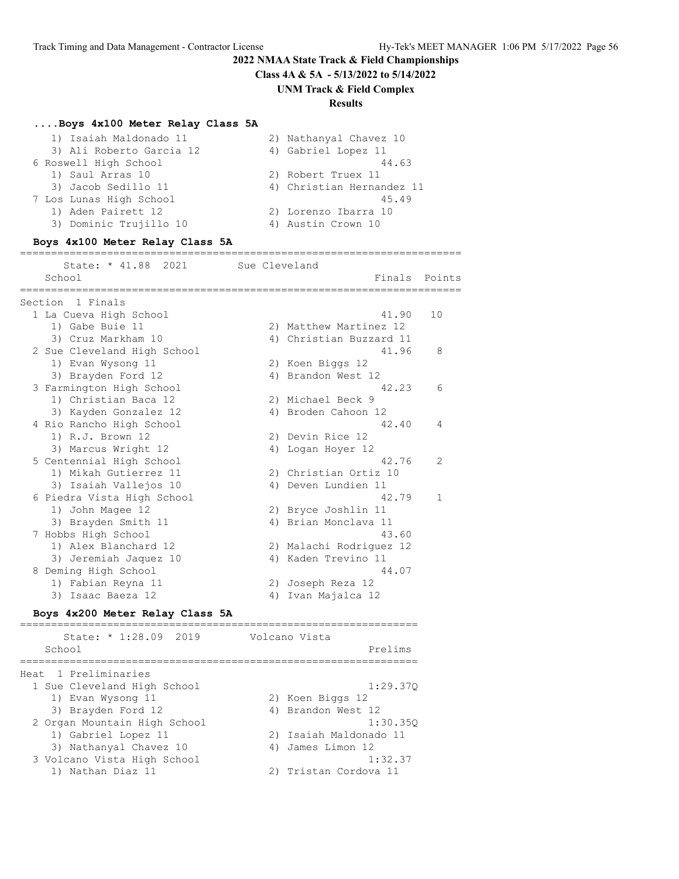## 2022 NMAA State Track & Field Championships

**Class 4A & 5A - 5/13/2022 to 5/14/2022**

**UNM Track & Field Complex**

**Results**

### ....Boys 4x100 Meter Relay Class 5A

```
    1) Isaiah Maldonado 11           2) Nathanyal Chavez 10
    3) Ali Roberto Garcia 12         4) Gabriel Lopez 11
  6 Roswell High School                              44.63
    1) Saul Arras 10                 2) Robert Truex 11
    3) Jacob Sedillo 11              4) Christian Hernandez 11
  7 Los Lunas High School                            45.49
    1) Aden Pairett 12               2) Lorenzo Ibarra 10
    3) Dominic Trujillo 10           4) Austin Crown 10
```

### Boys 4x100 Meter Relay Class 5A

```
=======================================================================
      State: * 41.88  2021       Sue Cleveland
    School                                            Finals  Points
=======================================================================
Section  1 Finals
  1 La Cueva High School                              41.90   10
    1) Gabe Buie 11                  2) Matthew Martinez 12
    3) Cruz Markham 10               4) Christian Buzzard 11
  2 Sue Cleveland High School                         41.96    8
    1) Evan Wysong 11                2) Koen Biggs 12
    3) Brayden Ford 12               4) Brandon West 12
  3 Farmington High School                            42.23    6
    1) Christian Baca 12             2) Michael Beck 9
    3) Kayden Gonzalez 12            4) Broden Cahoon 12
  4 Rio Rancho High School                            42.40    4
    1) R.J. Brown 12                 2) Devin Rice 12
    3) Marcus Wright 12              4) Logan Hoyer 12
  5 Centennial High School                            42.76    2
    1) Mikah Gutierrez 11            2) Christian Ortiz 10
    3) Isaiah Vallejos 10            4) Deven Lundien 11
  6 Piedra Vista High School                          42.79    1
    1) John Magee 12                 2) Bryce Joshlin 11
    3) Brayden Smith 11              4) Brian Monclava 11
  7 Hobbs High School                                 43.60
    1) Alex Blanchard 12             2) Malachi Rodriguez 12
    3) Jeremiah Jaquez 10            4) Kaden Trevino 11
  8 Deming High School                                44.07
    1) Fabian Reyna 11               2) Joseph Reza 12
    3) Isaac Baeza 12                4) Ivan Majalca 12
```

### Boys 4x200 Meter Relay Class 5A

```
================================================================
      State: * 1:28.09  2019       Volcano Vista
    School                                           Prelims
================================================================
Heat  1 Preliminaries
  1 Sue Cleveland High School                       1:29.37Q
    1) Evan Wysong 11                2) Koen Biggs 12
    3) Brayden Ford 12               4) Brandon West 12
  2 Organ Mountain High School                      1:30.35Q
    1) Gabriel Lopez 11              2) Isaiah Maldonado 11
    3) Nathanyal Chavez 10           4) James Limon 12
  3 Volcano Vista High School                       1:32.37
    1) Nathan Diaz 11                2) Tristan Cordova 11
```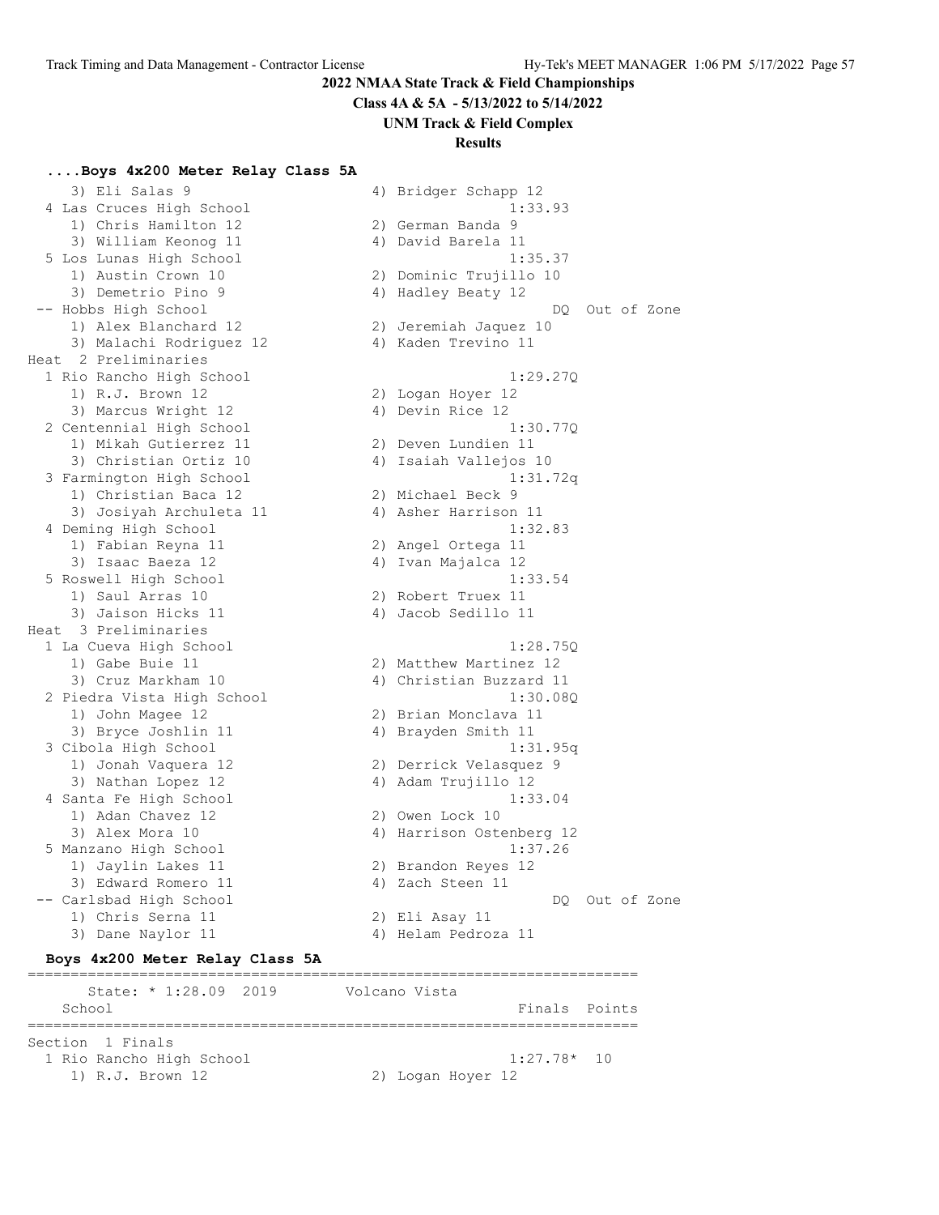**2022 NMAA State Track & Field Championships**

**Class 4A & 5A - 5/13/2022 to 5/14/2022**

**UNM Track & Field Complex**

**Results**

### ....Boys 4x200 Meter Relay Class 5A

```
    3) Eli Salas 9                    4) Bridger Schapp 12
  4 Las Cruces High School                          1:33.93
     1) Chris Hamilton 12              2) German Banda 9
     3) William Keonog 11              4) David Barela 11
  5 Los Lunas High School                           1:35.37
     1) Austin Crown 10                2) Dominic Trujillo 10
     3) Demetrio Pino 9                4) Hadley Beaty 12
 -- Hobbs High School                                    DQ  Out of Zone
     1) Alex Blanchard 12              2) Jeremiah Jaquez 10
     3) Malachi Rodriguez 12           4) Kaden Trevino 11
Heat  2 Preliminaries
  1 Rio Rancho High School                          1:29.27Q
     1) R.J. Brown 12                  2) Logan Hoyer 12
     3) Marcus Wright 12               4) Devin Rice 12
  2 Centennial High School                          1:30.77Q
     1) Mikah Gutierrez 11             2) Deven Lundien 11
     3) Christian Ortiz 10             4) Isaiah Vallejos 10
  3 Farmington High School                          1:31.72q
     1) Christian Baca 12              2) Michael Beck 9
     3) Josiyah Archuleta 11           4) Asher Harrison 11
  4 Deming High School                              1:32.83
     1) Fabian Reyna 11                2) Angel Ortega 11
     3) Isaac Baeza 12                 4) Ivan Majalca 12
  5 Roswell High School                             1:33.54
     1) Saul Arras 10                  2) Robert Truex 11
     3) Jaison Hicks 11                4) Jacob Sedillo 11
Heat  3 Preliminaries
  1 La Cueva High School                            1:28.75Q
     1) Gabe Buie 11                   2) Matthew Martinez 12
     3) Cruz Markham 10                4) Christian Buzzard 11
  2 Piedra Vista High School                        1:30.08Q
     1) John Magee 12                  2) Brian Monclava 11
     3) Bryce Joshlin 11               4) Brayden Smith 11
  3 Cibola High School                              1:31.95q
     1) Jonah Vaquera 12               2) Derrick Velasquez 9
     3) Nathan Lopez 12                4) Adam Trujillo 12
  4 Santa Fe High School                            1:33.04
     1) Adan Chavez 12                 2) Owen Lock 10
     3) Alex Mora 10                   4) Harrison Ostenberg 12
  5 Manzano High School                             1:37.26
     1) Jaylin Lakes 11                2) Brandon Reyes 12
     3) Edward Romero 11               4) Zach Steen 11
 -- Carlsbad High School                                 DQ  Out of Zone
     1) Chris Serna 11                 2) Eli Asay 11
     3) Dane Naylor 11                 4) Helam Pedroza 11
```

### Boys 4x200 Meter Relay Class 5A

```
=======================================================================
      State: * 1:28.09  2019        Volcano Vista
   School                                            Finals  Points
=======================================================================
Section  1 Finals
  1 Rio Rancho High School                          1:27.78*  10
     1) R.J. Brown 12                  2) Logan Hoyer 12
```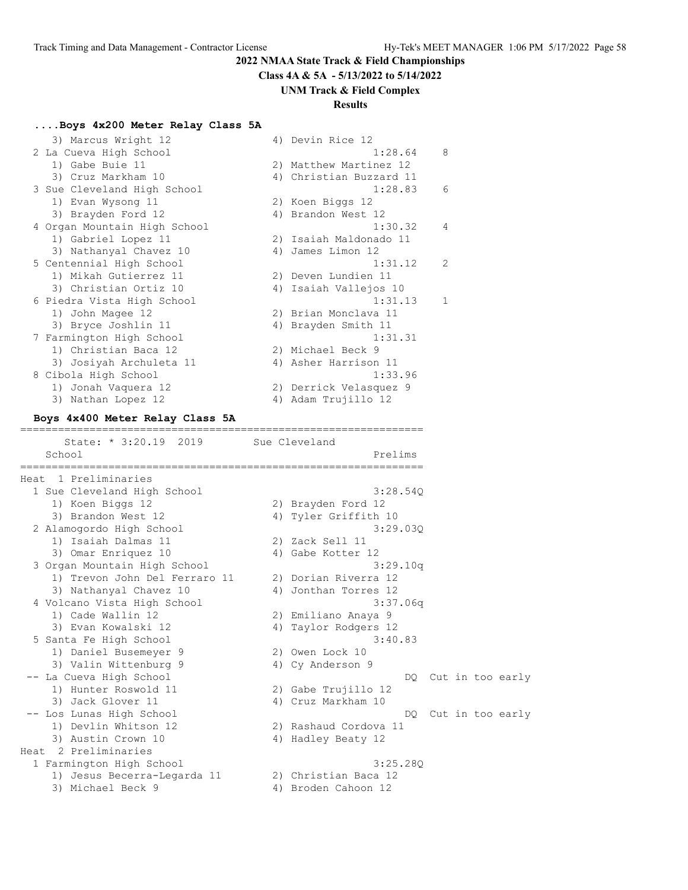## 2022 NMAA State Track & Field Championships

**Class 4A & 5A - 5/13/2022 to 5/14/2022**

**UNM Track & Field Complex**

**Results**

### ....Boys 4x200 Meter Relay Class 5A

```
    3) Marcus Wright 12                4) Devin Rice 12
  2 La Cueva High School                           1:28.64    8
    1) Gabe Buie 11                    2) Matthew Martinez 12
    3) Cruz Markham 10                 4) Christian Buzzard 11
  3 Sue Cleveland High School                      1:28.83    6
    1) Evan Wysong 11                  2) Koen Biggs 12
    3) Brayden Ford 12                 4) Brandon West 12
  4 Organ Mountain High School                     1:30.32    4
    1) Gabriel Lopez 11                2) Isaiah Maldonado 11
    3) Nathanyal Chavez 10             4) James Limon 12
  5 Centennial High School                         1:31.12    2
    1) Mikah Gutierrez 11              2) Deven Lundien 11
    3) Christian Ortiz 10              4) Isaiah Vallejos 10
  6 Piedra Vista High School                       1:31.13    1
    1) John Magee 12                   2) Brian Monclava 11
    3) Bryce Joshlin 11                4) Brayden Smith 11
  7 Farmington High School                         1:31.31
    1) Christian Baca 12               2) Michael Beck 9
    3) Josiyah Archuleta 11            4) Asher Harrison 11
  8 Cibola High School                             1:33.96
    1) Jonah Vaquera 12                2) Derrick Velasquez 9
    3) Nathan Lopez 12                 4) Adam Trujillo 12
```

### Boys 4x400 Meter Relay Class 5A

```
================================================================
      State: * 3:20.19  2019        Sue Cleveland
    School                                            Prelims
================================================================
Heat  1 Preliminaries
  1 Sue Cleveland High School                      3:28.54Q
    1) Koen Biggs 12                   2) Brayden Ford 12
    3) Brandon West 12                 4) Tyler Griffith 10
  2 Alamogordo High School                         3:29.03Q
    1) Isaiah Dalmas 11                2) Zack Sell 11
    3) Omar Enriquez 10                4) Gabe Kotter 12
  3 Organ Mountain High School                     3:29.10q
    1) Trevon John Del Ferraro 11      2) Dorian Riverra 12
    3) Nathanyal Chavez 10             4) Jonthan Torres 12
  4 Volcano Vista High School                      3:37.06q
    1) Cade Wallin 12                  2) Emiliano Anaya 9
    3) Evan Kowalski 12                4) Taylor Rodgers 12
  5 Santa Fe High School                           3:40.83
    1) Daniel Busemeyer 9              2) Owen Lock 10
    3) Valin Wittenburg 9              4) Cy Anderson 9
 -- La Cueva High School                                DQ  Cut in too early
    1) Hunter Roswold 11               2) Gabe Trujillo 12
    3) Jack Glover 11                  4) Cruz Markham 10
 -- Los Lunas High School                               DQ  Cut in too early
    1) Devlin Whitson 12               2) Rashaud Cordova 11
    3) Austin Crown 10                 4) Hadley Beaty 12
Heat  2 Preliminaries
  1 Farmington High School                         3:25.28Q
    1) Jesus Becerra-Legarda 11        2) Christian Baca 12
    3) Michael Beck 9                  4) Broden Cahoon 12
```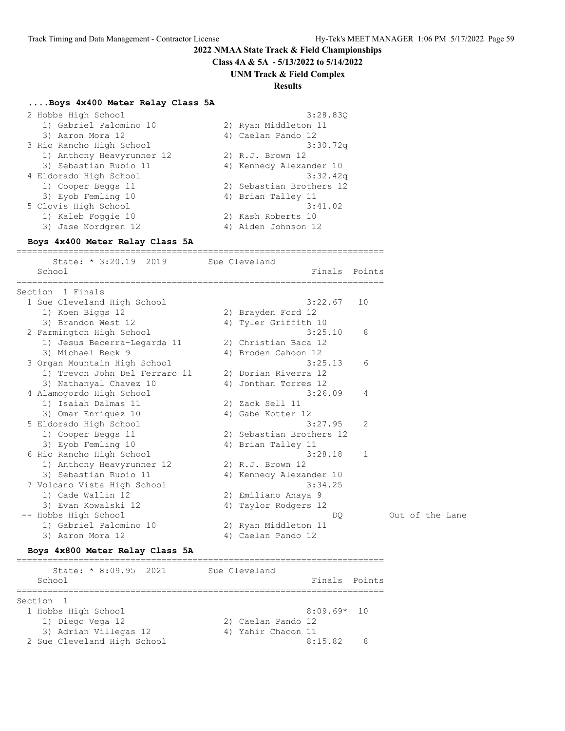# 2022 NMAA State Track & Field Championships

**Class 4A & 5A - 5/13/2022 to 5/14/2022**

**UNM Track & Field Complex**

**Results**

### ....Boys 4x400 Meter Relay Class 5A

```
  2 Hobbs High School                                 3:28.83Q
     1) Gabriel Palomino 10             2) Ryan Middleton 11
     3) Aaron Mora 12                   4) Caelan Pando 12
  3 Rio Rancho High School                            3:30.72q
     1) Anthony Heavyrunner 12          2) R.J. Brown 12
     3) Sebastian Rubio 11              4) Kennedy Alexander 10
  4 Eldorado High School                              3:32.42q
     1) Cooper Beggs 11                 2) Sebastian Brothers 12
     3) Eyob Femling 10                 4) Brian Talley 11
  5 Clovis High School                                3:41.02
     1) Kaleb Foggie 10                 2) Kash Roberts 10
     3) Jase Nordgren 12                4) Aiden Johnson 12
```

### Boys 4x400 Meter Relay Class 5A

```
=======================================================================
      State: * 3:20.19  2019        Sue Cleveland
    School                                            Finals  Points
=======================================================================
Section  1 Finals
  1 Sue Cleveland High School                         3:22.67   10
     1) Koen Biggs 12                   2) Brayden Ford 12
     3) Brandon West 12                 4) Tyler Griffith 10
  2 Farmington High School                            3:25.10    8
     1) Jesus Becerra-Legarda 11        2) Christian Baca 12
     3) Michael Beck 9                  4) Broden Cahoon 12
  3 Organ Mountain High School                        3:25.13    6
     1) Trevon John Del Ferraro 11      2) Dorian Riverra 12
     3) Nathanyal Chavez 10             4) Jonthan Torres 12
  4 Alamogordo High School                            3:26.09    4
     1) Isaiah Dalmas 11                2) Zack Sell 11
     3) Omar Enriquez 10                4) Gabe Kotter 12
  5 Eldorado High School                              3:27.95    2
     1) Cooper Beggs 11                 2) Sebastian Brothers 12
     3) Eyob Femling 10                 4) Brian Talley 11
  6 Rio Rancho High School                            3:28.18    1
     1) Anthony Heavyrunner 12          2) R.J. Brown 12
     3) Sebastian Rubio 11              4) Kennedy Alexander 10
  7 Volcano Vista High School                         3:34.25
     1) Cade Wallin 12                  2) Emiliano Anaya 9
     3) Evan Kowalski 12                4) Taylor Rodgers 12
 -- Hobbs High School                                      DQ          Out of the Lane
     1) Gabriel Palomino 10             2) Ryan Middleton 11
     3) Aaron Mora 12                   4) Caelan Pando 12
```

### Boys 4x800 Meter Relay Class 5A

```
=======================================================================
      State: * 8:09.95  2021        Sue Cleveland
    School                                            Finals  Points
=======================================================================
Section  1
  1 Hobbs High School                                 8:09.69*  10
     1) Diego Vega 12                   2) Caelan Pando 12
     3) Adrian Villegas 12              4) Yahir Chacon 11
  2 Sue Cleveland High School                         8:15.82    8
```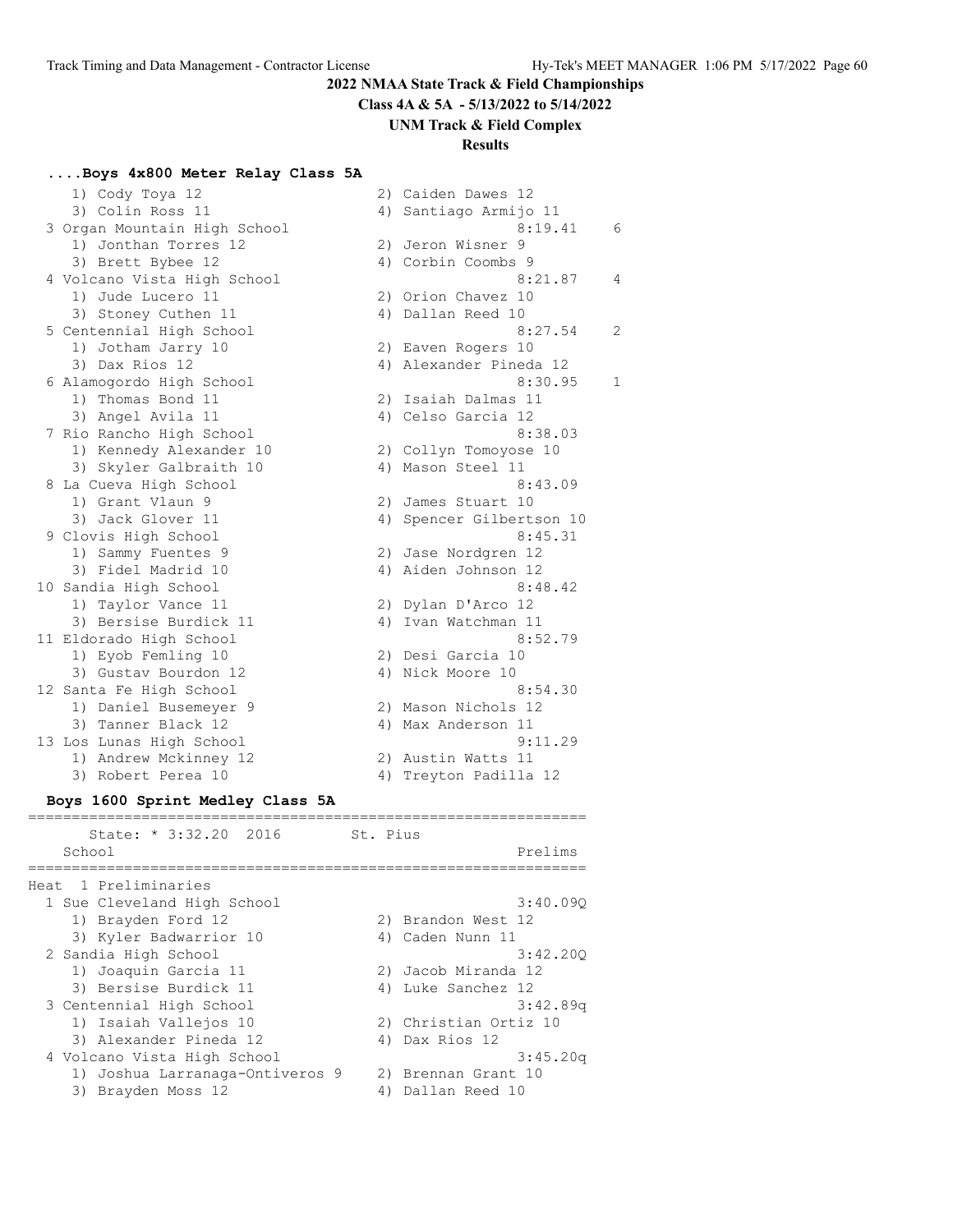2022 NMAA State Track & Field Championships

Class 4A & 5A - 5/13/2022 to 5/14/2022

UNM Track & Field Complex

Results

### ....Boys 4x800 Meter Relay Class 5A

```
    1) Cody Toya 12                   2) Caiden Dawes 12
    3) Colin Ross 11                  4) Santiago Armijo 11
  3 Organ Mountain High School                   8:19.41    6
    1) Jonthan Torres 12              2) Jeron Wisner 9
    3) Brett Bybee 12                 4) Corbin Coombs 9
  4 Volcano Vista High School                    8:21.87    4
    1) Jude Lucero 11                 2) Orion Chavez 10
    3) Stoney Cuthen 11               4) Dallan Reed 10
  5 Centennial High School                       8:27.54    2
    1) Jotham Jarry 10                2) Eaven Rogers 10
    3) Dax Rios 12                    4) Alexander Pineda 12
  6 Alamogordo High School                       8:30.95    1
    1) Thomas Bond 11                 2) Isaiah Dalmas 11
    3) Angel Avila 11                 4) Celso Garcia 12
  7 Rio Rancho High School                       8:38.03
    1) Kennedy Alexander 10           2) Collyn Tomoyose 10
    3) Skyler Galbraith 10            4) Mason Steel 11
  8 La Cueva High School                         8:43.09
    1) Grant Vlaun 9                  2) James Stuart 10
    3) Jack Glover 11                 4) Spencer Gilbertson 10
  9 Clovis High School                           8:45.31
    1) Sammy Fuentes 9                2) Jase Nordgren 12
    3) Fidel Madrid 10                4) Aiden Johnson 12
 10 Sandia High School                           8:48.42
    1) Taylor Vance 11                2) Dylan D'Arco 12
    3) Bersise Burdick 11             4) Ivan Watchman 11
 11 Eldorado High School                         8:52.79
    1) Eyob Femling 10                2) Desi Garcia 10
    3) Gustav Bourdon 12              4) Nick Moore 10
 12 Santa Fe High School                         8:54.30
    1) Daniel Busemeyer 9             2) Mason Nichols 12
    3) Tanner Black 12                4) Max Anderson 11
 13 Los Lunas High School                        9:11.29
    1) Andrew Mckinney 12             2) Austin Watts 11
    3) Robert Perea 10                4) Treyton Padilla 12
```

### Boys 1600 Sprint Medley Class 5A

```
================================================================
      State: * 3:32.20  2016        St. Pius
    School                                             Prelims
================================================================
Heat  1 Preliminaries
  1 Sue Cleveland High School                         3:40.09Q
    1) Brayden Ford 12                2) Brandon West 12
    3) Kyler Badwarrior 10            4) Caden Nunn 11
  2 Sandia High School                                3:42.20Q
    1) Joaquin Garcia 11              2) Jacob Miranda 12
    3) Bersise Burdick 11             4) Luke Sanchez 12
  3 Centennial High School                            3:42.89q
    1) Isaiah Vallejos 10             2) Christian Ortiz 10
    3) Alexander Pineda 12            4) Dax Rios 12
  4 Volcano Vista High School                         3:45.20q
    1) Joshua Larranaga-Ontiveros 9   2) Brennan Grant 10
    3) Brayden Moss 12                4) Dallan Reed 10
```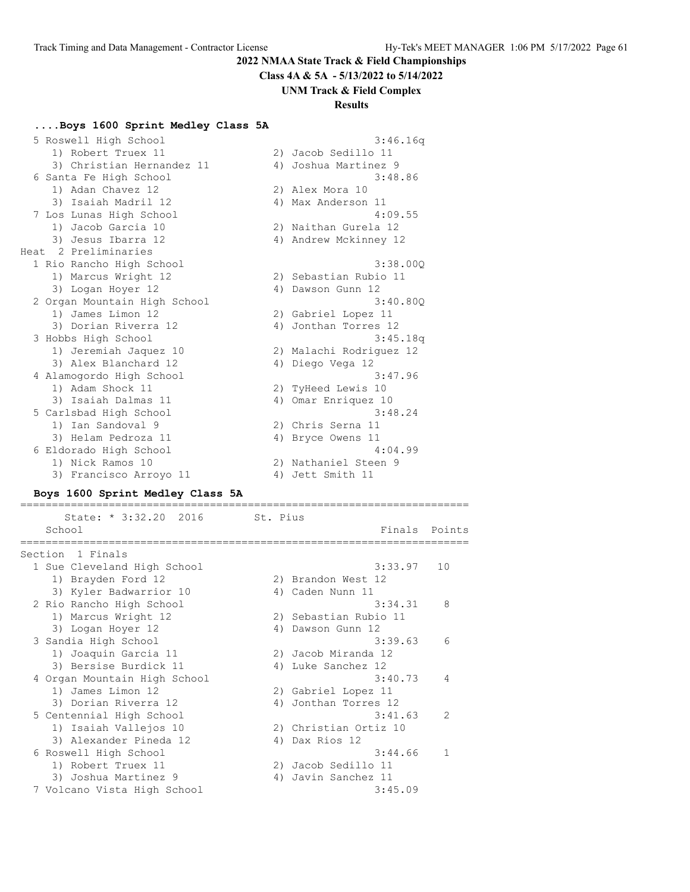# 2022 NMAA State Track & Field Championships

**Class 4A & 5A - 5/13/2022 to 5/14/2022**

**UNM Track & Field Complex**

**Results**

### ....Boys 1600 Sprint Medley Class 5A

```
  5 Roswell High School                                3:46.16q
     1) Robert Truex 11                 2) Jacob Sedillo 11
     3) Christian Hernandez 11          4) Joshua Martinez 9
  6 Santa Fe High School                               3:48.86
     1) Adan Chavez 12                  2) Alex Mora 10
     3) Isaiah Madril 12                4) Max Anderson 11
  7 Los Lunas High School                              4:09.55
     1) Jacob Garcia 10                 2) Naithan Gurela 12
     3) Jesus Ibarra 12                 4) Andrew Mckinney 12
Heat  2 Preliminaries
  1 Rio Rancho High School                             3:38.00Q
     1) Marcus Wright 12                2) Sebastian Rubio 11
     3) Logan Hoyer 12                  4) Dawson Gunn 12
  2 Organ Mountain High School                         3:40.80Q
     1) James Limon 12                  2) Gabriel Lopez 11
     3) Dorian Riverra 12               4) Jonthan Torres 12
  3 Hobbs High School                                  3:45.18q
     1) Jeremiah Jaquez 10              2) Malachi Rodriguez 12
     3) Alex Blanchard 12               4) Diego Vega 12
  4 Alamogordo High School                             3:47.96
     1) Adam Shock 11                   2) TyHeed Lewis 10
     3) Isaiah Dalmas 11                4) Omar Enriquez 10
  5 Carlsbad High School                               3:48.24
     1) Ian Sandoval 9                  2) Chris Serna 11
     3) Helam Pedroza 11                4) Bryce Owens 11
  6 Eldorado High School                               4:04.99
     1) Nick Ramos 10                   2) Nathaniel Steen 9
     3) Francisco Arroyo 11             4) Jett Smith 11
```

### Boys 1600 Sprint Medley Class 5A

```
======================================================================
      State: * 3:32.20  2016       St. Pius
    School                                            Finals  Points
======================================================================
Section  1 Finals
  1 Sue Cleveland High School                          3:33.97   10
     1) Brayden Ford 12                 2) Brandon West 12
     3) Kyler Badwarrior 10             4) Caden Nunn 11
  2 Rio Rancho High School                             3:34.31    8
     1) Marcus Wright 12                2) Sebastian Rubio 11
     3) Logan Hoyer 12                  4) Dawson Gunn 12
  3 Sandia High School                                 3:39.63    6
     1) Joaquin Garcia 11               2) Jacob Miranda 12
     3) Bersise Burdick 11              4) Luke Sanchez 12
  4 Organ Mountain High School                         3:40.73    4
     1) James Limon 12                  2) Gabriel Lopez 11
     3) Dorian Riverra 12               4) Jonthan Torres 12
  5 Centennial High School                             3:41.63    2
     1) Isaiah Vallejos 10              2) Christian Ortiz 10
     3) Alexander Pineda 12             4) Dax Rios 12
  6 Roswell High School                                3:44.66    1
     1) Robert Truex 11                 2) Jacob Sedillo 11
     3) Joshua Martinez 9               4) Javin Sanchez 11
  7 Volcano Vista High School                          3:45.09
```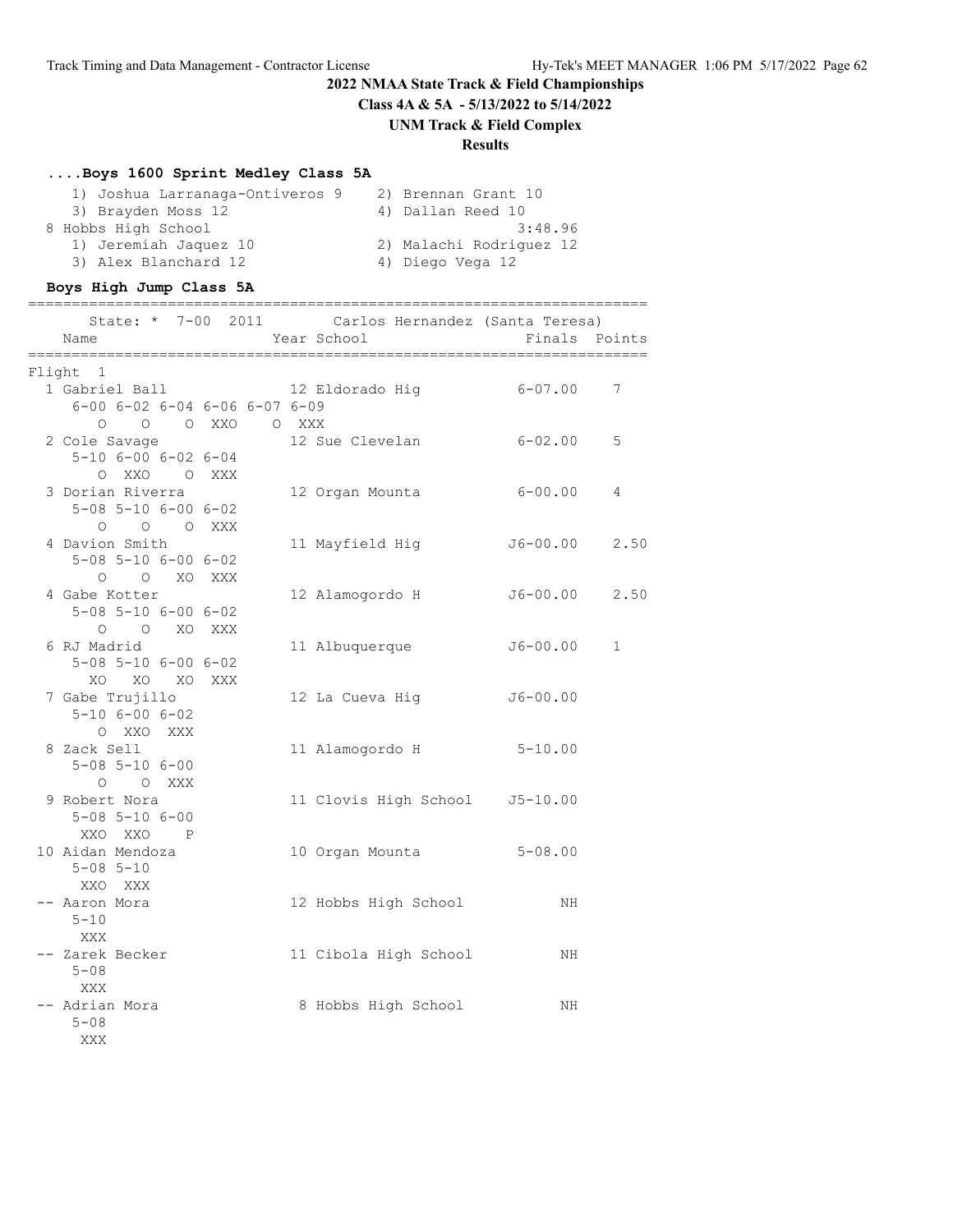## 2022 NMAA State Track & Field Championships

**Class 4A & 5A - 5/13/2022 to 5/14/2022**

**UNM Track & Field Complex**

**Results**

### ....Boys 1600 Sprint Medley Class 5A

```
   1) Joshua Larranaga-Ontiveros 9    2) Brennan Grant 10
   3) Brayden Moss 12                 4) Dallan Reed 10
 8 Hobbs High School                             3:48.96
   1) Jeremiah Jaquez 10              2) Malachi Rodriguez 12
   3) Alex Blanchard 12               4) Diego Vega 12
```

### Boys High Jump Class 5A

```
=======================================================================
      State: * 7-00  2011        Carlos Hernandez (Santa Teresa)
   Name                    Year School                 Finals  Points
=======================================================================
Flight  1
  1 Gabriel Ball              12 Eldorado Hig           6-07.00    7
     6-00 6-02 6-04 6-06 6-07 6-09
        O    O    O  XXO    O  XXX
  2 Cole Savage               12 Sue Clevelan           6-02.00    5
     5-10 6-00 6-02 6-04
        O  XXO    O  XXX
  3 Dorian Riverra            12 Organ Mounta           6-00.00    4
     5-08 5-10 6-00 6-02
        O    O    O  XXX
  4 Davion Smith              11 Mayfield Hig          J6-00.00    2.50
     5-08 5-10 6-00 6-02
        O    O   XO  XXX
  4 Gabe Kotter               12 Alamogordo H          J6-00.00    2.50
     5-08 5-10 6-00 6-02
        O    O   XO  XXX
  6 RJ Madrid                 11 Albuquerque           J6-00.00    1
     5-08 5-10 6-00 6-02
       XO   XO   XO  XXX
  7 Gabe Trujillo             12 La Cueva Hig          J6-00.00
     5-10 6-00 6-02
        O  XXO  XXX
  8 Zack Sell                 11 Alamogordo H           5-10.00
     5-08 5-10 6-00
        O    O  XXX
  9 Robert Nora               11 Clovis High School    J5-10.00
     5-08 5-10 6-00
      XXO  XXO    P
 10 Aidan Mendoza             10 Organ Mounta           5-08.00
     5-08 5-10
      XXO  XXX
 -- Aaron Mora                12 Hobbs High School           NH
     5-10
      XXX
 -- Zarek Becker              11 Cibola High School          NH
     5-08
      XXX
 -- Adrian Mora                8 Hobbs High School           NH
     5-08
      XXX
```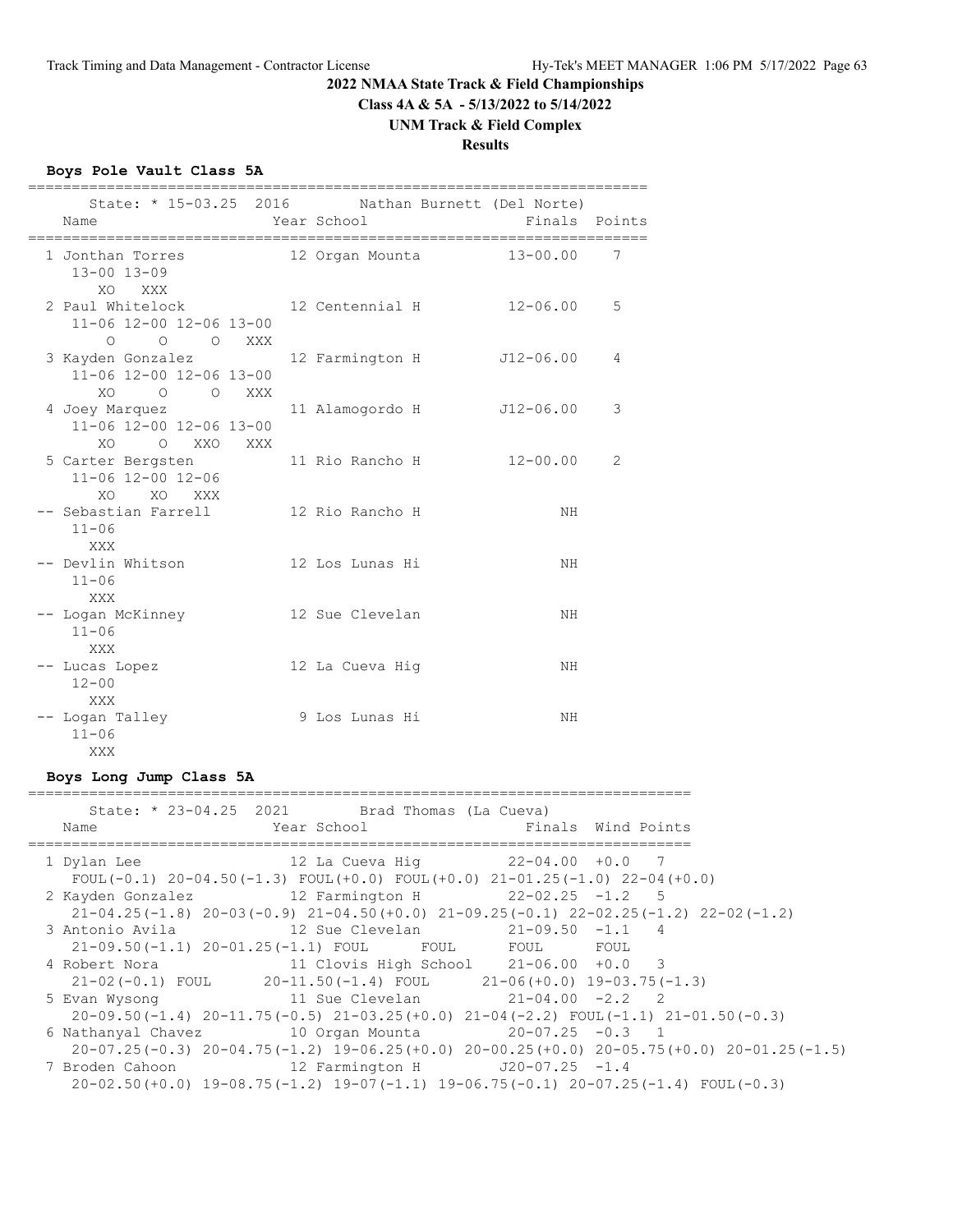**2022 NMAA State Track & Field Championships**

**Class 4A & 5A - 5/13/2022 to 5/14/2022**

**UNM Track & Field Complex**

**Results**

### Boys Pole Vault Class 5A

State: * 15-03.25 2016 Nathan Burnett (Del Norte)

| Place | Name | Year | School | Finals | Points |
|---|---|---|---|---|---|
| 1 | Jonthan Torres | 12 | Organ Mounta | 13-00.00 | 7 |
| | 13-00 13-09 / XO XXX | | | | |
| 2 | Paul Whitelock | 12 | Centennial H | 12-06.00 | 5 |
| | 11-06 12-00 12-06 13-00 / O O O XXX | | | | |
| 3 | Kayden Gonzalez | 12 | Farmington H | J12-06.00 | 4 |
| | 11-06 12-00 12-06 13-00 / XO O O XXX | | | | |
| 4 | Joey Marquez | 11 | Alamogordo H | J12-06.00 | 3 |
| | 11-06 12-00 12-06 13-00 / XO O XXO XXX | | | | |
| 5 | Carter Bergsten | 11 | Rio Rancho H | 12-00.00 | 2 |
| | 11-06 12-00 12-06 / XO XO XXX | | | | |
| -- | Sebastian Farrell | 12 | Rio Rancho H | NH | |
| | 11-06 / XXX | | | | |
| -- | Devlin Whitson | 12 | Los Lunas Hi | NH | |
| | 11-06 / XXX | | | | |
| -- | Logan McKinney | 12 | Sue Clevelan | NH | |
| | 11-06 / XXX | | | | |
| -- | Lucas Lopez | 12 | La Cueva Hig | NH | |
| | 12-00 / XXX | | | | |
| -- | Logan Talley | 9 | Los Lunas Hi | NH | |
| | 11-06 / XXX | | | | |

### Boys Long Jump Class 5A

State: * 23-04.25 2021 Brad Thomas (La Cueva)

| Place | Name | Year | School | Finals | Wind | Points |
|---|---|---|---|---|---|---|
| 1 | Dylan Lee | 12 | La Cueva Hig | 22-04.00 | +0.0 | 7 |
| | FOUL(-0.1) 20-04.50(-1.3) FOUL(+0.0) FOUL(+0.0) 21-01.25(-1.0) 22-04(+0.0) | | | | | |
| 2 | Kayden Gonzalez | 12 | Farmington H | 22-02.25 | -1.2 | 5 |
| | 21-04.25(-1.8) 20-03(-0.9) 21-04.50(+0.0) 21-09.25(-0.1) 22-02.25(-1.2) 22-02(-1.2) | | | | | |
| 3 | Antonio Avila | 12 | Sue Clevelan | 21-09.50 | -1.1 | 4 |
| | 21-09.50(-1.1) 20-01.25(-1.1) FOUL FOUL FOUL FOUL | | | | | |
| 4 | Robert Nora | 11 | Clovis High School | 21-06.00 | +0.0 | 3 |
| | 21-02(-0.1) FOUL 20-11.50(-1.4) FOUL 21-06(+0.0) 19-03.75(-1.3) | | | | | |
| 5 | Evan Wysong | 11 | Sue Clevelan | 21-04.00 | -2.2 | 2 |
| | 20-09.50(-1.4) 20-11.75(-0.5) 21-03.25(+0.0) 21-04(-2.2) FOUL(-1.1) 21-01.50(-0.3) | | | | | |
| 6 | Nathanyal Chavez | 10 | Organ Mounta | 20-07.25 | -0.3 | 1 |
| | 20-07.25(-0.3) 20-04.75(-1.2) 19-06.25(+0.0) 20-00.25(+0.0) 20-05.75(+0.0) 20-01.25(-1.5) | | | | | |
| 7 | Broden Cahoon | 12 | Farmington H | J20-07.25 | -1.4 | |
| | 20-02.50(+0.0) 19-08.75(-1.2) 19-07(-1.1) 19-06.75(-0.1) 20-07.25(-1.4) FOUL(-0.3) | | | | | |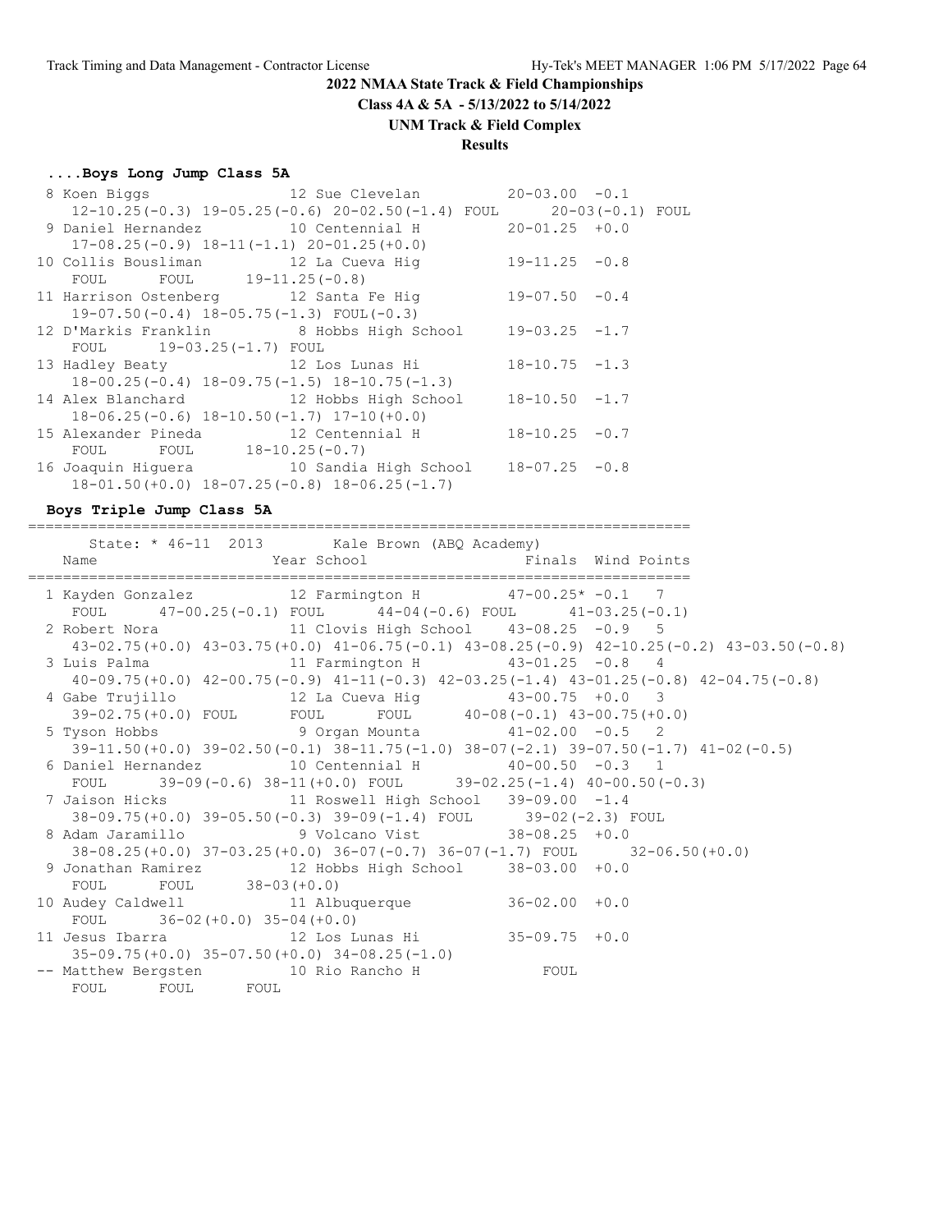**2022 NMAA State Track & Field Championships**

**Class 4A & 5A - 5/13/2022 to 5/14/2022**

**UNM Track & Field Complex**

**Results**

### ....Boys Long Jump Class 5A

```
  8 Koen Biggs               12 Sue Clevelan          20-03.00  -0.1
     12-10.25(-0.3) 19-05.25(-0.6) 20-02.50(-1.4) FOUL      20-03(-0.1) FOUL
  9 Daniel Hernandez         10 Centennial H          20-01.25  +0.0
     17-08.25(-0.9) 18-11(-1.1) 20-01.25(+0.0)
 10 Collis Bousliman         12 La Cueva Hig          19-11.25  -0.8
     FOUL      FOUL      19-11.25(-0.8)
 11 Harrison Ostenberg       12 Santa Fe Hig          19-07.50  -0.4
     19-07.50(-0.4) 18-05.75(-1.3) FOUL(-0.3)
 12 D'Markis Franklin         8 Hobbs High School     19-03.25  -1.7
     FOUL      19-03.25(-1.7) FOUL
 13 Hadley Beaty             12 Los Lunas Hi          18-10.75  -1.3
     18-00.25(-0.4) 18-09.75(-1.5) 18-10.75(-1.3)
 14 Alex Blanchard           12 Hobbs High School     18-10.50  -1.7
     18-06.25(-0.6) 18-10.50(-1.7) 17-10(+0.0)
 15 Alexander Pineda         12 Centennial H          18-10.25  -0.7
     FOUL      FOUL      18-10.25(-0.7)
 16 Joaquin Higuera          10 Sandia High School    18-07.25  -0.8
     18-01.50(+0.0) 18-07.25(-0.8) 18-06.25(-1.7)
```

### Boys Triple Jump Class 5A

```
=============================================================================
      State: * 46-11  2013        Kale Brown (ABQ Academy)
    Name                    Year School                Finals  Wind Points
=============================================================================
  1 Kayden Gonzalez          12 Farmington H          47-00.25*  -0.1   7
     FOUL      47-00.25(-0.1) FOUL      44-04(-0.6) FOUL      41-03.25(-0.1)
  2 Robert Nora              11 Clovis High School    43-08.25  -0.9   5
     43-02.75(+0.0) 43-03.75(+0.0) 41-06.75(-0.1) 43-08.25(-0.9) 42-10.25(-0.2) 43-03.50(-0.8)
  3 Luis Palma               11 Farmington H          43-01.25  -0.8   4
     40-09.75(+0.0) 42-00.75(-0.9) 41-11(-0.3) 42-03.25(-1.4) 43-01.25(-0.8) 42-04.75(-0.8)
  4 Gabe Trujillo            12 La Cueva Hig          43-00.75  +0.0   3
     39-02.75(+0.0) FOUL      FOUL      FOUL      40-08(-0.1) 43-00.75(+0.0)
  5 Tyson Hobbs               9 Organ Mounta          41-02.00  -0.5   2
     39-11.50(+0.0) 39-02.50(-0.1) 38-11.75(-1.0) 38-07(-2.1) 39-07.50(-1.7) 41-02(-0.5)
  6 Daniel Hernandez         10 Centennial H          40-00.50  -0.3   1
     FOUL      39-09(-0.6) 38-11(+0.0) FOUL      39-02.25(-1.4) 40-00.50(-0.3)
  7 Jaison Hicks             11 Roswell High School   39-09.00  -1.4
     38-09.75(+0.0) 39-05.50(-0.3) 39-09(-1.4) FOUL      39-02(-2.3) FOUL
  8 Adam Jaramillo            9 Volcano Vist          38-08.25  +0.0
     38-08.25(+0.0) 37-03.25(+0.0) 36-07(-0.7) 36-07(-1.7) FOUL      32-06.50(+0.0)
  9 Jonathan Ramirez         12 Hobbs High School     38-03.00  +0.0
     FOUL      FOUL      38-03(+0.0)
 10 Audey Caldwell           11 Albuquerque           36-02.00  +0.0
     FOUL      36-02(+0.0) 35-04(+0.0)
 11 Jesus Ibarra             12 Los Lunas Hi          35-09.75  +0.0
     35-09.75(+0.0) 35-07.50(+0.0) 34-08.25(-1.0)
 -- Matthew Bergsten         10 Rio Rancho H              FOUL
     FOUL      FOUL      FOUL
```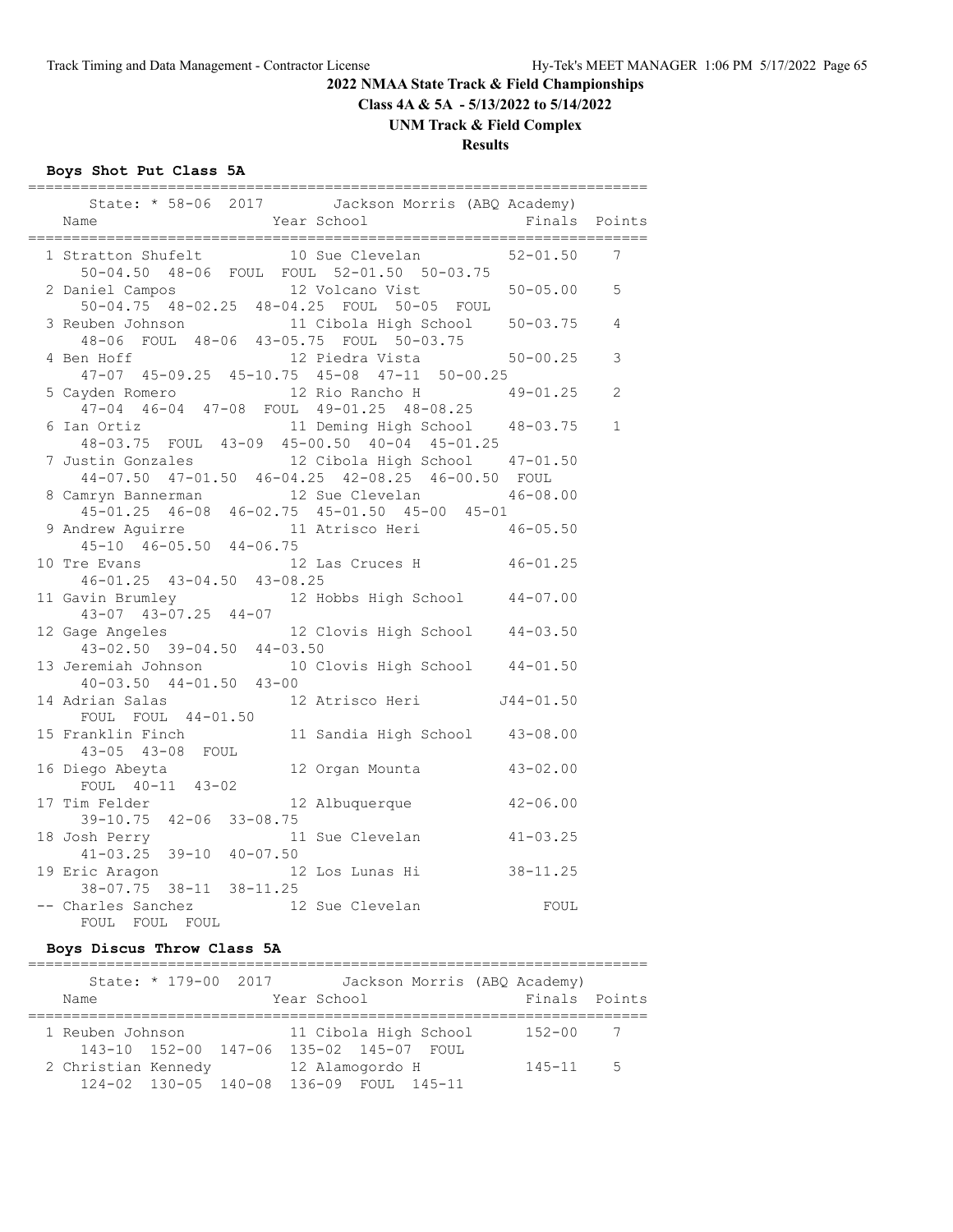# 2022 NMAA State Track & Field Championships

**Class 4A & 5A - 5/13/2022 to 5/14/2022**

**UNM Track & Field Complex**

**Results**

### Boys Shot Put Class 5A

State: * 58-06 2017 Jackson Morris (ABQ Academy)

| Place | Name | Year | School | Finals | Points |
|---|---|---|---|---|---|
| 1 | Stratton Shufelt | 10 | Sue Clevelan | 52-01.50 | 7 |
| | 50-04.50 48-06 FOUL FOUL 52-01.50 50-03.75 | | | | |
| 2 | Daniel Campos | 12 | Volcano Vist | 50-05.00 | 5 |
| | 50-04.75 48-02.25 48-04.25 FOUL 50-05 FOUL | | | | |
| 3 | Reuben Johnson | 11 | Cibola High School | 50-03.75 | 4 |
| | 48-06 FOUL 48-06 43-05.75 FOUL 50-03.75 | | | | |
| 4 | Ben Hoff | 12 | Piedra Vista | 50-00.25 | 3 |
| | 47-07 45-09.25 45-10.75 45-08 47-11 50-00.25 | | | | |
| 5 | Cayden Romero | 12 | Rio Rancho H | 49-01.25 | 2 |
| | 47-04 46-04 47-08 FOUL 49-01.25 48-08.25 | | | | |
| 6 | Ian Ortiz | 11 | Deming High School | 48-03.75 | 1 |
| | 48-03.75 FOUL 43-09 45-00.50 40-04 45-01.25 | | | | |
| 7 | Justin Gonzales | 12 | Cibola High School | 47-01.50 | |
| | 44-07.50 47-01.50 46-04.25 42-08.25 46-00.50 FOUL | | | | |
| 8 | Camryn Bannerman | 12 | Sue Clevelan | 46-08.00 | |
| | 45-01.25 46-08 46-02.75 45-01.50 45-00 45-01 | | | | |
| 9 | Andrew Aguirre | 11 | Atrisco Heri | 46-05.50 | |
| | 45-10 46-05.50 44-06.75 | | | | |
| 10 | Tre Evans | 12 | Las Cruces H | 46-01.25 | |
| | 46-01.25 43-04.50 43-08.25 | | | | |
| 11 | Gavin Brumley | 12 | Hobbs High School | 44-07.00 | |
| | 43-07 43-07.25 44-07 | | | | |
| 12 | Gage Angeles | 12 | Clovis High School | 44-03.50 | |
| | 43-02.50 39-04.50 44-03.50 | | | | |
| 13 | Jeremiah Johnson | 10 | Clovis High School | 44-01.50 | |
| | 40-03.50 44-01.50 43-00 | | | | |
| 14 | Adrian Salas | 12 | Atrisco Heri | J44-01.50 | |
| | FOUL FOUL 44-01.50 | | | | |
| 15 | Franklin Finch | 11 | Sandia High School | 43-08.00 | |
| | 43-05 43-08 FOUL | | | | |
| 16 | Diego Abeyta | 12 | Organ Mounta | 43-02.00 | |
| | FOUL 40-11 43-02 | | | | |
| 17 | Tim Felder | 12 | Albuquerque | 42-06.00 | |
| | 39-10.75 42-06 33-08.75 | | | | |
| 18 | Josh Perry | 11 | Sue Clevelan | 41-03.25 | |
| | 41-03.25 39-10 40-07.50 | | | | |
| 19 | Eric Aragon | 12 | Los Lunas Hi | 38-11.25 | |
| | 38-07.75 38-11 38-11.25 | | | | |
| -- | Charles Sanchez | 12 | Sue Clevelan | FOUL | |
| | FOUL FOUL FOUL | | | | |

### Boys Discus Throw Class 5A

State: * 179-00 2017 Jackson Morris (ABQ Academy)

| Place | Name | Year | School | Finals | Points |
|---|---|---|---|---|---|
| 1 | Reuben Johnson | 11 | Cibola High School | 152-00 | 7 |
| | 143-10 152-00 147-06 135-02 145-07 FOUL | | | | |
| 2 | Christian Kennedy | 12 | Alamogordo H | 145-11 | 5 |
| | 124-02 130-05 140-08 136-09 FOUL 145-11 | | | | |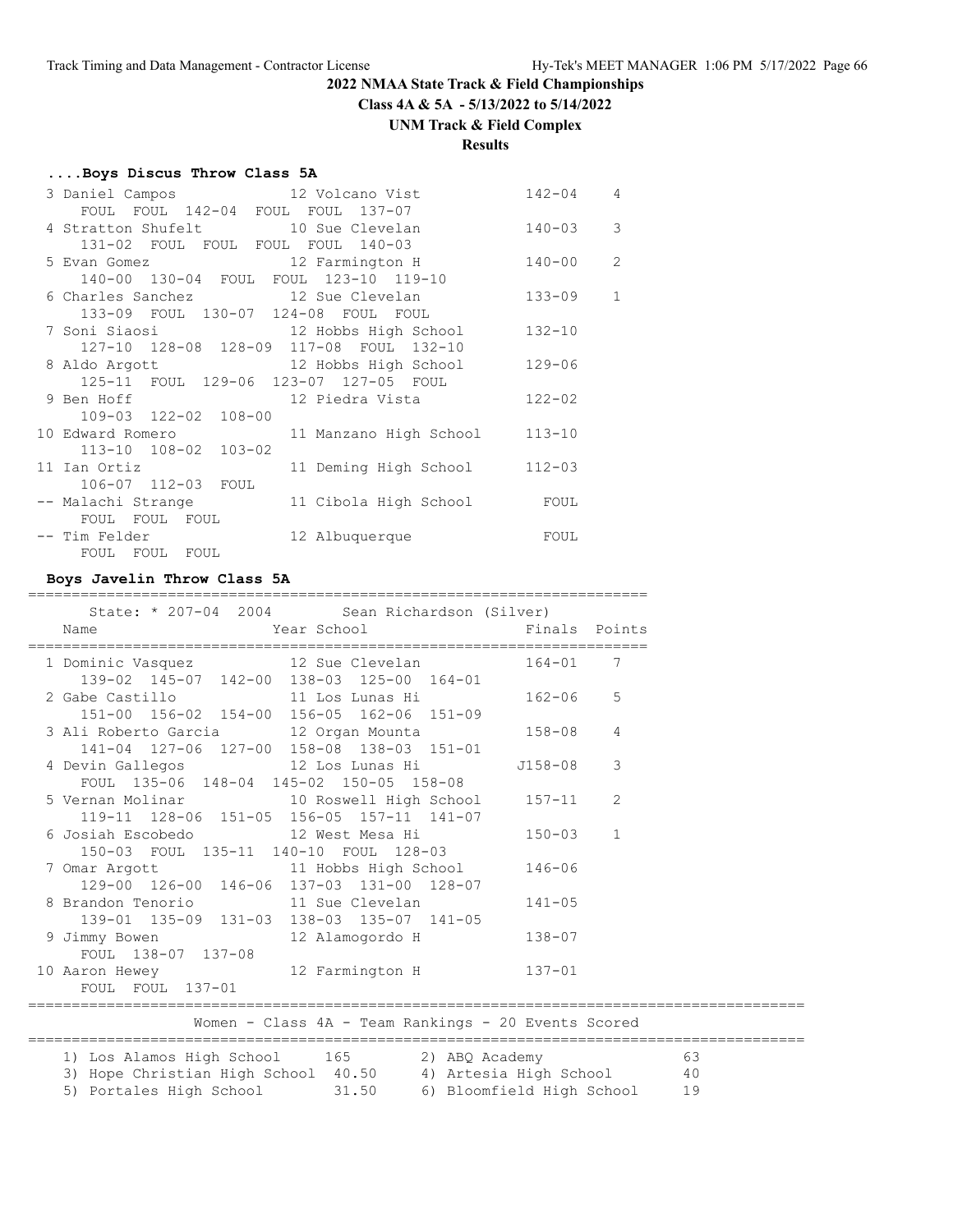**2022 NMAA State Track & Field Championships**

**Class 4A & 5A - 5/13/2022 to 5/14/2022**

**UNM Track & Field Complex**

**Results**

### ....Boys Discus Throw Class 5A

| Place | Name | Year | School | Finals | Points |
|---|---|---|---|---|---|
| 3 | Daniel Campos | 12 | Volcano Vist | 142-04 | 4 |
| | FOUL FOUL 142-04 FOUL FOUL 137-07 | | | | |
| 4 | Stratton Shufelt | 10 | Sue Clevelan | 140-03 | 3 |
| | 131-02 FOUL FOUL FOUL FOUL 140-03 | | | | |
| 5 | Evan Gomez | 12 | Farmington H | 140-00 | 2 |
| | 140-00 130-04 FOUL FOUL 123-10 119-10 | | | | |
| 6 | Charles Sanchez | 12 | Sue Clevelan | 133-09 | 1 |
| | 133-09 FOUL 130-07 124-08 FOUL FOUL | | | | |
| 7 | Soni Siaosi | 12 | Hobbs High School | 132-10 | |
| | 127-10 128-08 128-09 117-08 FOUL 132-10 | | | | |
| 8 | Aldo Argott | 12 | Hobbs High School | 129-06 | |
| | 125-11 FOUL 129-06 123-07 127-05 FOUL | | | | |
| 9 | Ben Hoff | 12 | Piedra Vista | 122-02 | |
| | 109-03 122-02 108-00 | | | | |
| 10 | Edward Romero | 11 | Manzano High School | 113-10 | |
| | 113-10 108-02 103-02 | | | | |
| 11 | Ian Ortiz | 11 | Deming High School | 112-03 | |
| | 106-07 112-03 FOUL | | | | |
| -- | Malachi Strange | 11 | Cibola High School | FOUL | |
| | FOUL FOUL FOUL | | | | |
| -- | Tim Felder | 12 | Albuquerque | FOUL | |
| | FOUL FOUL FOUL | | | | |

### Boys Javelin Throw Class 5A

State: * 207-04 2004 Sean Richardson (Silver)

| Place | Name | Year | School | Finals | Points |
|---|---|---|---|---|---|
| 1 | Dominic Vasquez | 12 | Sue Clevelan | 164-01 | 7 |
| | 139-02 145-07 142-00 138-03 125-00 164-01 | | | | |
| 2 | Gabe Castillo | 11 | Los Lunas Hi | 162-06 | 5 |
| | 151-00 156-02 154-00 156-05 162-06 151-09 | | | | |
| 3 | Ali Roberto Garcia | 12 | Organ Mounta | 158-08 | 4 |
| | 141-04 127-06 127-00 158-08 138-03 151-01 | | | | |
| 4 | Devin Gallegos | 12 | Los Lunas Hi | J158-08 | 3 |
| | FOUL 135-06 148-04 145-02 150-05 158-08 | | | | |
| 5 | Vernan Molinar | 10 | Roswell High School | 157-11 | 2 |
| | 119-11 128-06 151-05 156-05 157-11 141-07 | | | | |
| 6 | Josiah Escobedo | 12 | West Mesa Hi | 150-03 | 1 |
| | 150-03 FOUL 135-11 140-10 FOUL 128-03 | | | | |
| 7 | Omar Argott | 11 | Hobbs High School | 146-06 | |
| | 129-00 126-00 146-06 137-03 131-00 128-07 | | | | |
| 8 | Brandon Tenorio | 11 | Sue Clevelan | 141-05 | |
| | 139-01 135-09 131-03 138-03 135-07 141-05 | | | | |
| 9 | Jimmy Bowen | 12 | Alamogordo H | 138-07 | |
| | FOUL 138-07 137-08 | | | | |
| 10 | Aaron Hewey | 12 | Farmington H | 137-01 | |
| | FOUL FOUL 137-01 | | | | |

### Women - Class 4A - Team Rankings - 20 Events Scored

| Rank | Team | Points | Rank | Team | Points |
|---|---|---|---|---|---|
| 1) | Los Alamos High School | 165 | 2) | ABQ Academy | 63 |
| 3) | Hope Christian High School | 40.50 | 4) | Artesia High School | 40 |
| 5) | Portales High School | 31.50 | 6) | Bloomfield High School | 19 |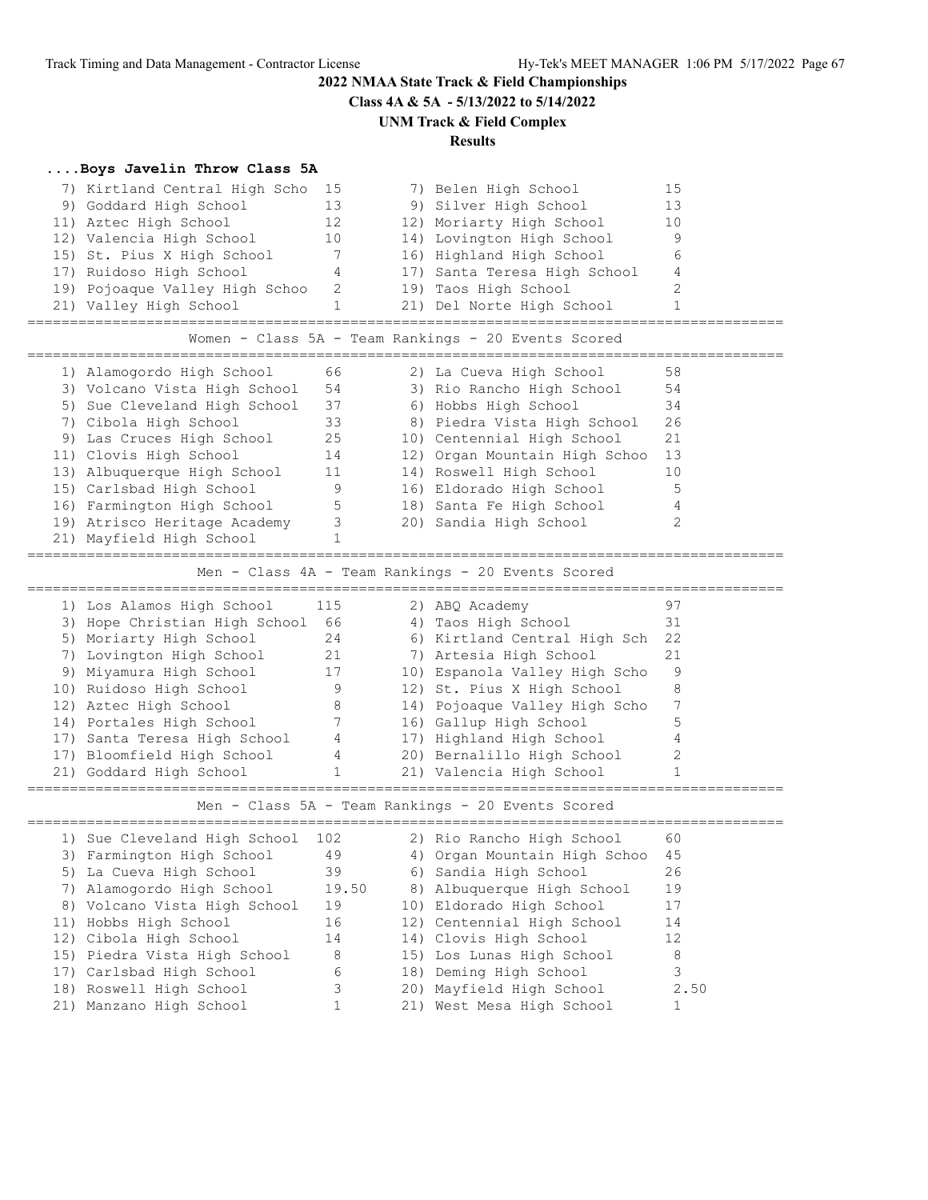**2022 NMAA State Track & Field Championships**

**Class 4A & 5A - 5/13/2022 to 5/14/2022**

**UNM Track & Field Complex**

**Results**

### ....Boys Javelin Throw Class 5A

| | | | |
|---|---|---|---|
| 7) Kirtland Central High Scho | 15 | 7) Belen High School | 15 |
| 9) Goddard High School | 13 | 9) Silver High School | 13 |
| 11) Aztec High School | 12 | 12) Moriarty High School | 10 |
| 12) Valencia High School | 10 | 14) Lovington High School | 9 |
| 15) St. Pius X High School | 7 | 16) Highland High School | 6 |
| 17) Ruidoso High School | 4 | 17) Santa Teresa High School | 4 |
| 19) Pojoaque Valley High Schoo | 2 | 19) Taos High School | 2 |
| 21) Valley High School | 1 | 21) Del Norte High School | 1 |

### Women - Class 5A - Team Rankings - 20 Events Scored

| | | | |
|---|---|---|---|
| 1) Alamogordo High School | 66 | 2) La Cueva High School | 58 |
| 3) Volcano Vista High School | 54 | 3) Rio Rancho High School | 54 |
| 5) Sue Cleveland High School | 37 | 6) Hobbs High School | 34 |
| 7) Cibola High School | 33 | 8) Piedra Vista High School | 26 |
| 9) Las Cruces High School | 25 | 10) Centennial High School | 21 |
| 11) Clovis High School | 14 | 12) Organ Mountain High Schoo | 13 |
| 13) Albuquerque High School | 11 | 14) Roswell High School | 10 |
| 15) Carlsbad High School | 9 | 16) Eldorado High School | 5 |
| 16) Farmington High School | 5 | 18) Santa Fe High School | 4 |
| 19) Atrisco Heritage Academy | 3 | 20) Sandia High School | 2 |
| 21) Mayfield High School | 1 | | |

### Men - Class 4A - Team Rankings - 20 Events Scored

| | | | |
|---|---|---|---|
| 1) Los Alamos High School | 115 | 2) ABQ Academy | 97 |
| 3) Hope Christian High School | 66 | 4) Taos High School | 31 |
| 5) Moriarty High School | 24 | 6) Kirtland Central High Sch | 22 |
| 7) Lovington High School | 21 | 7) Artesia High School | 21 |
| 9) Miyamura High School | 17 | 10) Espanola Valley High Scho | 9 |
| 10) Ruidoso High School | 9 | 12) St. Pius X High School | 8 |
| 12) Aztec High School | 8 | 14) Pojoaque Valley High Scho | 7 |
| 14) Portales High School | 7 | 16) Gallup High School | 5 |
| 17) Santa Teresa High School | 4 | 17) Highland High School | 4 |
| 17) Bloomfield High School | 4 | 20) Bernalillo High School | 2 |
| 21) Goddard High School | 1 | 21) Valencia High School | 1 |

### Men - Class 5A - Team Rankings - 20 Events Scored

| | | | |
|---|---|---|---|
| 1) Sue Cleveland High School | 102 | 2) Rio Rancho High School | 60 |
| 3) Farmington High School | 49 | 4) Organ Mountain High Schoo | 45 |
| 5) La Cueva High School | 39 | 6) Sandia High School | 26 |
| 7) Alamogordo High School | 19.50 | 8) Albuquerque High School | 19 |
| 8) Volcano Vista High School | 19 | 10) Eldorado High School | 17 |
| 11) Hobbs High School | 16 | 12) Centennial High School | 14 |
| 12) Cibola High School | 14 | 14) Clovis High School | 12 |
| 15) Piedra Vista High School | 8 | 15) Los Lunas High School | 8 |
| 17) Carlsbad High School | 6 | 18) Deming High School | 3 |
| 18) Roswell High School | 3 | 20) Mayfield High School | 2.50 |
| 21) Manzano High School | 1 | 21) West Mesa High School | 1 |